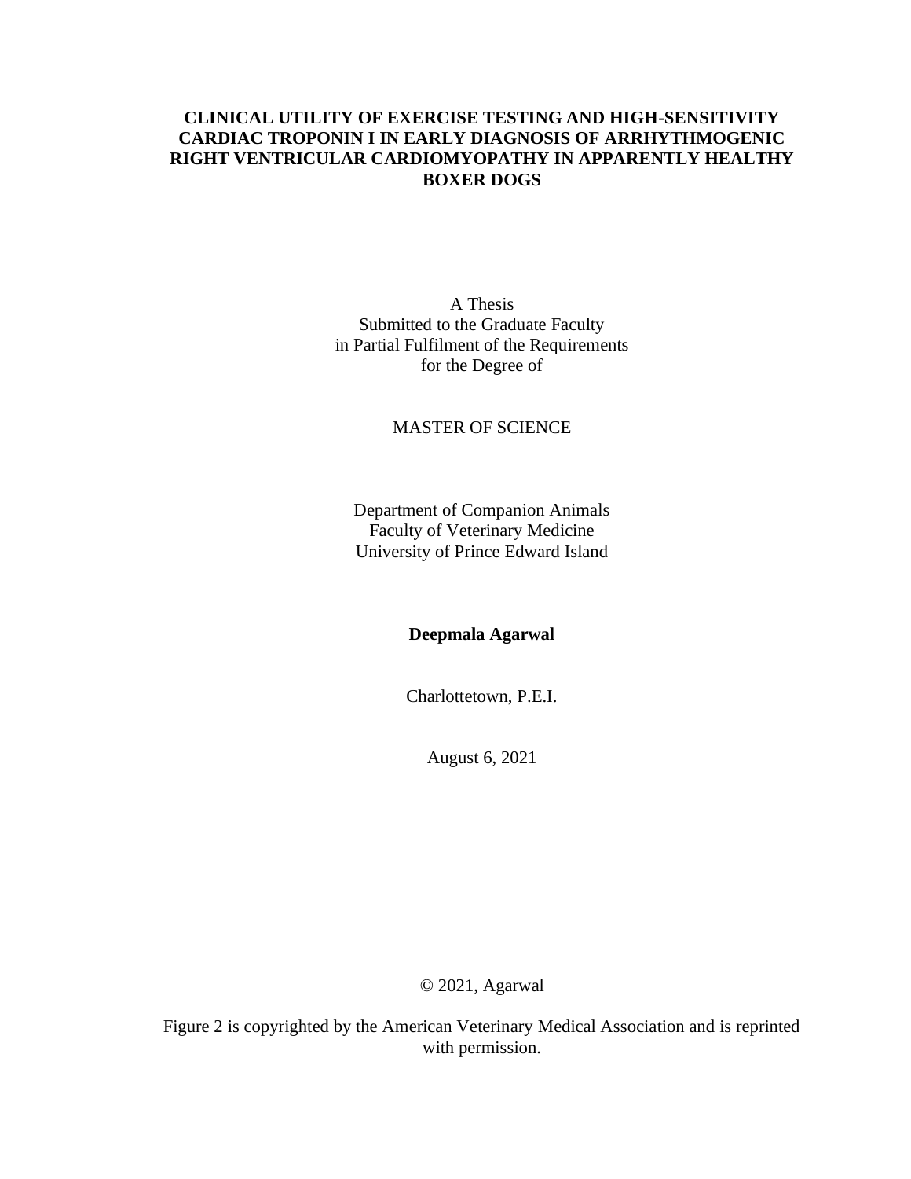# CLINICAL UTILITY OF EXERCISE TESTING AND HIGH-SENSITIVITY CARDIAC TROPONIN I IN EARLY DIAGNOSIS OF ARRHYTHMOGENIC RIGHT VENTRICULAR CARDIOMYOPATHY IN APPARENTLY HEALTHY BOXER DOGS

A Thesis
Submitted to the Graduate Faculty
in Partial Fulfilment of the Requirements
for the Degree of

MASTER OF SCIENCE

Department of Companion Animals
Faculty of Veterinary Medicine
University of Prince Edward Island

**Deepmala Agarwal**

Charlottetown, P.E.I.

August 6, 2021

© 2021, Agarwal

Figure 2 is copyrighted by the American Veterinary Medical Association and is reprinted with permission.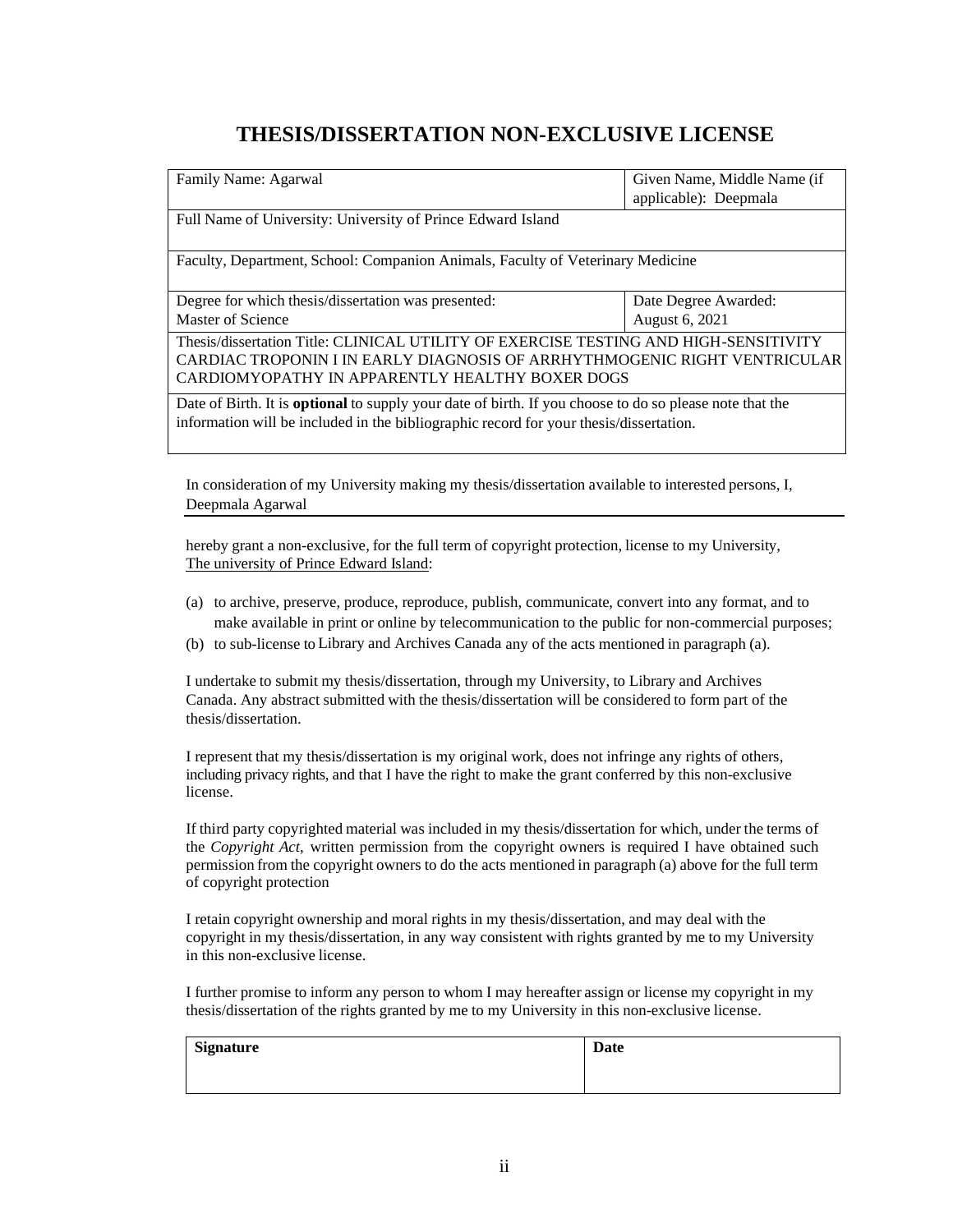# THESIS/DISSERTATION NON-EXCLUSIVE LICENSE

| Family Name: Agarwal | Given Name, Middle Name (if applicable): Deepmala |
|---|---|
| Full Name of University: University of Prince Edward Island | |
| Faculty, Department, School: Companion Animals, Faculty of Veterinary Medicine | |
| Degree for which thesis/dissertation was presented: Master of Science | Date Degree Awarded: August 6, 2021 |
| Thesis/dissertation Title: CLINICAL UTILITY OF EXERCISE TESTING AND HIGH-SENSITIVITY CARDIAC TROPONIN I IN EARLY DIAGNOSIS OF ARRHYTHMOGENIC RIGHT VENTRICULAR CARDIOMYOPATHY IN APPARENTLY HEALTHY BOXER DOGS | |
| Date of Birth. It is **optional** to supply your date of birth. If you choose to do so please note that the information will be included in the bibliographic record for your thesis/dissertation. | |

In consideration of my University making my thesis/dissertation available to interested persons, I, Deepmala Agarwal

hereby grant a non-exclusive, for the full term of copyright protection, license to my University, The university of Prince Edward Island:

(a) to archive, preserve, produce, reproduce, publish, communicate, convert into any format, and to make available in print or online by telecommunication to the public for non-commercial purposes;

(b) to sub-license to Library and Archives Canada any of the acts mentioned in paragraph (a).

I undertake to submit my thesis/dissertation, through my University, to Library and Archives Canada. Any abstract submitted with the thesis/dissertation will be considered to form part of the thesis/dissertation.

I represent that my thesis/dissertation is my original work, does not infringe any rights of others, including privacy rights, and that I have the right to make the grant conferred by this non-exclusive license.

If third party copyrighted material was included in my thesis/dissertation for which, under the terms of the *Copyright Act*, written permission from the copyright owners is required I have obtained such permission from the copyright owners to do the acts mentioned in paragraph (a) above for the full term of copyright protection

I retain copyright ownership and moral rights in my thesis/dissertation, and may deal with the copyright in my thesis/dissertation, in any way consistent with rights granted by me to my University in this non-exclusive license.

I further promise to inform any person to whom I may hereafter assign or license my copyright in my thesis/dissertation of the rights granted by me to my University in this non-exclusive license.

| **Signature** | **Date** |
|---|---|
| | |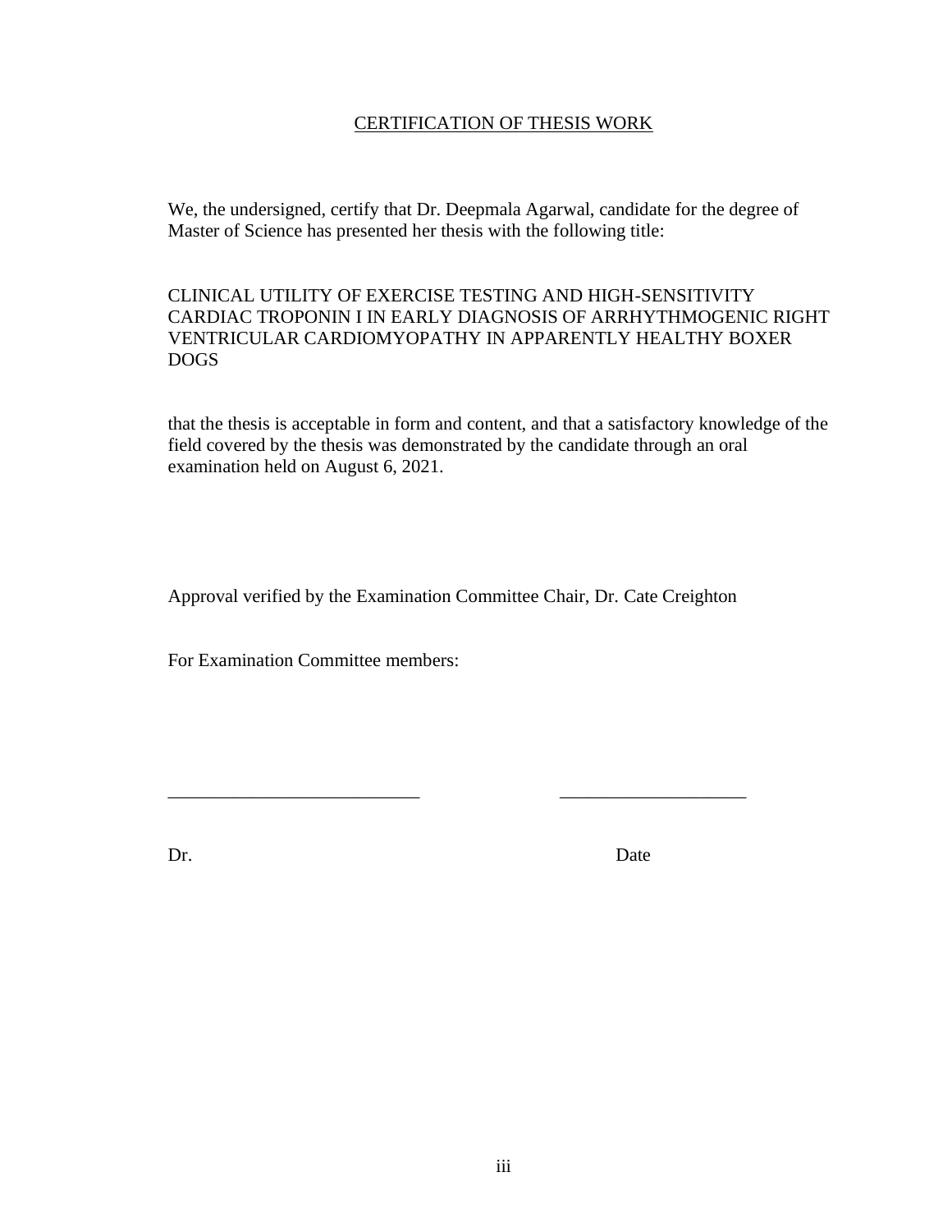# CERTIFICATION OF THESIS WORK

We, the undersigned, certify that Dr. Deepmala Agarwal, candidate for the degree of Master of Science has presented her thesis with the following title:

CLINICAL UTILITY OF EXERCISE TESTING AND HIGH-SENSITIVITY CARDIAC TROPONIN I IN EARLY DIAGNOSIS OF ARRHYTHMOGENIC RIGHT VENTRICULAR CARDIOMYOPATHY IN APPARENTLY HEALTHY BOXER DOGS

that the thesis is acceptable in form and content, and that a satisfactory knowledge of the field covered by the thesis was demonstrated by the candidate through an oral examination held on August 6, 2021.

Approval verified by the Examination Committee Chair, Dr. Cate Creighton

For Examination Committee members:

___________________________ ____________________

Dr. Date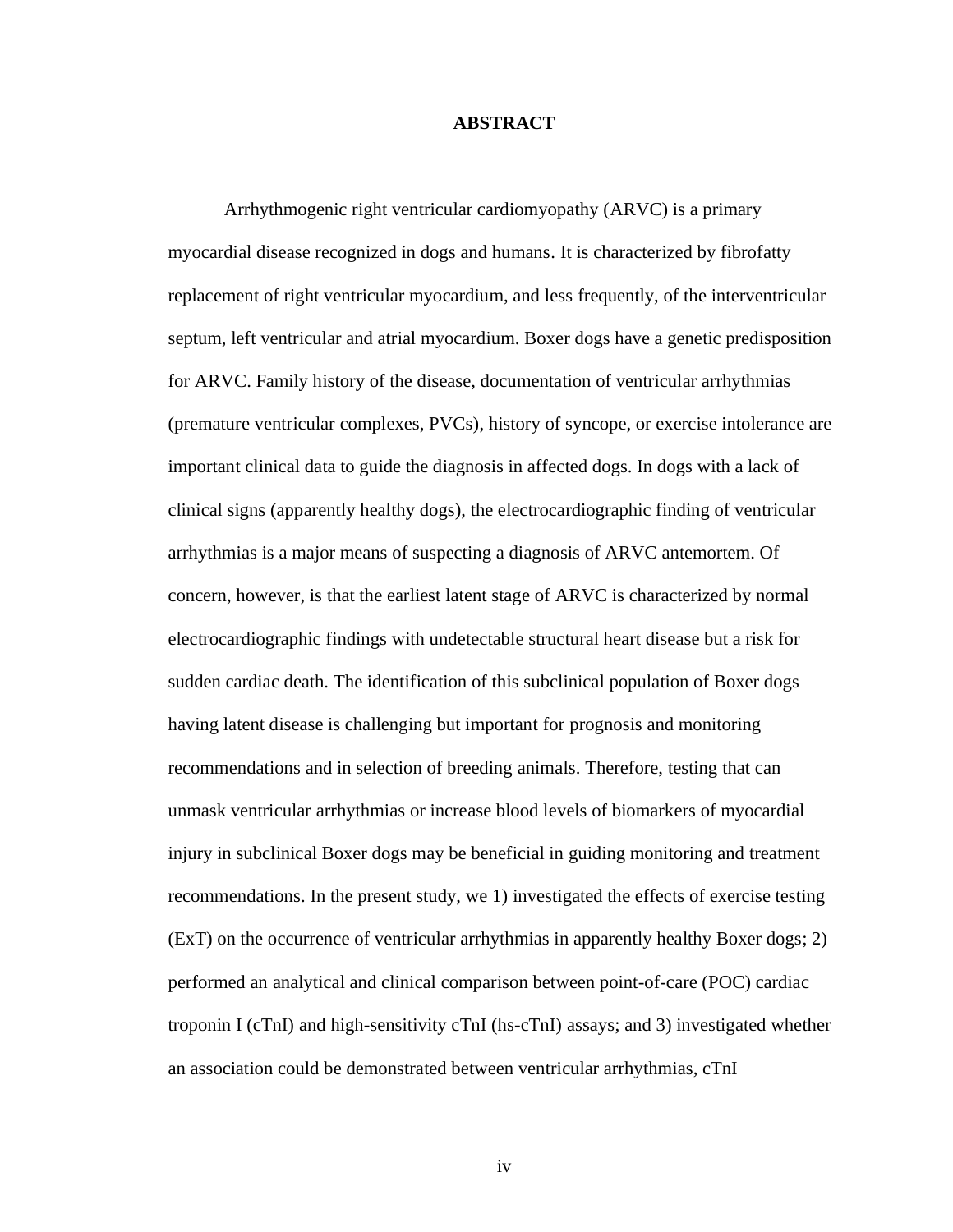# ABSTRACT

Arrhythmogenic right ventricular cardiomyopathy (ARVC) is a primary myocardial disease recognized in dogs and humans. It is characterized by fibrofatty replacement of right ventricular myocardium, and less frequently, of the interventricular septum, left ventricular and atrial myocardium. Boxer dogs have a genetic predisposition for ARVC. Family history of the disease, documentation of ventricular arrhythmias (premature ventricular complexes, PVCs), history of syncope, or exercise intolerance are important clinical data to guide the diagnosis in affected dogs. In dogs with a lack of clinical signs (apparently healthy dogs), the electrocardiographic finding of ventricular arrhythmias is a major means of suspecting a diagnosis of ARVC antemortem. Of concern, however, is that the earliest latent stage of ARVC is characterized by normal electrocardiographic findings with undetectable structural heart disease but a risk for sudden cardiac death. The identification of this subclinical population of Boxer dogs having latent disease is challenging but important for prognosis and monitoring recommendations and in selection of breeding animals. Therefore, testing that can unmask ventricular arrhythmias or increase blood levels of biomarkers of myocardial injury in subclinical Boxer dogs may be beneficial in guiding monitoring and treatment recommendations. In the present study, we 1) investigated the effects of exercise testing (ExT) on the occurrence of ventricular arrhythmias in apparently healthy Boxer dogs; 2) performed an analytical and clinical comparison between point-of-care (POC) cardiac troponin I (cTnI) and high-sensitivity cTnI (hs-cTnI) assays; and 3) investigated whether an association could be demonstrated between ventricular arrhythmias, cTnI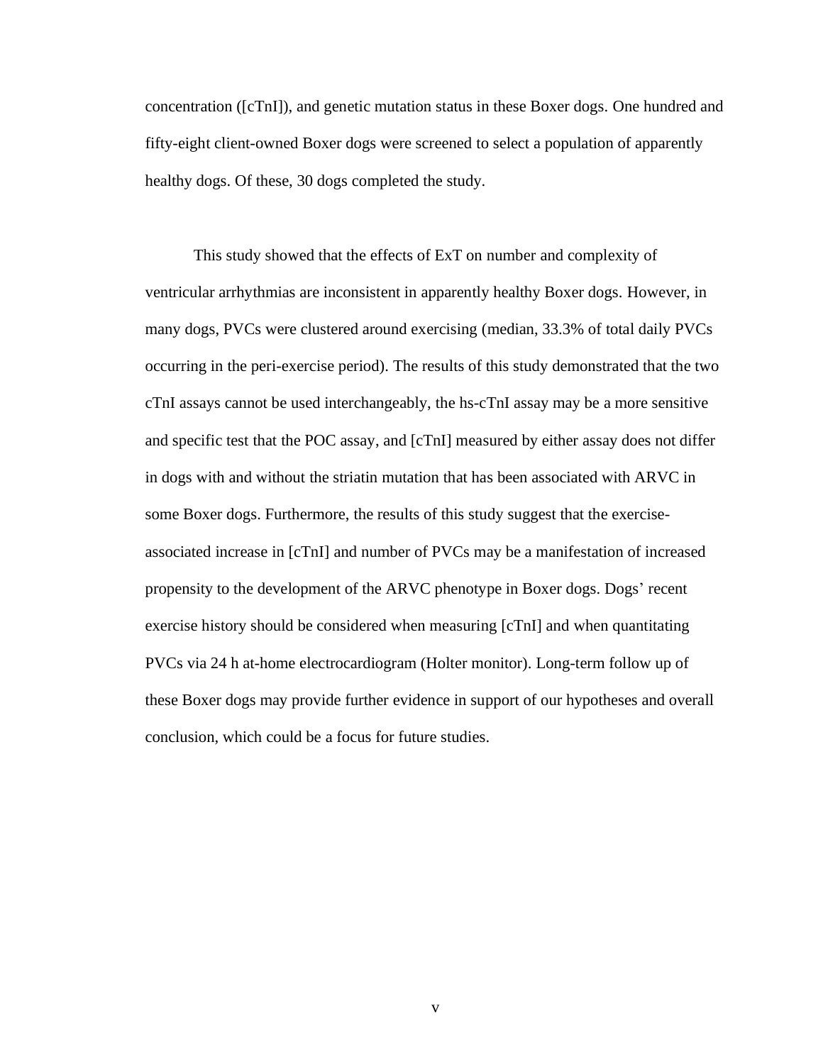concentration ([cTnI]), and genetic mutation status in these Boxer dogs. One hundred and fifty-eight client-owned Boxer dogs were screened to select a population of apparently healthy dogs. Of these, 30 dogs completed the study.

This study showed that the effects of ExT on number and complexity of ventricular arrhythmias are inconsistent in apparently healthy Boxer dogs. However, in many dogs, PVCs were clustered around exercising (median, 33.3% of total daily PVCs occurring in the peri-exercise period). The results of this study demonstrated that the two cTnI assays cannot be used interchangeably, the hs-cTnI assay may be a more sensitive and specific test that the POC assay, and [cTnI] measured by either assay does not differ in dogs with and without the striatin mutation that has been associated with ARVC in some Boxer dogs. Furthermore, the results of this study suggest that the exercise-associated increase in [cTnI] and number of PVCs may be a manifestation of increased propensity to the development of the ARVC phenotype in Boxer dogs. Dogs' recent exercise history should be considered when measuring [cTnI] and when quantitating PVCs via 24 h at-home electrocardiogram (Holter monitor). Long-term follow up of these Boxer dogs may provide further evidence in support of our hypotheses and overall conclusion, which could be a focus for future studies.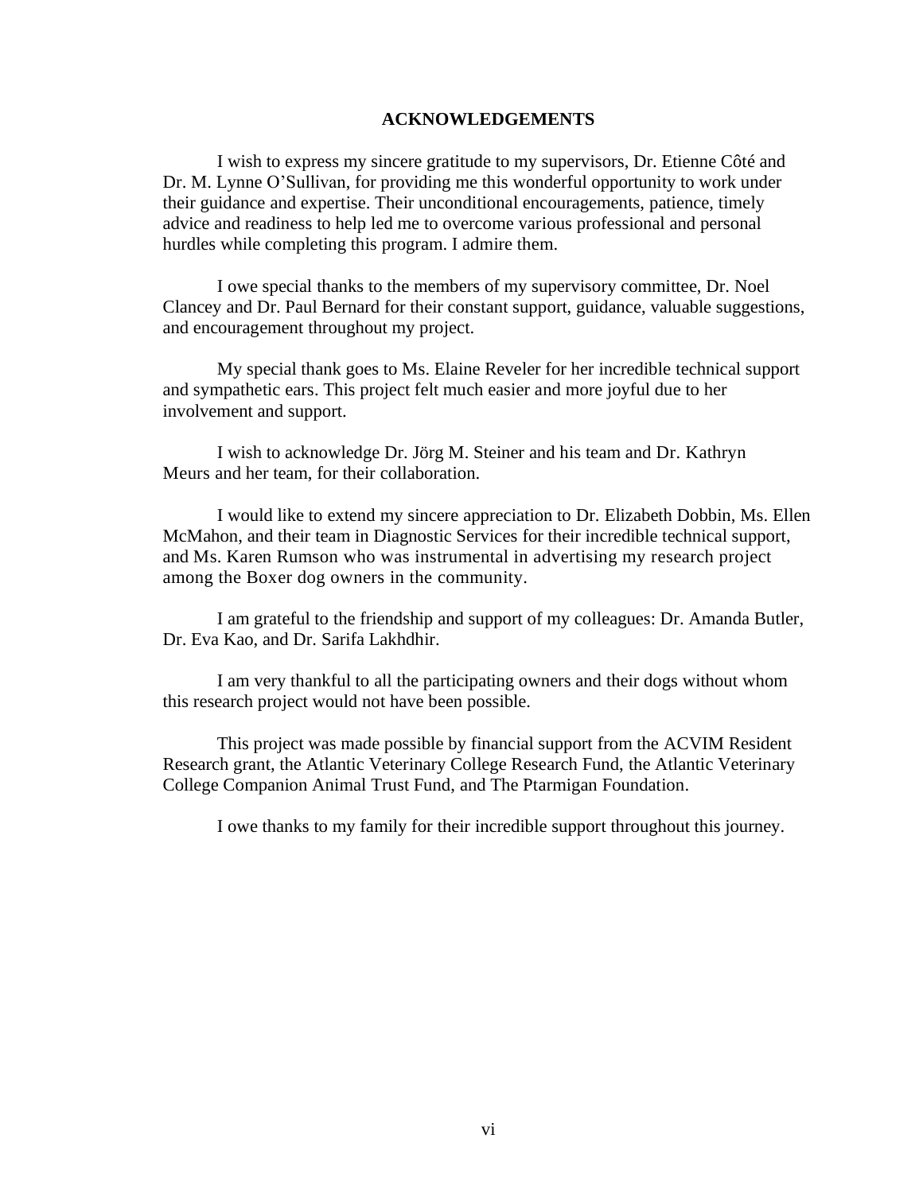## ACKNOWLEDGEMENTS

I wish to express my sincere gratitude to my supervisors, Dr. Etienne Côté and Dr. M. Lynne O'Sullivan, for providing me this wonderful opportunity to work under their guidance and expertise. Their unconditional encouragements, patience, timely advice and readiness to help led me to overcome various professional and personal hurdles while completing this program. I admire them.

I owe special thanks to the members of my supervisory committee, Dr. Noel Clancey and Dr. Paul Bernard for their constant support, guidance, valuable suggestions, and encouragement throughout my project.

My special thank goes to Ms. Elaine Reveler for her incredible technical support and sympathetic ears. This project felt much easier and more joyful due to her involvement and support.

I wish to acknowledge Dr. Jörg M. Steiner and his team and Dr. Kathryn Meurs and her team, for their collaboration.

I would like to extend my sincere appreciation to Dr. Elizabeth Dobbin, Ms. Ellen McMahon, and their team in Diagnostic Services for their incredible technical support, and Ms. Karen Rumson who was instrumental in advertising my research project among the Boxer dog owners in the community.

I am grateful to the friendship and support of my colleagues: Dr. Amanda Butler, Dr. Eva Kao, and Dr. Sarifa Lakhdhir.

I am very thankful to all the participating owners and their dogs without whom this research project would not have been possible.

This project was made possible by financial support from the ACVIM Resident Research grant, the Atlantic Veterinary College Research Fund, the Atlantic Veterinary College Companion Animal Trust Fund, and The Ptarmigan Foundation.

I owe thanks to my family for their incredible support throughout this journey.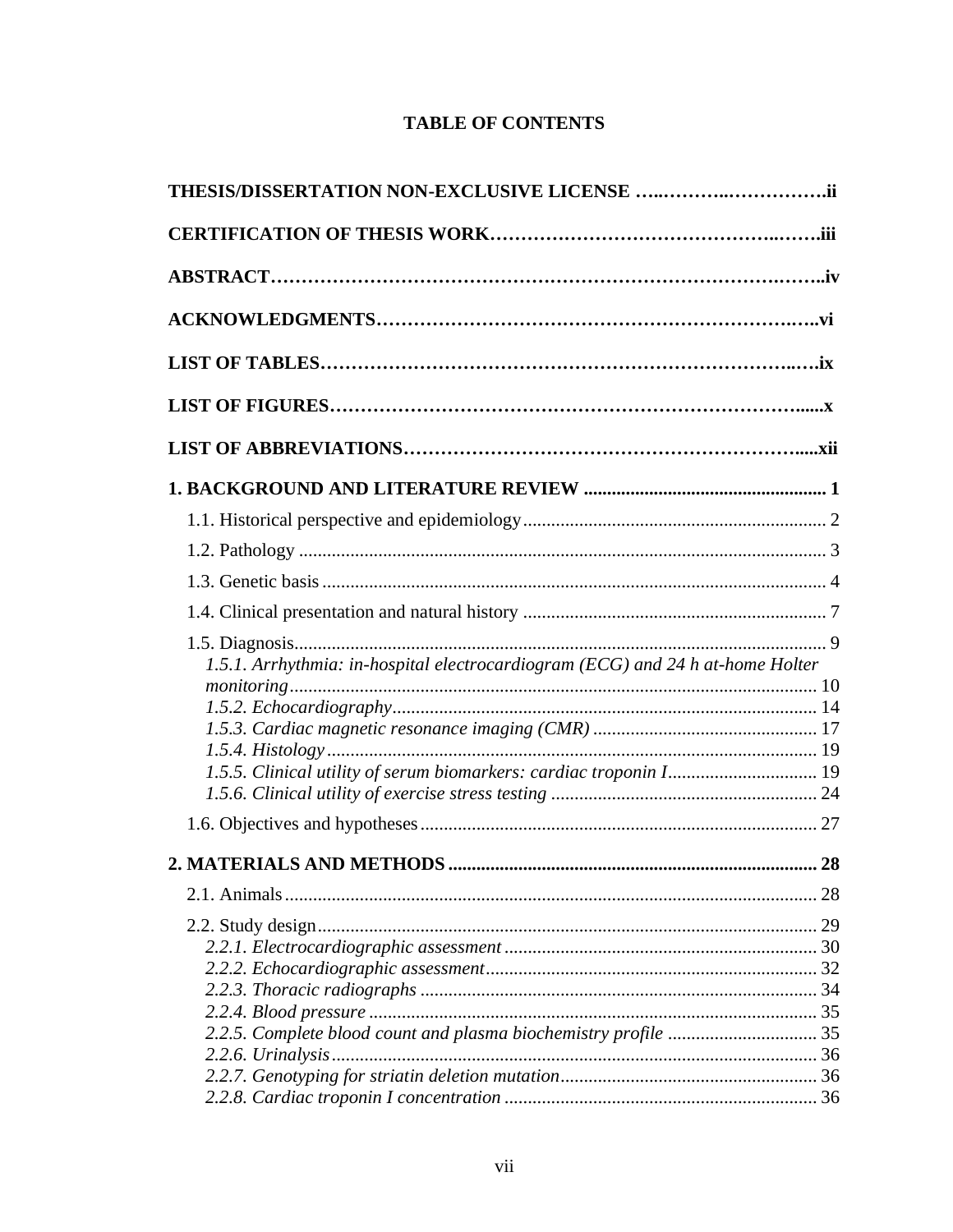# TABLE OF CONTENTS

**THESIS/DISSERTATION NON-EXCLUSIVE LICENSE …..………..…………….ii**

**CERTIFICATION OF THESIS WORK……………………………………..…….iii**

**ABSTRACT………………………………………………………………….……..iv**

**ACKNOWLEDGMENTS…………………………………………………….…..vi**

**LIST OF TABLES…………………………………………………………..….ix**

**LIST OF FIGURES……………………………………………………………......x**

**LIST OF ABBREVIATIONS…………………………………………………......xii**

**1. BACKGROUND AND LITERATURE REVIEW .................................................... 1**

1.1. Historical perspective and epidemiology................................................................ 2

1.2. Pathology ............................................................................................................... 3

1.3. Genetic basis ........................................................................................................... 4

1.4. Clinical presentation and natural history ................................................................ 7

1.5. Diagnosis................................................................................................................ 9

*1.5.1. Arrhythmia: in-hospital electrocardiogram (ECG) and 24 h at-home Holter monitoring................................................................................................ 10*

*1.5.2. Echocardiography.......................................................................................... 14*

*1.5.3. Cardiac magnetic resonance imaging (CMR) ................................................ 17*

*1.5.4. Histology........................................................................................................ 19*

*1.5.5. Clinical utility of serum biomarkers: cardiac troponin I................................ 19*

*1.5.6. Clinical utility of exercise stress testing ......................................................... 24*

1.6. Objectives and hypotheses.................................................................................... 27

**2. MATERIALS AND METHODS ............................................................................. 28**

2.1. Animals................................................................................................................. 28

2.2. Study design.......................................................................................................... 29

*2.2.1. Electrocardiographic assessment ................................................................... 30*

*2.2.2. Echocardiographic assessment...................................................................... 32*

*2.2.3. Thoracic radiographs .................................................................................... 34*

*2.2.4. Blood pressure .............................................................................................. 35*

*2.2.5. Complete blood count and plasma biochemistry profile ................................ 35*

*2.2.6. Urinalysis....................................................................................................... 36*

*2.2.7. Genotyping for striatin deletion mutation....................................................... 36*

*2.2.8. Cardiac troponin I concentration .................................................................. 36*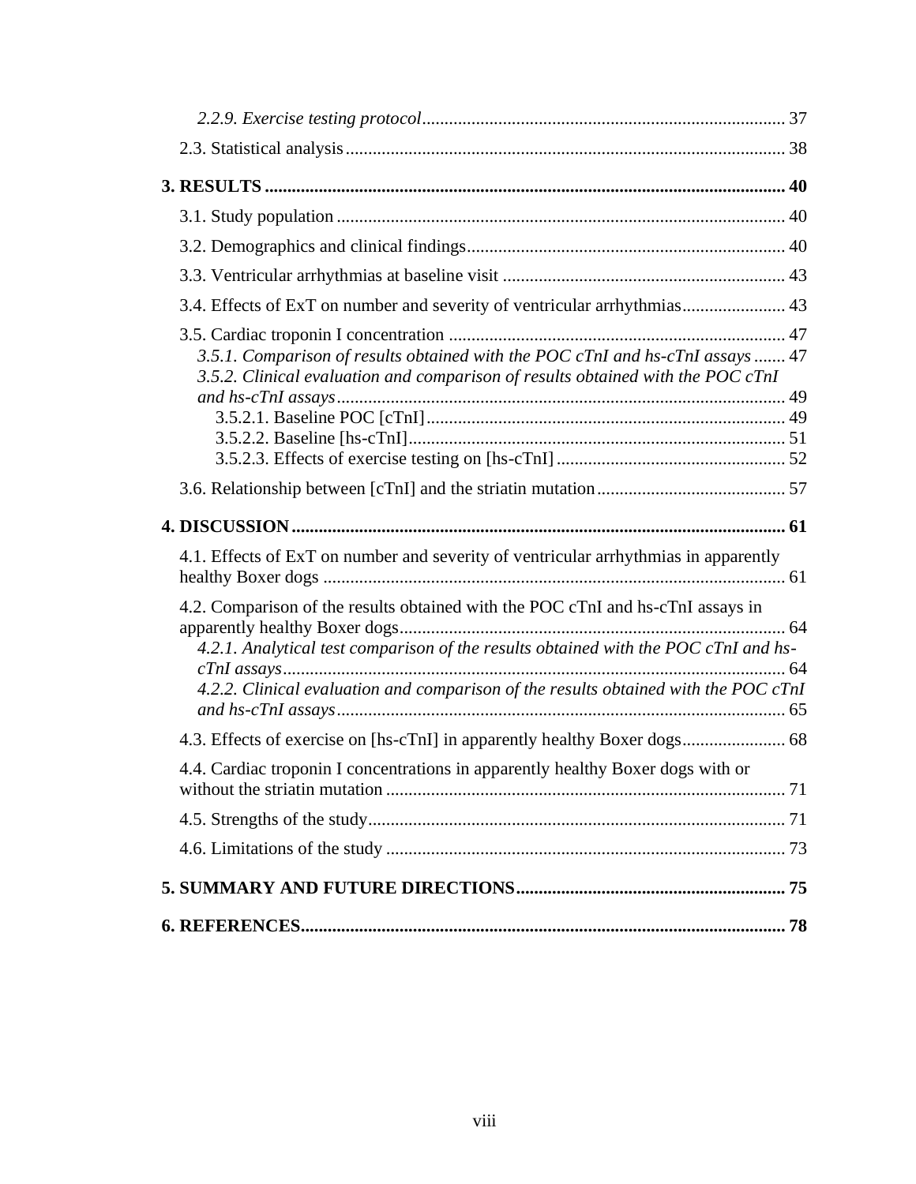*2.2.9. Exercise testing protocol* ................................................................................ 37

2.3. Statistical analysis ................................................................................................ 38

**3. RESULTS ................................................................................................................ 40**

3.1. Study population ................................................................................................... 40

3.2. Demographics and clinical findings ...................................................................... 40

3.3. Ventricular arrhythmias at baseline visit .............................................................. 43

3.4. Effects of ExT on number and severity of ventricular arrhythmias ...................... 43

3.5. Cardiac troponin I concentration .......................................................................... 47

*3.5.1. Comparison of results obtained with the POC cTnI and hs-cTnI assays* ....... 47

*3.5.2. Clinical evaluation and comparison of results obtained with the POC cTnI and hs-cTnI assays* .................................................................................................. 49

3.5.2.1. Baseline POC [cTnI] ............................................................................... 49

3.5.2.2. Baseline [hs-cTnI] ................................................................................... 51

3.5.2.3. Effects of exercise testing on [hs-cTnI] .................................................. 52

3.6. Relationship between [cTnI] and the striatin mutation .......................................... 57

**4. DISCUSSION .......................................................................................................... 61**

4.1. Effects of ExT on number and severity of ventricular arrhythmias in apparently healthy Boxer dogs ...................................................................................................... 61

4.2. Comparison of the results obtained with the POC cTnI and hs-cTnI assays in apparently healthy Boxer dogs ..................................................................................... 64

*4.2.1. Analytical test comparison of the results obtained with the POC cTnI and hs-cTnI assays* ............................................................................................................... 64

*4.2.2. Clinical evaluation and comparison of the results obtained with the POC cTnI and hs-cTnI assays* .................................................................................................. 65

4.3. Effects of exercise on [hs-cTnI] in apparently healthy Boxer dogs ....................... 68

4.4. Cardiac troponin I concentrations in apparently healthy Boxer dogs with or without the striatin mutation ........................................................................................ 71

4.5. Strengths of the study ............................................................................................ 71

4.6. Limitations of the study ........................................................................................ 73

**5. SUMMARY AND FUTURE DIRECTIONS ........................................................... 75**

**6. REFERENCES ......................................................................................................... 78**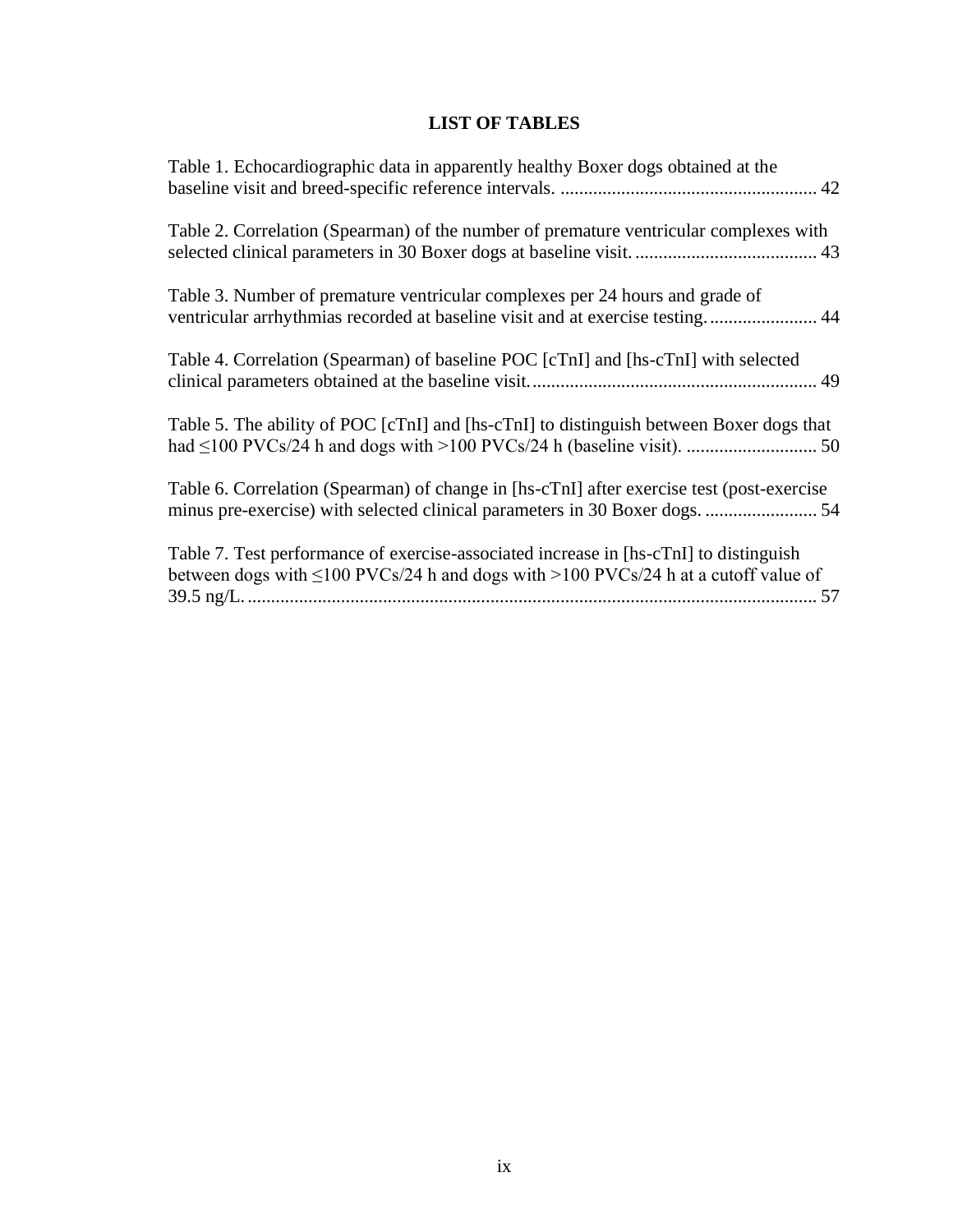# LIST OF TABLES

Table 1. Echocardiographic data in apparently healthy Boxer dogs obtained at the baseline visit and breed-specific reference intervals. ....................................................... 42

Table 2. Correlation (Spearman) of the number of premature ventricular complexes with selected clinical parameters in 30 Boxer dogs at baseline visit. ....................................... 43

Table 3. Number of premature ventricular complexes per 24 hours and grade of ventricular arrhythmias recorded at baseline visit and at exercise testing. ....................... 44

Table 4. Correlation (Spearman) of baseline POC [cTnI] and [hs-cTnI] with selected clinical parameters obtained at the baseline visit. ............................................................ 49

Table 5. The ability of POC [cTnI] and [hs-cTnI] to distinguish between Boxer dogs that had ≤100 PVCs/24 h and dogs with >100 PVCs/24 h (baseline visit). ............................ 50

Table 6. Correlation (Spearman) of change in [hs-cTnI] after exercise test (post-exercise minus pre-exercise) with selected clinical parameters in 30 Boxer dogs. ........................ 54

Table 7. Test performance of exercise-associated increase in [hs-cTnI] to distinguish between dogs with ≤100 PVCs/24 h and dogs with >100 PVCs/24 h at a cutoff value of 39.5 ng/L. ........................................................................................................................ 57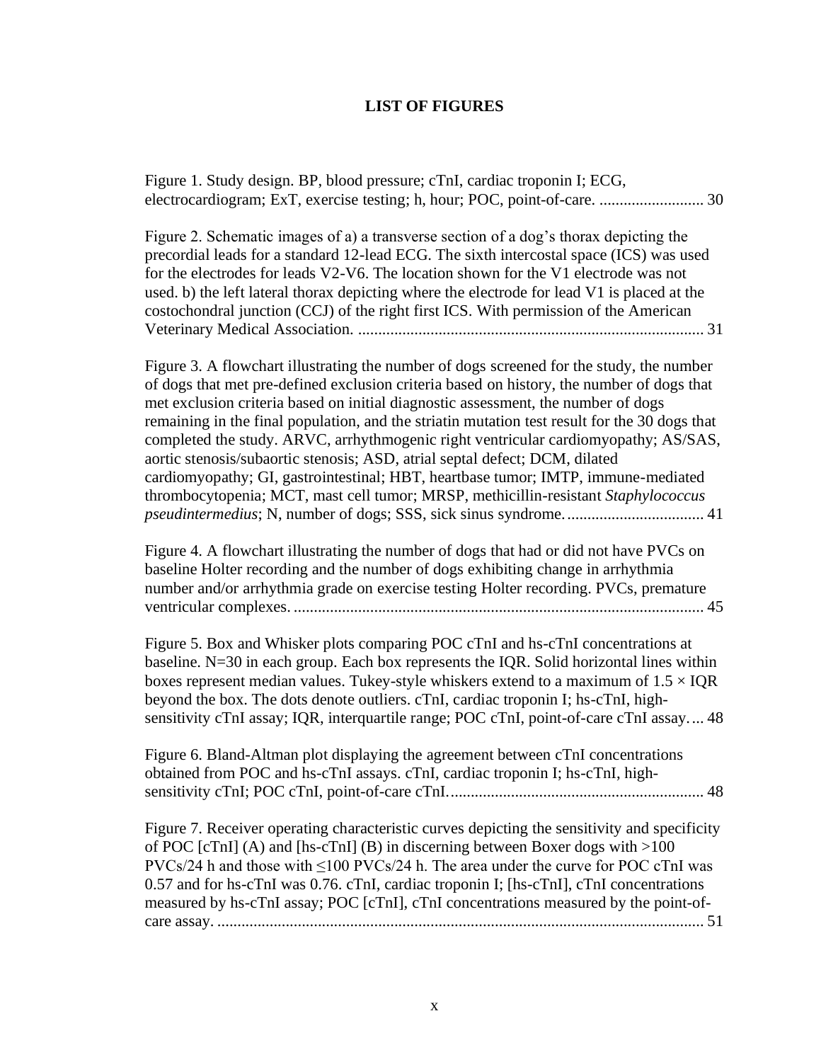# LIST OF FIGURES

Figure 1. Study design. BP, blood pressure; cTnI, cardiac troponin I; ECG, electrocardiogram; ExT, exercise testing; h, hour; POC, point-of-care. .......................... 30

Figure 2. Schematic images of a) a transverse section of a dog's thorax depicting the precordial leads for a standard 12-lead ECG. The sixth intercostal space (ICS) was used for the electrodes for leads V2-V6. The location shown for the V1 electrode was not used. b) the left lateral thorax depicting where the electrode for lead V1 is placed at the costochondral junction (CCJ) of the right first ICS. With permission of the American Veterinary Medical Association. ...................................................................................... 31

Figure 3. A flowchart illustrating the number of dogs screened for the study, the number of dogs that met pre-defined exclusion criteria based on history, the number of dogs that met exclusion criteria based on initial diagnostic assessment, the number of dogs remaining in the final population, and the striatin mutation test result for the 30 dogs that completed the study. ARVC, arrhythmogenic right ventricular cardiomyopathy; AS/SAS, aortic stenosis/subaortic stenosis; ASD, atrial septal defect; DCM, dilated cardiomyopathy; GI, gastrointestinal; HBT, heartbase tumor; IMTP, immune-mediated thrombocytopenia; MCT, mast cell tumor; MRSP, methicillin-resistant *Staphylococcus pseudintermedius*; N, number of dogs; SSS, sick sinus syndrome. .................................. 41

Figure 4. A flowchart illustrating the number of dogs that had or did not have PVCs on baseline Holter recording and the number of dogs exhibiting change in arrhythmia number and/or arrhythmia grade on exercise testing Holter recording. PVCs, premature ventricular complexes. ...................................................................................................... 45

Figure 5. Box and Whisker plots comparing POC cTnI and hs-cTnI concentrations at baseline. N=30 in each group. Each box represents the IQR. Solid horizontal lines within boxes represent median values. Tukey-style whiskers extend to a maximum of $1.5 \times$ IQR beyond the box. The dots denote outliers. cTnI, cardiac troponin I; hs-cTnI, high-sensitivity cTnI assay; IQR, interquartile range; POC cTnI, point-of-care cTnI assay. ... 48

Figure 6. Bland-Altman plot displaying the agreement between cTnI concentrations obtained from POC and hs-cTnI assays. cTnI, cardiac troponin I; hs-cTnI, high-sensitivity cTnI; POC cTnI, point-of-care cTnI. .............................................................. 48

Figure 7. Receiver operating characteristic curves depicting the sensitivity and specificity of POC [cTnI] (A) and [hs-cTnI] (B) in discerning between Boxer dogs with >100 PVCs/24 h and those with ≤100 PVCs/24 h. The area under the curve for POC cTnI was 0.57 and for hs-cTnI was 0.76. cTnI, cardiac troponin I; [hs-cTnI], cTnI concentrations measured by hs-cTnI assay; POC [cTnI], cTnI concentrations measured by the point-of-care assay. ........................................................................................................................ 51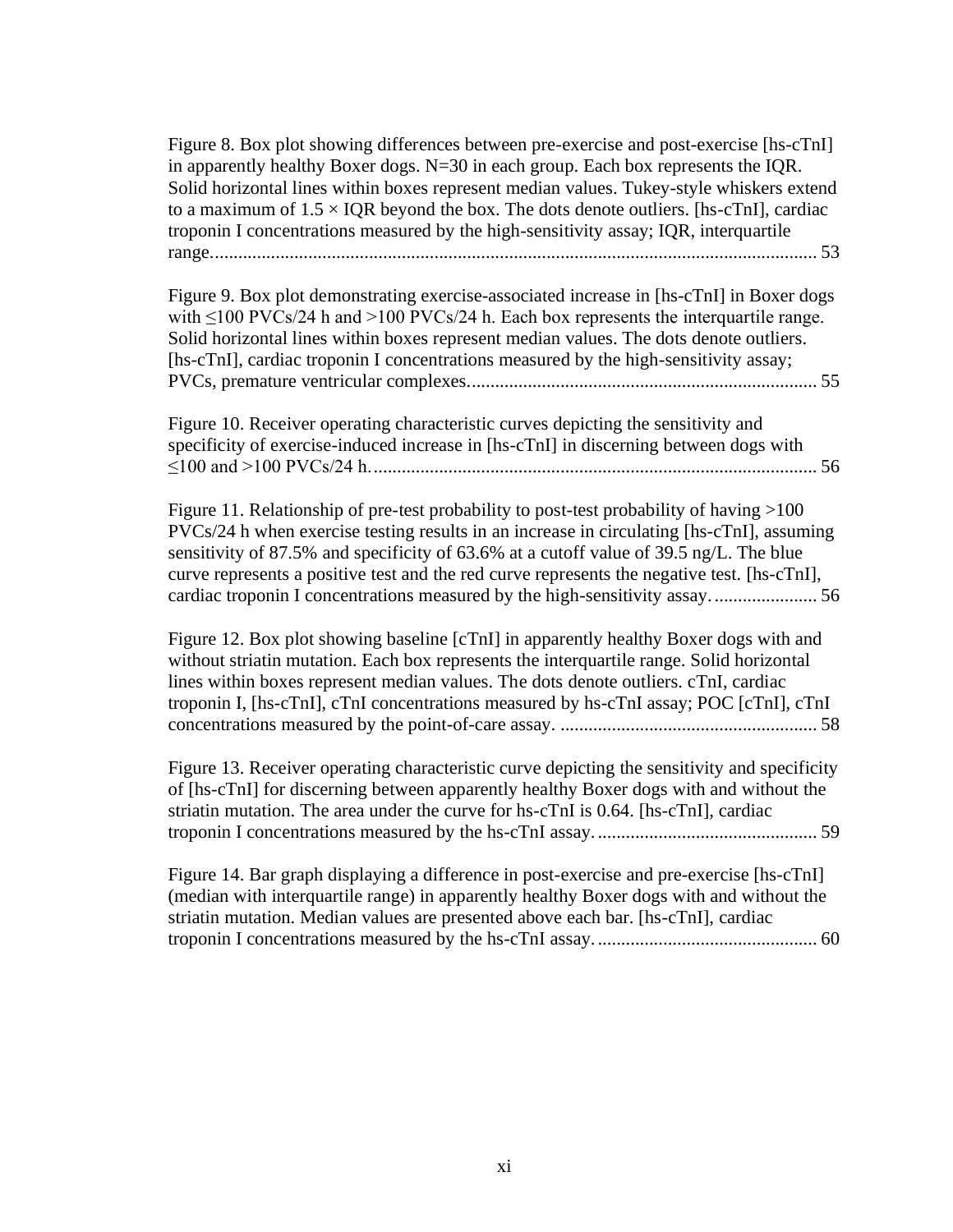Figure 8. Box plot showing differences between pre-exercise and post-exercise [hs-cTnI] in apparently healthy Boxer dogs. N=30 in each group. Each box represents the IQR. Solid horizontal lines within boxes represent median values. Tukey-style whiskers extend to a maximum of 1.5 × IQR beyond the box. The dots denote outliers. [hs-cTnI], cardiac troponin I concentrations measured by the high-sensitivity assay; IQR, interquartile range. ........ 53

Figure 9. Box plot demonstrating exercise-associated increase in [hs-cTnI] in Boxer dogs with ≤100 PVCs/24 h and >100 PVCs/24 h. Each box represents the interquartile range. Solid horizontal lines within boxes represent median values. The dots denote outliers. [hs-cTnI], cardiac troponin I concentrations measured by the high-sensitivity assay; PVCs, premature ventricular complexes. ........ 55

Figure 10. Receiver operating characteristic curves depicting the sensitivity and specificity of exercise-induced increase in [hs-cTnI] in discerning between dogs with ≤100 and >100 PVCs/24 h. ........ 56

Figure 11. Relationship of pre-test probability to post-test probability of having >100 PVCs/24 h when exercise testing results in an increase in circulating [hs-cTnI], assuming sensitivity of 87.5% and specificity of 63.6% at a cutoff value of 39.5 ng/L. The blue curve represents a positive test and the red curve represents the negative test. [hs-cTnI], cardiac troponin I concentrations measured by the high-sensitivity assay. ........ 56

Figure 12. Box plot showing baseline [cTnI] in apparently healthy Boxer dogs with and without striatin mutation. Each box represents the interquartile range. Solid horizontal lines within boxes represent median values. The dots denote outliers. cTnI, cardiac troponin I, [hs-cTnI], cTnI concentrations measured by hs-cTnI assay; POC [cTnI], cTnI concentrations measured by the point-of-care assay. ........ 58

Figure 13. Receiver operating characteristic curve depicting the sensitivity and specificity of [hs-cTnI] for discerning between apparently healthy Boxer dogs with and without the striatin mutation. The area under the curve for hs-cTnI is 0.64. [hs-cTnI], cardiac troponin I concentrations measured by the hs-cTnI assay. ........ 59

Figure 14. Bar graph displaying a difference in post-exercise and pre-exercise [hs-cTnI] (median with interquartile range) in apparently healthy Boxer dogs with and without the striatin mutation. Median values are presented above each bar. [hs-cTnI], cardiac troponin I concentrations measured by the hs-cTnI assay. ........ 60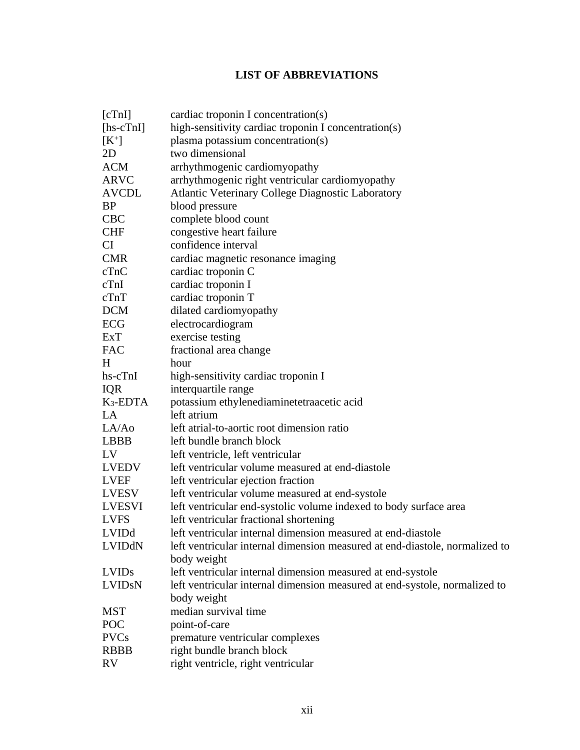## LIST OF ABBREVIATIONS

| | |
|---|---|
| [cTnI] | cardiac troponin I concentration(s) |
| [hs-cTnI] | high-sensitivity cardiac troponin I concentration(s) |
| $[K^+]$ | plasma potassium concentration(s) |
| 2D | two dimensional |
| ACM | arrhythmogenic cardiomyopathy |
| ARVC | arrhythmogenic right ventricular cardiomyopathy |
| AVCDL | Atlantic Veterinary College Diagnostic Laboratory |
| BP | blood pressure |
| CBC | complete blood count |
| CHF | congestive heart failure |
| CI | confidence interval |
| CMR | cardiac magnetic resonance imaging |
| cTnC | cardiac troponin C |
| cTnI | cardiac troponin I |
| cTnT | cardiac troponin T |
| DCM | dilated cardiomyopathy |
| ECG | electrocardiogram |
| ExT | exercise testing |
| FAC | fractional area change |
| H | hour |
| hs-cTnI | high-sensitivity cardiac troponin I |
| IQR | interquartile range |
| $K_3$-EDTA | potassium ethylenediaminetetraacetic acid |
| LA | left atrium |
| LA/Ao | left atrial-to-aortic root dimension ratio |
| LBBB | left bundle branch block |
| LV | left ventricle, left ventricular |
| LVEDV | left ventricular volume measured at end-diastole |
| LVEF | left ventricular ejection fraction |
| LVESV | left ventricular volume measured at end-systole |
| LVESVI | left ventricular end-systolic volume indexed to body surface area |
| LVFS | left ventricular fractional shortening |
| LVIDd | left ventricular internal dimension measured at end-diastole |
| LVIDdN | left ventricular internal dimension measured at end-diastole, normalized to body weight |
| LVIDs | left ventricular internal dimension measured at end-systole |
| LVIDsN | left ventricular internal dimension measured at end-systole, normalized to body weight |
| MST | median survival time |
| POC | point-of-care |
| PVCs | premature ventricular complexes |
| RBBB | right bundle branch block |
| RV | right ventricle, right ventricular |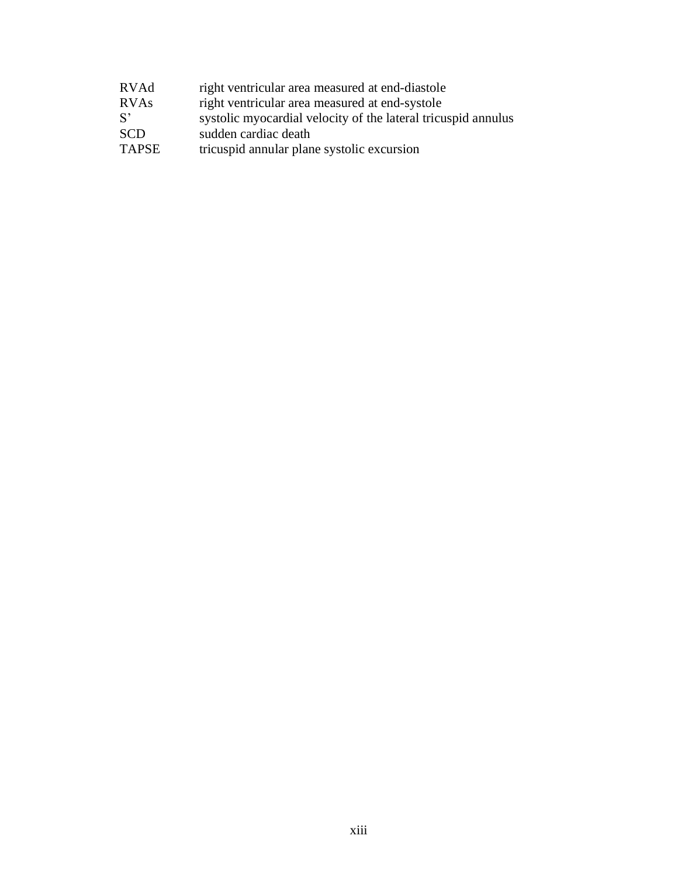| | |
|---|---|
| RVAd | right ventricular area measured at end-diastole |
| RVAs | right ventricular area measured at end-systole |
| S’ | systolic myocardial velocity of the lateral tricuspid annulus |
| SCD | sudden cardiac death |
| TAPSE | tricuspid annular plane systolic excursion |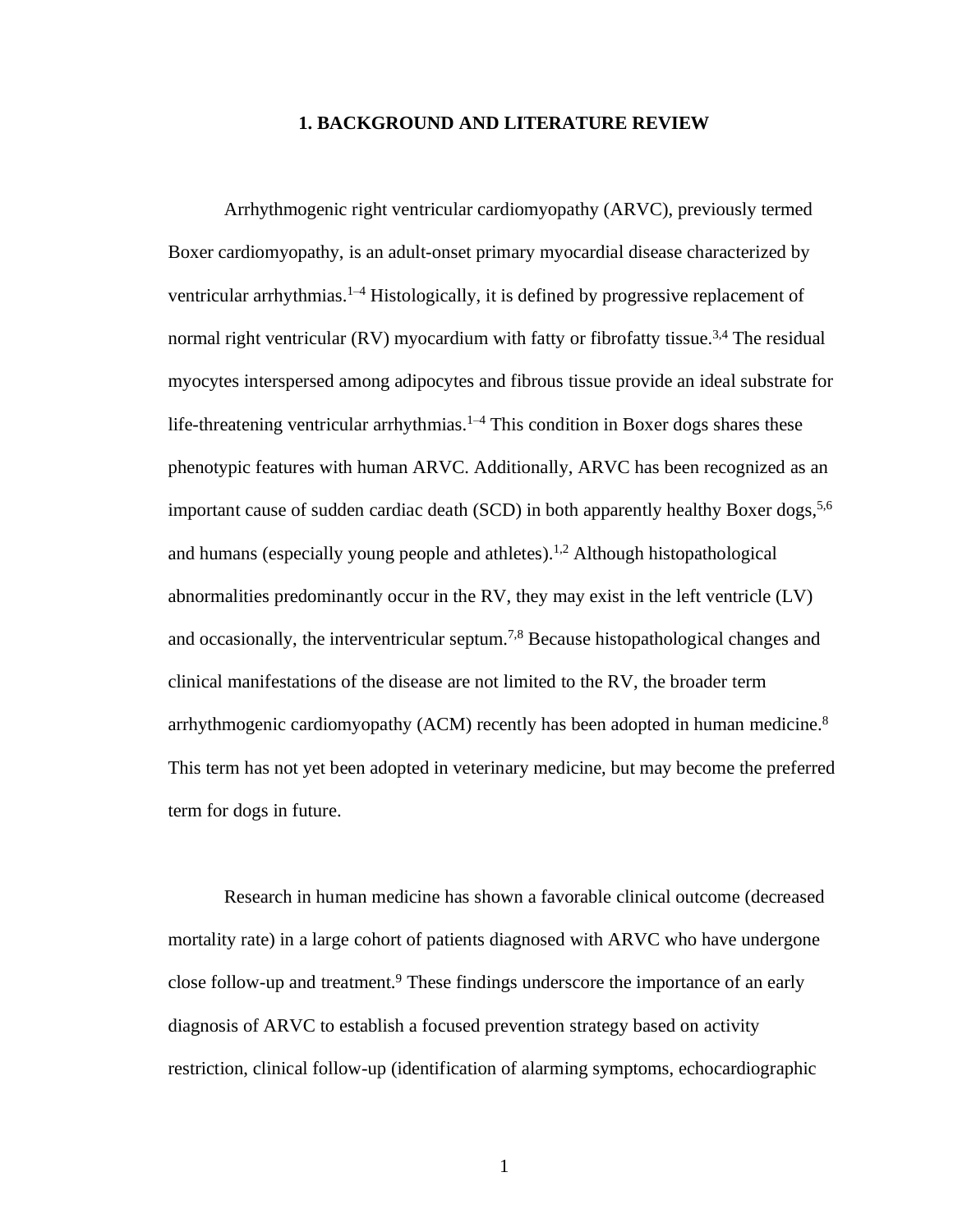# 1. BACKGROUND AND LITERATURE REVIEW

Arrhythmogenic right ventricular cardiomyopathy (ARVC), previously termed Boxer cardiomyopathy, is an adult-onset primary myocardial disease characterized by ventricular arrhythmias.[1–4] Histologically, it is defined by progressive replacement of normal right ventricular (RV) myocardium with fatty or fibrofatty tissue.[3,4] The residual myocytes interspersed among adipocytes and fibrous tissue provide an ideal substrate for life-threatening ventricular arrhythmias.[1–4] This condition in Boxer dogs shares these phenotypic features with human ARVC. Additionally, ARVC has been recognized as an important cause of sudden cardiac death (SCD) in both apparently healthy Boxer dogs,[5,6] and humans (especially young people and athletes).[1,2] Although histopathological abnormalities predominantly occur in the RV, they may exist in the left ventricle (LV) and occasionally, the interventricular septum.[7,8] Because histopathological changes and clinical manifestations of the disease are not limited to the RV, the broader term arrhythmogenic cardiomyopathy (ACM) recently has been adopted in human medicine.[8] This term has not yet been adopted in veterinary medicine, but may become the preferred term for dogs in future.

Research in human medicine has shown a favorable clinical outcome (decreased mortality rate) in a large cohort of patients diagnosed with ARVC who have undergone close follow-up and treatment.[9] These findings underscore the importance of an early diagnosis of ARVC to establish a focused prevention strategy based on activity restriction, clinical follow-up (identification of alarming symptoms, echocardiographic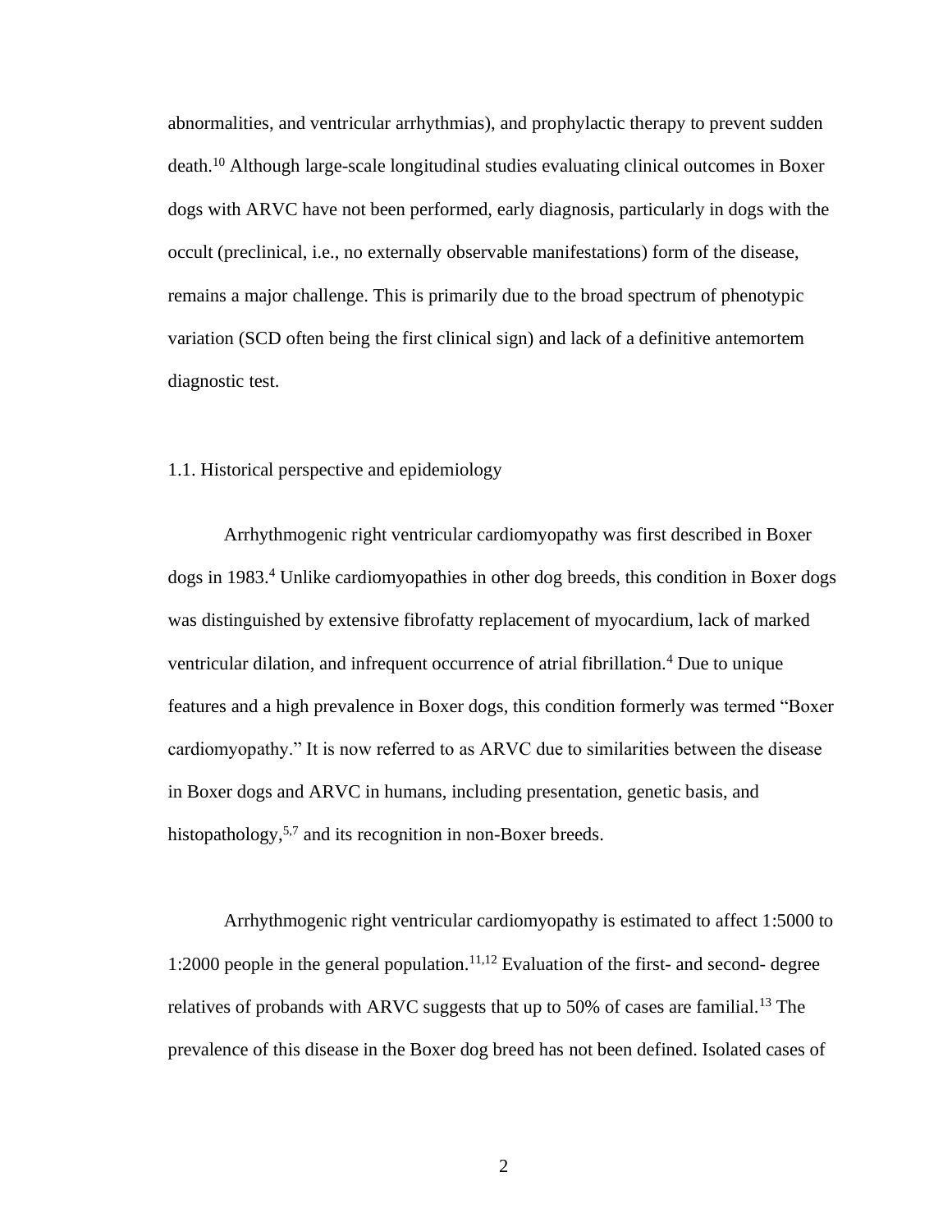abnormalities, and ventricular arrhythmias), and prophylactic therapy to prevent sudden death.[10] Although large-scale longitudinal studies evaluating clinical outcomes in Boxer dogs with ARVC have not been performed, early diagnosis, particularly in dogs with the occult (preclinical, i.e., no externally observable manifestations) form of the disease, remains a major challenge. This is primarily due to the broad spectrum of phenotypic variation (SCD often being the first clinical sign) and lack of a definitive antemortem diagnostic test.

### 1.1. Historical perspective and epidemiology

Arrhythmogenic right ventricular cardiomyopathy was first described in Boxer dogs in 1983.[4] Unlike cardiomyopathies in other dog breeds, this condition in Boxer dogs was distinguished by extensive fibrofatty replacement of myocardium, lack of marked ventricular dilation, and infrequent occurrence of atrial fibrillation.[4] Due to unique features and a high prevalence in Boxer dogs, this condition formerly was termed "Boxer cardiomyopathy." It is now referred to as ARVC due to similarities between the disease in Boxer dogs and ARVC in humans, including presentation, genetic basis, and histopathology,[5,7] and its recognition in non-Boxer breeds.

Arrhythmogenic right ventricular cardiomyopathy is estimated to affect 1:5000 to 1:2000 people in the general population.[11,12] Evaluation of the first- and second- degree relatives of probands with ARVC suggests that up to 50% of cases are familial.[13] The prevalence of this disease in the Boxer dog breed has not been defined. Isolated cases of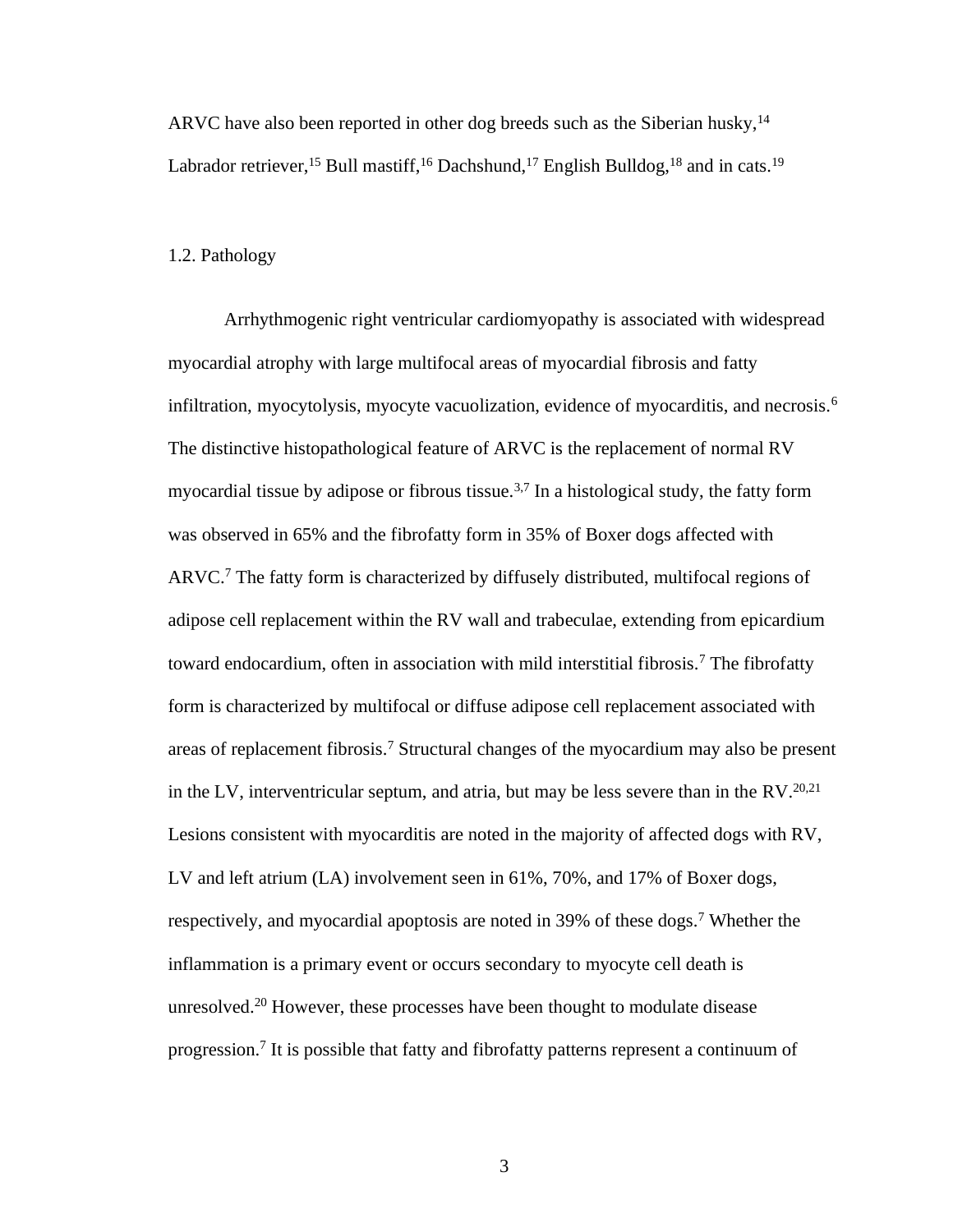ARVC have also been reported in other dog breeds such as the Siberian husky,[14] Labrador retriever,[15] Bull mastiff,[16] Dachshund,[17] English Bulldog,[18] and in cats.[19]

### 1.2. Pathology

Arrhythmogenic right ventricular cardiomyopathy is associated with widespread myocardial atrophy with large multifocal areas of myocardial fibrosis and fatty infiltration, myocytolysis, myocyte vacuolization, evidence of myocarditis, and necrosis.[6] The distinctive histopathological feature of ARVC is the replacement of normal RV myocardial tissue by adipose or fibrous tissue.[3,7] In a histological study, the fatty form was observed in 65% and the fibrofatty form in 35% of Boxer dogs affected with ARVC.[7] The fatty form is characterized by diffusely distributed, multifocal regions of adipose cell replacement within the RV wall and trabeculae, extending from epicardium toward endocardium, often in association with mild interstitial fibrosis.[7] The fibrofatty form is characterized by multifocal or diffuse adipose cell replacement associated with areas of replacement fibrosis.[7] Structural changes of the myocardium may also be present in the LV, interventricular septum, and atria, but may be less severe than in the RV.[20,21] Lesions consistent with myocarditis are noted in the majority of affected dogs with RV, LV and left atrium (LA) involvement seen in 61%, 70%, and 17% of Boxer dogs, respectively, and myocardial apoptosis are noted in 39% of these dogs.[7] Whether the inflammation is a primary event or occurs secondary to myocyte cell death is unresolved.[20] However, these processes have been thought to modulate disease progression.[7] It is possible that fatty and fibrofatty patterns represent a continuum of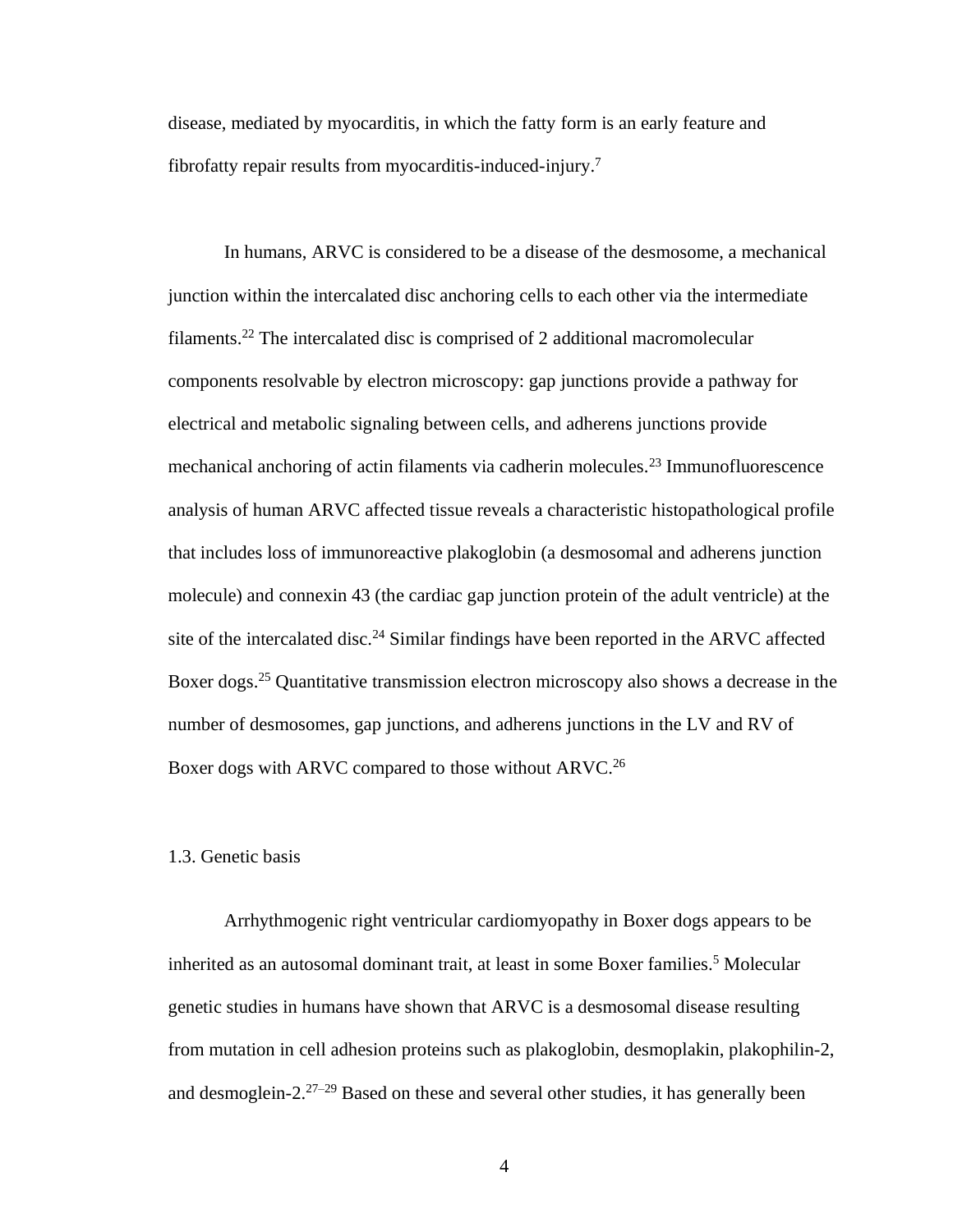disease, mediated by myocarditis, in which the fatty form is an early feature and fibrofatty repair results from myocarditis-induced-injury.[7]

In humans, ARVC is considered to be a disease of the desmosome, a mechanical junction within the intercalated disc anchoring cells to each other via the intermediate filaments.[22] The intercalated disc is comprised of 2 additional macromolecular components resolvable by electron microscopy: gap junctions provide a pathway for electrical and metabolic signaling between cells, and adherens junctions provide mechanical anchoring of actin filaments via cadherin molecules.[23] Immunofluorescence analysis of human ARVC affected tissue reveals a characteristic histopathological profile that includes loss of immunoreactive plakoglobin (a desmosomal and adherens junction molecule) and connexin 43 (the cardiac gap junction protein of the adult ventricle) at the site of the intercalated disc.[24] Similar findings have been reported in the ARVC affected Boxer dogs.[25] Quantitative transmission electron microscopy also shows a decrease in the number of desmosomes, gap junctions, and adherens junctions in the LV and RV of Boxer dogs with ARVC compared to those without ARVC.[26]

### 1.3. Genetic basis

Arrhythmogenic right ventricular cardiomyopathy in Boxer dogs appears to be inherited as an autosomal dominant trait, at least in some Boxer families.[5] Molecular genetic studies in humans have shown that ARVC is a desmosomal disease resulting from mutation in cell adhesion proteins such as plakoglobin, desmoplakin, plakophilin-2, and desmoglein-2.[27–29] Based on these and several other studies, it has generally been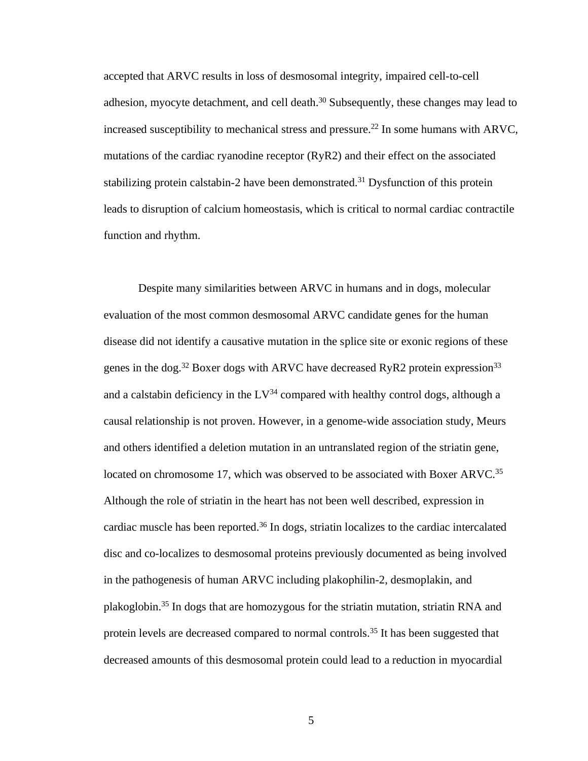accepted that ARVC results in loss of desmosomal integrity, impaired cell-to-cell adhesion, myocyte detachment, and cell death.[30] Subsequently, these changes may lead to increased susceptibility to mechanical stress and pressure.[22] In some humans with ARVC, mutations of the cardiac ryanodine receptor (RyR2) and their effect on the associated stabilizing protein calstabin-2 have been demonstrated.[31] Dysfunction of this protein leads to disruption of calcium homeostasis, which is critical to normal cardiac contractile function and rhythm.

Despite many similarities between ARVC in humans and in dogs, molecular evaluation of the most common desmosomal ARVC candidate genes for the human disease did not identify a causative mutation in the splice site or exonic regions of these genes in the dog.[32] Boxer dogs with ARVC have decreased RyR2 protein expression[33] and a calstabin deficiency in the LV[34] compared with healthy control dogs, although a causal relationship is not proven. However, in a genome-wide association study, Meurs and others identified a deletion mutation in an untranslated region of the striatin gene, located on chromosome 17, which was observed to be associated with Boxer ARVC.[35] Although the role of striatin in the heart has not been well described, expression in cardiac muscle has been reported.[36] In dogs, striatin localizes to the cardiac intercalated disc and co-localizes to desmosomal proteins previously documented as being involved in the pathogenesis of human ARVC including plakophilin-2, desmoplakin, and plakoglobin.[35] In dogs that are homozygous for the striatin mutation, striatin RNA and protein levels are decreased compared to normal controls.[35] It has been suggested that decreased amounts of this desmosomal protein could lead to a reduction in myocardial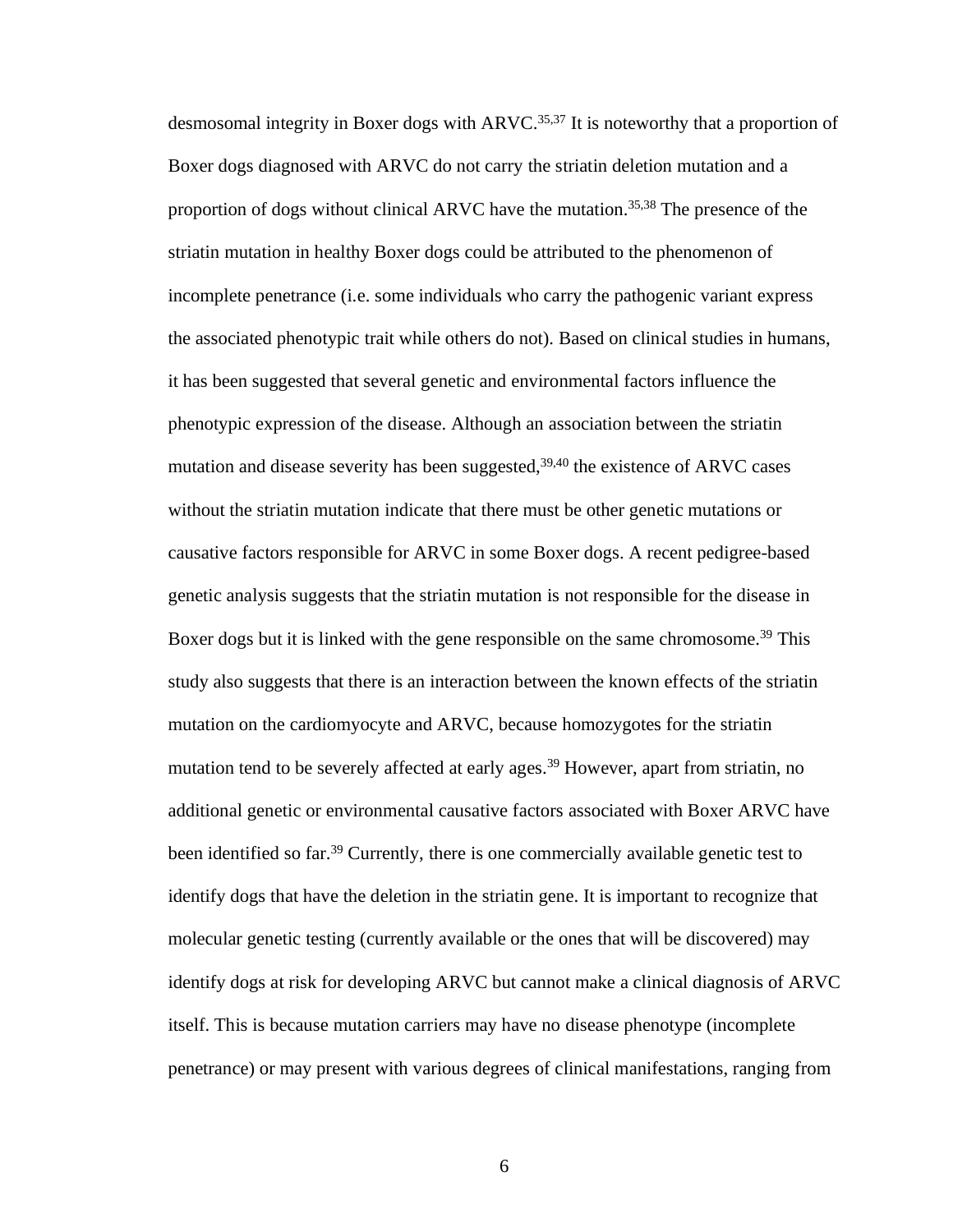desmosomal integrity in Boxer dogs with ARVC.[35,37] It is noteworthy that a proportion of Boxer dogs diagnosed with ARVC do not carry the striatin deletion mutation and a proportion of dogs without clinical ARVC have the mutation.[35,38] The presence of the striatin mutation in healthy Boxer dogs could be attributed to the phenomenon of incomplete penetrance (i.e. some individuals who carry the pathogenic variant express the associated phenotypic trait while others do not). Based on clinical studies in humans, it has been suggested that several genetic and environmental factors influence the phenotypic expression of the disease. Although an association between the striatin mutation and disease severity has been suggested,[39,40] the existence of ARVC cases without the striatin mutation indicate that there must be other genetic mutations or causative factors responsible for ARVC in some Boxer dogs. A recent pedigree-based genetic analysis suggests that the striatin mutation is not responsible for the disease in Boxer dogs but it is linked with the gene responsible on the same chromosome.[39] This study also suggests that there is an interaction between the known effects of the striatin mutation on the cardiomyocyte and ARVC, because homozygotes for the striatin mutation tend to be severely affected at early ages.[39] However, apart from striatin, no additional genetic or environmental causative factors associated with Boxer ARVC have been identified so far.[39] Currently, there is one commercially available genetic test to identify dogs that have the deletion in the striatin gene. It is important to recognize that molecular genetic testing (currently available or the ones that will be discovered) may identify dogs at risk for developing ARVC but cannot make a clinical diagnosis of ARVC itself. This is because mutation carriers may have no disease phenotype (incomplete penetrance) or may present with various degrees of clinical manifestations, ranging from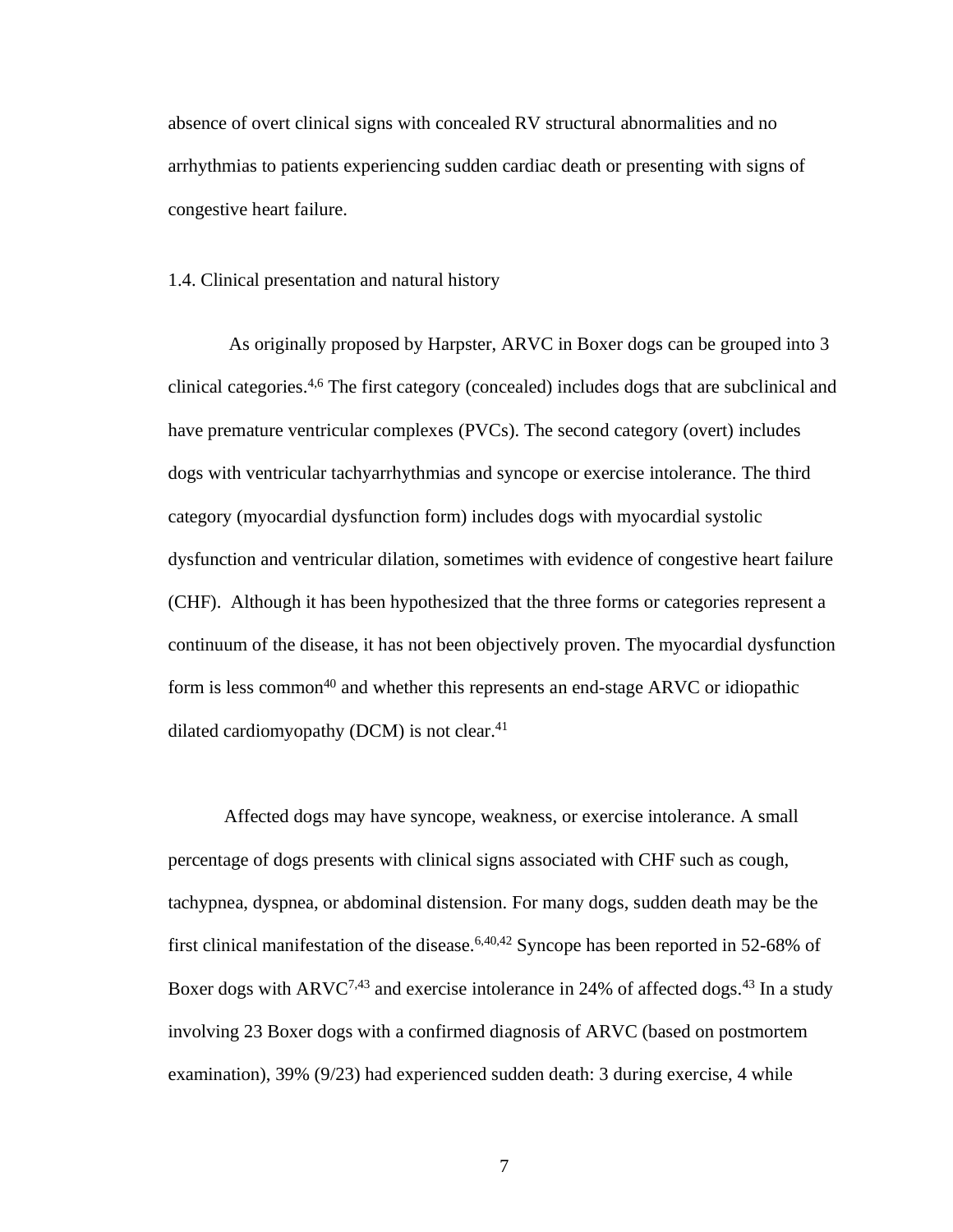absence of overt clinical signs with concealed RV structural abnormalities and no arrhythmias to patients experiencing sudden cardiac death or presenting with signs of congestive heart failure.

### 1.4. Clinical presentation and natural history

As originally proposed by Harpster, ARVC in Boxer dogs can be grouped into 3 clinical categories.[4,6] The first category (concealed) includes dogs that are subclinical and have premature ventricular complexes (PVCs). The second category (overt) includes dogs with ventricular tachyarrhythmias and syncope or exercise intolerance. The third category (myocardial dysfunction form) includes dogs with myocardial systolic dysfunction and ventricular dilation, sometimes with evidence of congestive heart failure (CHF). Although it has been hypothesized that the three forms or categories represent a continuum of the disease, it has not been objectively proven. The myocardial dysfunction form is less common[40] and whether this represents an end-stage ARVC or idiopathic dilated cardiomyopathy (DCM) is not clear.[41]

Affected dogs may have syncope, weakness, or exercise intolerance. A small percentage of dogs presents with clinical signs associated with CHF such as cough, tachypnea, dyspnea, or abdominal distension. For many dogs, sudden death may be the first clinical manifestation of the disease.[6,40,42] Syncope has been reported in 52-68% of Boxer dogs with ARVC[7,43] and exercise intolerance in 24% of affected dogs.[43] In a study involving 23 Boxer dogs with a confirmed diagnosis of ARVC (based on postmortem examination), 39% (9/23) had experienced sudden death: 3 during exercise, 4 while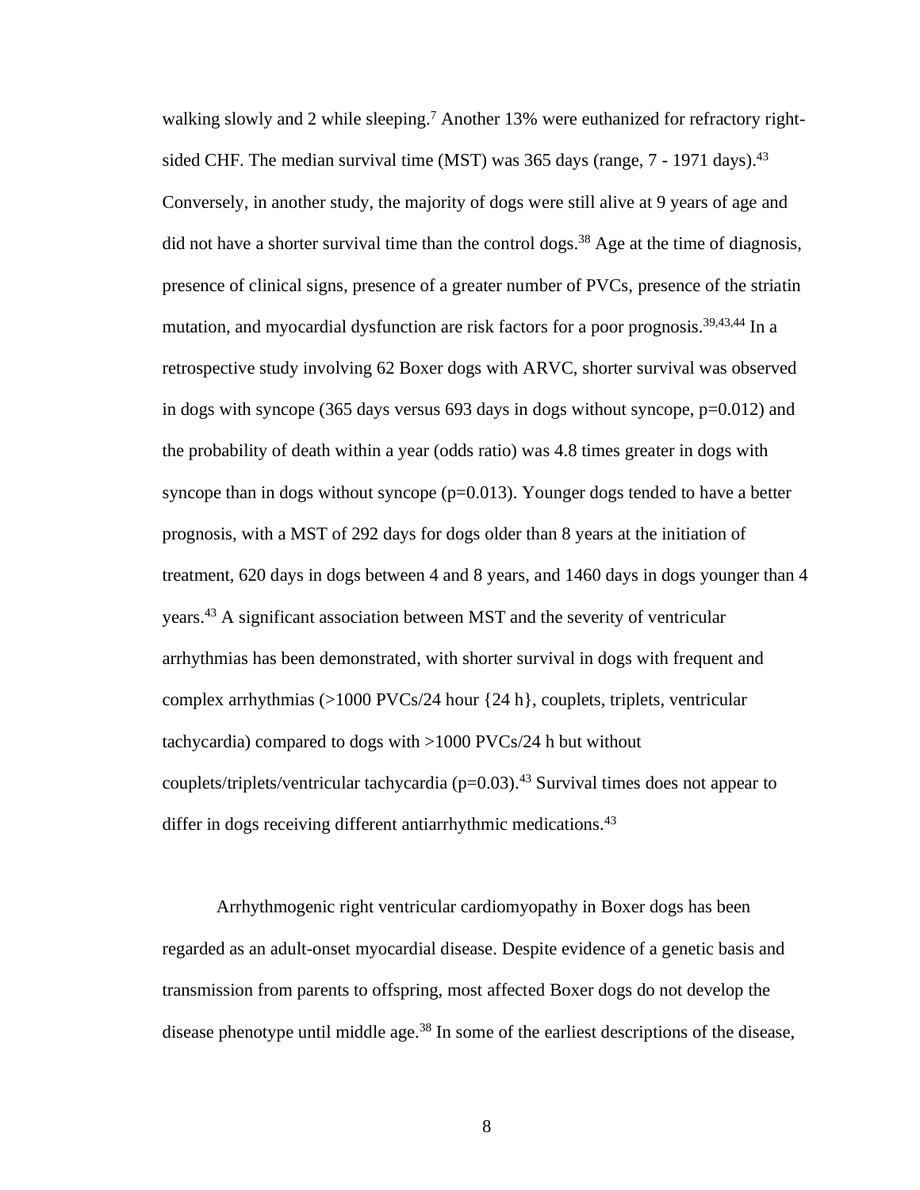walking slowly and 2 while sleeping.[7] Another 13% were euthanized for refractory right-sided CHF. The median survival time (MST) was 365 days (range, 7 - 1971 days).[43] Conversely, in another study, the majority of dogs were still alive at 9 years of age and did not have a shorter survival time than the control dogs.[38] Age at the time of diagnosis, presence of clinical signs, presence of a greater number of PVCs, presence of the striatin mutation, and myocardial dysfunction are risk factors for a poor prognosis.[39,43,44] In a retrospective study involving 62 Boxer dogs with ARVC, shorter survival was observed in dogs with syncope (365 days versus 693 days in dogs without syncope, $p=0.012$) and the probability of death within a year (odds ratio) was 4.8 times greater in dogs with syncope than in dogs without syncope ($p=0.013$). Younger dogs tended to have a better prognosis, with a MST of 292 days for dogs older than 8 years at the initiation of treatment, 620 days in dogs between 4 and 8 years, and 1460 days in dogs younger than 4 years.[43] A significant association between MST and the severity of ventricular arrhythmias has been demonstrated, with shorter survival in dogs with frequent and complex arrhythmias (>1000 PVCs/24 hour {24 h}, couplets, triplets, ventricular tachycardia) compared to dogs with >1000 PVCs/24 h but without couplets/triplets/ventricular tachycardia ($p=0.03$).[43] Survival times does not appear to differ in dogs receiving different antiarrhythmic medications.[43]

Arrhythmogenic right ventricular cardiomyopathy in Boxer dogs has been regarded as an adult-onset myocardial disease. Despite evidence of a genetic basis and transmission from parents to offspring, most affected Boxer dogs do not develop the disease phenotype until middle age.[38] In some of the earliest descriptions of the disease,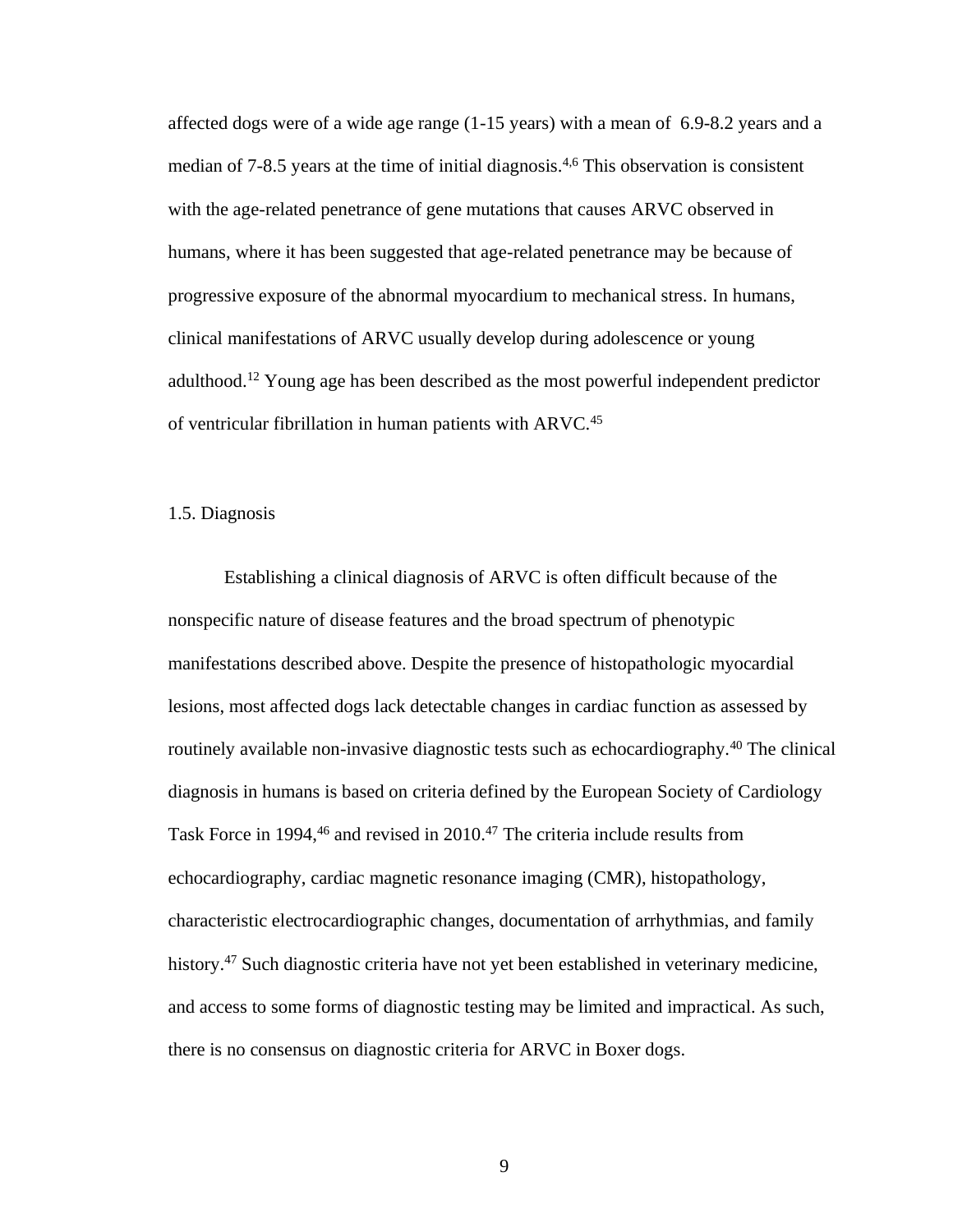affected dogs were of a wide age range (1-15 years) with a mean of 6.9-8.2 years and a median of 7-8.5 years at the time of initial diagnosis.[4,6] This observation is consistent with the age-related penetrance of gene mutations that causes ARVC observed in humans, where it has been suggested that age-related penetrance may be because of progressive exposure of the abnormal myocardium to mechanical stress. In humans, clinical manifestations of ARVC usually develop during adolescence or young adulthood.[12] Young age has been described as the most powerful independent predictor of ventricular fibrillation in human patients with ARVC.[45]

## 1.5. Diagnosis

Establishing a clinical diagnosis of ARVC is often difficult because of the nonspecific nature of disease features and the broad spectrum of phenotypic manifestations described above. Despite the presence of histopathologic myocardial lesions, most affected dogs lack detectable changes in cardiac function as assessed by routinely available non-invasive diagnostic tests such as echocardiography.[40] The clinical diagnosis in humans is based on criteria defined by the European Society of Cardiology Task Force in 1994,[46] and revised in 2010.[47] The criteria include results from echocardiography, cardiac magnetic resonance imaging (CMR), histopathology, characteristic electrocardiographic changes, documentation of arrhythmias, and family history.[47] Such diagnostic criteria have not yet been established in veterinary medicine, and access to some forms of diagnostic testing may be limited and impractical. As such, there is no consensus on diagnostic criteria for ARVC in Boxer dogs.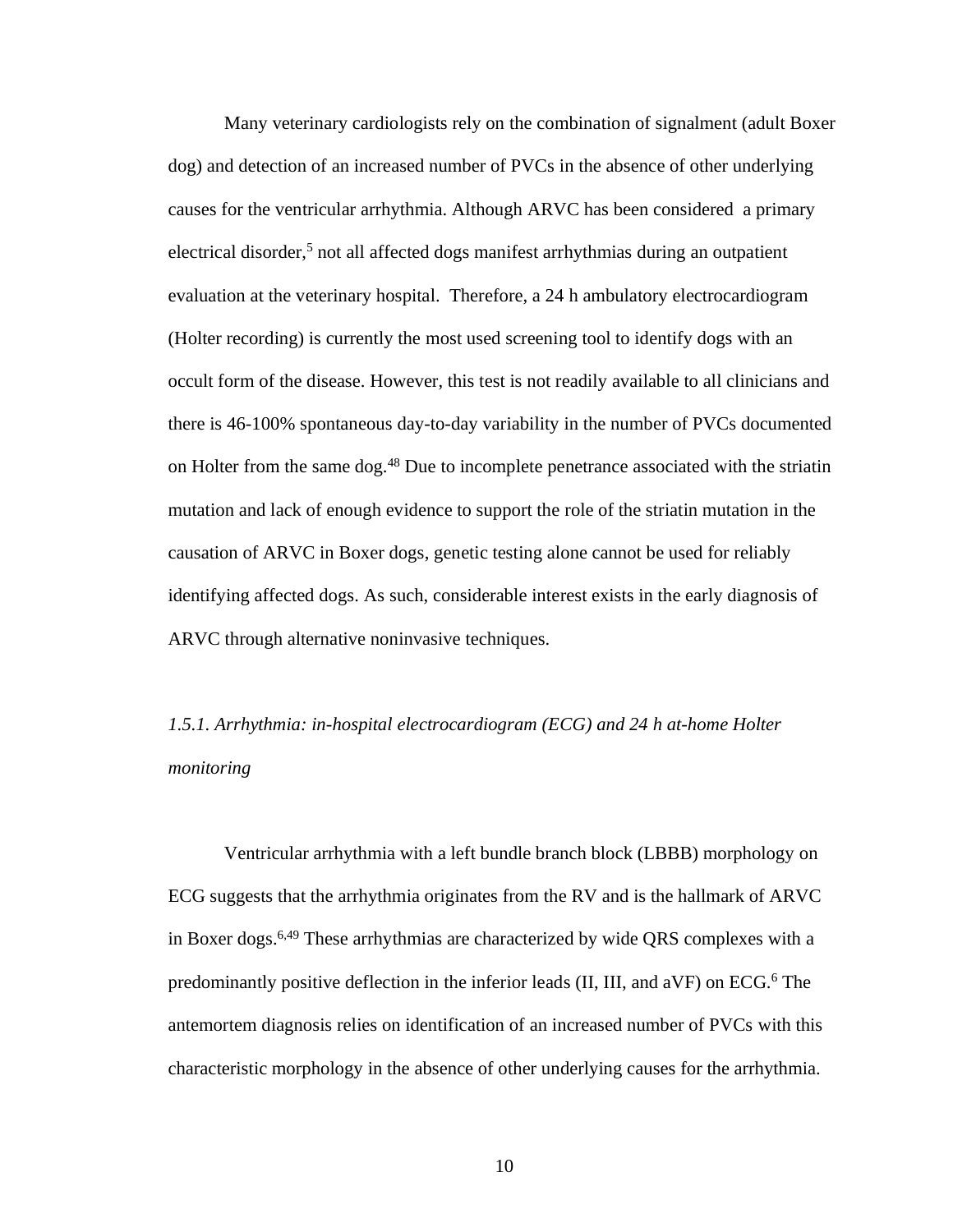Many veterinary cardiologists rely on the combination of signalment (adult Boxer dog) and detection of an increased number of PVCs in the absence of other underlying causes for the ventricular arrhythmia. Although ARVC has been considered a primary electrical disorder,[5] not all affected dogs manifest arrhythmias during an outpatient evaluation at the veterinary hospital. Therefore, a 24 h ambulatory electrocardiogram (Holter recording) is currently the most used screening tool to identify dogs with an occult form of the disease. However, this test is not readily available to all clinicians and there is 46-100% spontaneous day-to-day variability in the number of PVCs documented on Holter from the same dog.[48] Due to incomplete penetrance associated with the striatin mutation and lack of enough evidence to support the role of the striatin mutation in the causation of ARVC in Boxer dogs, genetic testing alone cannot be used for reliably identifying affected dogs. As such, considerable interest exists in the early diagnosis of ARVC through alternative noninvasive techniques.

### *1.5.1. Arrhythmia: in-hospital electrocardiogram (ECG) and 24 h at-home Holter monitoring*

Ventricular arrhythmia with a left bundle branch block (LBBB) morphology on ECG suggests that the arrhythmia originates from the RV and is the hallmark of ARVC in Boxer dogs.[6,49] These arrhythmias are characterized by wide QRS complexes with a predominantly positive deflection in the inferior leads (II, III, and aVF) on ECG.[6] The antemortem diagnosis relies on identification of an increased number of PVCs with this characteristic morphology in the absence of other underlying causes for the arrhythmia.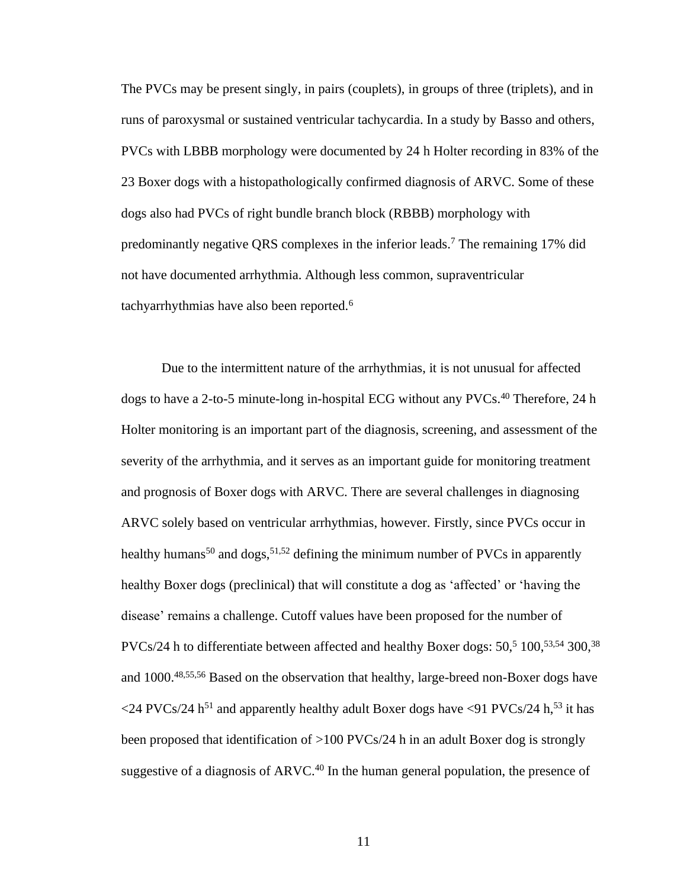The PVCs may be present singly, in pairs (couplets), in groups of three (triplets), and in runs of paroxysmal or sustained ventricular tachycardia. In a study by Basso and others, PVCs with LBBB morphology were documented by 24 h Holter recording in 83% of the 23 Boxer dogs with a histopathologically confirmed diagnosis of ARVC. Some of these dogs also had PVCs of right bundle branch block (RBBB) morphology with predominantly negative QRS complexes in the inferior leads.[7] The remaining 17% did not have documented arrhythmia. Although less common, supraventricular tachyarrhythmias have also been reported.[6]

Due to the intermittent nature of the arrhythmias, it is not unusual for affected dogs to have a 2-to-5 minute-long in-hospital ECG without any PVCs.[40] Therefore, 24 h Holter monitoring is an important part of the diagnosis, screening, and assessment of the severity of the arrhythmia, and it serves as an important guide for monitoring treatment and prognosis of Boxer dogs with ARVC. There are several challenges in diagnosing ARVC solely based on ventricular arrhythmias, however. Firstly, since PVCs occur in healthy humans[50] and dogs,[51,52] defining the minimum number of PVCs in apparently healthy Boxer dogs (preclinical) that will constitute a dog as 'affected' or 'having the disease' remains a challenge. Cutoff values have been proposed for the number of PVCs/24 h to differentiate between affected and healthy Boxer dogs: 50,[5] 100,[53,54] 300,[38] and 1000.[48,55,56] Based on the observation that healthy, large-breed non-Boxer dogs have <24 PVCs/24 h[51] and apparently healthy adult Boxer dogs have <91 PVCs/24 h,[53] it has been proposed that identification of >100 PVCs/24 h in an adult Boxer dog is strongly suggestive of a diagnosis of ARVC.[40] In the human general population, the presence of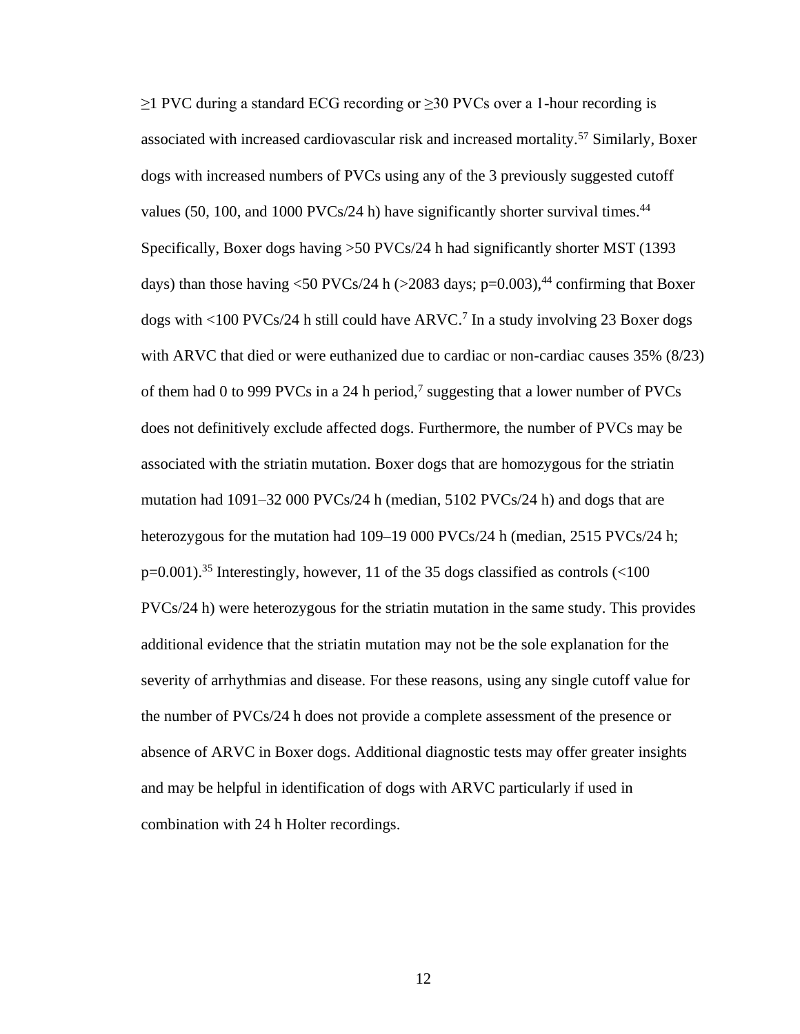≥1 PVC during a standard ECG recording or ≥30 PVCs over a 1-hour recording is associated with increased cardiovascular risk and increased mortality.[57] Similarly, Boxer dogs with increased numbers of PVCs using any of the 3 previously suggested cutoff values (50, 100, and 1000 PVCs/24 h) have significantly shorter survival times.[44] Specifically, Boxer dogs having >50 PVCs/24 h had significantly shorter MST (1393 days) than those having <50 PVCs/24 h (>2083 days; p=0.003),[44] confirming that Boxer dogs with <100 PVCs/24 h still could have ARVC.[7] In a study involving 23 Boxer dogs with ARVC that died or were euthanized due to cardiac or non-cardiac causes 35% (8/23) of them had 0 to 999 PVCs in a 24 h period,[7] suggesting that a lower number of PVCs does not definitively exclude affected dogs. Furthermore, the number of PVCs may be associated with the striatin mutation. Boxer dogs that are homozygous for the striatin mutation had 1091–32 000 PVCs/24 h (median, 5102 PVCs/24 h) and dogs that are heterozygous for the mutation had 109–19 000 PVCs/24 h (median, 2515 PVCs/24 h; p=0.001).[35] Interestingly, however, 11 of the 35 dogs classified as controls (<100 PVCs/24 h) were heterozygous for the striatin mutation in the same study. This provides additional evidence that the striatin mutation may not be the sole explanation for the severity of arrhythmias and disease. For these reasons, using any single cutoff value for the number of PVCs/24 h does not provide a complete assessment of the presence or absence of ARVC in Boxer dogs. Additional diagnostic tests may offer greater insights and may be helpful in identification of dogs with ARVC particularly if used in combination with 24 h Holter recordings.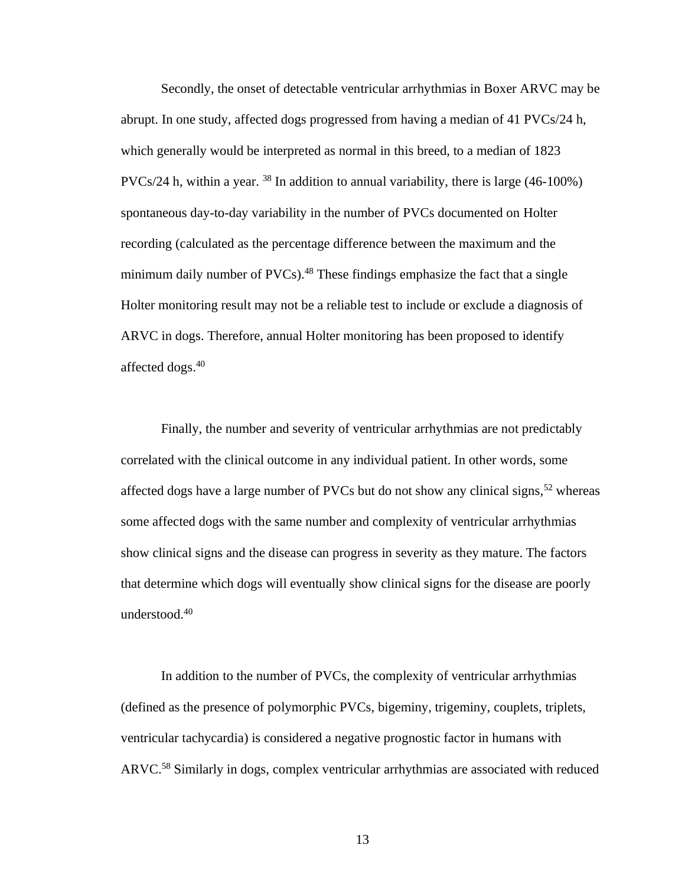Secondly, the onset of detectable ventricular arrhythmias in Boxer ARVC may be abrupt. In one study, affected dogs progressed from having a median of 41 PVCs/24 h, which generally would be interpreted as normal in this breed, to a median of 1823 PVCs/24 h, within a year. [38] In addition to annual variability, there is large (46-100%) spontaneous day-to-day variability in the number of PVCs documented on Holter recording (calculated as the percentage difference between the maximum and the minimum daily number of PVCs).[48] These findings emphasize the fact that a single Holter monitoring result may not be a reliable test to include or exclude a diagnosis of ARVC in dogs. Therefore, annual Holter monitoring has been proposed to identify affected dogs.[40]

Finally, the number and severity of ventricular arrhythmias are not predictably correlated with the clinical outcome in any individual patient. In other words, some affected dogs have a large number of PVCs but do not show any clinical signs,[52] whereas some affected dogs with the same number and complexity of ventricular arrhythmias show clinical signs and the disease can progress in severity as they mature. The factors that determine which dogs will eventually show clinical signs for the disease are poorly understood.[40]

In addition to the number of PVCs, the complexity of ventricular arrhythmias (defined as the presence of polymorphic PVCs, bigeminy, trigeminy, couplets, triplets, ventricular tachycardia) is considered a negative prognostic factor in humans with ARVC.[58] Similarly in dogs, complex ventricular arrhythmias are associated with reduced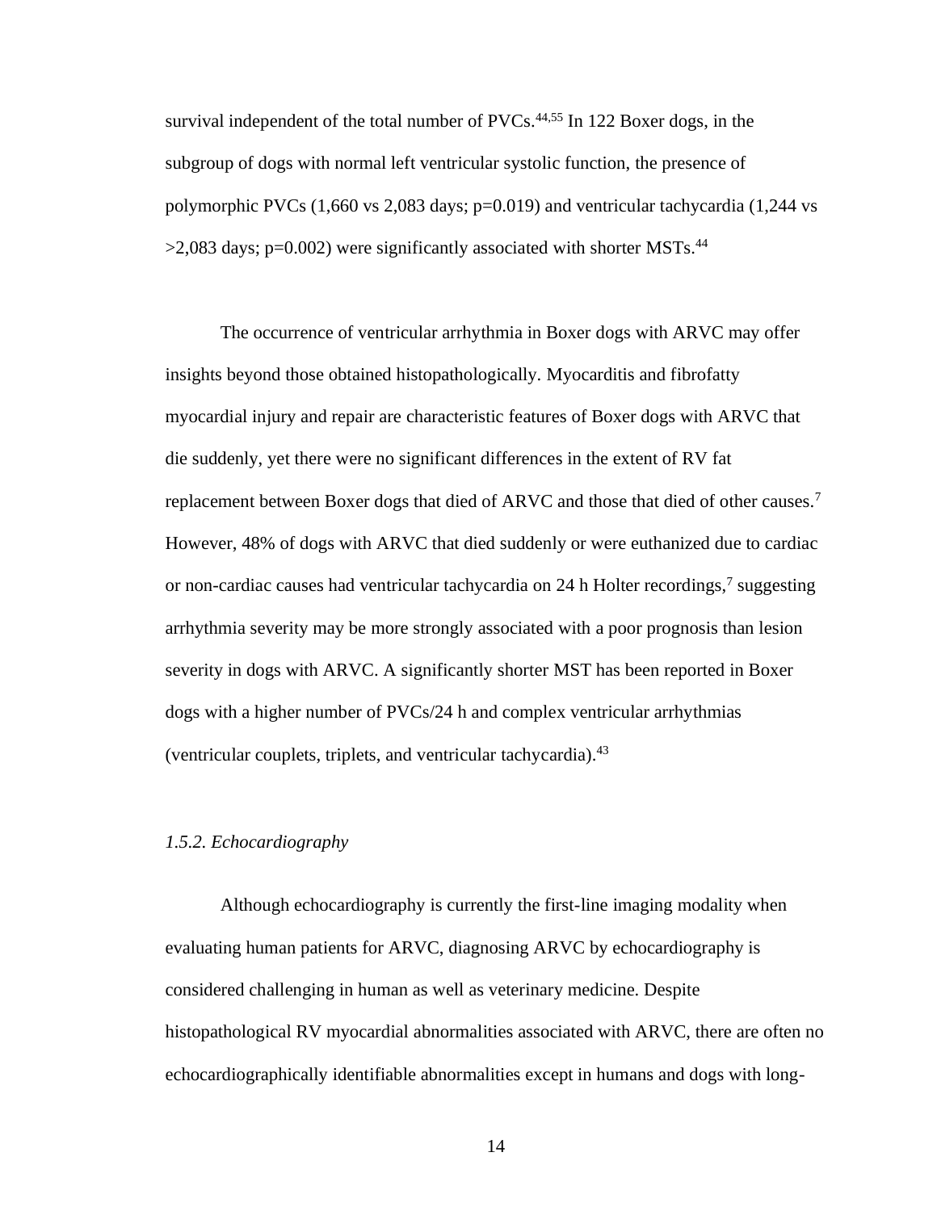survival independent of the total number of PVCs.[44,55] In 122 Boxer dogs, in the subgroup of dogs with normal left ventricular systolic function, the presence of polymorphic PVCs (1,660 vs 2,083 days; $p=0.019$) and ventricular tachycardia (1,244 vs >2,083 days; $p=0.002$) were significantly associated with shorter MSTs.[44]

The occurrence of ventricular arrhythmia in Boxer dogs with ARVC may offer insights beyond those obtained histopathologically. Myocarditis and fibrofatty myocardial injury and repair are characteristic features of Boxer dogs with ARVC that die suddenly, yet there were no significant differences in the extent of RV fat replacement between Boxer dogs that died of ARVC and those that died of other causes.[7] However, 48% of dogs with ARVC that died suddenly or were euthanized due to cardiac or non-cardiac causes had ventricular tachycardia on 24 h Holter recordings,[7] suggesting arrhythmia severity may be more strongly associated with a poor prognosis than lesion severity in dogs with ARVC. A significantly shorter MST has been reported in Boxer dogs with a higher number of PVCs/24 h and complex ventricular arrhythmias (ventricular couplets, triplets, and ventricular tachycardia).[43]

*1.5.2. Echocardiography*

Although echocardiography is currently the first-line imaging modality when evaluating human patients for ARVC, diagnosing ARVC by echocardiography is considered challenging in human as well as veterinary medicine. Despite histopathological RV myocardial abnormalities associated with ARVC, there are often no echocardiographically identifiable abnormalities except in humans and dogs with long-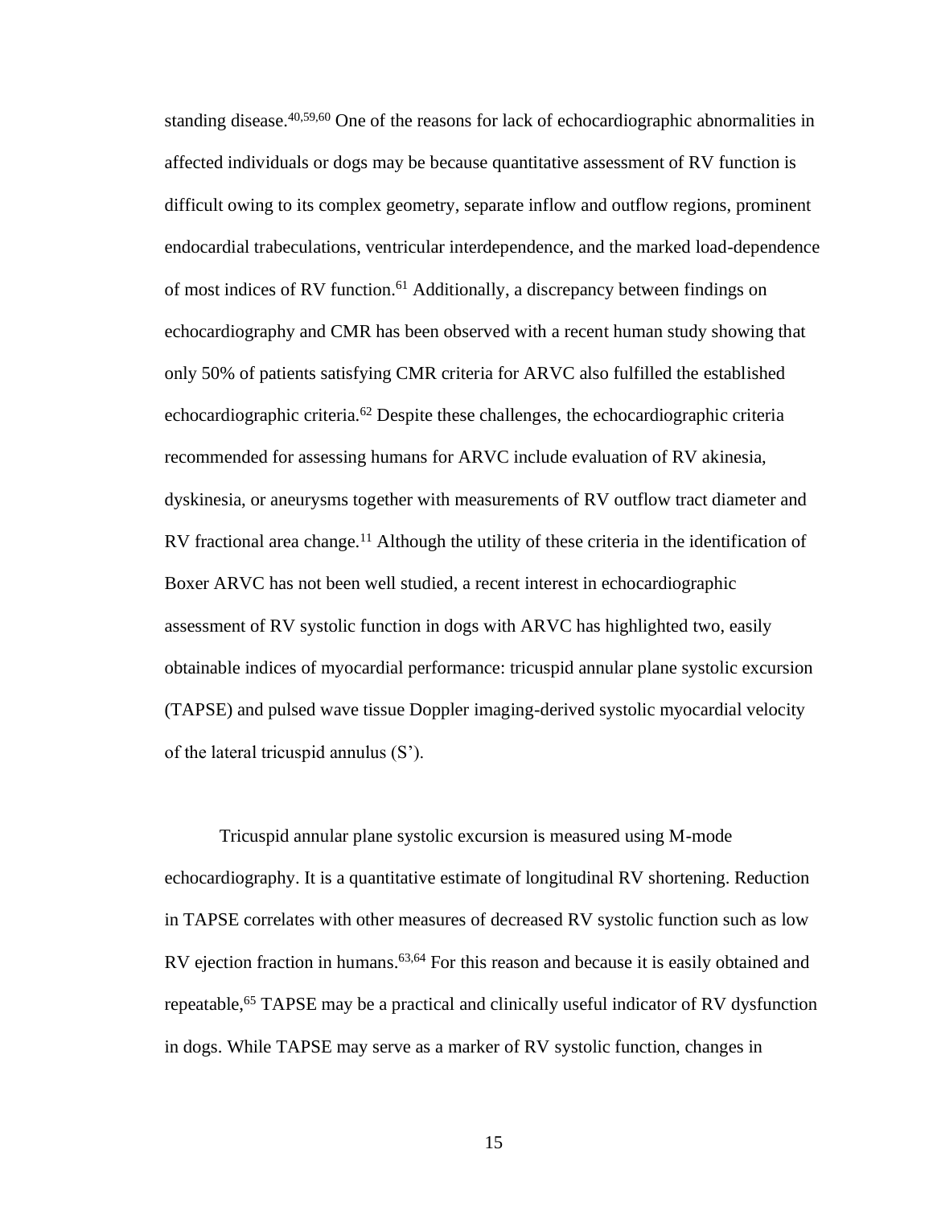standing disease.[40,59,60] One of the reasons for lack of echocardiographic abnormalities in affected individuals or dogs may be because quantitative assessment of RV function is difficult owing to its complex geometry, separate inflow and outflow regions, prominent endocardial trabeculations, ventricular interdependence, and the marked load-dependence of most indices of RV function.[61] Additionally, a discrepancy between findings on echocardiography and CMR has been observed with a recent human study showing that only 50% of patients satisfying CMR criteria for ARVC also fulfilled the established echocardiographic criteria.[62] Despite these challenges, the echocardiographic criteria recommended for assessing humans for ARVC include evaluation of RV akinesia, dyskinesia, or aneurysms together with measurements of RV outflow tract diameter and RV fractional area change.[11] Although the utility of these criteria in the identification of Boxer ARVC has not been well studied, a recent interest in echocardiographic assessment of RV systolic function in dogs with ARVC has highlighted two, easily obtainable indices of myocardial performance: tricuspid annular plane systolic excursion (TAPSE) and pulsed wave tissue Doppler imaging-derived systolic myocardial velocity of the lateral tricuspid annulus (S').

Tricuspid annular plane systolic excursion is measured using M-mode echocardiography. It is a quantitative estimate of longitudinal RV shortening. Reduction in TAPSE correlates with other measures of decreased RV systolic function such as low RV ejection fraction in humans.[63,64] For this reason and because it is easily obtained and repeatable,[65] TAPSE may be a practical and clinically useful indicator of RV dysfunction in dogs. While TAPSE may serve as a marker of RV systolic function, changes in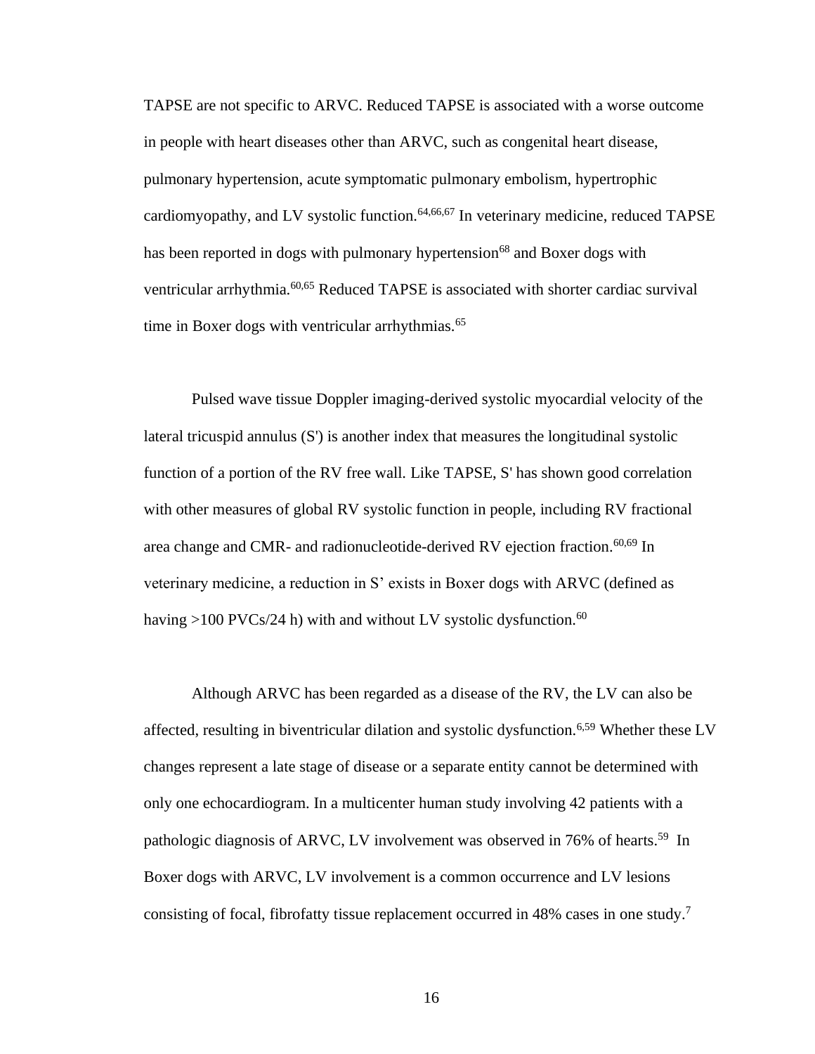TAPSE are not specific to ARVC. Reduced TAPSE is associated with a worse outcome in people with heart diseases other than ARVC, such as congenital heart disease, pulmonary hypertension, acute symptomatic pulmonary embolism, hypertrophic cardiomyopathy, and LV systolic function.[64,66,67] In veterinary medicine, reduced TAPSE has been reported in dogs with pulmonary hypertension[68] and Boxer dogs with ventricular arrhythmia.[60,65] Reduced TAPSE is associated with shorter cardiac survival time in Boxer dogs with ventricular arrhythmias.[65]

Pulsed wave tissue Doppler imaging-derived systolic myocardial velocity of the lateral tricuspid annulus (S') is another index that measures the longitudinal systolic function of a portion of the RV free wall. Like TAPSE, S' has shown good correlation with other measures of global RV systolic function in people, including RV fractional area change and CMR- and radionucleotide-derived RV ejection fraction.[60,69] In veterinary medicine, a reduction in S' exists in Boxer dogs with ARVC (defined as having >100 PVCs/24 h) with and without LV systolic dysfunction.[60]

Although ARVC has been regarded as a disease of the RV, the LV can also be affected, resulting in biventricular dilation and systolic dysfunction.[6,59] Whether these LV changes represent a late stage of disease or a separate entity cannot be determined with only one echocardiogram. In a multicenter human study involving 42 patients with a pathologic diagnosis of ARVC, LV involvement was observed in 76% of hearts.[59] In Boxer dogs with ARVC, LV involvement is a common occurrence and LV lesions consisting of focal, fibrofatty tissue replacement occurred in 48% cases in one study.[7]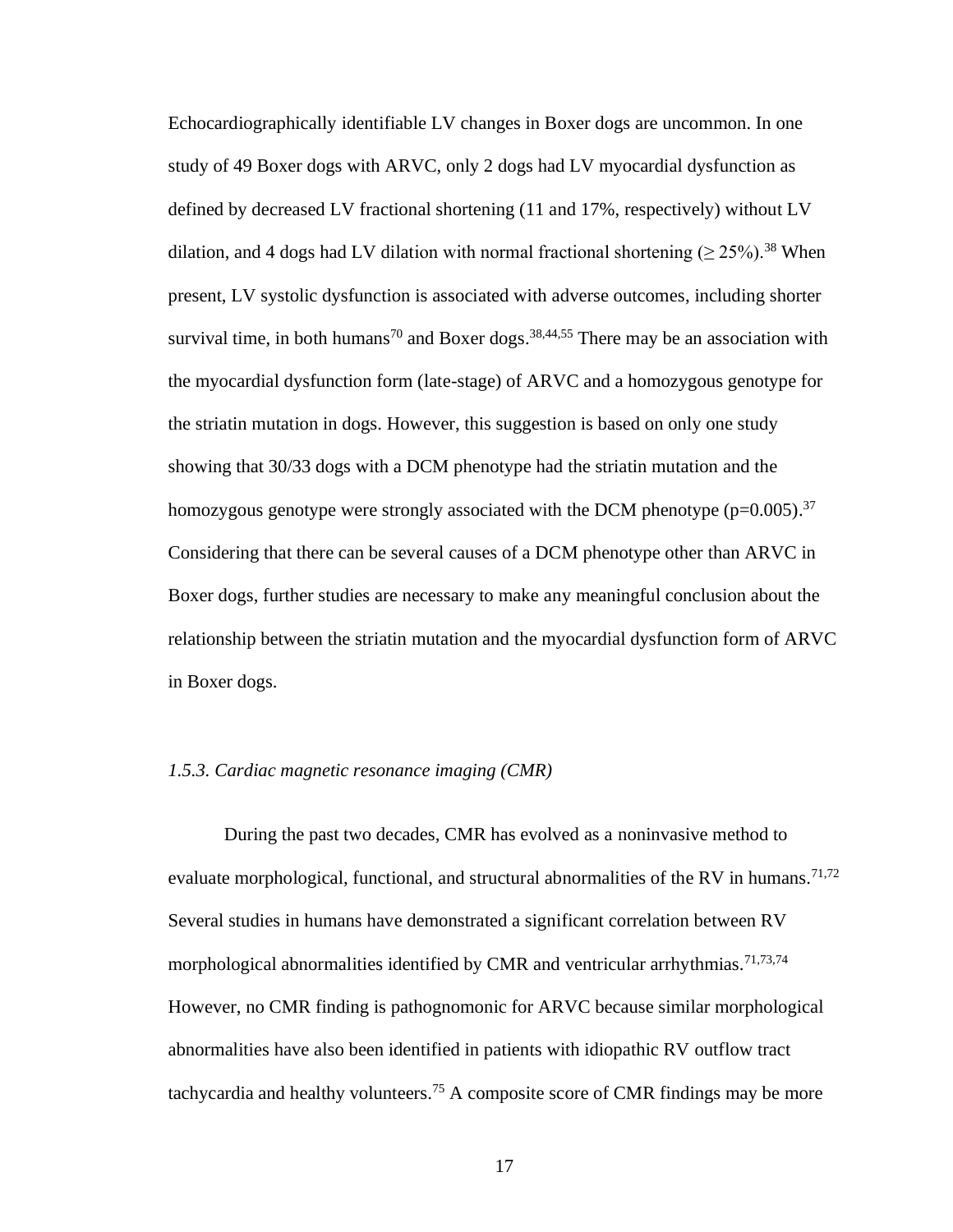Echocardiographically identifiable LV changes in Boxer dogs are uncommon. In one study of 49 Boxer dogs with ARVC, only 2 dogs had LV myocardial dysfunction as defined by decreased LV fractional shortening (11 and 17%, respectively) without LV dilation, and 4 dogs had LV dilation with normal fractional shortening (≥ 25%).[38] When present, LV systolic dysfunction is associated with adverse outcomes, including shorter survival time, in both humans[70] and Boxer dogs.[38,44,55] There may be an association with the myocardial dysfunction form (late-stage) of ARVC and a homozygous genotype for the striatin mutation in dogs. However, this suggestion is based on only one study showing that 30/33 dogs with a DCM phenotype had the striatin mutation and the homozygous genotype were strongly associated with the DCM phenotype ($p=0.005$).[37] Considering that there can be several causes of a DCM phenotype other than ARVC in Boxer dogs, further studies are necessary to make any meaningful conclusion about the relationship between the striatin mutation and the myocardial dysfunction form of ARVC in Boxer dogs.

### *1.5.3. Cardiac magnetic resonance imaging (CMR)*

During the past two decades, CMR has evolved as a noninvasive method to evaluate morphological, functional, and structural abnormalities of the RV in humans.[71,72] Several studies in humans have demonstrated a significant correlation between RV morphological abnormalities identified by CMR and ventricular arrhythmias.[71,73,74] However, no CMR finding is pathognomonic for ARVC because similar morphological abnormalities have also been identified in patients with idiopathic RV outflow tract tachycardia and healthy volunteers.[75] A composite score of CMR findings may be more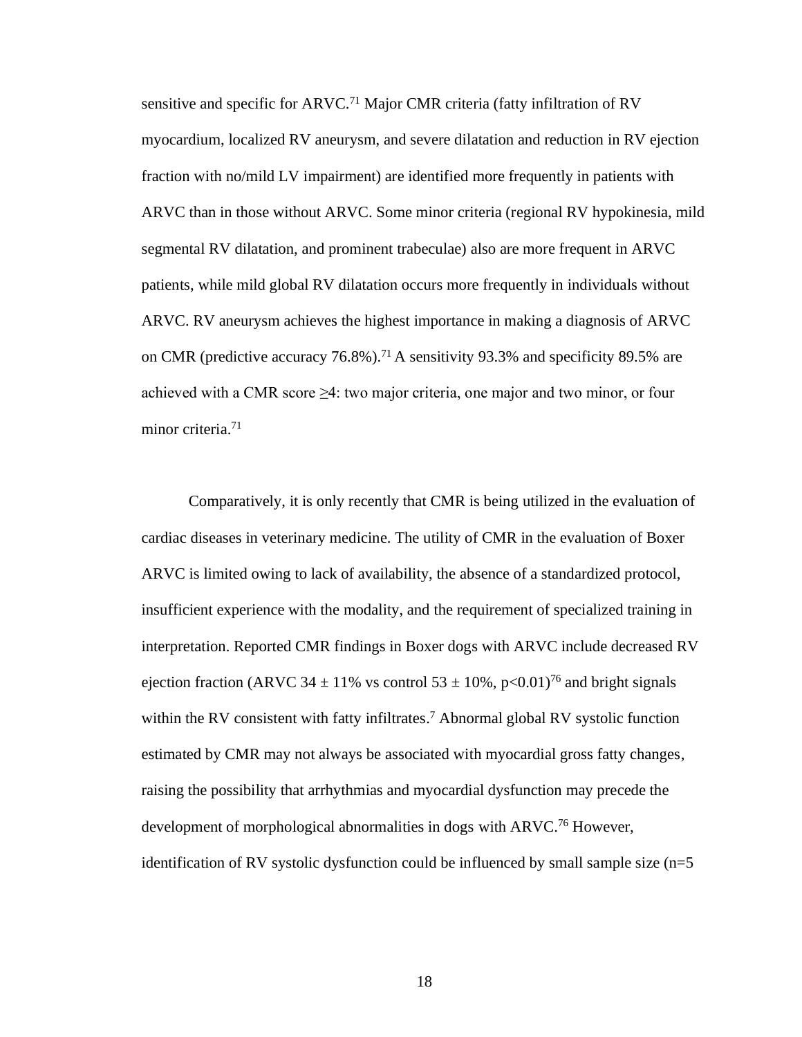sensitive and specific for ARVC.[71] Major CMR criteria (fatty infiltration of RV myocardium, localized RV aneurysm, and severe dilatation and reduction in RV ejection fraction with no/mild LV impairment) are identified more frequently in patients with ARVC than in those without ARVC. Some minor criteria (regional RV hypokinesia, mild segmental RV dilatation, and prominent trabeculae) also are more frequent in ARVC patients, while mild global RV dilatation occurs more frequently in individuals without ARVC. RV aneurysm achieves the highest importance in making a diagnosis of ARVC on CMR (predictive accuracy 76.8%).[71] A sensitivity 93.3% and specificity 89.5% are achieved with a CMR score ≥4: two major criteria, one major and two minor, or four minor criteria.[71]

Comparatively, it is only recently that CMR is being utilized in the evaluation of cardiac diseases in veterinary medicine. The utility of CMR in the evaluation of Boxer ARVC is limited owing to lack of availability, the absence of a standardized protocol, insufficient experience with the modality, and the requirement of specialized training in interpretation. Reported CMR findings in Boxer dogs with ARVC include decreased RV ejection fraction (ARVC 34 ± 11% vs control 53 ± 10%, $p<0.01$)[76] and bright signals within the RV consistent with fatty infiltrates.[7] Abnormal global RV systolic function estimated by CMR may not always be associated with myocardial gross fatty changes, raising the possibility that arrhythmias and myocardial dysfunction may precede the development of morphological abnormalities in dogs with ARVC.[76] However, identification of RV systolic dysfunction could be influenced by small sample size (n=5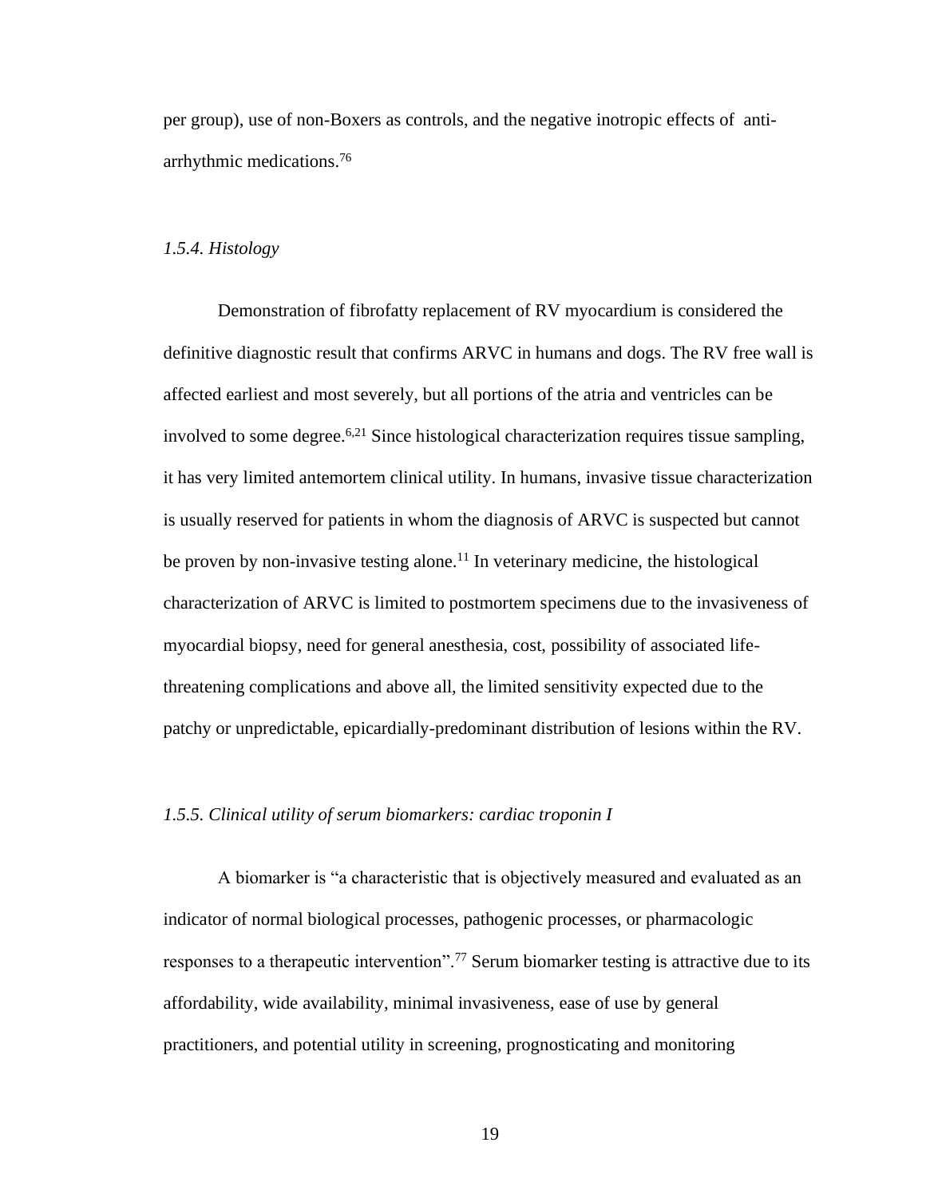per group), use of non-Boxers as controls, and the negative inotropic effects of anti-arrhythmic medications.[76]

### *1.5.4. Histology*

Demonstration of fibrofatty replacement of RV myocardium is considered the definitive diagnostic result that confirms ARVC in humans and dogs. The RV free wall is affected earliest and most severely, but all portions of the atria and ventricles can be involved to some degree.[6,21] Since histological characterization requires tissue sampling, it has very limited antemortem clinical utility. In humans, invasive tissue characterization is usually reserved for patients in whom the diagnosis of ARVC is suspected but cannot be proven by non-invasive testing alone.[11] In veterinary medicine, the histological characterization of ARVC is limited to postmortem specimens due to the invasiveness of myocardial biopsy, need for general anesthesia, cost, possibility of associated life-threatening complications and above all, the limited sensitivity expected due to the patchy or unpredictable, epicardially-predominant distribution of lesions within the RV.

### *1.5.5. Clinical utility of serum biomarkers: cardiac troponin I*

A biomarker is "a characteristic that is objectively measured and evaluated as an indicator of normal biological processes, pathogenic processes, or pharmacologic responses to a therapeutic intervention".[77] Serum biomarker testing is attractive due to its affordability, wide availability, minimal invasiveness, ease of use by general practitioners, and potential utility in screening, prognosticating and monitoring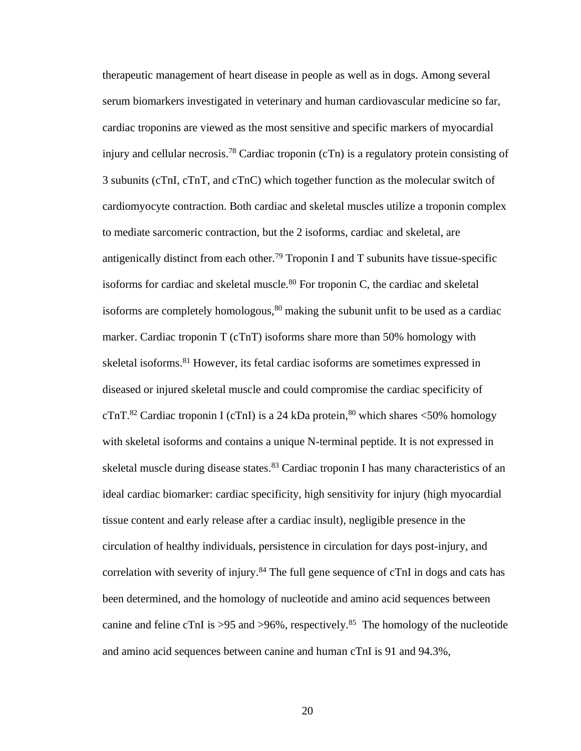therapeutic management of heart disease in people as well as in dogs. Among several serum biomarkers investigated in veterinary and human cardiovascular medicine so far, cardiac troponins are viewed as the most sensitive and specific markers of myocardial injury and cellular necrosis.[78] Cardiac troponin (cTn) is a regulatory protein consisting of 3 subunits (cTnI, cTnT, and cTnC) which together function as the molecular switch of cardiomyocyte contraction. Both cardiac and skeletal muscles utilize a troponin complex to mediate sarcomeric contraction, but the 2 isoforms, cardiac and skeletal, are antigenically distinct from each other.[79] Troponin I and T subunits have tissue-specific isoforms for cardiac and skeletal muscle.[80] For troponin C, the cardiac and skeletal isoforms are completely homologous,[80] making the subunit unfit to be used as a cardiac marker. Cardiac troponin T (cTnT) isoforms share more than 50% homology with skeletal isoforms.[81] However, its fetal cardiac isoforms are sometimes expressed in diseased or injured skeletal muscle and could compromise the cardiac specificity of cTnT.[82] Cardiac troponin I (cTnI) is a 24 kDa protein,[80] which shares <50% homology with skeletal isoforms and contains a unique N-terminal peptide. It is not expressed in skeletal muscle during disease states.[83] Cardiac troponin I has many characteristics of an ideal cardiac biomarker: cardiac specificity, high sensitivity for injury (high myocardial tissue content and early release after a cardiac insult), negligible presence in the circulation of healthy individuals, persistence in circulation for days post-injury, and correlation with severity of injury.[84] The full gene sequence of cTnI in dogs and cats has been determined, and the homology of nucleotide and amino acid sequences between canine and feline cTnI is >95 and >96%, respectively.[85] The homology of the nucleotide and amino acid sequences between canine and human cTnI is 91 and 94.3%,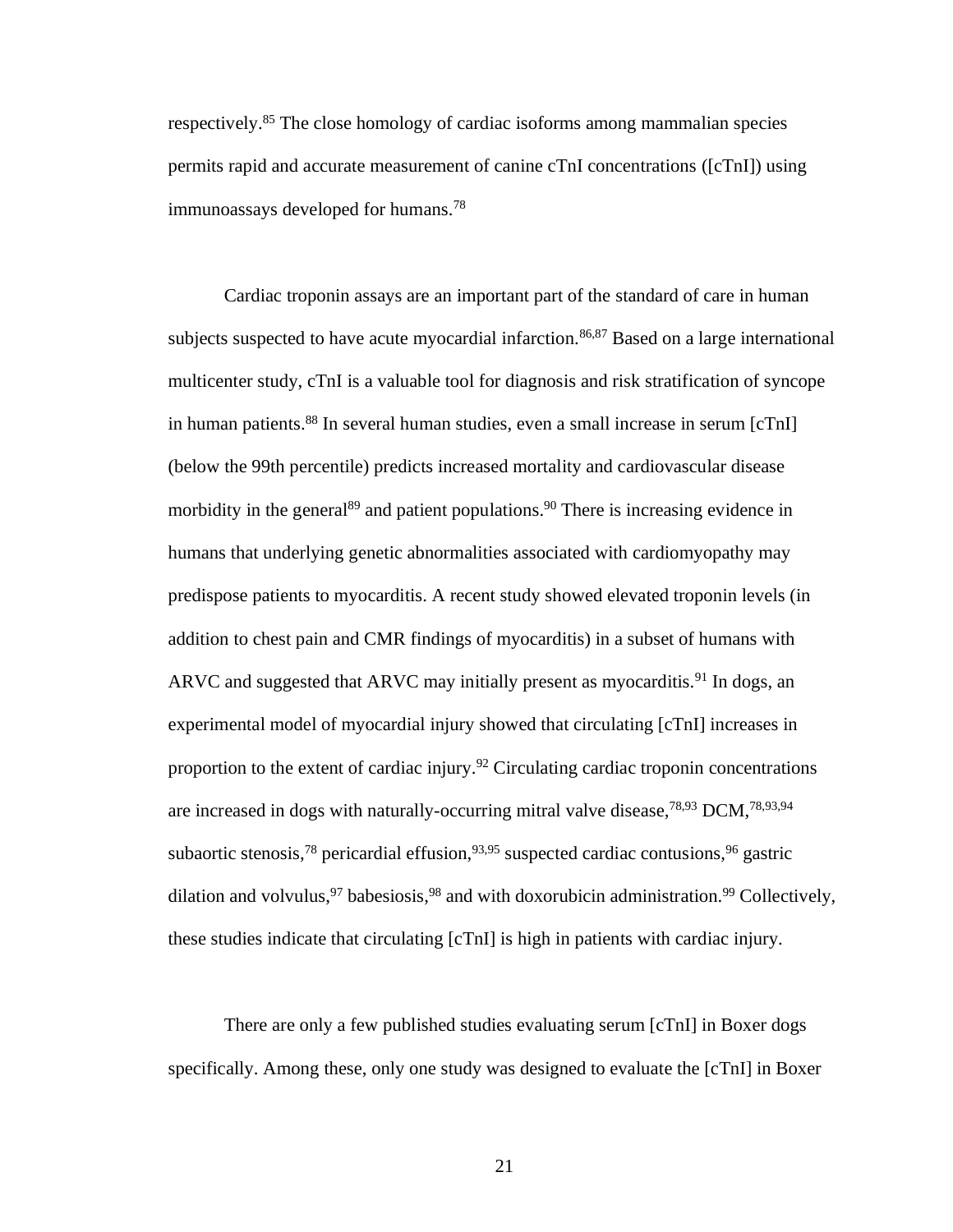respectively.[85] The close homology of cardiac isoforms among mammalian species permits rapid and accurate measurement of canine cTnI concentrations ([cTnI]) using immunoassays developed for humans.[78]

Cardiac troponin assays are an important part of the standard of care in human subjects suspected to have acute myocardial infarction.[86,87] Based on a large international multicenter study, cTnI is a valuable tool for diagnosis and risk stratification of syncope in human patients.[88] In several human studies, even a small increase in serum [cTnI] (below the 99th percentile) predicts increased mortality and cardiovascular disease morbidity in the general[89] and patient populations.[90] There is increasing evidence in humans that underlying genetic abnormalities associated with cardiomyopathy may predispose patients to myocarditis. A recent study showed elevated troponin levels (in addition to chest pain and CMR findings of myocarditis) in a subset of humans with ARVC and suggested that ARVC may initially present as myocarditis.[91] In dogs, an experimental model of myocardial injury showed that circulating [cTnI] increases in proportion to the extent of cardiac injury.[92] Circulating cardiac troponin concentrations are increased in dogs with naturally-occurring mitral valve disease,[78,93] DCM,[78,93,94] subaortic stenosis,[78] pericardial effusion,[93,95] suspected cardiac contusions,[96] gastric dilation and volvulus,[97] babesiosis,[98] and with doxorubicin administration.[99] Collectively, these studies indicate that circulating [cTnI] is high in patients with cardiac injury.

There are only a few published studies evaluating serum [cTnI] in Boxer dogs specifically. Among these, only one study was designed to evaluate the [cTnI] in Boxer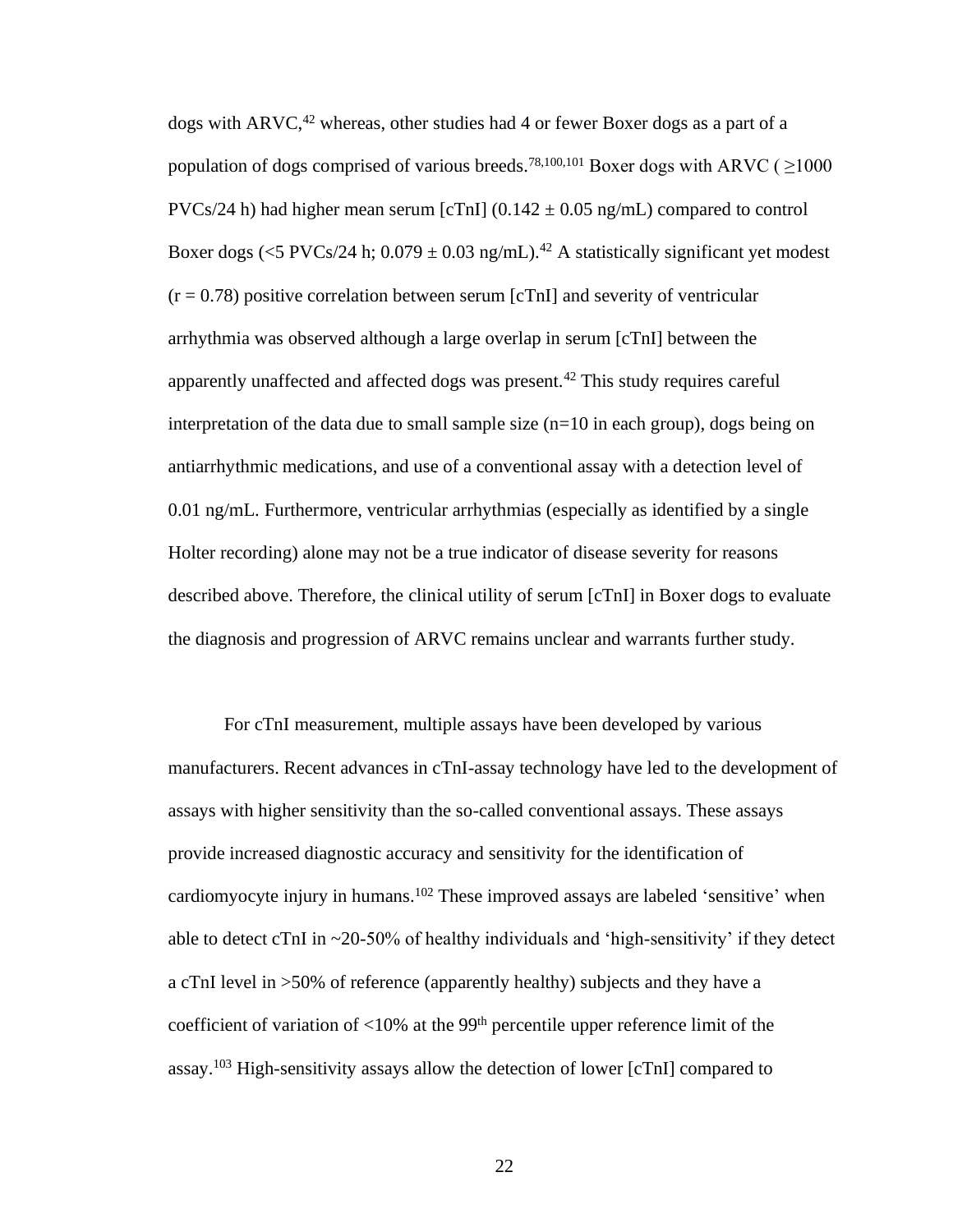dogs with ARVC,[42] whereas, other studies had 4 or fewer Boxer dogs as a part of a population of dogs comprised of various breeds.[78,100,101] Boxer dogs with ARVC ( ≥1000 PVCs/24 h) had higher mean serum [cTnI] (0.142 ± 0.05 ng/mL) compared to control Boxer dogs (<5 PVCs/24 h; 0.079 ± 0.03 ng/mL).[42] A statistically significant yet modest ($r = 0.78$) positive correlation between serum [cTnI] and severity of ventricular arrhythmia was observed although a large overlap in serum [cTnI] between the apparently unaffected and affected dogs was present.[42] This study requires careful interpretation of the data due to small sample size (n=10 in each group), dogs being on antiarrhythmic medications, and use of a conventional assay with a detection level of 0.01 ng/mL. Furthermore, ventricular arrhythmias (especially as identified by a single Holter recording) alone may not be a true indicator of disease severity for reasons described above. Therefore, the clinical utility of serum [cTnI] in Boxer dogs to evaluate the diagnosis and progression of ARVC remains unclear and warrants further study.

For cTnI measurement, multiple assays have been developed by various manufacturers. Recent advances in cTnI-assay technology have led to the development of assays with higher sensitivity than the so-called conventional assays. These assays provide increased diagnostic accuracy and sensitivity for the identification of cardiomyocyte injury in humans.[102] These improved assays are labeled 'sensitive' when able to detect cTnI in ~20-50% of healthy individuals and 'high-sensitivity' if they detect a cTnI level in >50% of reference (apparently healthy) subjects and they have a coefficient of variation of <10% at the 99th percentile upper reference limit of the assay.[103] High-sensitivity assays allow the detection of lower [cTnI] compared to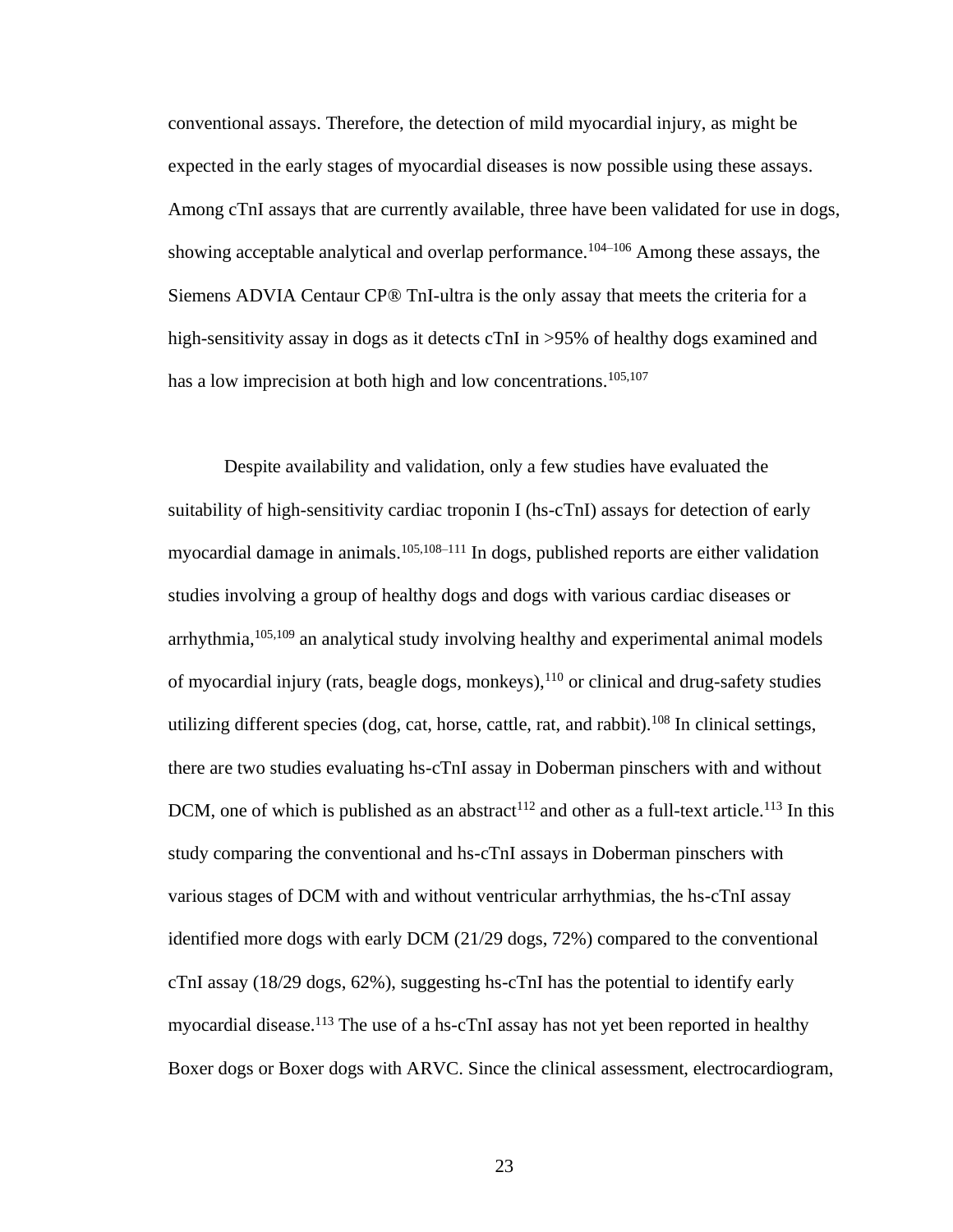conventional assays. Therefore, the detection of mild myocardial injury, as might be expected in the early stages of myocardial diseases is now possible using these assays. Among cTnI assays that are currently available, three have been validated for use in dogs, showing acceptable analytical and overlap performance.[104–106] Among these assays, the Siemens ADVIA Centaur CP® TnI-ultra is the only assay that meets the criteria for a high-sensitivity assay in dogs as it detects cTnI in >95% of healthy dogs examined and has a low imprecision at both high and low concentrations.[105,107]

Despite availability and validation, only a few studies have evaluated the suitability of high-sensitivity cardiac troponin I (hs-cTnI) assays for detection of early myocardial damage in animals.[105,108–111] In dogs, published reports are either validation studies involving a group of healthy dogs and dogs with various cardiac diseases or arrhythmia,[105,109] an analytical study involving healthy and experimental animal models of myocardial injury (rats, beagle dogs, monkeys),[110] or clinical and drug-safety studies utilizing different species (dog, cat, horse, cattle, rat, and rabbit).[108] In clinical settings, there are two studies evaluating hs-cTnI assay in Doberman pinschers with and without DCM, one of which is published as an abstract[112] and other as a full-text article.[113] In this study comparing the conventional and hs-cTnI assays in Doberman pinschers with various stages of DCM with and without ventricular arrhythmias, the hs-cTnI assay identified more dogs with early DCM (21/29 dogs, 72%) compared to the conventional cTnI assay (18/29 dogs, 62%), suggesting hs-cTnI has the potential to identify early myocardial disease.[113] The use of a hs-cTnI assay has not yet been reported in healthy Boxer dogs or Boxer dogs with ARVC. Since the clinical assessment, electrocardiogram,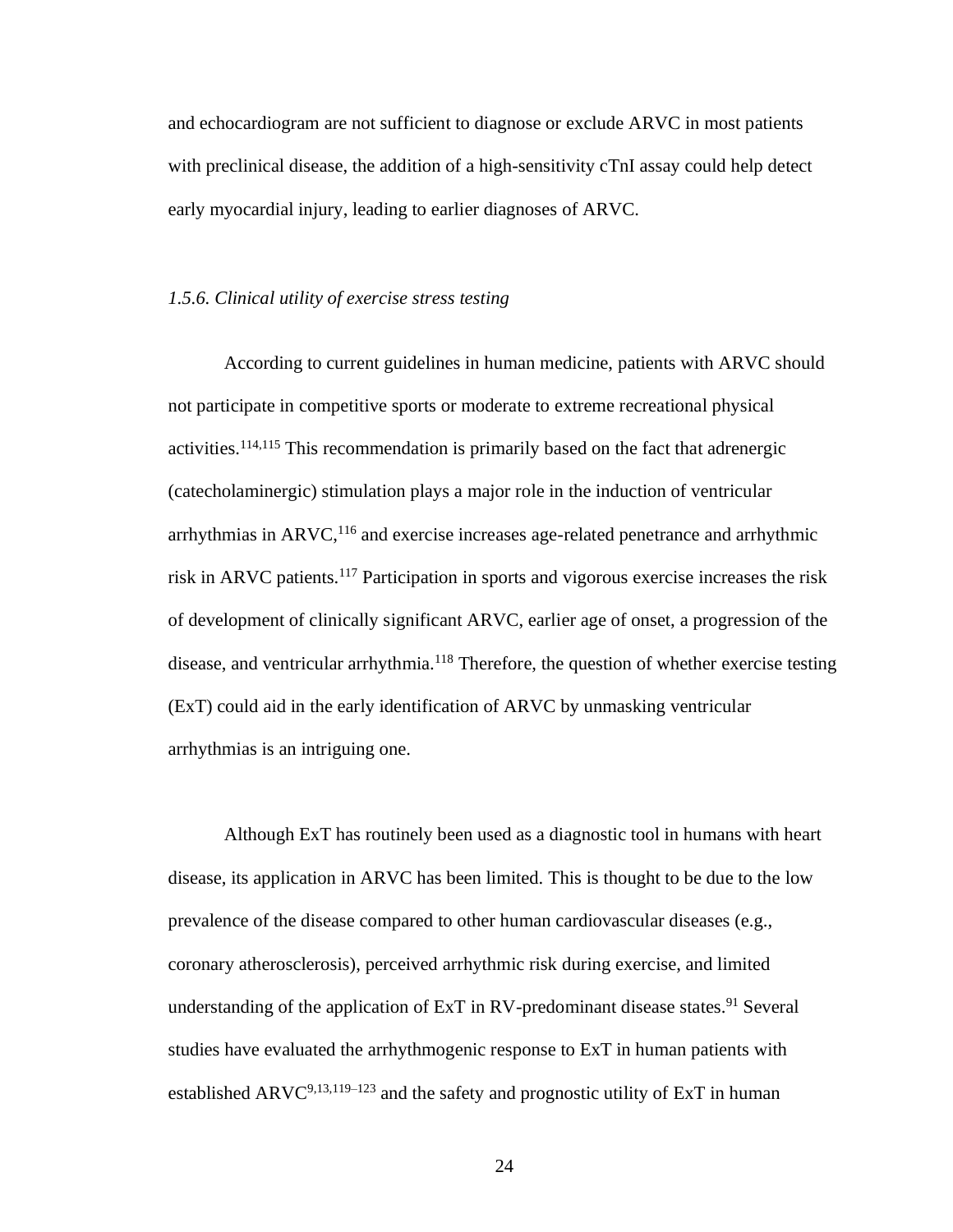and echocardiogram are not sufficient to diagnose or exclude ARVC in most patients with preclinical disease, the addition of a high-sensitivity cTnI assay could help detect early myocardial injury, leading to earlier diagnoses of ARVC.

### *1.5.6. Clinical utility of exercise stress testing*

According to current guidelines in human medicine, patients with ARVC should not participate in competitive sports or moderate to extreme recreational physical activities.[114,115] This recommendation is primarily based on the fact that adrenergic (catecholaminergic) stimulation plays a major role in the induction of ventricular arrhythmias in ARVC,[116] and exercise increases age-related penetrance and arrhythmic risk in ARVC patients.[117] Participation in sports and vigorous exercise increases the risk of development of clinically significant ARVC, earlier age of onset, a progression of the disease, and ventricular arrhythmia.[118] Therefore, the question of whether exercise testing (ExT) could aid in the early identification of ARVC by unmasking ventricular arrhythmias is an intriguing one.

Although ExT has routinely been used as a diagnostic tool in humans with heart disease, its application in ARVC has been limited. This is thought to be due to the low prevalence of the disease compared to other human cardiovascular diseases (e.g., coronary atherosclerosis), perceived arrhythmic risk during exercise, and limited understanding of the application of ExT in RV-predominant disease states.[91] Several studies have evaluated the arrhythmogenic response to ExT in human patients with established ARVC[9,13,119–123] and the safety and prognostic utility of ExT in human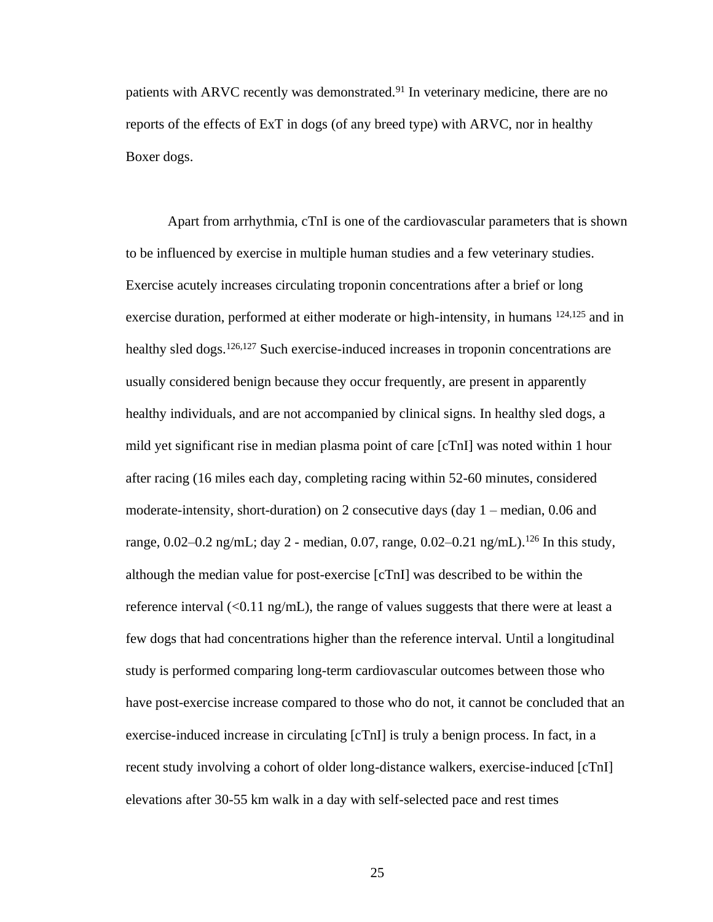patients with ARVC recently was demonstrated.[91] In veterinary medicine, there are no reports of the effects of ExT in dogs (of any breed type) with ARVC, nor in healthy Boxer dogs.

Apart from arrhythmia, cTnI is one of the cardiovascular parameters that is shown to be influenced by exercise in multiple human studies and a few veterinary studies. Exercise acutely increases circulating troponin concentrations after a brief or long exercise duration, performed at either moderate or high-intensity, in humans [124,125] and in healthy sled dogs.[126,127] Such exercise-induced increases in troponin concentrations are usually considered benign because they occur frequently, are present in apparently healthy individuals, and are not accompanied by clinical signs. In healthy sled dogs, a mild yet significant rise in median plasma point of care [cTnI] was noted within 1 hour after racing (16 miles each day, completing racing within 52-60 minutes, considered moderate-intensity, short-duration) on 2 consecutive days (day 1 – median, 0.06 and range, 0.02–0.2 ng/mL; day 2 - median, 0.07, range, 0.02–0.21 ng/mL).[126] In this study, although the median value for post-exercise [cTnI] was described to be within the reference interval (<0.11 ng/mL), the range of values suggests that there were at least a few dogs that had concentrations higher than the reference interval. Until a longitudinal study is performed comparing long-term cardiovascular outcomes between those who have post-exercise increase compared to those who do not, it cannot be concluded that an exercise-induced increase in circulating [cTnI] is truly a benign process. In fact, in a recent study involving a cohort of older long-distance walkers, exercise-induced [cTnI] elevations after 30-55 km walk in a day with self-selected pace and rest times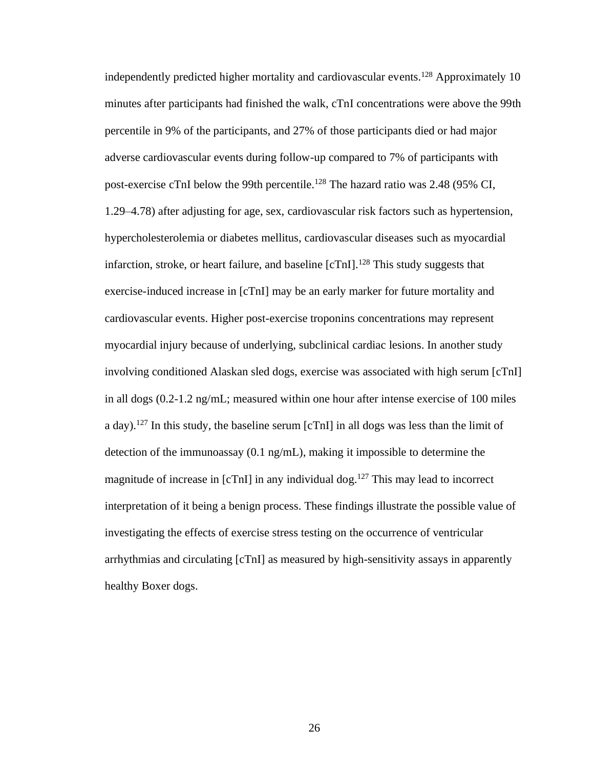independently predicted higher mortality and cardiovascular events.[128] Approximately 10 minutes after participants had finished the walk, cTnI concentrations were above the 99th percentile in 9% of the participants, and 27% of those participants died or had major adverse cardiovascular events during follow-up compared to 7% of participants with post-exercise cTnI below the 99th percentile.[128] The hazard ratio was 2.48 (95% CI, 1.29–4.78) after adjusting for age, sex, cardiovascular risk factors such as hypertension, hypercholesterolemia or diabetes mellitus, cardiovascular diseases such as myocardial infarction, stroke, or heart failure, and baseline [cTnI].[128] This study suggests that exercise-induced increase in [cTnI] may be an early marker for future mortality and cardiovascular events. Higher post-exercise troponins concentrations may represent myocardial injury because of underlying, subclinical cardiac lesions. In another study involving conditioned Alaskan sled dogs, exercise was associated with high serum [cTnI] in all dogs (0.2-1.2 ng/mL; measured within one hour after intense exercise of 100 miles a day).[127] In this study, the baseline serum [cTnI] in all dogs was less than the limit of detection of the immunoassay (0.1 ng/mL), making it impossible to determine the magnitude of increase in [cTnI] in any individual dog.[127] This may lead to incorrect interpretation of it being a benign process. These findings illustrate the possible value of investigating the effects of exercise stress testing on the occurrence of ventricular arrhythmias and circulating [cTnI] as measured by high-sensitivity assays in apparently healthy Boxer dogs.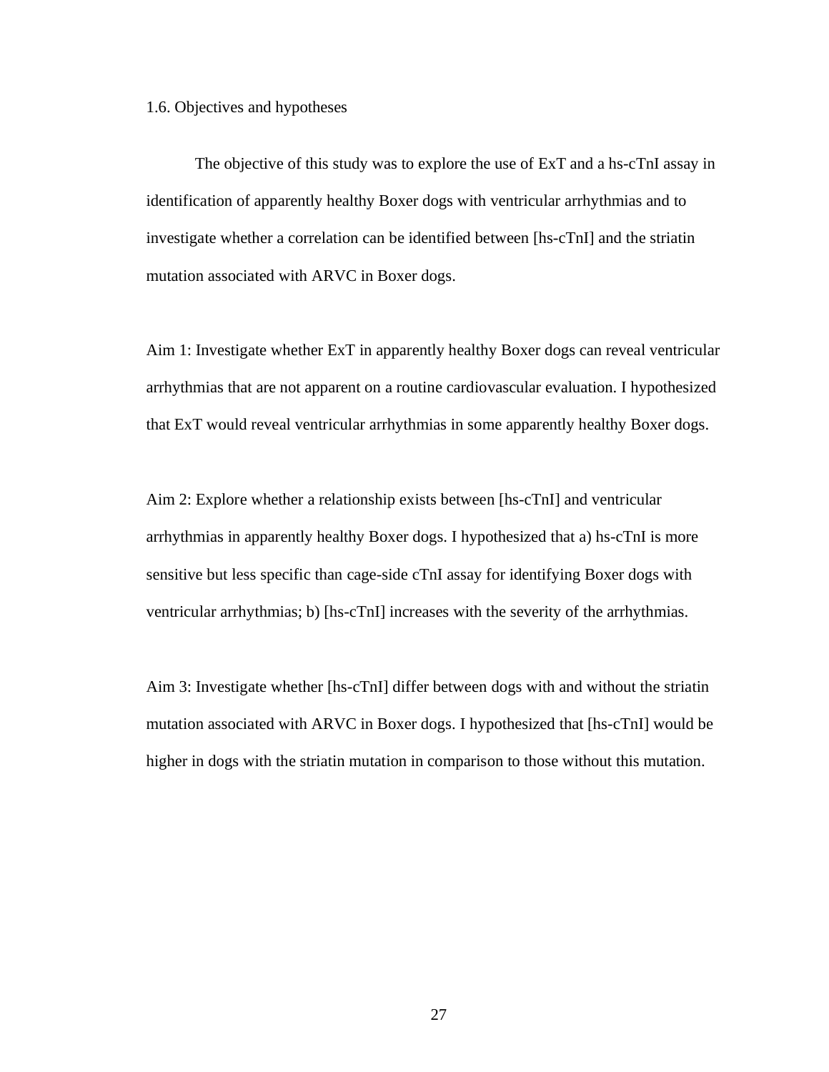## 1.6. Objectives and hypotheses

The objective of this study was to explore the use of ExT and a hs-cTnI assay in identification of apparently healthy Boxer dogs with ventricular arrhythmias and to investigate whether a correlation can be identified between [hs-cTnI] and the striatin mutation associated with ARVC in Boxer dogs.

Aim 1: Investigate whether ExT in apparently healthy Boxer dogs can reveal ventricular arrhythmias that are not apparent on a routine cardiovascular evaluation. I hypothesized that ExT would reveal ventricular arrhythmias in some apparently healthy Boxer dogs.

Aim 2: Explore whether a relationship exists between [hs-cTnI] and ventricular arrhythmias in apparently healthy Boxer dogs. I hypothesized that a) hs-cTnI is more sensitive but less specific than cage-side cTnI assay for identifying Boxer dogs with ventricular arrhythmias; b) [hs-cTnI] increases with the severity of the arrhythmias.

Aim 3: Investigate whether [hs-cTnI] differ between dogs with and without the striatin mutation associated with ARVC in Boxer dogs. I hypothesized that [hs-cTnI] would be higher in dogs with the striatin mutation in comparison to those without this mutation.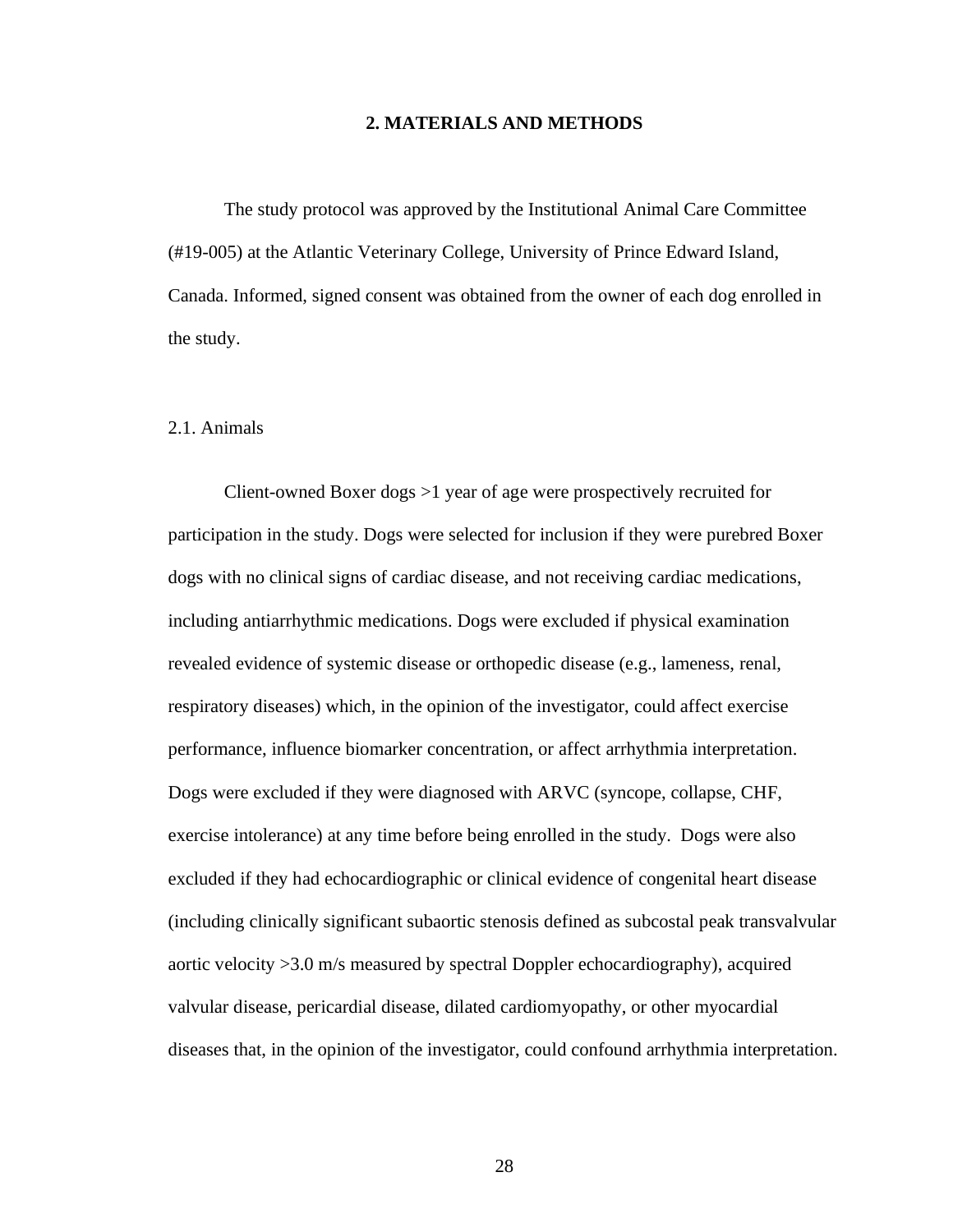# 2. MATERIALS AND METHODS

The study protocol was approved by the Institutional Animal Care Committee (#19-005) at the Atlantic Veterinary College, University of Prince Edward Island, Canada. Informed, signed consent was obtained from the owner of each dog enrolled in the study.

## 2.1. Animals

Client-owned Boxer dogs >1 year of age were prospectively recruited for participation in the study. Dogs were selected for inclusion if they were purebred Boxer dogs with no clinical signs of cardiac disease, and not receiving cardiac medications, including antiarrhythmic medications. Dogs were excluded if physical examination revealed evidence of systemic disease or orthopedic disease (e.g., lameness, renal, respiratory diseases) which, in the opinion of the investigator, could affect exercise performance, influence biomarker concentration, or affect arrhythmia interpretation. Dogs were excluded if they were diagnosed with ARVC (syncope, collapse, CHF, exercise intolerance) at any time before being enrolled in the study. Dogs were also excluded if they had echocardiographic or clinical evidence of congenital heart disease (including clinically significant subaortic stenosis defined as subcostal peak transvalvular aortic velocity >3.0 m/s measured by spectral Doppler echocardiography), acquired valvular disease, pericardial disease, dilated cardiomyopathy, or other myocardial diseases that, in the opinion of the investigator, could confound arrhythmia interpretation.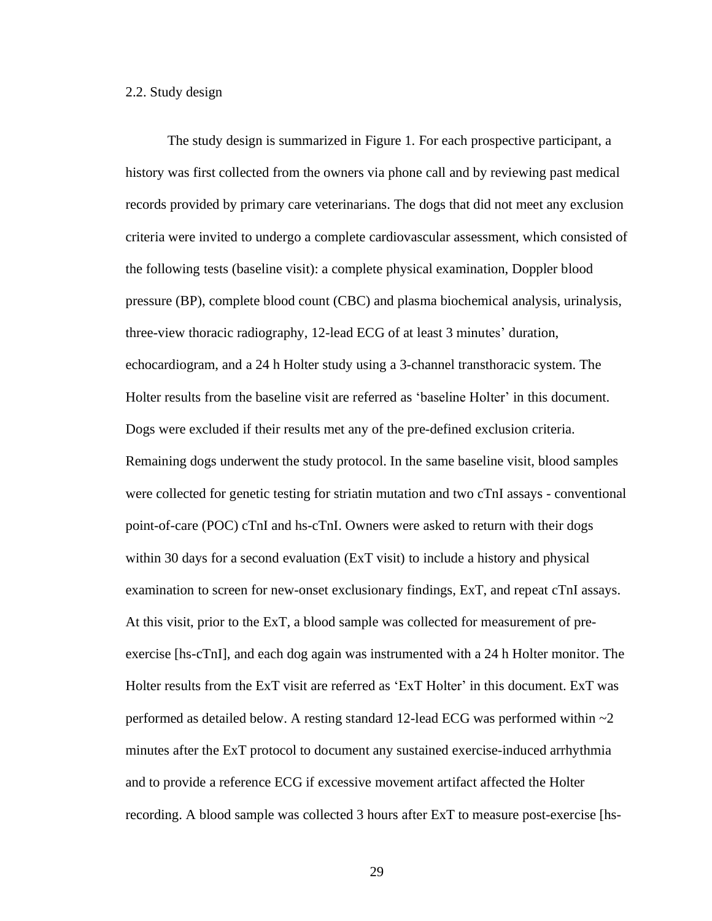## 2.2. Study design

The study design is summarized in Figure 1. For each prospective participant, a history was first collected from the owners via phone call and by reviewing past medical records provided by primary care veterinarians. The dogs that did not meet any exclusion criteria were invited to undergo a complete cardiovascular assessment, which consisted of the following tests (baseline visit): a complete physical examination, Doppler blood pressure (BP), complete blood count (CBC) and plasma biochemical analysis, urinalysis, three-view thoracic radiography, 12-lead ECG of at least 3 minutes' duration, echocardiogram, and a 24 h Holter study using a 3-channel transthoracic system. The Holter results from the baseline visit are referred as 'baseline Holter' in this document. Dogs were excluded if their results met any of the pre-defined exclusion criteria. Remaining dogs underwent the study protocol. In the same baseline visit, blood samples were collected for genetic testing for striatin mutation and two cTnI assays - conventional point-of-care (POC) cTnI and hs-cTnI. Owners were asked to return with their dogs within 30 days for a second evaluation (ExT visit) to include a history and physical examination to screen for new-onset exclusionary findings, ExT, and repeat cTnI assays. At this visit, prior to the ExT, a blood sample was collected for measurement of pre-exercise [hs-cTnI], and each dog again was instrumented with a 24 h Holter monitor. The Holter results from the ExT visit are referred as 'ExT Holter' in this document. ExT was performed as detailed below. A resting standard 12-lead ECG was performed within ~2 minutes after the ExT protocol to document any sustained exercise-induced arrhythmia and to provide a reference ECG if excessive movement artifact affected the Holter recording. A blood sample was collected 3 hours after ExT to measure post-exercise [hs-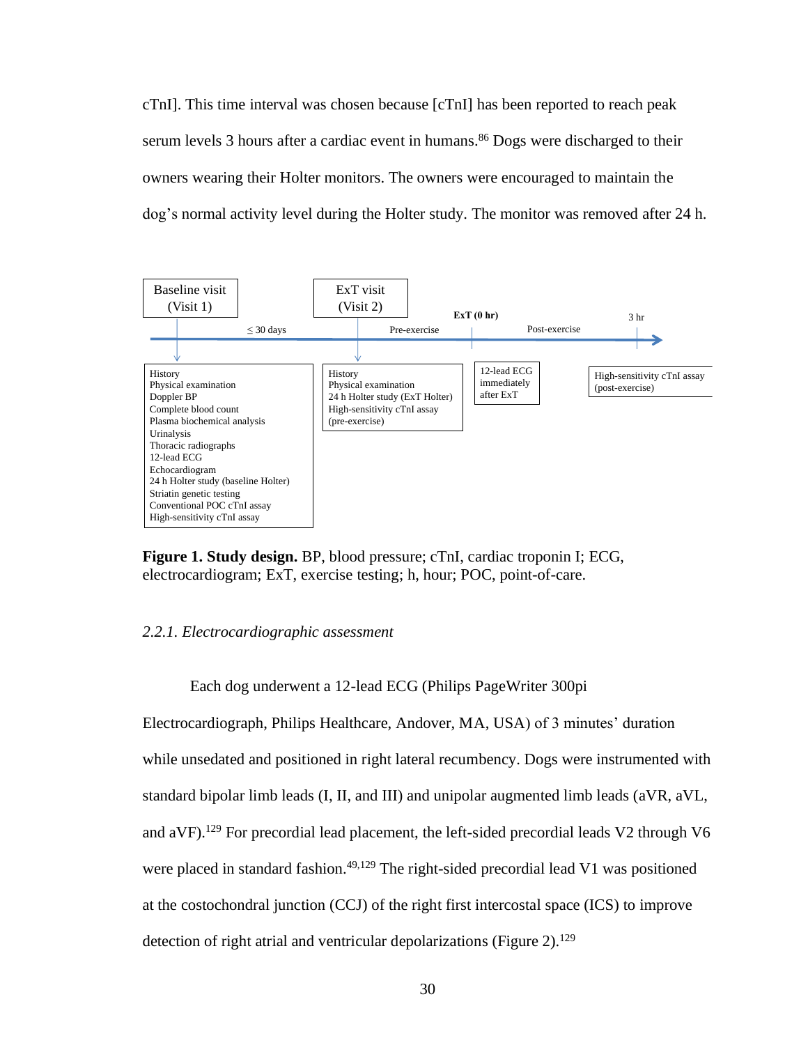cTnI]. This time interval was chosen because [cTnI] has been reported to reach peak serum levels 3 hours after a cardiac event in humans.[86] Dogs were discharged to their owners wearing their Holter monitors. The owners were encouraged to maintain the dog's normal activity level during the Holter study. The monitor was removed after 24 h.

Baseline visit (Visit 1)

≤ 30 days

ExT visit (Visit 2)

Pre-exercise

ExT (0 hr)

Post-exercise

3 hr

History
Physical examination
Doppler BP
Complete blood count
Plasma biochemical analysis
Urinalysis
Thoracic radiographs
12-lead ECG
Echocardiogram
24 h Holter study (baseline Holter)
Striatin genetic testing
Conventional POC cTnI assay
High-sensitivity cTnI assay

History
Physical examination
24 h Holter study (ExT Holter)
High-sensitivity cTnI assay (pre-exercise)

12-lead ECG immediately after ExT

High-sensitivity cTnI assay (post-exercise)

**Figure 1. Study design.** BP, blood pressure; cTnI, cardiac troponin I; ECG, electrocardiogram; ExT, exercise testing; h, hour; POC, point-of-care.

### *2.2.1. Electrocardiographic assessment*

Each dog underwent a 12-lead ECG (Philips PageWriter 300pi Electrocardiograph, Philips Healthcare, Andover, MA, USA) of 3 minutes' duration while unsedated and positioned in right lateral recumbency. Dogs were instrumented with standard bipolar limb leads (I, II, and III) and unipolar augmented limb leads (aVR, aVL, and aVF).[129] For precordial lead placement, the left-sided precordial leads V2 through V6 were placed in standard fashion.[49,129] The right-sided precordial lead V1 was positioned at the costochondral junction (CCJ) of the right first intercostal space (ICS) to improve detection of right atrial and ventricular depolarizations (Figure 2).[129]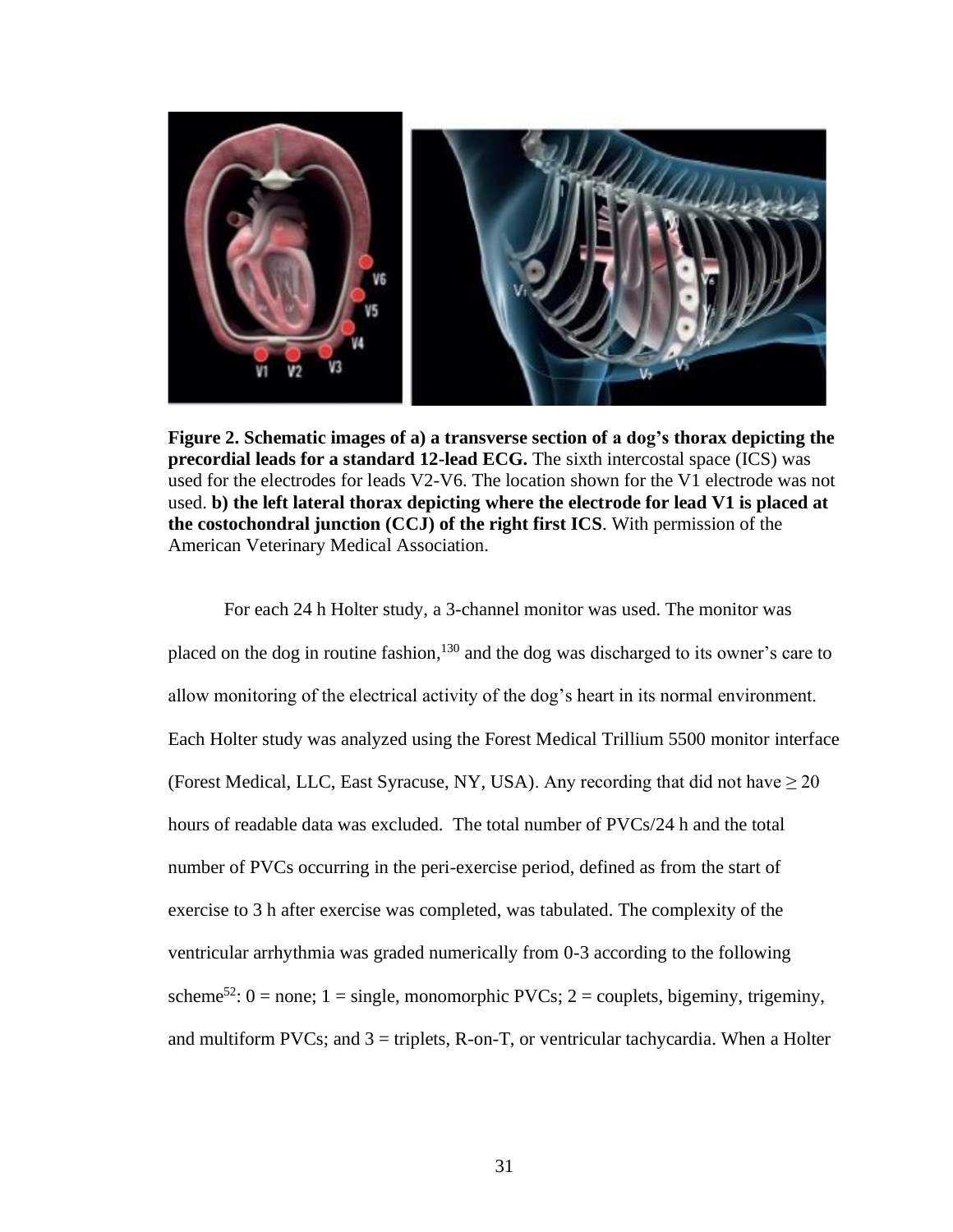**Figure 2. Schematic images of a) a transverse section of a dog's thorax depicting the precordial leads for a standard 12-lead ECG.** The sixth intercostal space (ICS) was used for the electrodes for leads V2-V6. The location shown for the V1 electrode was not used. **b) the left lateral thorax depicting where the electrode for lead V1 is placed at the costochondral junction (CCJ) of the right first ICS**. With permission of the American Veterinary Medical Association.

For each 24 h Holter study, a 3-channel monitor was used. The monitor was placed on the dog in routine fashion,[130] and the dog was discharged to its owner's care to allow monitoring of the electrical activity of the dog's heart in its normal environment. Each Holter study was analyzed using the Forest Medical Trillium 5500 monitor interface (Forest Medical, LLC, East Syracuse, NY, USA). Any recording that did not have ≥ 20 hours of readable data was excluded. The total number of PVCs/24 h and the total number of PVCs occurring in the peri-exercise period, defined as from the start of exercise to 3 h after exercise was completed, was tabulated. The complexity of the ventricular arrhythmia was graded numerically from 0-3 according to the following scheme[52]: 0 = none; 1 = single, monomorphic PVCs; 2 = couplets, bigeminy, trigeminy, and multiform PVCs; and 3 = triplets, R-on-T, or ventricular tachycardia. When a Holter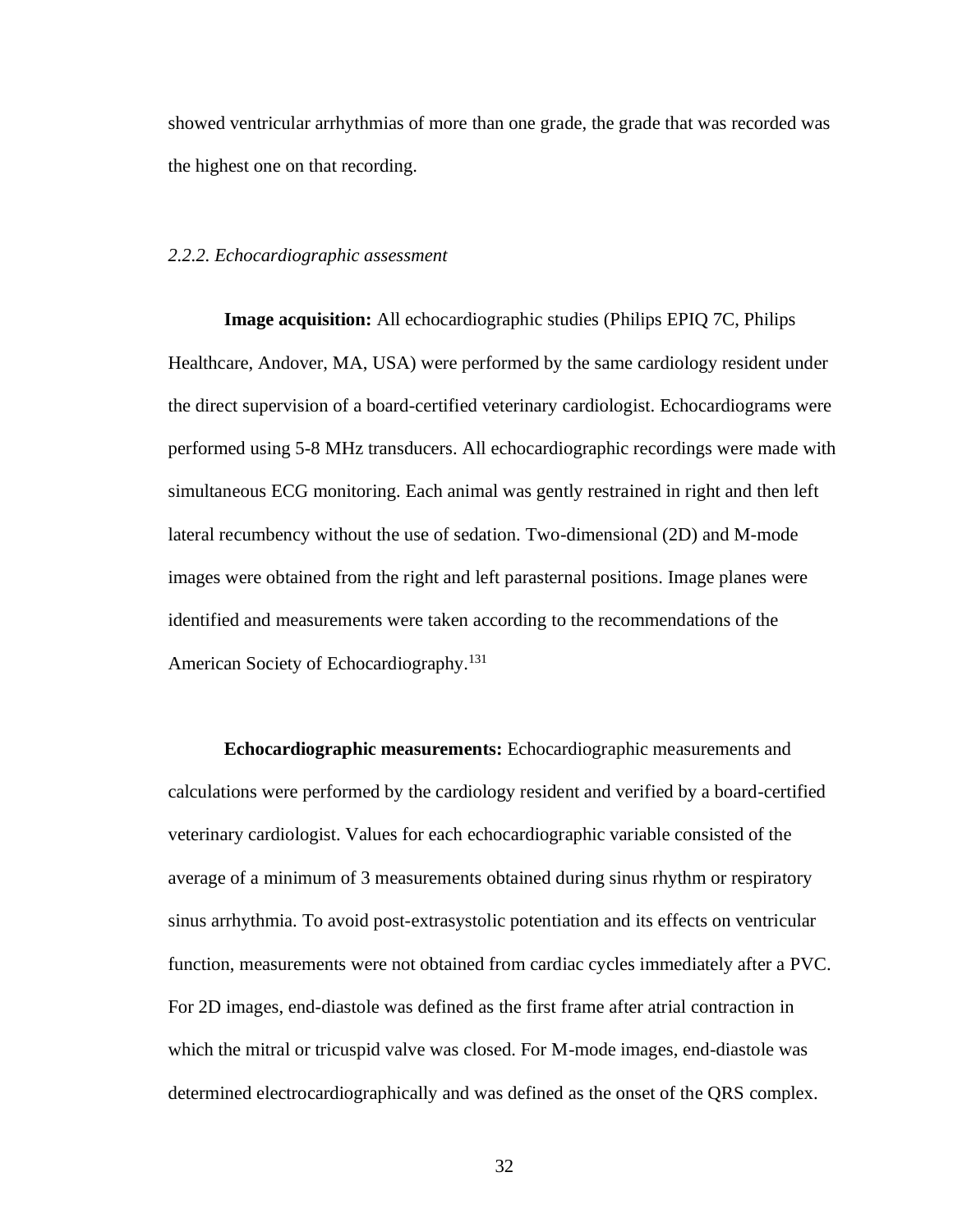showed ventricular arrhythmias of more than one grade, the grade that was recorded was the highest one on that recording.

### *2.2.2. Echocardiographic assessment*

**Image acquisition:** All echocardiographic studies (Philips EPIQ 7C, Philips Healthcare, Andover, MA, USA) were performed by the same cardiology resident under the direct supervision of a board-certified veterinary cardiologist. Echocardiograms were performed using 5-8 MHz transducers. All echocardiographic recordings were made with simultaneous ECG monitoring. Each animal was gently restrained in right and then left lateral recumbency without the use of sedation. Two-dimensional (2D) and M-mode images were obtained from the right and left parasternal positions. Image planes were identified and measurements were taken according to the recommendations of the American Society of Echocardiography.[131]

**Echocardiographic measurements:** Echocardiographic measurements and calculations were performed by the cardiology resident and verified by a board-certified veterinary cardiologist. Values for each echocardiographic variable consisted of the average of a minimum of 3 measurements obtained during sinus rhythm or respiratory sinus arrhythmia. To avoid post-extrasystolic potentiation and its effects on ventricular function, measurements were not obtained from cardiac cycles immediately after a PVC. For 2D images, end-diastole was defined as the first frame after atrial contraction in which the mitral or tricuspid valve was closed. For M-mode images, end-diastole was determined electrocardiographically and was defined as the onset of the QRS complex.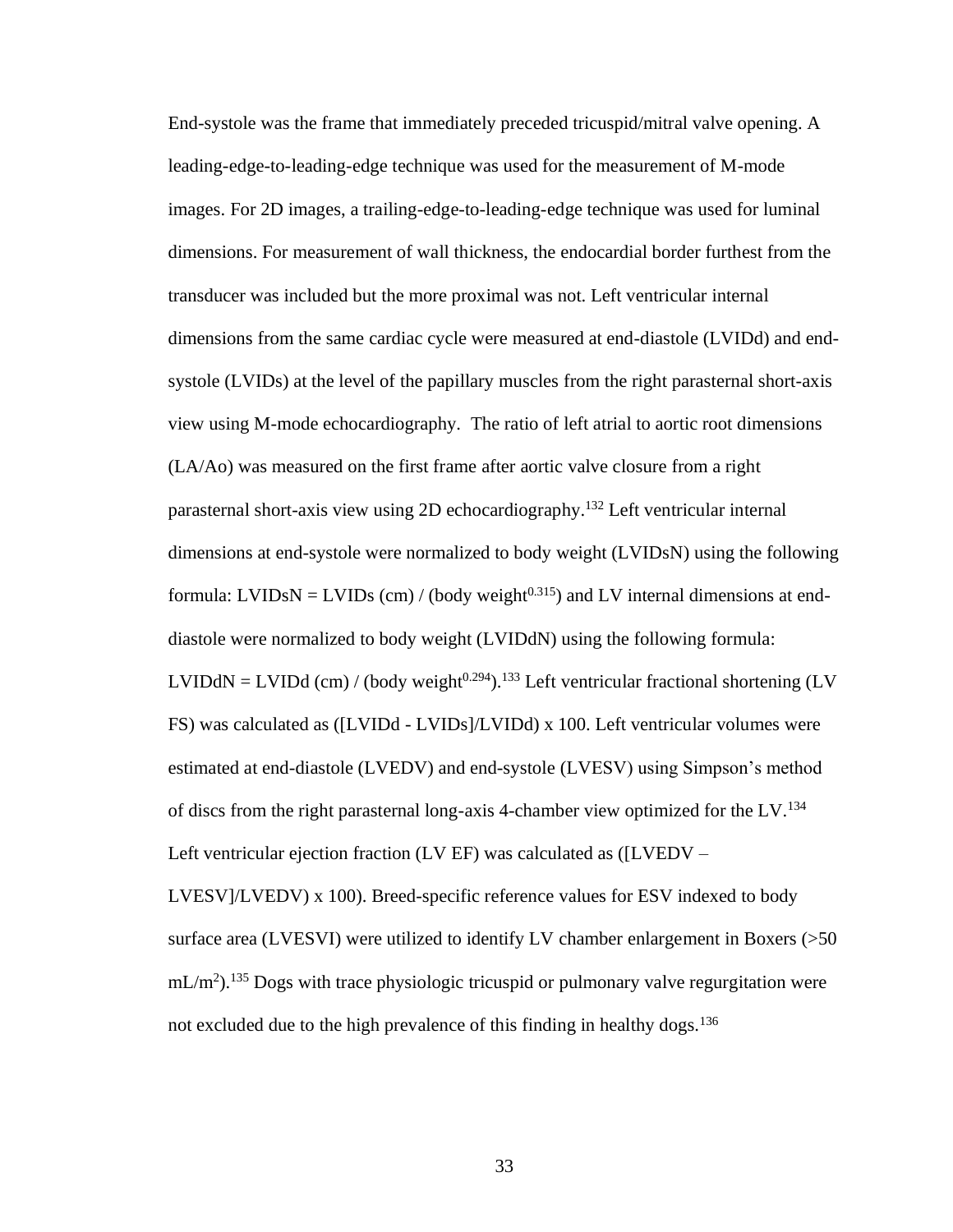End-systole was the frame that immediately preceded tricuspid/mitral valve opening. A leading-edge-to-leading-edge technique was used for the measurement of M-mode images. For 2D images, a trailing-edge-to-leading-edge technique was used for luminal dimensions. For measurement of wall thickness, the endocardial border furthest from the transducer was included but the more proximal was not. Left ventricular internal dimensions from the same cardiac cycle were measured at end-diastole (LVIDd) and end-systole (LVIDs) at the level of the papillary muscles from the right parasternal short-axis view using M-mode echocardiography. The ratio of left atrial to aortic root dimensions (LA/Ao) was measured on the first frame after aortic valve closure from a right parasternal short-axis view using 2D echocardiography.[132] Left ventricular internal dimensions at end-systole were normalized to body weight (LVIDsN) using the following formula: LVIDsN = LVIDs (cm) / (body weight$^{0.315}$) and LV internal dimensions at end-diastole were normalized to body weight (LVIDdN) using the following formula: LVIDdN = LVIDd (cm) / (body weight$^{0.294}$).[133] Left ventricular fractional shortening (LV FS) was calculated as ([LVIDd - LVIDs]/LVIDd) x 100. Left ventricular volumes were estimated at end-diastole (LVEDV) and end-systole (LVESV) using Simpson's method of discs from the right parasternal long-axis 4-chamber view optimized for the LV.[134] Left ventricular ejection fraction (LV EF) was calculated as ([LVEDV – LVESV]/LVEDV) x 100). Breed-specific reference values for ESV indexed to body surface area (LVESVI) were utilized to identify LV chamber enlargement in Boxers (>50 mL/m$^2$).[135] Dogs with trace physiologic tricuspid or pulmonary valve regurgitation were not excluded due to the high prevalence of this finding in healthy dogs.[136]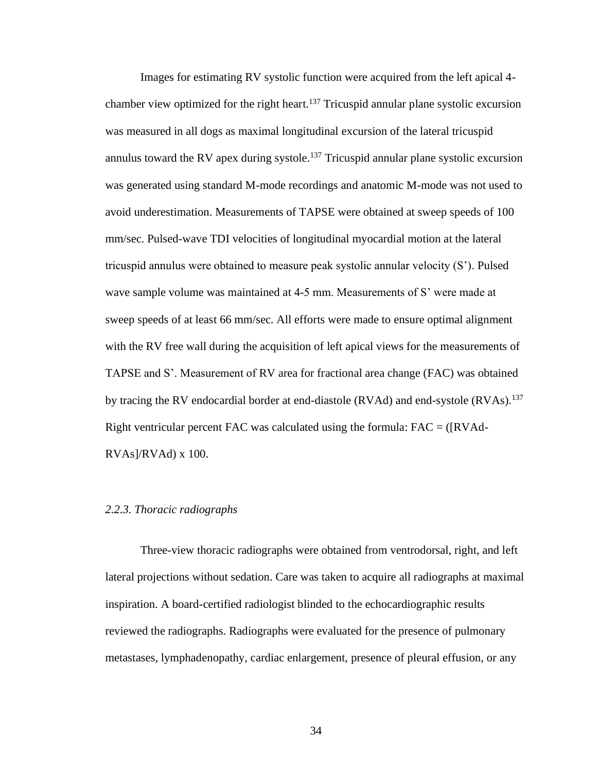Images for estimating RV systolic function were acquired from the left apical 4-chamber view optimized for the right heart.[137] Tricuspid annular plane systolic excursion was measured in all dogs as maximal longitudinal excursion of the lateral tricuspid annulus toward the RV apex during systole.[137] Tricuspid annular plane systolic excursion was generated using standard M-mode recordings and anatomic M-mode was not used to avoid underestimation. Measurements of TAPSE were obtained at sweep speeds of 100 mm/sec. Pulsed-wave TDI velocities of longitudinal myocardial motion at the lateral tricuspid annulus were obtained to measure peak systolic annular velocity (S'). Pulsed wave sample volume was maintained at 4-5 mm. Measurements of S' were made at sweep speeds of at least 66 mm/sec. All efforts were made to ensure optimal alignment with the RV free wall during the acquisition of left apical views for the measurements of TAPSE and S'. Measurement of RV area for fractional area change (FAC) was obtained by tracing the RV endocardial border at end-diastole (RVAd) and end-systole (RVAs).[137] Right ventricular percent FAC was calculated using the formula: $FAC = ([RVAd - RVAs]/RVAd) \times 100$.

### *2.2.3. Thoracic radiographs*

Three-view thoracic radiographs were obtained from ventrodorsal, right, and left lateral projections without sedation. Care was taken to acquire all radiographs at maximal inspiration. A board-certified radiologist blinded to the echocardiographic results reviewed the radiographs. Radiographs were evaluated for the presence of pulmonary metastases, lymphadenopathy, cardiac enlargement, presence of pleural effusion, or any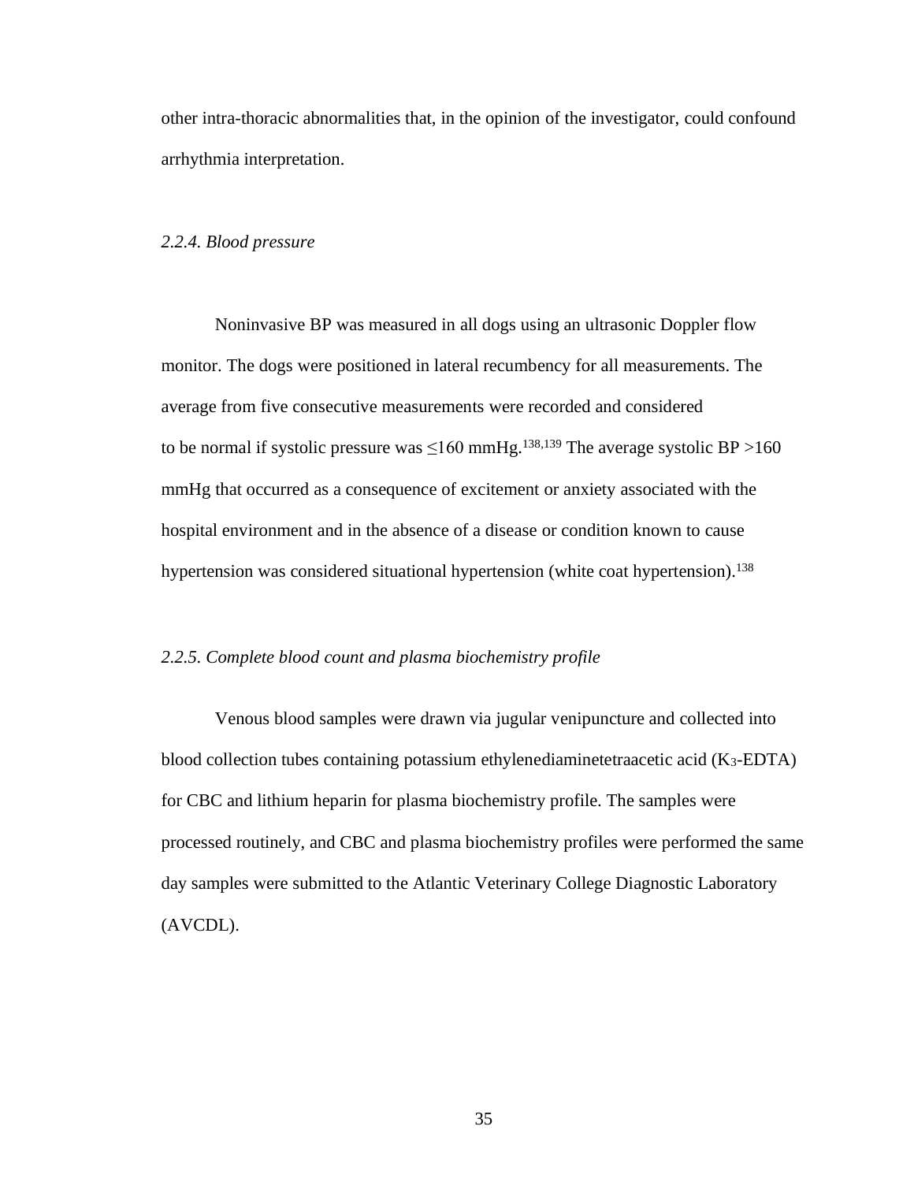other intra-thoracic abnormalities that, in the opinion of the investigator, could confound arrhythmia interpretation.

### *2.2.4. Blood pressure*

Noninvasive BP was measured in all dogs using an ultrasonic Doppler flow monitor. The dogs were positioned in lateral recumbency for all measurements. The average from five consecutive measurements were recorded and considered to be normal if systolic pressure was ≤160 mmHg.[138,139] The average systolic BP >160 mmHg that occurred as a consequence of excitement or anxiety associated with the hospital environment and in the absence of a disease or condition known to cause hypertension was considered situational hypertension (white coat hypertension).[138]

### *2.2.5. Complete blood count and plasma biochemistry profile*

Venous blood samples were drawn via jugular venipuncture and collected into blood collection tubes containing potassium ethylenediaminetetraacetic acid ($K_3$-EDTA) for CBC and lithium heparin for plasma biochemistry profile. The samples were processed routinely, and CBC and plasma biochemistry profiles were performed the same day samples were submitted to the Atlantic Veterinary College Diagnostic Laboratory (AVCDL).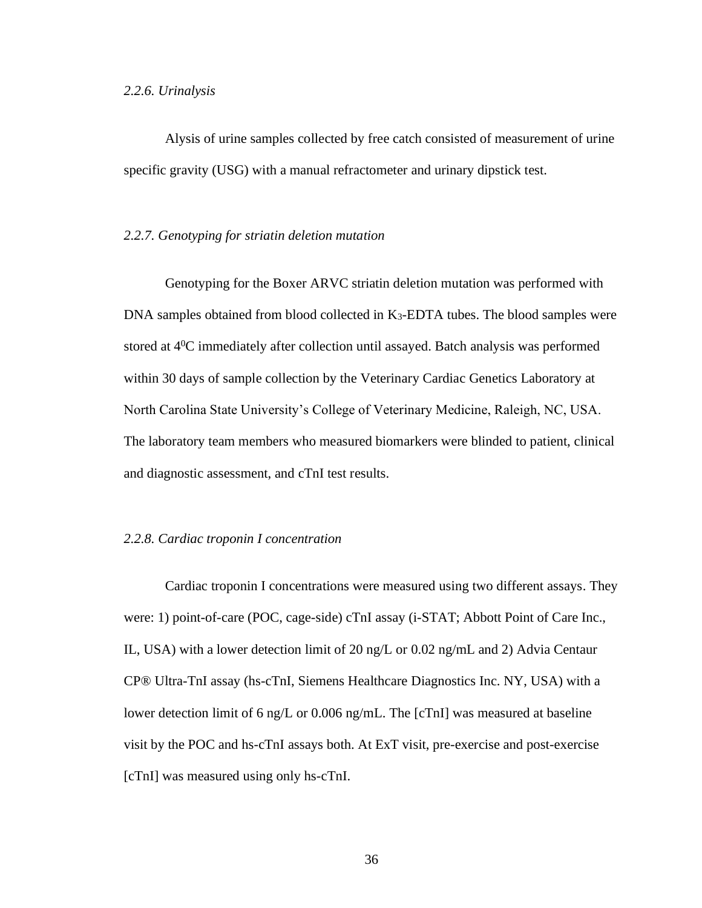*2.2.6. Urinalysis*

Alysis of urine samples collected by free catch consisted of measurement of urine specific gravity (USG) with a manual refractometer and urinary dipstick test.

*2.2.7. Genotyping for striatin deletion mutation*

Genotyping for the Boxer ARVC striatin deletion mutation was performed with DNA samples obtained from blood collected in $K_3$-EDTA tubes. The blood samples were stored at $4^0$C immediately after collection until assayed. Batch analysis was performed within 30 days of sample collection by the Veterinary Cardiac Genetics Laboratory at North Carolina State University's College of Veterinary Medicine, Raleigh, NC, USA. The laboratory team members who measured biomarkers were blinded to patient, clinical and diagnostic assessment, and cTnI test results.

*2.2.8. Cardiac troponin I concentration*

Cardiac troponin I concentrations were measured using two different assays. They were: 1) point-of-care (POC, cage-side) cTnI assay (i-STAT; Abbott Point of Care Inc., IL, USA) with a lower detection limit of 20 ng/L or 0.02 ng/mL and 2) Advia Centaur CP® Ultra-TnI assay (hs-cTnI, Siemens Healthcare Diagnostics Inc. NY, USA) with a lower detection limit of 6 ng/L or 0.006 ng/mL. The [cTnI] was measured at baseline visit by the POC and hs-cTnI assays both. At ExT visit, pre-exercise and post-exercise [cTnI] was measured using only hs-cTnI.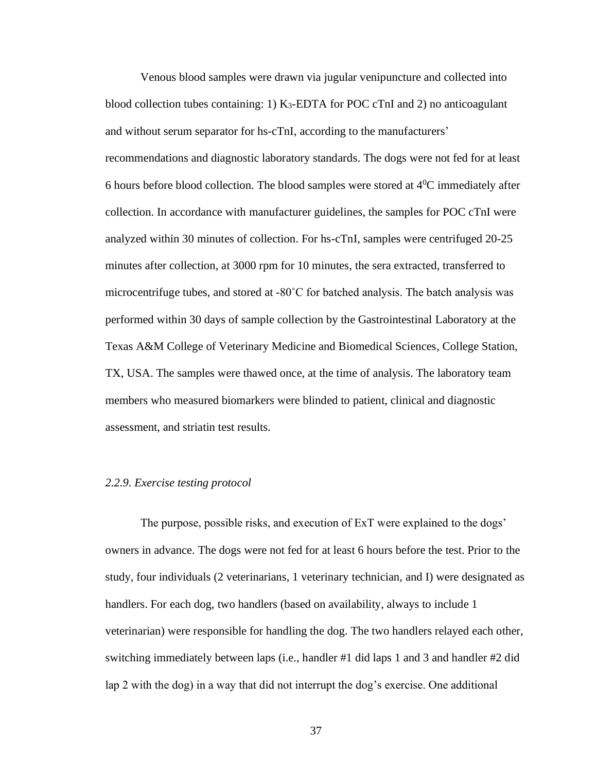Venous blood samples were drawn via jugular venipuncture and collected into blood collection tubes containing: 1) $K_3$-EDTA for POC cTnI and 2) no anticoagulant and without serum separator for hs-cTnI, according to the manufacturers' recommendations and diagnostic laboratory standards. The dogs were not fed for at least 6 hours before blood collection. The blood samples were stored at $4^0$C immediately after collection. In accordance with manufacturer guidelines, the samples for POC cTnI were analyzed within 30 minutes of collection. For hs-cTnI, samples were centrifuged 20-25 minutes after collection, at 3000 rpm for 10 minutes, the sera extracted, transferred to microcentrifuge tubes, and stored at -80˚C for batched analysis. The batch analysis was performed within 30 days of sample collection by the Gastrointestinal Laboratory at the Texas A&M College of Veterinary Medicine and Biomedical Sciences, College Station, TX, USA. The samples were thawed once, at the time of analysis. The laboratory team members who measured biomarkers were blinded to patient, clinical and diagnostic assessment, and striatin test results.

### *2.2.9. Exercise testing protocol*

The purpose, possible risks, and execution of ExT were explained to the dogs' owners in advance. The dogs were not fed for at least 6 hours before the test. Prior to the study, four individuals (2 veterinarians, 1 veterinary technician, and I) were designated as handlers. For each dog, two handlers (based on availability, always to include 1 veterinarian) were responsible for handling the dog. The two handlers relayed each other, switching immediately between laps (i.e., handler #1 did laps 1 and 3 and handler #2 did lap 2 with the dog) in a way that did not interrupt the dog's exercise. One additional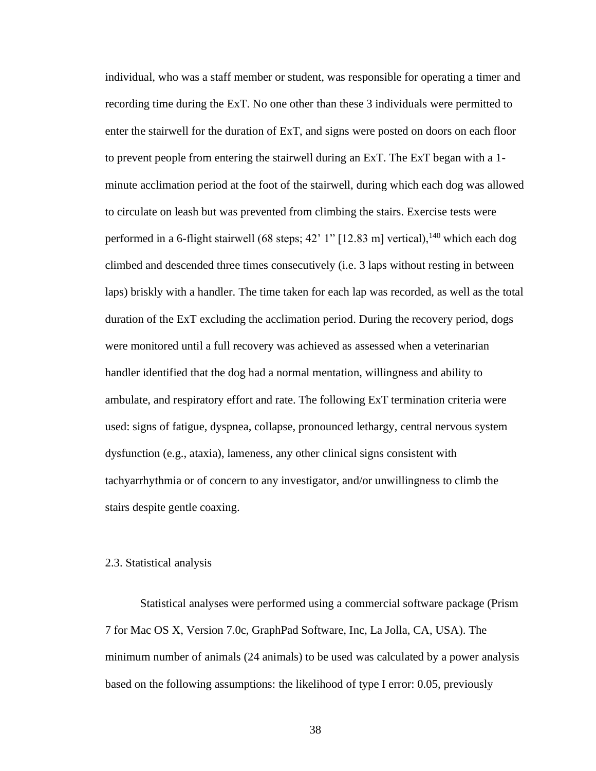individual, who was a staff member or student, was responsible for operating a timer and recording time during the ExT. No one other than these 3 individuals were permitted to enter the stairwell for the duration of ExT, and signs were posted on doors on each floor to prevent people from entering the stairwell during an ExT. The ExT began with a 1-minute acclimation period at the foot of the stairwell, during which each dog was allowed to circulate on leash but was prevented from climbing the stairs. Exercise tests were performed in a 6-flight stairwell (68 steps; 42’ 1” [12.83 m] vertical),[140] which each dog climbed and descended three times consecutively (i.e. 3 laps without resting in between laps) briskly with a handler. The time taken for each lap was recorded, as well as the total duration of the ExT excluding the acclimation period. During the recovery period, dogs were monitored until a full recovery was achieved as assessed when a veterinarian handler identified that the dog had a normal mentation, willingness and ability to ambulate, and respiratory effort and rate. The following ExT termination criteria were used: signs of fatigue, dyspnea, collapse, pronounced lethargy, central nervous system dysfunction (e.g., ataxia), lameness, any other clinical signs consistent with tachyarrhythmia or of concern to any investigator, and/or unwillingness to climb the stairs despite gentle coaxing.

### 2.3. Statistical analysis

Statistical analyses were performed using a commercial software package (Prism 7 for Mac OS X, Version 7.0c, GraphPad Software, Inc, La Jolla, CA, USA). The minimum number of animals (24 animals) to be used was calculated by a power analysis based on the following assumptions: the likelihood of type I error: 0.05, previously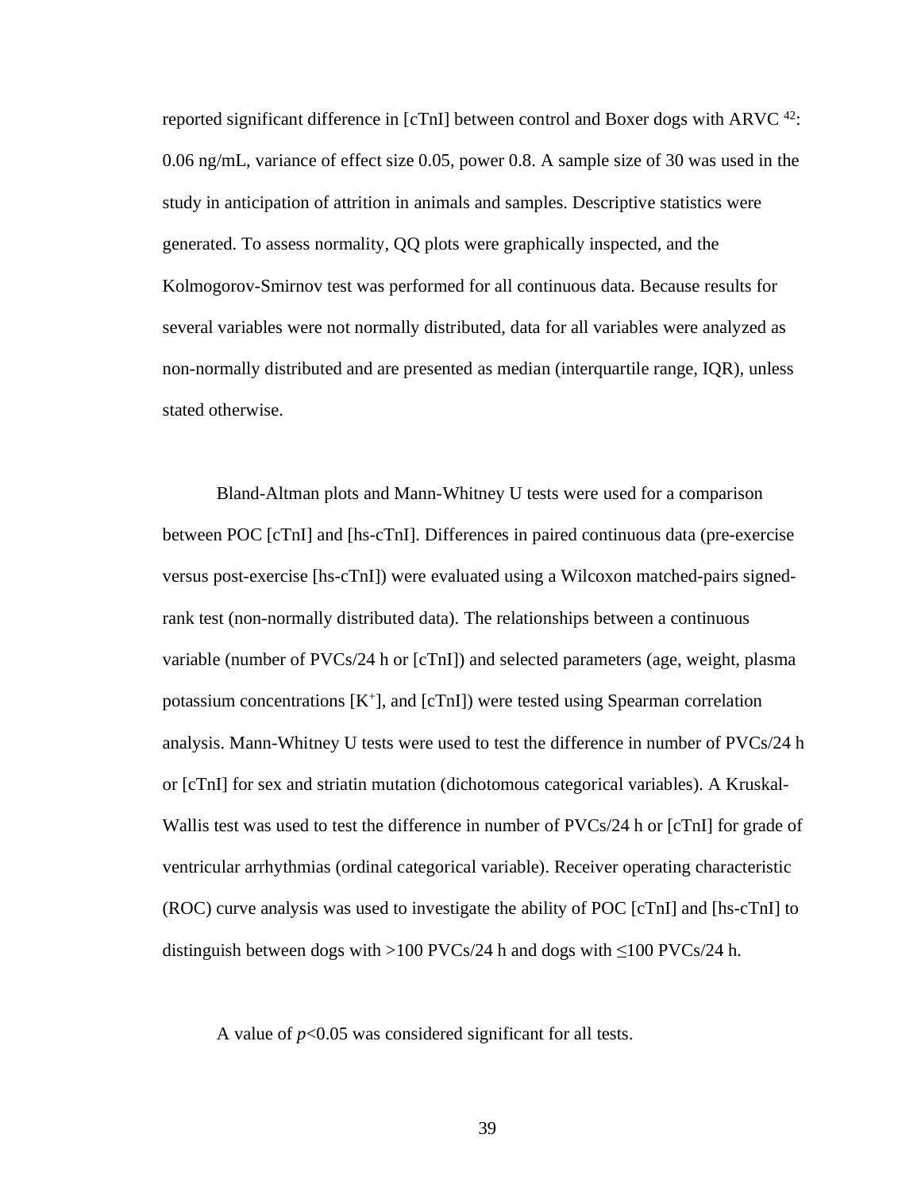reported significant difference in [cTnI] between control and Boxer dogs with ARVC [42]: 0.06 ng/mL, variance of effect size 0.05, power 0.8. A sample size of 30 was used in the study in anticipation of attrition in animals and samples. Descriptive statistics were generated. To assess normality, QQ plots were graphically inspected, and the Kolmogorov-Smirnov test was performed for all continuous data. Because results for several variables were not normally distributed, data for all variables were analyzed as non-normally distributed and are presented as median (interquartile range, IQR), unless stated otherwise.

Bland-Altman plots and Mann-Whitney U tests were used for a comparison between POC [cTnI] and [hs-cTnI]. Differences in paired continuous data (pre-exercise versus post-exercise [hs-cTnI]) were evaluated using a Wilcoxon matched-pairs signed-rank test (non-normally distributed data). The relationships between a continuous variable (number of PVCs/24 h or [cTnI]) and selected parameters (age, weight, plasma potassium concentrations [$K^+$], and [cTnI]) were tested using Spearman correlation analysis. Mann-Whitney U tests were used to test the difference in number of PVCs/24 h or [cTnI] for sex and striatin mutation (dichotomous categorical variables). A Kruskal-Wallis test was used to test the difference in number of PVCs/24 h or [cTnI] for grade of ventricular arrhythmias (ordinal categorical variable). Receiver operating characteristic (ROC) curve analysis was used to investigate the ability of POC [cTnI] and [hs-cTnI] to distinguish between dogs with >100 PVCs/24 h and dogs with ≤100 PVCs/24 h.

A value of $p<0.05$ was considered significant for all tests.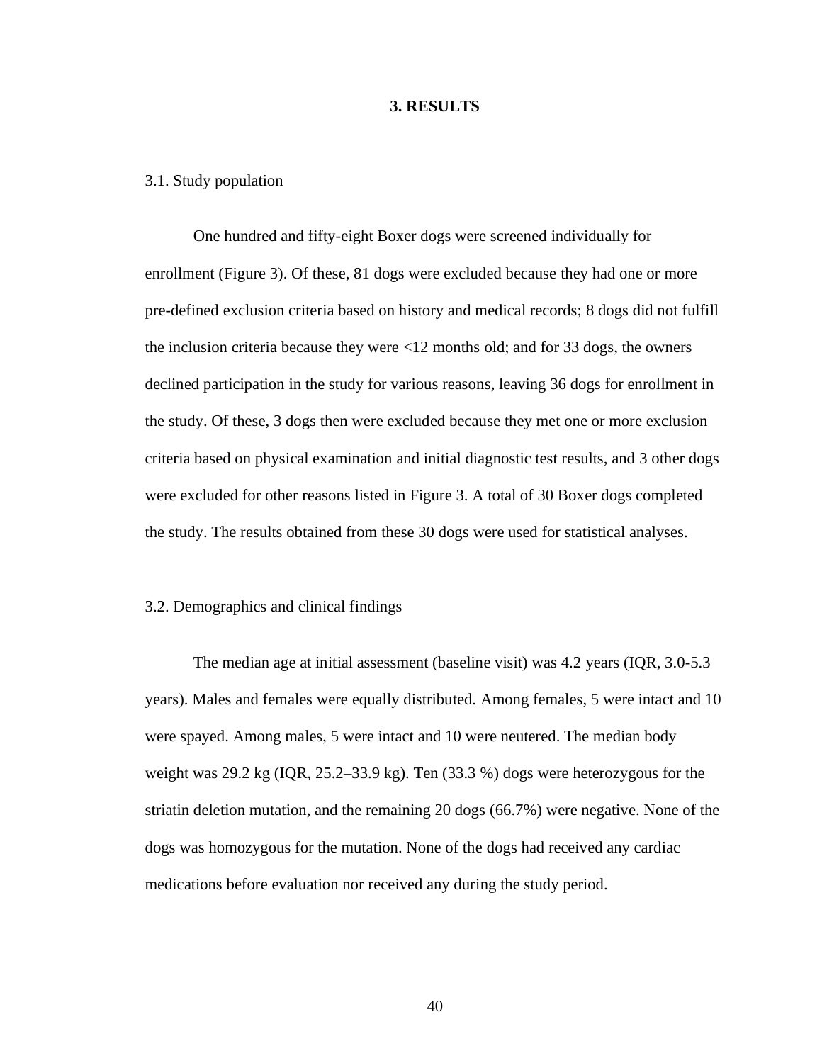# 3. RESULTS

## 3.1. Study population

One hundred and fifty-eight Boxer dogs were screened individually for enrollment (Figure 3). Of these, 81 dogs were excluded because they had one or more pre-defined exclusion criteria based on history and medical records; 8 dogs did not fulfill the inclusion criteria because they were <12 months old; and for 33 dogs, the owners declined participation in the study for various reasons, leaving 36 dogs for enrollment in the study. Of these, 3 dogs then were excluded because they met one or more exclusion criteria based on physical examination and initial diagnostic test results, and 3 other dogs were excluded for other reasons listed in Figure 3. A total of 30 Boxer dogs completed the study. The results obtained from these 30 dogs were used for statistical analyses.

## 3.2. Demographics and clinical findings

The median age at initial assessment (baseline visit) was 4.2 years (IQR, 3.0-5.3 years). Males and females were equally distributed. Among females, 5 were intact and 10 were spayed. Among males, 5 were intact and 10 were neutered. The median body weight was 29.2 kg (IQR, 25.2–33.9 kg). Ten (33.3 %) dogs were heterozygous for the striatin deletion mutation, and the remaining 20 dogs (66.7%) were negative. None of the dogs was homozygous for the mutation. None of the dogs had received any cardiac medications before evaluation nor received any during the study period.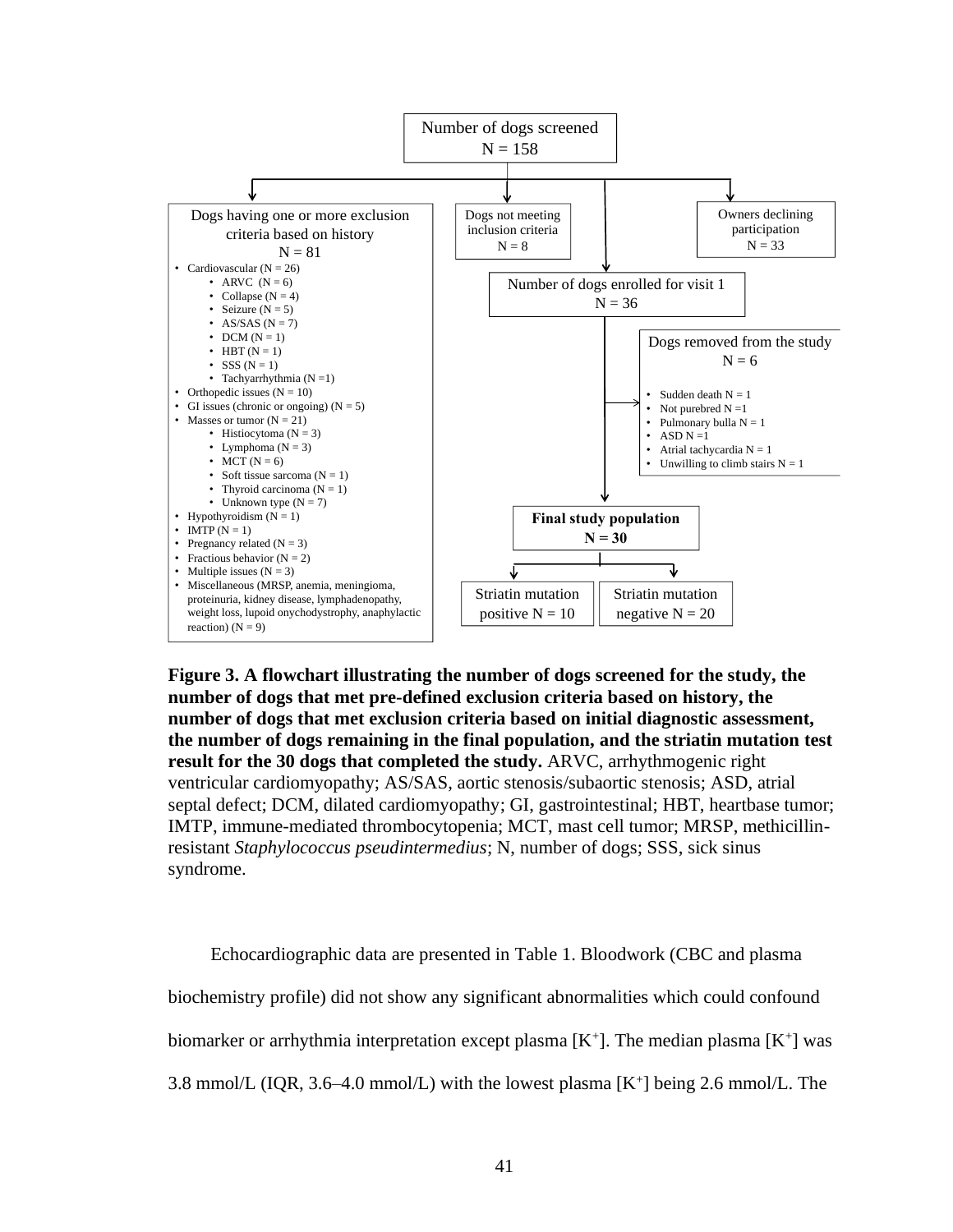Number of dogs screened
N = 158

Dogs having one or more exclusion criteria based on history
N = 81

- Cardiovascular (N = 26)
  - ARVC (N = 6)
  - Collapse (N = 4)
  - Seizure (N = 5)
  - AS/SAS (N = 7)
  - DCM (N = 1)
  - HBT (N = 1)
  - SSS (N = 1)
  - Tachyarrhythmia (N =1)
- Orthopedic issues (N = 10)
- GI issues (chronic or ongoing) (N = 5)
- Masses or tumor (N = 21)
  - Histiocytoma (N = 3)
  - Lymphoma (N = 3)
  - MCT (N = 6)
  - Soft tissue sarcoma (N = 1)
  - Thyroid carcinoma (N = 1)
  - Unknown type (N = 7)
- Hypothyroidism (N = 1)
- IMTP (N = 1)
- Pregnancy related (N = 3)
- Fractious behavior (N = 2)
- Multiple issues (N = 3)
- Miscellaneous (MRSP, anemia, meningioma, proteinuria, kidney disease, lymphadenopathy, weight loss, lupoid onychodystrophy, anaphylactic reaction) (N = 9)

Dogs not meeting inclusion criteria
N = 8

Owners declining participation
N = 33

Number of dogs enrolled for visit 1
N = 36

Dogs removed from the study
N = 6

- Sudden death N = 1
- Not purebred N =1
- Pulmonary bulla N = 1
- ASD N =1
- Atrial tachycardia N = 1
- Unwilling to climb stairs N = 1

**Final study population**
**N = 30**

Striatin mutation positive N = 10

Striatin mutation negative N = 20

**Figure 3. A flowchart illustrating the number of dogs screened for the study, the number of dogs that met pre-defined exclusion criteria based on history, the number of dogs that met exclusion criteria based on initial diagnostic assessment, the number of dogs remaining in the final population, and the striatin mutation test result for the 30 dogs that completed the study.** ARVC, arrhythmogenic right ventricular cardiomyopathy; AS/SAS, aortic stenosis/subaortic stenosis; ASD, atrial septal defect; DCM, dilated cardiomyopathy; GI, gastrointestinal; HBT, heartbase tumor; IMTP, immune-mediated thrombocytopenia; MCT, mast cell tumor; MRSP, methicillin-resistant *Staphylococcus pseudintermedius*; N, number of dogs; SSS, sick sinus syndrome.

Echocardiographic data are presented in Table 1. Bloodwork (CBC and plasma biochemistry profile) did not show any significant abnormalities which could confound biomarker or arrhythmia interpretation except plasma [$K^+$]. The median plasma [$K^+$] was 3.8 mmol/L (IQR, 3.6–4.0 mmol/L) with the lowest plasma [$K^+$] being 2.6 mmol/L. The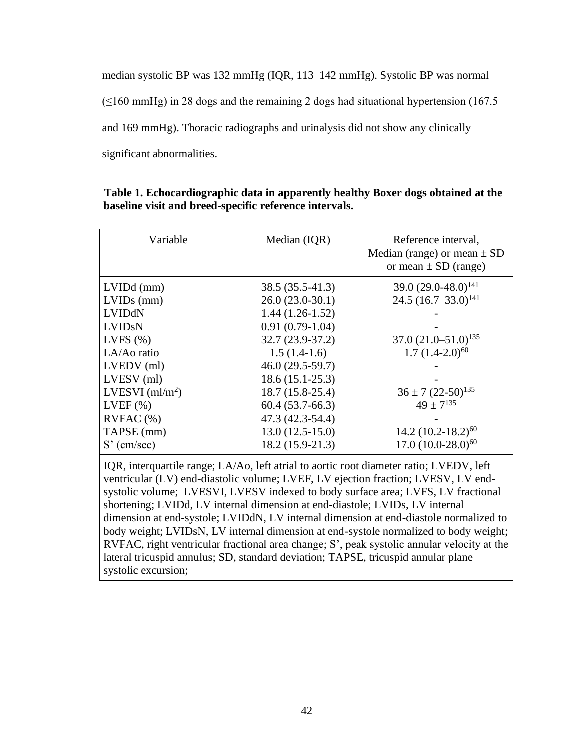median systolic BP was 132 mmHg (IQR, 113–142 mmHg). Systolic BP was normal (≤160 mmHg) in 28 dogs and the remaining 2 dogs had situational hypertension (167.5 and 169 mmHg). Thoracic radiographs and urinalysis did not show any clinically significant abnormalities.

**Table 1. Echocardiographic data in apparently healthy Boxer dogs obtained at the baseline visit and breed-specific reference intervals.**

| Variable | Median (IQR) | Reference interval, Median (range) or mean ± SD or mean ± SD (range) |
|---|---|---|
| LVIDd (mm) | 38.5 (35.5-41.3) | 39.0 (29.0-48.0)[141] |
| LVIDs (mm) | 26.0 (23.0–30.1) | 24.5 (16.7–33.0)[141] |
| LVIDdN | 1.44 (1.26-1.52) | - |
| LVIDsN | 0.91 (0.79-1.04) | - |
| LVFS (%) | 32.7 (23.9-37.2) | 37.0 (21.0–51.0)[135] |
| LA/Ao ratio | 1.5 (1.4-1.6) | 1.7 (1.4-2.0)[60] |
| LVEDV (ml) | 46.0 (29.5-59.7) | - |
| LVESV (ml) | 18.6 (15.1-25.3) | - |
| LVESVI (ml/m$^2$) | 18.7 (15.8-25.4) | 36 ± 7 (22-50)[135] |
| LVEF (%) | 60.4 (53.7-66.3) | 49 ± 7[135] |
| RVFAC (%) | 47.3 (42.3-54.4) | - |
| TAPSE (mm) | 13.0 (12.5-15.0) | 14.2 (10.2-18.2)[60] |
| S' (cm/sec) | 18.2 (15.9-21.3) | 17.0 (10.0-28.0)[60] |

IQR, interquartile range; LA/Ao, left atrial to aortic root diameter ratio; LVEDV, left ventricular (LV) end-diastolic volume; LVEF, LV ejection fraction; LVESV, LV end-systolic volume; LVESVI, LVESV indexed to body surface area; LVFS, LV fractional shortening; LVIDd, LV internal dimension at end-diastole; LVIDs, LV internal dimension at end-systole; LVIDdN, LV internal dimension at end-diastole normalized to body weight; LVIDsN, LV internal dimension at end-systole normalized to body weight; RVFAC, right ventricular fractional area change; S', peak systolic annular velocity at the lateral tricuspid annulus; SD, standard deviation; TAPSE, tricuspid annular plane systolic excursion;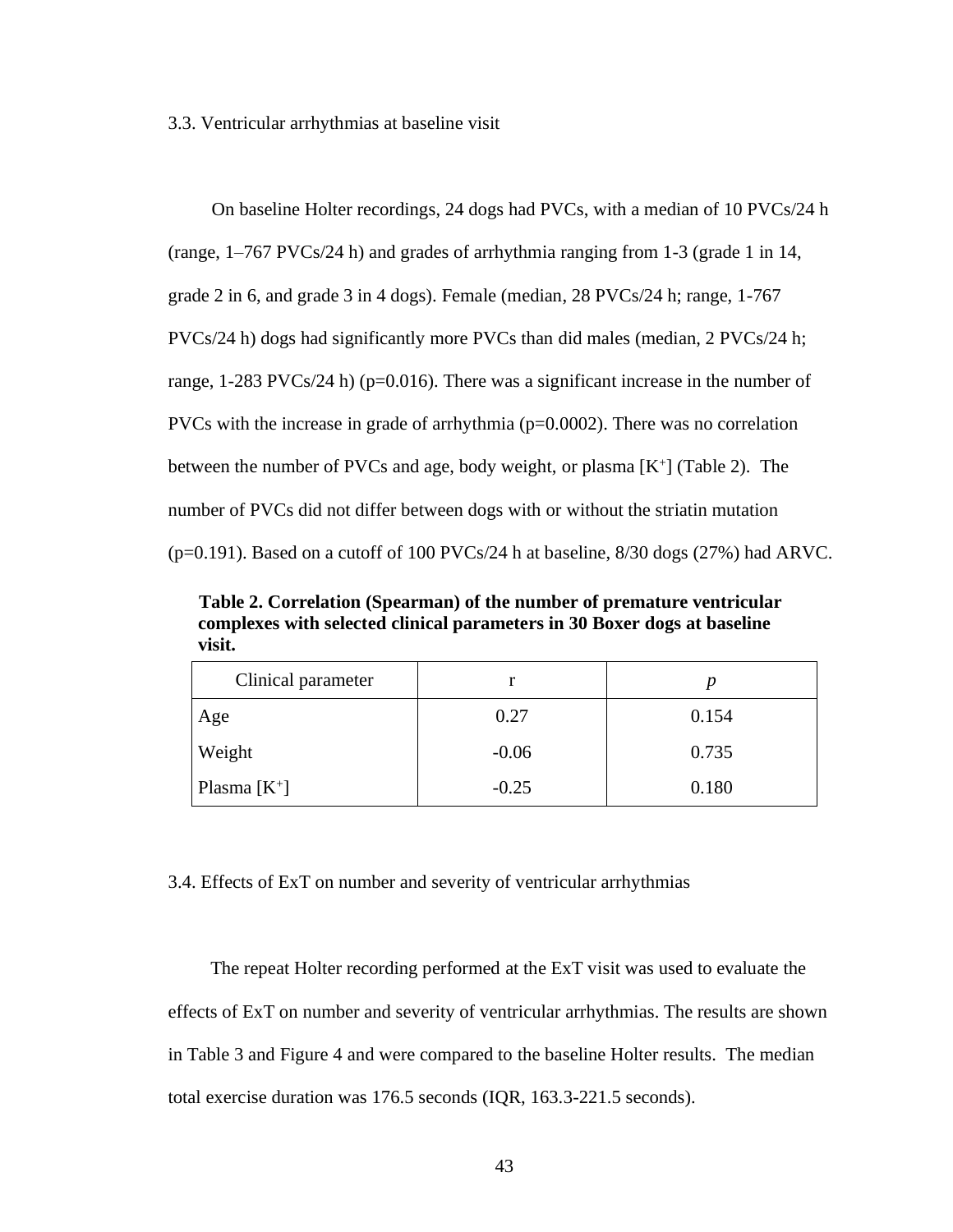### 3.3. Ventricular arrhythmias at baseline visit

On baseline Holter recordings, 24 dogs had PVCs, with a median of 10 PVCs/24 h (range, 1–767 PVCs/24 h) and grades of arrhythmia ranging from 1-3 (grade 1 in 14, grade 2 in 6, and grade 3 in 4 dogs). Female (median, 28 PVCs/24 h; range, 1-767 PVCs/24 h) dogs had significantly more PVCs than did males (median, 2 PVCs/24 h; range, 1-283 PVCs/24 h) ($p=0.016$). There was a significant increase in the number of PVCs with the increase in grade of arrhythmia ($p=0.0002$). There was no correlation between the number of PVCs and age, body weight, or plasma $[K^+]$ (Table 2). The number of PVCs did not differ between dogs with or without the striatin mutation ($p=0.191$). Based on a cutoff of 100 PVCs/24 h at baseline, 8/30 dogs (27%) had ARVC.

**Table 2. Correlation (Spearman) of the number of premature ventricular complexes with selected clinical parameters in 30 Boxer dogs at baseline visit.**

| Clinical parameter | r | *p* |
|---|---|---|
| Age | 0.27 | 0.154 |
| Weight | -0.06 | 0.735 |
| Plasma $[K^+]$ | -0.25 | 0.180 |

### 3.4. Effects of ExT on number and severity of ventricular arrhythmias

The repeat Holter recording performed at the ExT visit was used to evaluate the effects of ExT on number and severity of ventricular arrhythmias. The results are shown in Table 3 and Figure 4 and were compared to the baseline Holter results. The median total exercise duration was 176.5 seconds (IQR, 163.3-221.5 seconds).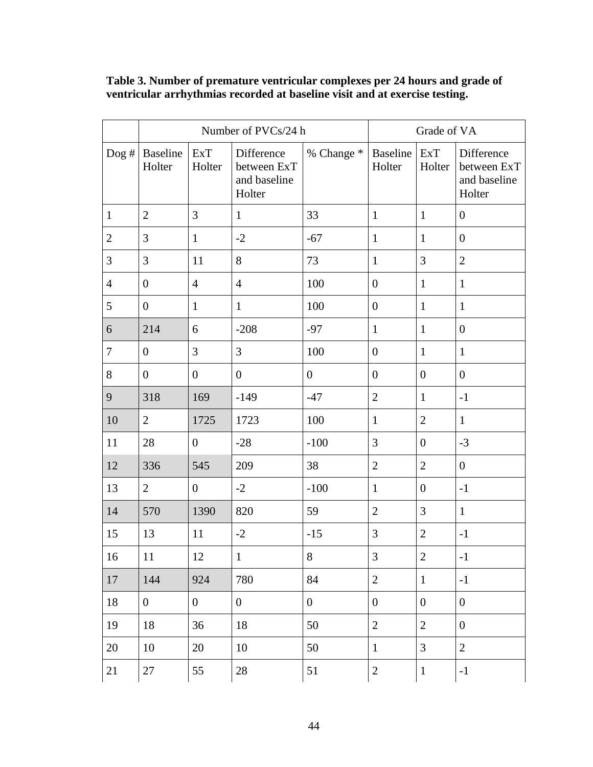**Table 3. Number of premature ventricular complexes per 24 hours and grade of ventricular arrhythmias recorded at baseline visit and at exercise testing.**

| | Number of PVCs/24 h | | | | Grade of VA | | |
|---|---|---|---|---|---|---|---|
| Dog # | Baseline Holter | ExT Holter | Difference between ExT and baseline Holter | % Change * | Baseline Holter | ExT Holter | Difference between ExT and baseline Holter |
| 1 | 2 | 3 | 1 | 33 | 1 | 1 | 0 |
| 2 | 3 | 1 | -2 | -67 | 1 | 1 | 0 |
| 3 | 3 | 11 | 8 | 73 | 1 | 3 | 2 |
| 4 | 0 | 4 | 4 | 100 | 0 | 1 | 1 |
| 5 | 0 | 1 | 1 | 100 | 0 | 1 | 1 |
| 6 | 214 | 6 | -208 | -97 | 1 | 1 | 0 |
| 7 | 0 | 3 | 3 | 100 | 0 | 1 | 1 |
| 8 | 0 | 0 | 0 | 0 | 0 | 0 | 0 |
| 9 | 318 | 169 | -149 | -47 | 2 | 1 | -1 |
| 10 | 2 | 1725 | 1723 | 100 | 1 | 2 | 1 |
| 11 | 28 | 0 | -28 | -100 | 3 | 0 | -3 |
| 12 | 336 | 545 | 209 | 38 | 2 | 2 | 0 |
| 13 | 2 | 0 | -2 | -100 | 1 | 0 | -1 |
| 14 | 570 | 1390 | 820 | 59 | 2 | 3 | 1 |
| 15 | 13 | 11 | -2 | -15 | 3 | 2 | -1 |
| 16 | 11 | 12 | 1 | 8 | 3 | 2 | -1 |
| 17 | 144 | 924 | 780 | 84 | 2 | 1 | -1 |
| 18 | 0 | 0 | 0 | 0 | 0 | 0 | 0 |
| 19 | 18 | 36 | 18 | 50 | 2 | 2 | 0 |
| 20 | 10 | 20 | 10 | 50 | 1 | 3 | 2 |
| 21 | 27 | 55 | 28 | 51 | 2 | 1 | -1 |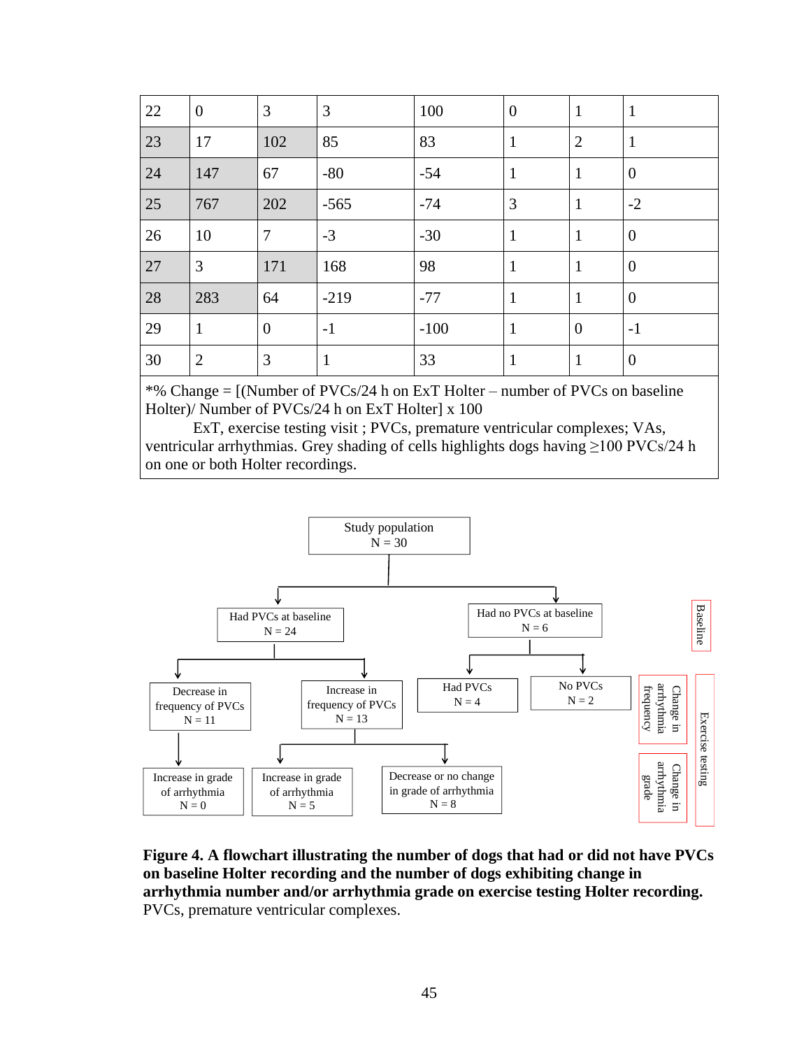| | | | | | | | |
|---|---|---|---|---|---|---|---|
| 22 | 0 | 3 | 3 | 100 | 0 | 1 | 1 |
| 23 | 17 | 102 | 85 | 83 | 1 | 2 | 1 |
| 24 | 147 | 67 | -80 | -54 | 1 | 1 | 0 |
| 25 | 767 | 202 | -565 | -74 | 3 | 1 | -2 |
| 26 | 10 | 7 | -3 | -30 | 1 | 1 | 0 |
| 27 | 3 | 171 | 168 | 98 | 1 | 1 | 0 |
| 28 | 283 | 64 | -219 | -77 | 1 | 1 | 0 |
| 29 | 1 | 0 | -1 | -100 | 1 | 0 | -1 |
| 30 | 2 | 3 | 1 | 33 | 1 | 1 | 0 |

*% Change = [(Number of PVCs/24 h on ExT Holter – number of PVCs on baseline Holter)/ Number of PVCs/24 h on ExT Holter] x 100

ExT, exercise testing visit ; PVCs, premature ventricular complexes; VAs, ventricular arrhythmias. Grey shading of cells highlights dogs having ≥100 PVCs/24 h on one or both Holter recordings.

- Study population N = 30
  - Baseline:
    - Had PVCs at baseline N = 24
      - Exercise testing – Change in arrhythmia frequency:
        - Decrease in frequency of PVCs N = 11
          - Change in arrhythmia grade: Increase in grade of arrhythmia N = 0
        - Increase in frequency of PVCs N = 13
          - Change in arrhythmia grade: Increase in grade of arrhythmia N = 5
          - Change in arrhythmia grade: Decrease or no change in grade of arrhythmia N = 8
    - Had no PVCs at baseline N = 6
      - Exercise testing – Change in arrhythmia frequency:
        - Had PVCs N = 4
        - No PVCs N = 2

**Figure 4. A flowchart illustrating the number of dogs that had or did not have PVCs on baseline Holter recording and the number of dogs exhibiting change in arrhythmia number and/or arrhythmia grade on exercise testing Holter recording.** PVCs, premature ventricular complexes.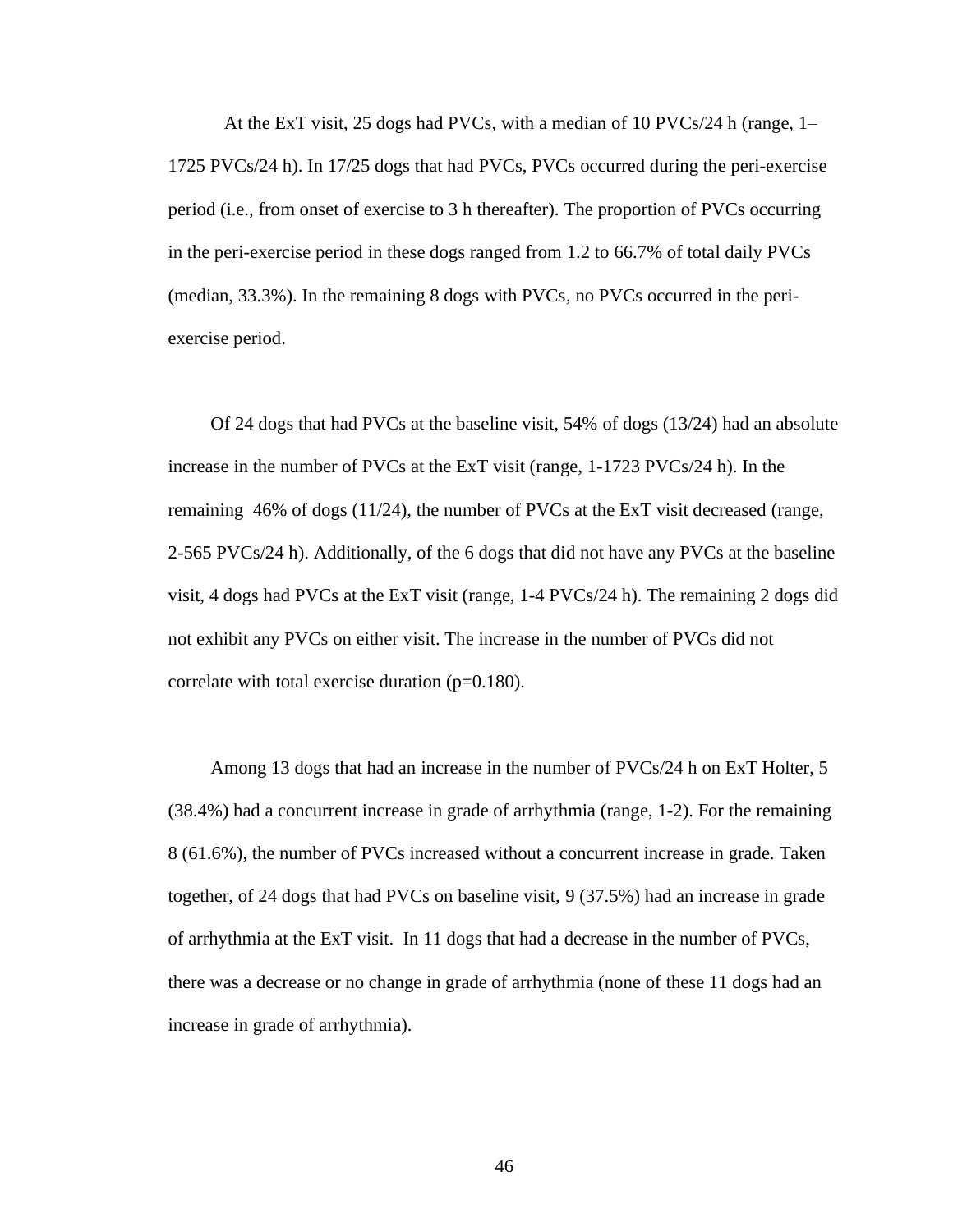At the ExT visit, 25 dogs had PVCs, with a median of 10 PVCs/24 h (range, 1–1725 PVCs/24 h). In 17/25 dogs that had PVCs, PVCs occurred during the peri-exercise period (i.e., from onset of exercise to 3 h thereafter). The proportion of PVCs occurring in the peri-exercise period in these dogs ranged from 1.2 to 66.7% of total daily PVCs (median, 33.3%). In the remaining 8 dogs with PVCs, no PVCs occurred in the peri-exercise period.

Of 24 dogs that had PVCs at the baseline visit, 54% of dogs (13/24) had an absolute increase in the number of PVCs at the ExT visit (range, 1-1723 PVCs/24 h). In the remaining 46% of dogs (11/24), the number of PVCs at the ExT visit decreased (range, 2-565 PVCs/24 h). Additionally, of the 6 dogs that did not have any PVCs at the baseline visit, 4 dogs had PVCs at the ExT visit (range, 1-4 PVCs/24 h). The remaining 2 dogs did not exhibit any PVCs on either visit. The increase in the number of PVCs did not correlate with total exercise duration ($p=0.180$).

Among 13 dogs that had an increase in the number of PVCs/24 h on ExT Holter, 5 (38.4%) had a concurrent increase in grade of arrhythmia (range, 1-2). For the remaining 8 (61.6%), the number of PVCs increased without a concurrent increase in grade. Taken together, of 24 dogs that had PVCs on baseline visit, 9 (37.5%) had an increase in grade of arrhythmia at the ExT visit. In 11 dogs that had a decrease in the number of PVCs, there was a decrease or no change in grade of arrhythmia (none of these 11 dogs had an increase in grade of arrhythmia).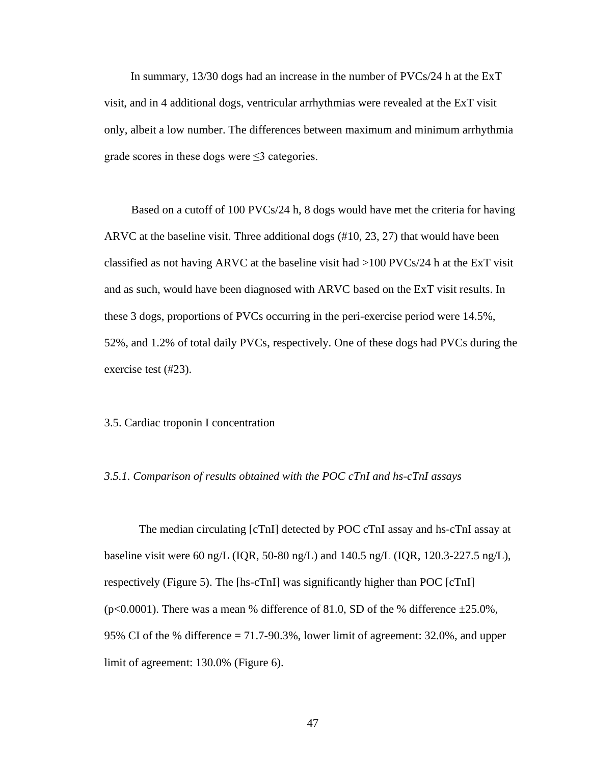In summary, 13/30 dogs had an increase in the number of PVCs/24 h at the ExT visit, and in 4 additional dogs, ventricular arrhythmias were revealed at the ExT visit only, albeit a low number. The differences between maximum and minimum arrhythmia grade scores in these dogs were $\leq$3 categories.

Based on a cutoff of 100 PVCs/24 h, 8 dogs would have met the criteria for having ARVC at the baseline visit. Three additional dogs (#10, 23, 27) that would have been classified as not having ARVC at the baseline visit had >100 PVCs/24 h at the ExT visit and as such, would have been diagnosed with ARVC based on the ExT visit results. In these 3 dogs, proportions of PVCs occurring in the peri-exercise period were 14.5%, 52%, and 1.2% of total daily PVCs, respectively. One of these dogs had PVCs during the exercise test (#23).

## 3.5. Cardiac troponin I concentration

### *3.5.1. Comparison of results obtained with the POC cTnI and hs-cTnI assays*

The median circulating [cTnI] detected by POC cTnI assay and hs-cTnI assay at baseline visit were 60 ng/L (IQR, 50-80 ng/L) and 140.5 ng/L (IQR, 120.3-227.5 ng/L), respectively (Figure 5). The [hs-cTnI] was significantly higher than POC [cTnI] ($p<0.0001$). There was a mean % difference of 81.0, SD of the % difference $\pm$25.0%, 95% CI of the % difference = 71.7-90.3%, lower limit of agreement: 32.0%, and upper limit of agreement: 130.0% (Figure 6).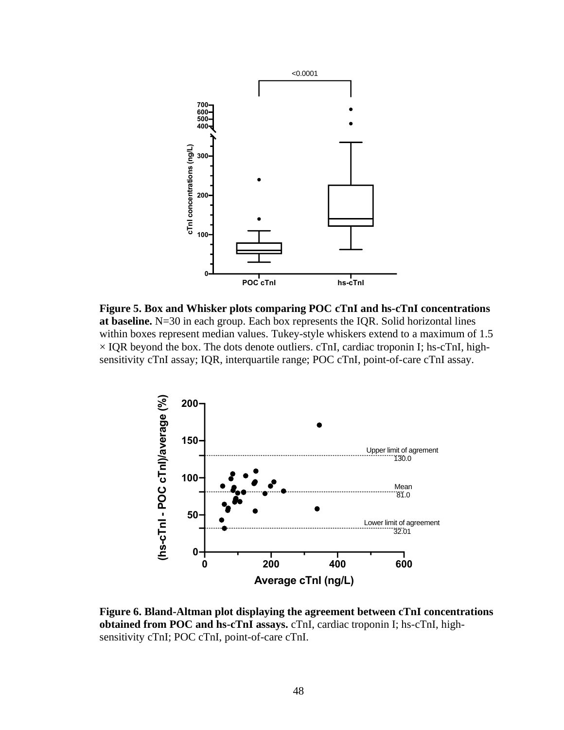**Figure 5. Box and Whisker plots comparing POC cTnI and hs-cTnI concentrations at baseline.** N=30 in each group. Each box represents the IQR. Solid horizontal lines within boxes represent median values. Tukey-style whiskers extend to a maximum of 1.5 × IQR beyond the box. The dots denote outliers. cTnI, cardiac troponin I; hs-cTnI, high-sensitivity cTnI assay; IQR, interquartile range; POC cTnI, point-of-care cTnI assay.

**Figure 6. Bland-Altman plot displaying the agreement between cTnI concentrations obtained from POC and hs-cTnI assays.** cTnI, cardiac troponin I; hs-cTnI, high-sensitivity cTnI; POC cTnI, point-of-care cTnI.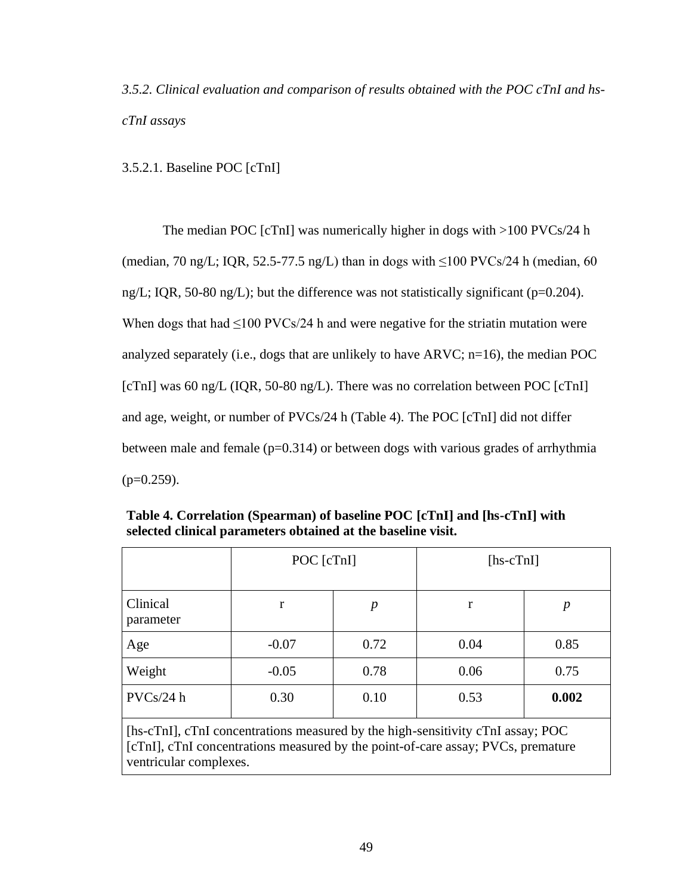*3.5.2. Clinical evaluation and comparison of results obtained with the POC cTnI and hs-cTnI assays*

3.5.2.1. Baseline POC [cTnI]

The median POC [cTnI] was numerically higher in dogs with >100 PVCs/24 h (median, 70 ng/L; IQR, 52.5-77.5 ng/L) than in dogs with ≤100 PVCs/24 h (median, 60 ng/L; IQR, 50-80 ng/L); but the difference was not statistically significant (p=0.204). When dogs that had ≤100 PVCs/24 h and were negative for the striatin mutation were analyzed separately (i.e., dogs that are unlikely to have ARVC; n=16), the median POC [cTnI] was 60 ng/L (IQR, 50-80 ng/L). There was no correlation between POC [cTnI] and age, weight, or number of PVCs/24 h (Table 4). The POC [cTnI] did not differ between male and female (p=0.314) or between dogs with various grades of arrhythmia (p=0.259).

**Table 4. Correlation (Spearman) of baseline POC [cTnI] and [hs-cTnI] with selected clinical parameters obtained at the baseline visit.**

| | POC [cTnI] | | [hs-cTnI] | |
|---|---|---|---|---|
| Clinical parameter | r | *p* | r | *p* |
| Age | -0.07 | 0.72 | 0.04 | 0.85 |
| Weight | -0.05 | 0.78 | 0.06 | 0.75 |
| PVCs/24 h | 0.30 | 0.10 | 0.53 | **0.002** |

[hs-cTnI], cTnI concentrations measured by the high-sensitivity cTnI assay; POC [cTnI], cTnI concentrations measured by the point-of-care assay; PVCs, premature ventricular complexes.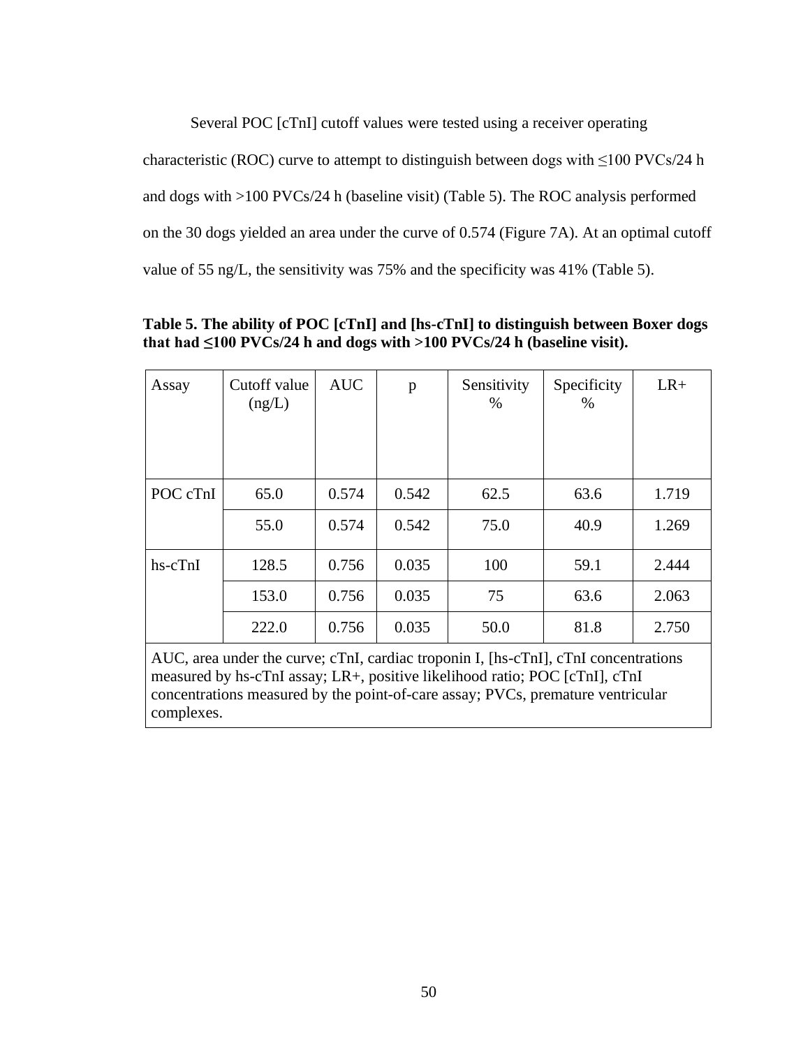Several POC [cTnI] cutoff values were tested using a receiver operating characteristic (ROC) curve to attempt to distinguish between dogs with ≤100 PVCs/24 h and dogs with >100 PVCs/24 h (baseline visit) (Table 5). The ROC analysis performed on the 30 dogs yielded an area under the curve of 0.574 (Figure 7A). At an optimal cutoff value of 55 ng/L, the sensitivity was 75% and the specificity was 41% (Table 5).

**Table 5. The ability of POC [cTnI] and [hs-cTnI] to distinguish between Boxer dogs that had ≤100 PVCs/24 h and dogs with >100 PVCs/24 h (baseline visit).**

| Assay | Cutoff value (ng/L) | AUC | p | Sensitivity % | Specificity % | LR+ |
|---|---|---|---|---|---|---|
| POC cTnI | 65.0 | 0.574 | 0.542 | 62.5 | 63.6 | 1.719 |
| | 55.0 | 0.574 | 0.542 | 75.0 | 40.9 | 1.269 |
| hs-cTnI | 128.5 | 0.756 | 0.035 | 100 | 59.1 | 2.444 |
| | 153.0 | 0.756 | 0.035 | 75 | 63.6 | 2.063 |
| | 222.0 | 0.756 | 0.035 | 50.0 | 81.8 | 2.750 |

AUC, area under the curve; cTnI, cardiac troponin I, [hs-cTnI], cTnI concentrations measured by hs-cTnI assay; LR+, positive likelihood ratio; POC [cTnI], cTnI concentrations measured by the point-of-care assay; PVCs, premature ventricular complexes.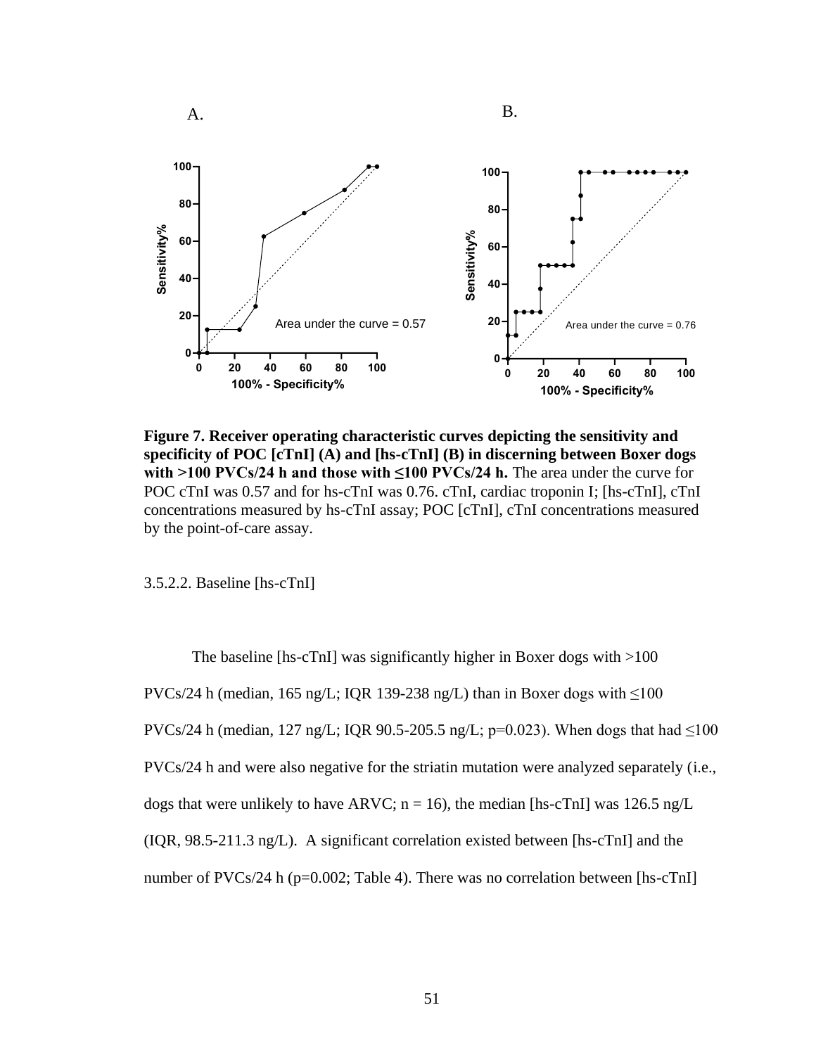A.

B.

**Figure 7. Receiver operating characteristic curves depicting the sensitivity and specificity of POC [cTnI] (A) and [hs-cTnI] (B) in discerning between Boxer dogs with >100 PVCs/24 h and those with ≤100 PVCs/24 h.** The area under the curve for POC cTnI was 0.57 and for hs-cTnI was 0.76. cTnI, cardiac troponin I; [hs-cTnI], cTnI concentrations measured by hs-cTnI assay; POC [cTnI], cTnI concentrations measured by the point-of-care assay.

3.5.2.2. Baseline [hs-cTnI]

The baseline [hs-cTnI] was significantly higher in Boxer dogs with >100 PVCs/24 h (median, 165 ng/L; IQR 139-238 ng/L) than in Boxer dogs with ≤100 PVCs/24 h (median, 127 ng/L; IQR 90.5-205.5 ng/L; p=0.023). When dogs that had ≤100 PVCs/24 h and were also negative for the striatin mutation were analyzed separately (i.e., dogs that were unlikely to have ARVC; n = 16), the median [hs-cTnI] was 126.5 ng/L (IQR, 98.5-211.3 ng/L). A significant correlation existed between [hs-cTnI] and the number of PVCs/24 h (p=0.002; Table 4). There was no correlation between [hs-cTnI]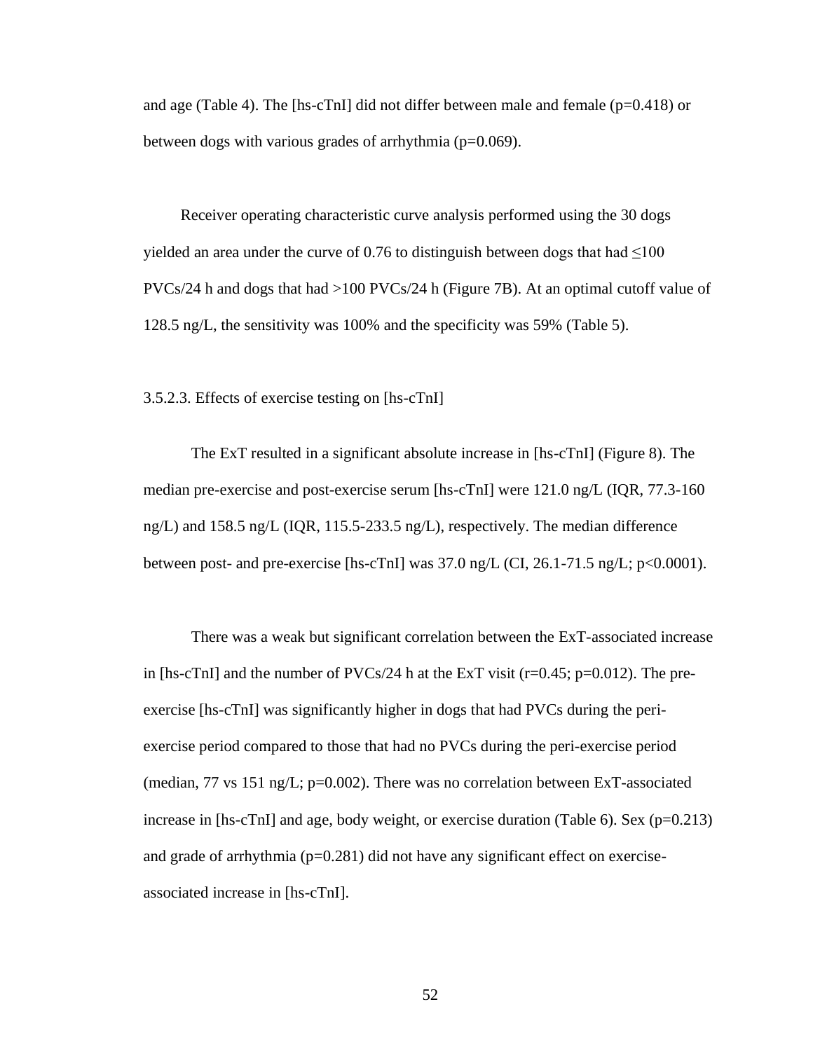and age (Table 4). The [hs-cTnI] did not differ between male and female ($p=0.418$) or between dogs with various grades of arrhythmia ($p=0.069$).

Receiver operating characteristic curve analysis performed using the 30 dogs yielded an area under the curve of 0.76 to distinguish between dogs that had ≤100 PVCs/24 h and dogs that had >100 PVCs/24 h (Figure 7B). At an optimal cutoff value of 128.5 ng/L, the sensitivity was 100% and the specificity was 59% (Table 5).

### 3.5.2.3. Effects of exercise testing on [hs-cTnI]

The ExT resulted in a significant absolute increase in [hs-cTnI] (Figure 8). The median pre-exercise and post-exercise serum [hs-cTnI] were 121.0 ng/L (IQR, 77.3-160 ng/L) and 158.5 ng/L (IQR, 115.5-233.5 ng/L), respectively. The median difference between post- and pre-exercise [hs-cTnI] was 37.0 ng/L (CI, 26.1-71.5 ng/L; $p<0.0001$).

There was a weak but significant correlation between the ExT-associated increase in [hs-cTnI] and the number of PVCs/24 h at the ExT visit ($r=0.45$; $p=0.012$). The pre-exercise [hs-cTnI] was significantly higher in dogs that had PVCs during the peri-exercise period compared to those that had no PVCs during the peri-exercise period (median, 77 vs 151 ng/L; $p=0.002$). There was no correlation between ExT-associated increase in [hs-cTnI] and age, body weight, or exercise duration (Table 6). Sex ($p=0.213$) and grade of arrhythmia ($p=0.281$) did not have any significant effect on exercise-associated increase in [hs-cTnI].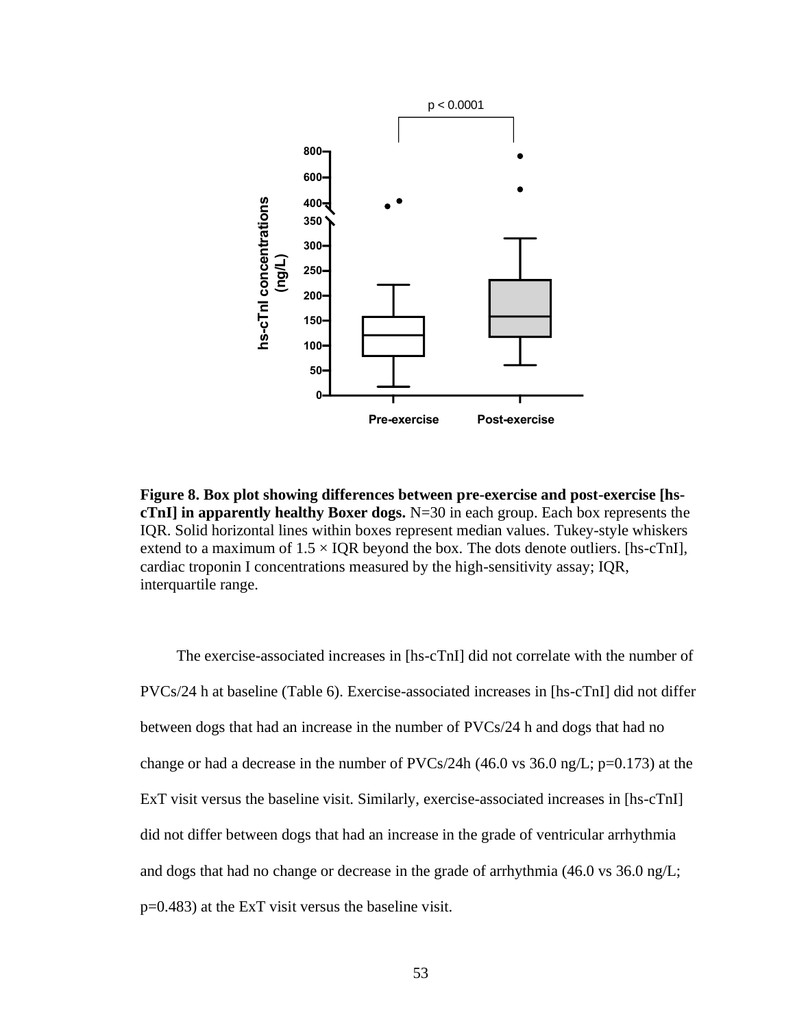**Figure 8. Box plot showing differences between pre-exercise and post-exercise [hs-cTnI] in apparently healthy Boxer dogs.** N=30 in each group. Each box represents the IQR. Solid horizontal lines within boxes represent median values. Tukey-style whiskers extend to a maximum of 1.5 × IQR beyond the box. The dots denote outliers. [hs-cTnI], cardiac troponin I concentrations measured by the high-sensitivity assay; IQR, interquartile range.

The exercise-associated increases in [hs-cTnI] did not correlate with the number of PVCs/24 h at baseline (Table 6). Exercise-associated increases in [hs-cTnI] did not differ between dogs that had an increase in the number of PVCs/24 h and dogs that had no change or had a decrease in the number of PVCs/24h (46.0 vs 36.0 ng/L; p=0.173) at the ExT visit versus the baseline visit. Similarly, exercise-associated increases in [hs-cTnI] did not differ between dogs that had an increase in the grade of ventricular arrhythmia and dogs that had no change or decrease in the grade of arrhythmia (46.0 vs 36.0 ng/L; p=0.483) at the ExT visit versus the baseline visit.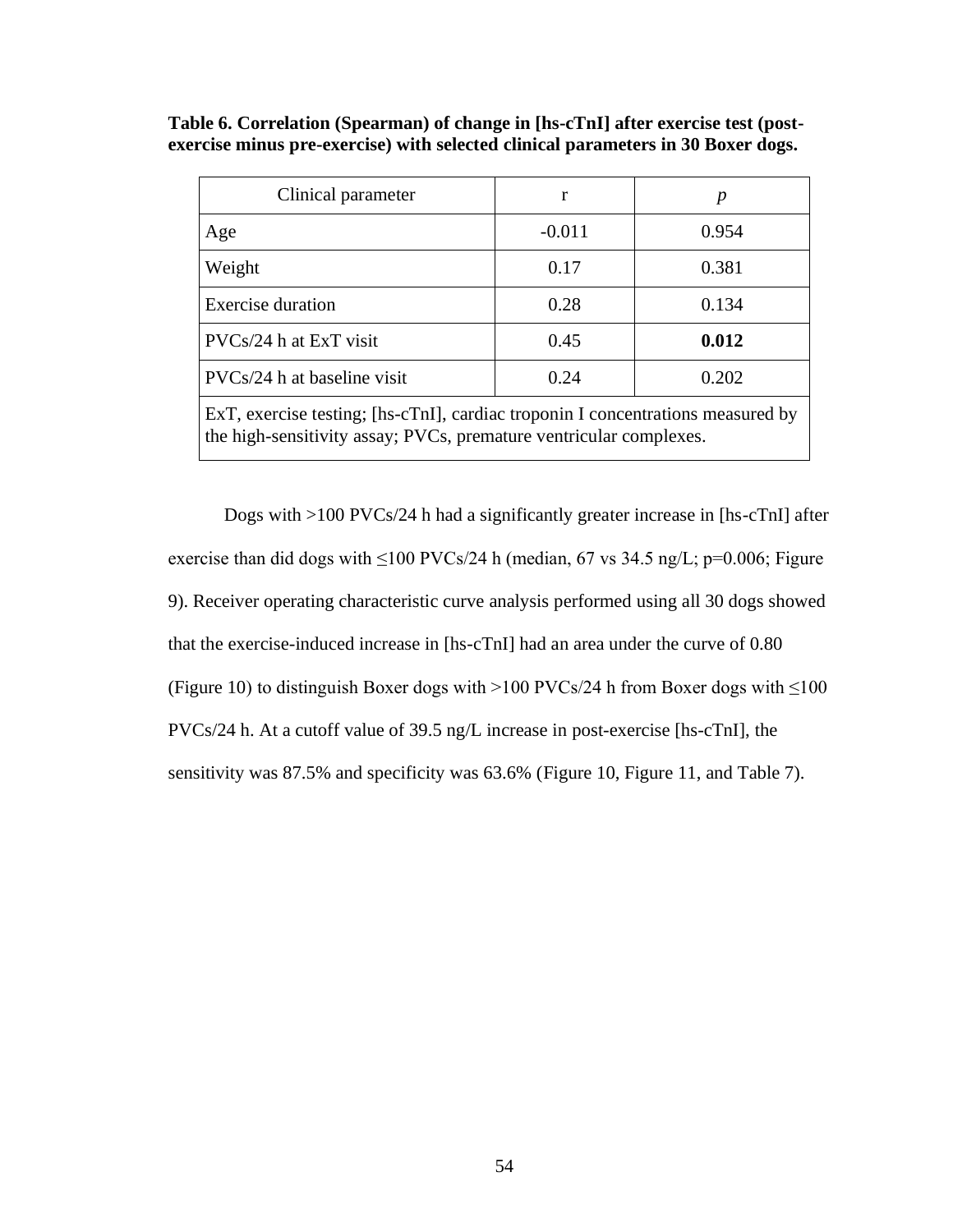**Table 6. Correlation (Spearman) of change in [hs-cTnI] after exercise test (post-exercise minus pre-exercise) with selected clinical parameters in 30 Boxer dogs.**

| Clinical parameter | r | *p* |
|---|---|---|
| Age | -0.011 | 0.954 |
| Weight | 0.17 | 0.381 |
| Exercise duration | 0.28 | 0.134 |
| PVCs/24 h at ExT visit | 0.45 | **0.012** |
| PVCs/24 h at baseline visit | 0.24 | 0.202 |

ExT, exercise testing; [hs-cTnI], cardiac troponin I concentrations measured by the high-sensitivity assay; PVCs, premature ventricular complexes.

Dogs with >100 PVCs/24 h had a significantly greater increase in [hs-cTnI] after exercise than did dogs with ≤100 PVCs/24 h (median, 67 vs 34.5 ng/L; p=0.006; Figure 9). Receiver operating characteristic curve analysis performed using all 30 dogs showed that the exercise-induced increase in [hs-cTnI] had an area under the curve of 0.80 (Figure 10) to distinguish Boxer dogs with >100 PVCs/24 h from Boxer dogs with ≤100 PVCs/24 h. At a cutoff value of 39.5 ng/L increase in post-exercise [hs-cTnI], the sensitivity was 87.5% and specificity was 63.6% (Figure 10, Figure 11, and Table 7).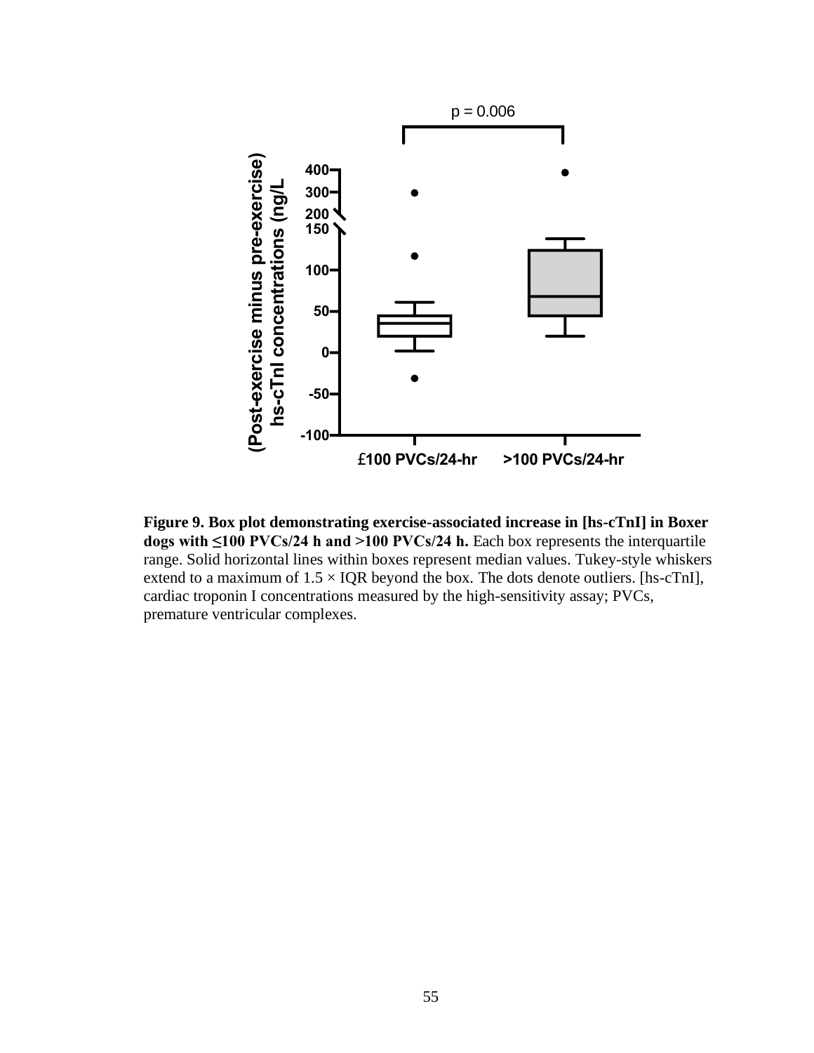p = 0.006

(Post-exercise minus pre-exercise) hs-cTnI concentrations (ng/L

£100 PVCs/24-hr    >100 PVCs/24-hr

**Figure 9. Box plot demonstrating exercise-associated increase in [hs-cTnI] in Boxer dogs with ≤100 PVCs/24 h and >100 PVCs/24 h.** Each box represents the interquartile range. Solid horizontal lines within boxes represent median values. Tukey-style whiskers extend to a maximum of 1.5 × IQR beyond the box. The dots denote outliers. [hs-cTnI], cardiac troponin I concentrations measured by the high-sensitivity assay; PVCs, premature ventricular complexes.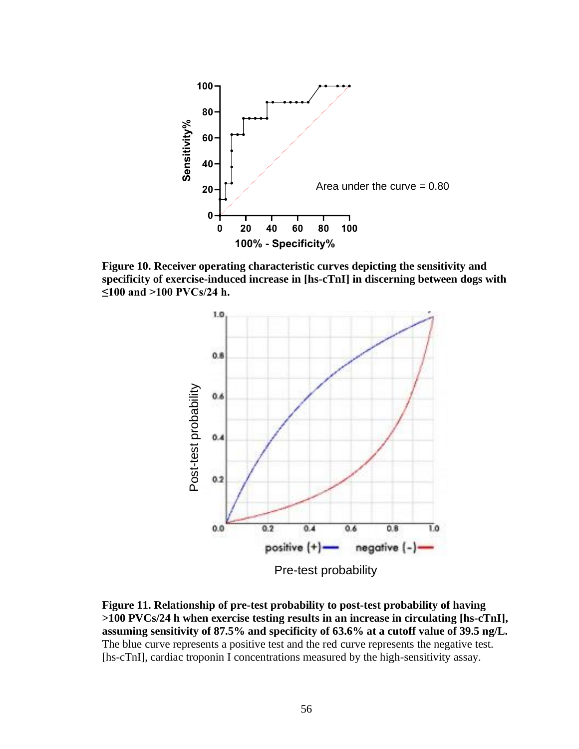**Figure 10. Receiver operating characteristic curves depicting the sensitivity and specificity of exercise-induced increase in [hs-cTnI] in discerning between dogs with ≤100 and >100 PVCs/24 h.**

**Figure 11. Relationship of pre-test probability to post-test probability of having >100 PVCs/24 h when exercise testing results in an increase in circulating [hs-cTnI], assuming sensitivity of 87.5% and specificity of 63.6% at a cutoff value of 39.5 ng/L.** The blue curve represents a positive test and the red curve represents the negative test. [hs-cTnI], cardiac troponin I concentrations measured by the high-sensitivity assay.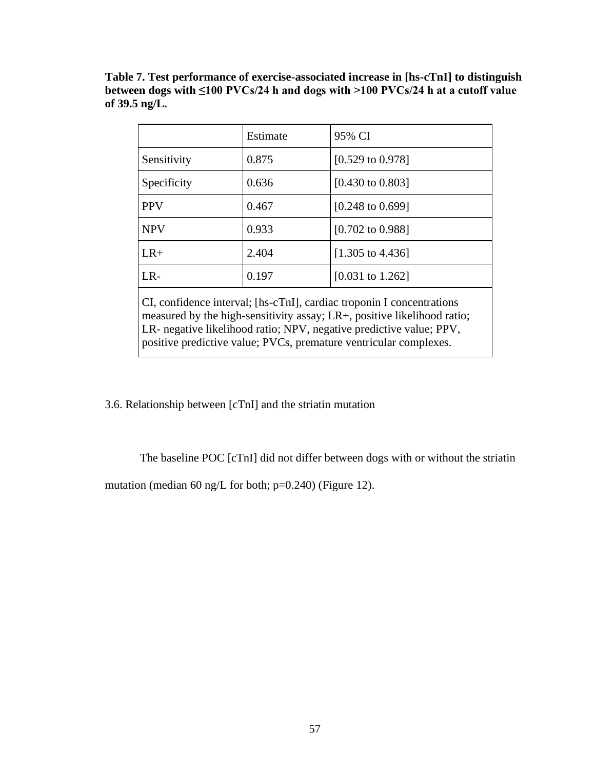**Table 7. Test performance of exercise-associated increase in [hs-cTnI] to distinguish between dogs with ≤100 PVCs/24 h and dogs with >100 PVCs/24 h at a cutoff value of 39.5 ng/L.**

| | Estimate | 95% CI |
|---|---|---|
| Sensitivity | 0.875 | [0.529 to 0.978] |
| Specificity | 0.636 | [0.430 to 0.803] |
| PPV | 0.467 | [0.248 to 0.699] |
| NPV | 0.933 | [0.702 to 0.988] |
| LR+ | 2.404 | [1.305 to 4.436] |
| LR- | 0.197 | [0.031 to 1.262] |

CI, confidence interval; [hs-cTnI], cardiac troponin I concentrations measured by the high-sensitivity assay; LR+, positive likelihood ratio; LR- negative likelihood ratio; NPV, negative predictive value; PPV, positive predictive value; PVCs, premature ventricular complexes.

3.6. Relationship between [cTnI] and the striatin mutation

The baseline POC [cTnI] did not differ between dogs with or without the striatin mutation (median 60 ng/L for both; p=0.240) (Figure 12).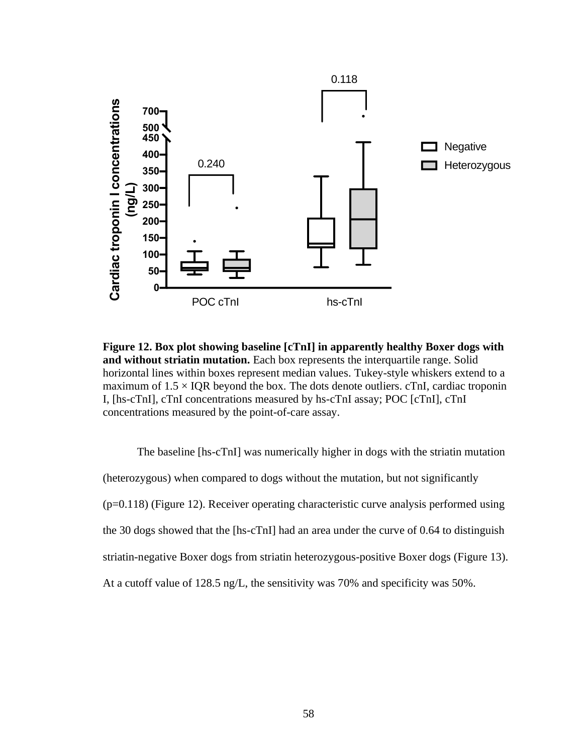**Figure 12. Box plot showing baseline [cTnI] in apparently healthy Boxer dogs with and without striatin mutation.** Each box represents the interquartile range. Solid horizontal lines within boxes represent median values. Tukey-style whiskers extend to a maximum of 1.5 × IQR beyond the box. The dots denote outliers. cTnI, cardiac troponin I, [hs-cTnI], cTnI concentrations measured by hs-cTnI assay; POC [cTnI], cTnI concentrations measured by the point-of-care assay.

The baseline [hs-cTnI] was numerically higher in dogs with the striatin mutation (heterozygous) when compared to dogs without the mutation, but not significantly (p=0.118) (Figure 12). Receiver operating characteristic curve analysis performed using the 30 dogs showed that the [hs-cTnI] had an area under the curve of 0.64 to distinguish striatin-negative Boxer dogs from striatin heterozygous-positive Boxer dogs (Figure 13). At a cutoff value of 128.5 ng/L, the sensitivity was 70% and specificity was 50%.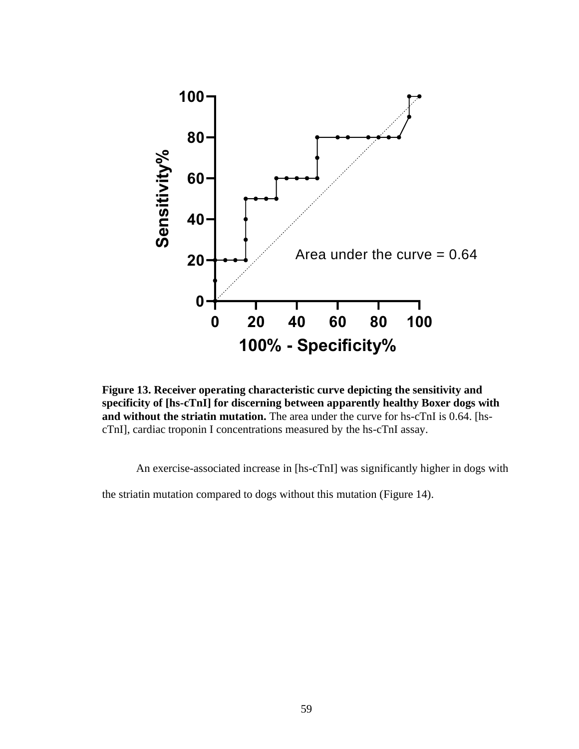**Figure 13. Receiver operating characteristic curve depicting the sensitivity and specificity of [hs-cTnI] for discerning between apparently healthy Boxer dogs with and without the striatin mutation.** The area under the curve for hs-cTnI is 0.64. [hs-cTnI], cardiac troponin I concentrations measured by the hs-cTnI assay.

An exercise-associated increase in [hs-cTnI] was significantly higher in dogs with the striatin mutation compared to dogs without this mutation (Figure 14).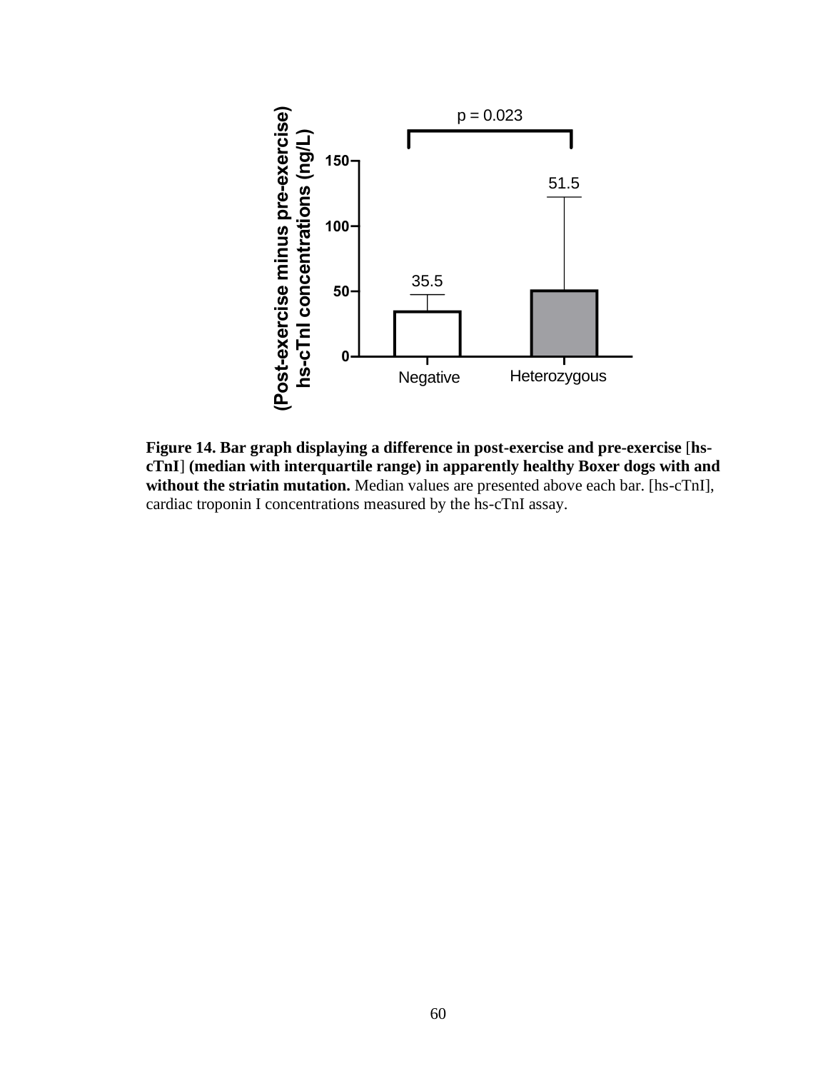**Figure 14. Bar graph displaying a difference in post-exercise and pre-exercise [hs-cTnI] (median with interquartile range) in apparently healthy Boxer dogs with and without the striatin mutation.** Median values are presented above each bar. [hs-cTnI], cardiac troponin I concentrations measured by the hs-cTnI assay.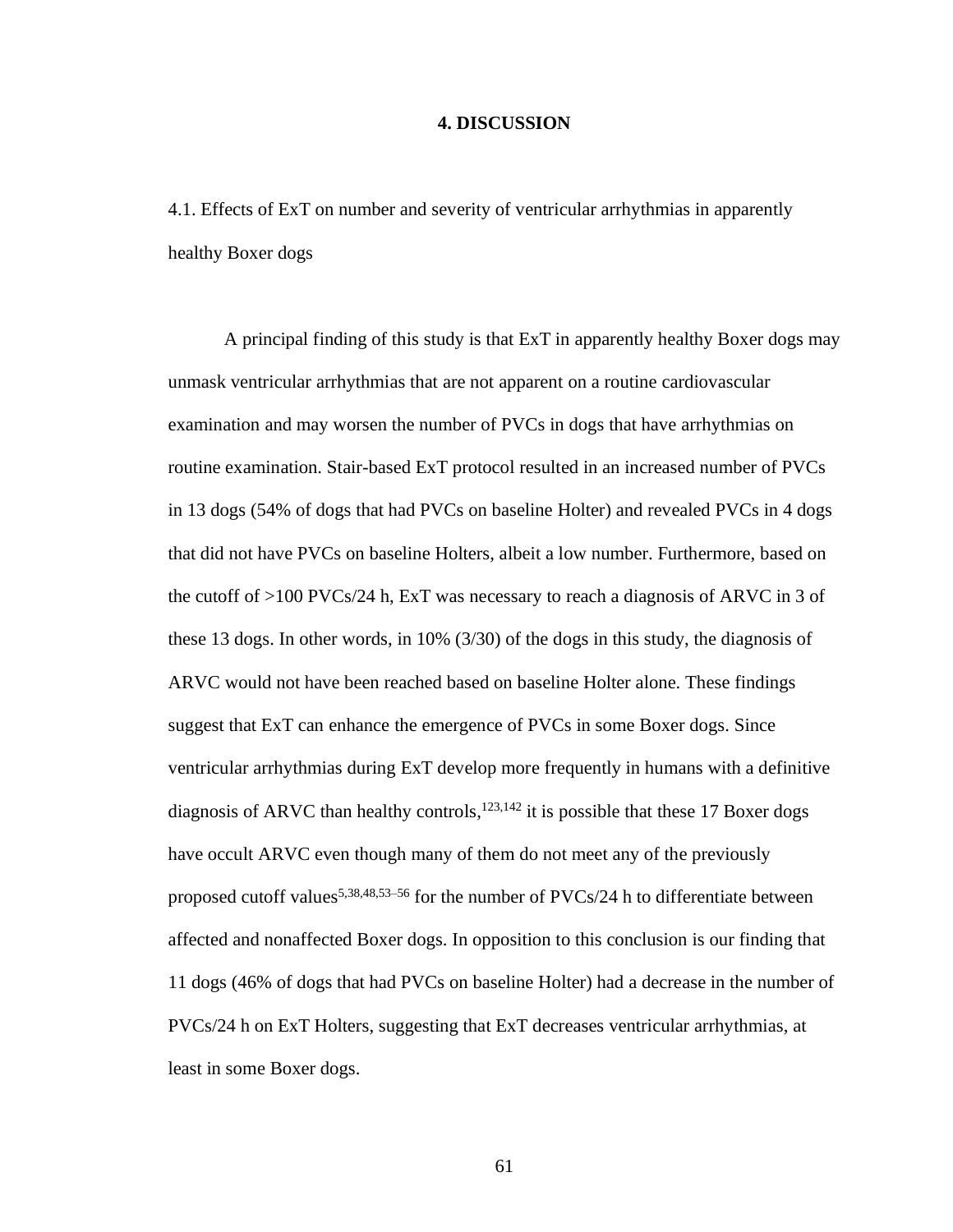# 4. DISCUSSION

## 4.1. Effects of ExT on number and severity of ventricular arrhythmias in apparently healthy Boxer dogs

A principal finding of this study is that ExT in apparently healthy Boxer dogs may unmask ventricular arrhythmias that are not apparent on a routine cardiovascular examination and may worsen the number of PVCs in dogs that have arrhythmias on routine examination. Stair-based ExT protocol resulted in an increased number of PVCs in 13 dogs (54% of dogs that had PVCs on baseline Holter) and revealed PVCs in 4 dogs that did not have PVCs on baseline Holters, albeit a low number. Furthermore, based on the cutoff of >100 PVCs/24 h, ExT was necessary to reach a diagnosis of ARVC in 3 of these 13 dogs. In other words, in 10% (3/30) of the dogs in this study, the diagnosis of ARVC would not have been reached based on baseline Holter alone. These findings suggest that ExT can enhance the emergence of PVCs in some Boxer dogs. Since ventricular arrhythmias during ExT develop more frequently in humans with a definitive diagnosis of ARVC than healthy controls,[123,142] it is possible that these 17 Boxer dogs have occult ARVC even though many of them do not meet any of the previously proposed cutoff values[5,38,48,53–56] for the number of PVCs/24 h to differentiate between affected and nonaffected Boxer dogs. In opposition to this conclusion is our finding that 11 dogs (46% of dogs that had PVCs on baseline Holter) had a decrease in the number of PVCs/24 h on ExT Holters, suggesting that ExT decreases ventricular arrhythmias, at least in some Boxer dogs.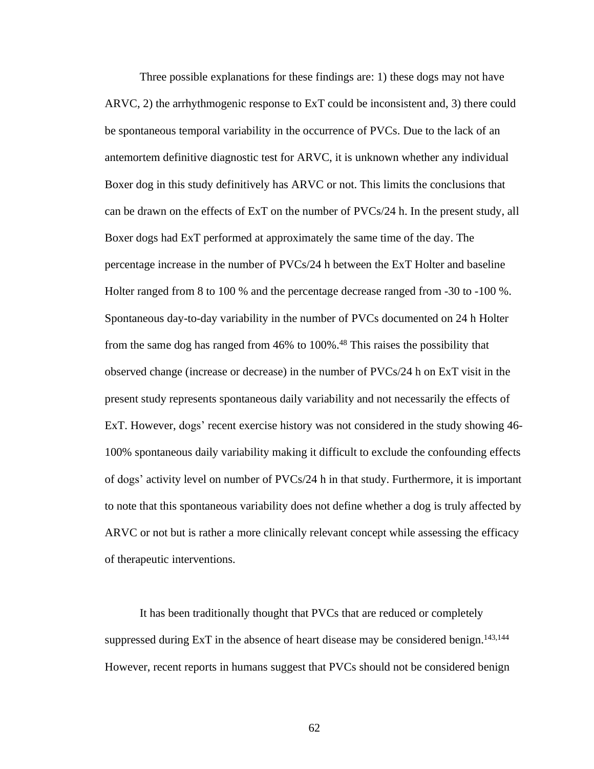Three possible explanations for these findings are: 1) these dogs may not have ARVC, 2) the arrhythmogenic response to ExT could be inconsistent and, 3) there could be spontaneous temporal variability in the occurrence of PVCs. Due to the lack of an antemortem definitive diagnostic test for ARVC, it is unknown whether any individual Boxer dog in this study definitively has ARVC or not. This limits the conclusions that can be drawn on the effects of ExT on the number of PVCs/24 h. In the present study, all Boxer dogs had ExT performed at approximately the same time of the day. The percentage increase in the number of PVCs/24 h between the ExT Holter and baseline Holter ranged from 8 to 100 % and the percentage decrease ranged from -30 to -100 %. Spontaneous day-to-day variability in the number of PVCs documented on 24 h Holter from the same dog has ranged from 46% to 100%.[48] This raises the possibility that observed change (increase or decrease) in the number of PVCs/24 h on ExT visit in the present study represents spontaneous daily variability and not necessarily the effects of ExT. However, dogs' recent exercise history was not considered in the study showing 46-100% spontaneous daily variability making it difficult to exclude the confounding effects of dogs' activity level on number of PVCs/24 h in that study. Furthermore, it is important to note that this spontaneous variability does not define whether a dog is truly affected by ARVC or not but is rather a more clinically relevant concept while assessing the efficacy of therapeutic interventions.

It has been traditionally thought that PVCs that are reduced or completely suppressed during ExT in the absence of heart disease may be considered benign.[143,144] However, recent reports in humans suggest that PVCs should not be considered benign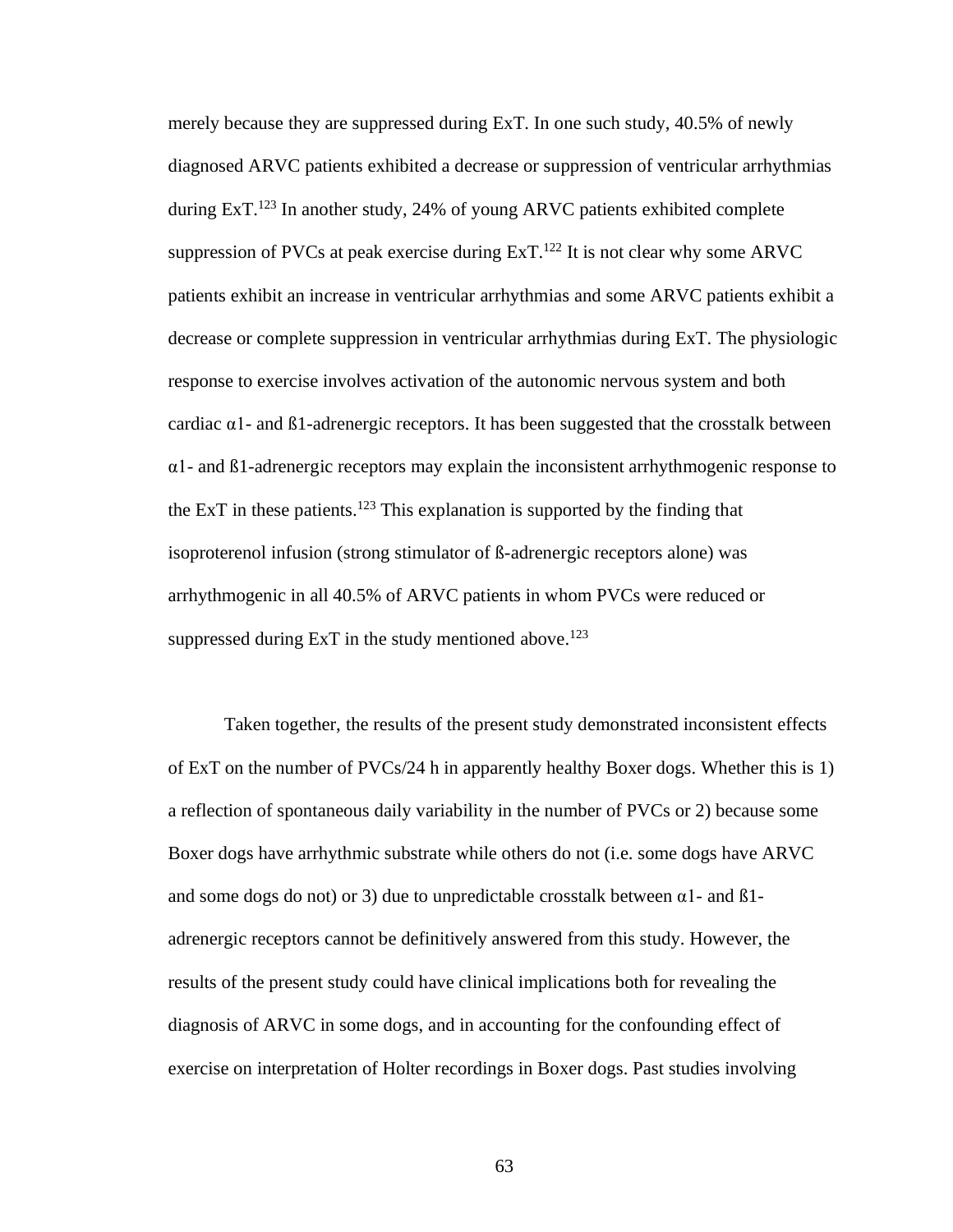merely because they are suppressed during ExT. In one such study, 40.5% of newly diagnosed ARVC patients exhibited a decrease or suppression of ventricular arrhythmias during ExT.[123] In another study, 24% of young ARVC patients exhibited complete suppression of PVCs at peak exercise during ExT.[122] It is not clear why some ARVC patients exhibit an increase in ventricular arrhythmias and some ARVC patients exhibit a decrease or complete suppression in ventricular arrhythmias during ExT. The physiologic response to exercise involves activation of the autonomic nervous system and both cardiac α1- and ß1-adrenergic receptors. It has been suggested that the crosstalk between α1- and ß1-adrenergic receptors may explain the inconsistent arrhythmogenic response to the ExT in these patients.[123] This explanation is supported by the finding that isoproterenol infusion (strong stimulator of ß-adrenergic receptors alone) was arrhythmogenic in all 40.5% of ARVC patients in whom PVCs were reduced or suppressed during ExT in the study mentioned above.[123]

Taken together, the results of the present study demonstrated inconsistent effects of ExT on the number of PVCs/24 h in apparently healthy Boxer dogs. Whether this is 1) a reflection of spontaneous daily variability in the number of PVCs or 2) because some Boxer dogs have arrhythmic substrate while others do not (i.e. some dogs have ARVC and some dogs do not) or 3) due to unpredictable crosstalk between α1- and ß1-adrenergic receptors cannot be definitively answered from this study. However, the results of the present study could have clinical implications both for revealing the diagnosis of ARVC in some dogs, and in accounting for the confounding effect of exercise on interpretation of Holter recordings in Boxer dogs. Past studies involving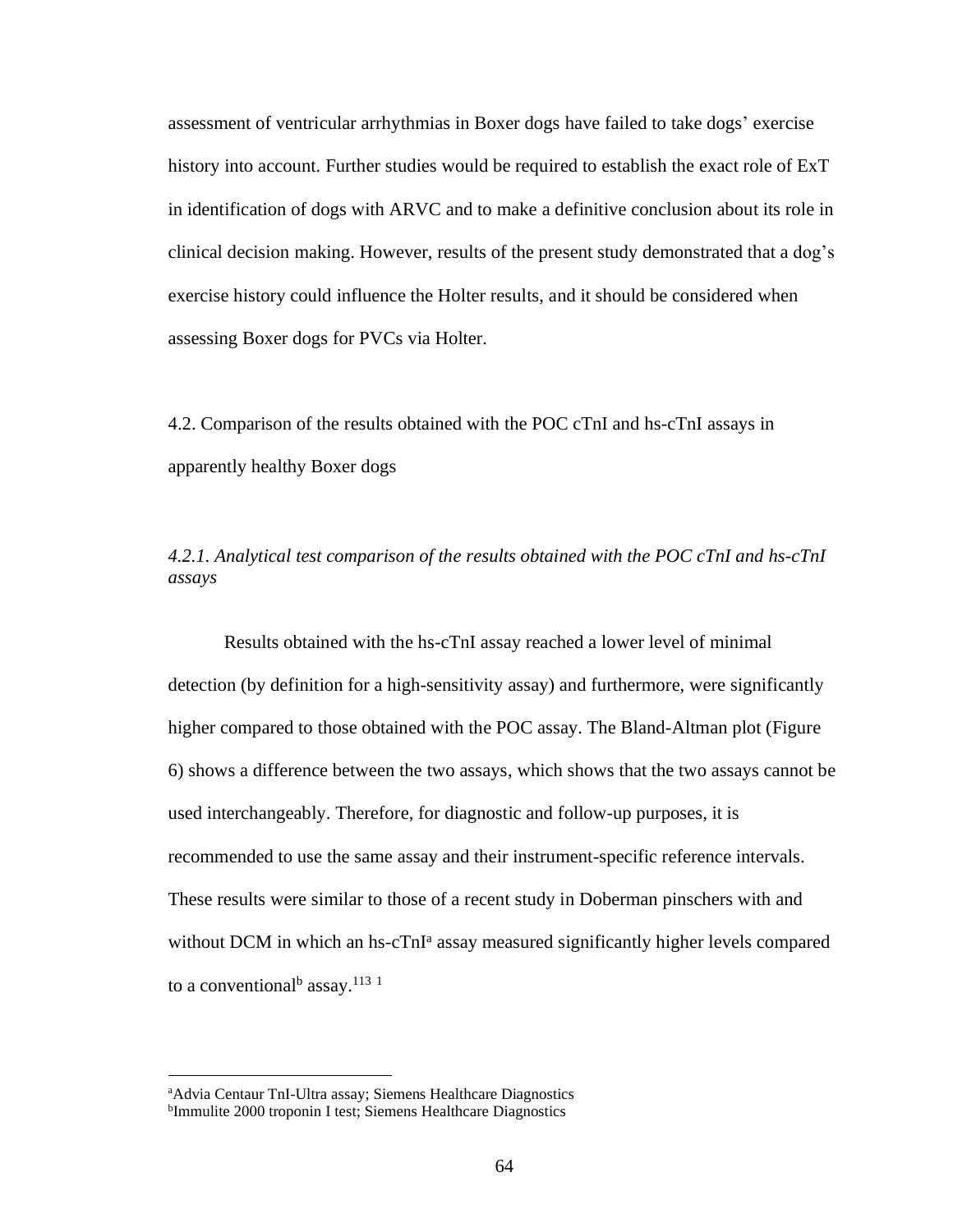assessment of ventricular arrhythmias in Boxer dogs have failed to take dogs' exercise history into account. Further studies would be required to establish the exact role of ExT in identification of dogs with ARVC and to make a definitive conclusion about its role in clinical decision making. However, results of the present study demonstrated that a dog's exercise history could influence the Holter results, and it should be considered when assessing Boxer dogs for PVCs via Holter.

## 4.2. Comparison of the results obtained with the POC cTnI and hs-cTnI assays in apparently healthy Boxer dogs

### *4.2.1. Analytical test comparison of the results obtained with the POC cTnI and hs-cTnI assays*

Results obtained with the hs-cTnI assay reached a lower level of minimal detection (by definition for a high-sensitivity assay) and furthermore, were significantly higher compared to those obtained with the POC assay. The Bland-Altman plot (Figure 6) shows a difference between the two assays, which shows that the two assays cannot be used interchangeably. Therefore, for diagnostic and follow-up purposes, it is recommended to use the same assay and their instrument-specific reference intervals. These results were similar to those of a recent study in Doberman pinschers with and without DCM in which an hs-cTnI[a] assay measured significantly higher levels compared to a conventional[b] assay.[113] [1]

---

[a]Advia Centaur TnI-Ultra assay; Siemens Healthcare Diagnostics
[b]Immulite 2000 troponin I test; Siemens Healthcare Diagnostics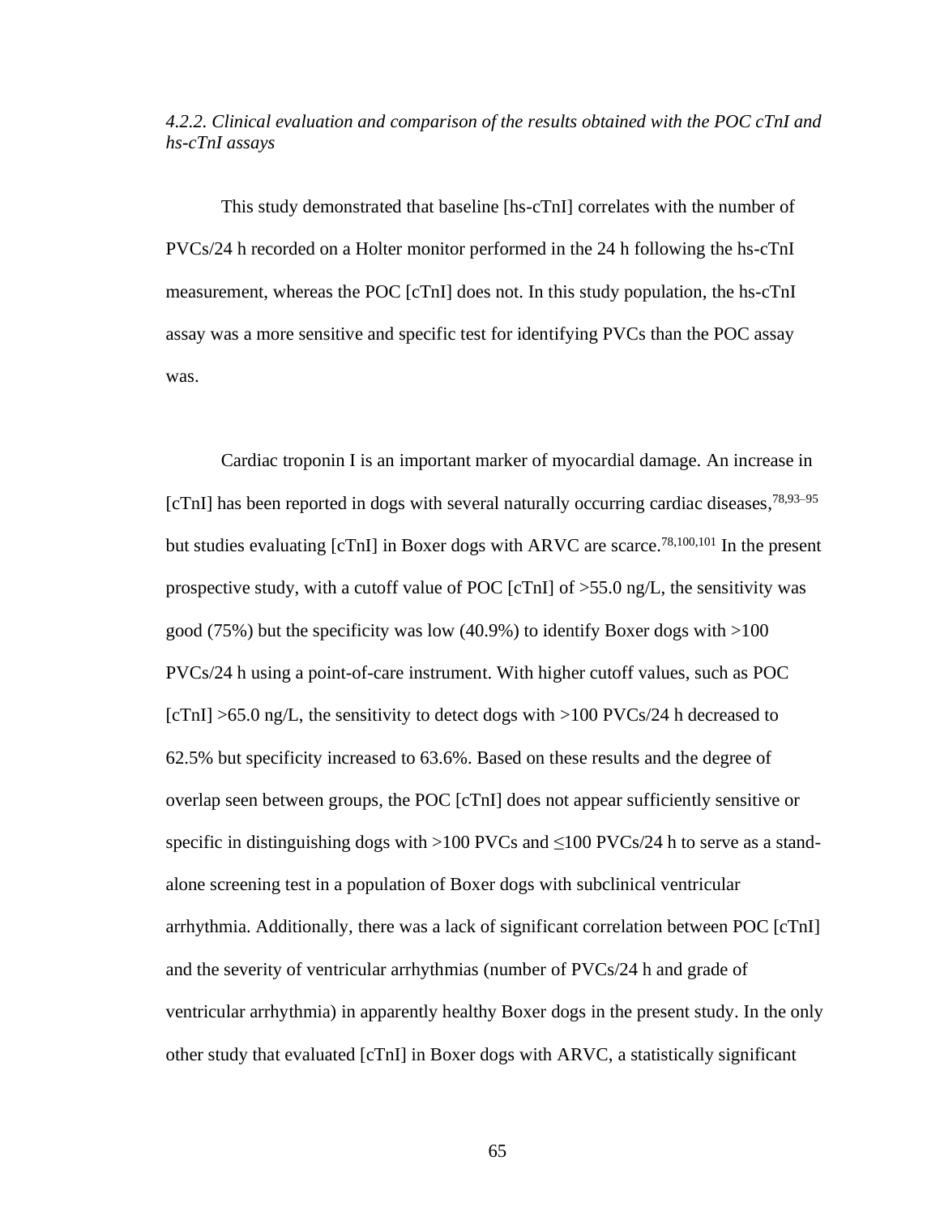*4.2.2. Clinical evaluation and comparison of the results obtained with the POC cTnI and hs-cTnI assays*

This study demonstrated that baseline [hs-cTnI] correlates with the number of PVCs/24 h recorded on a Holter monitor performed in the 24 h following the hs-cTnI measurement, whereas the POC [cTnI] does not. In this study population, the hs-cTnI assay was a more sensitive and specific test for identifying PVCs than the POC assay was.

Cardiac troponin I is an important marker of myocardial damage. An increase in [cTnI] has been reported in dogs with several naturally occurring cardiac diseases,[78,93–95] but studies evaluating [cTnI] in Boxer dogs with ARVC are scarce.[78,100,101] In the present prospective study, with a cutoff value of POC [cTnI] of >55.0 ng/L, the sensitivity was good (75%) but the specificity was low (40.9%) to identify Boxer dogs with >100 PVCs/24 h using a point-of-care instrument. With higher cutoff values, such as POC [cTnI] >65.0 ng/L, the sensitivity to detect dogs with >100 PVCs/24 h decreased to 62.5% but specificity increased to 63.6%. Based on these results and the degree of overlap seen between groups, the POC [cTnI] does not appear sufficiently sensitive or specific in distinguishing dogs with >100 PVCs and ≤100 PVCs/24 h to serve as a stand-alone screening test in a population of Boxer dogs with subclinical ventricular arrhythmia. Additionally, there was a lack of significant correlation between POC [cTnI] and the severity of ventricular arrhythmias (number of PVCs/24 h and grade of ventricular arrhythmia) in apparently healthy Boxer dogs in the present study. In the only other study that evaluated [cTnI] in Boxer dogs with ARVC, a statistically significant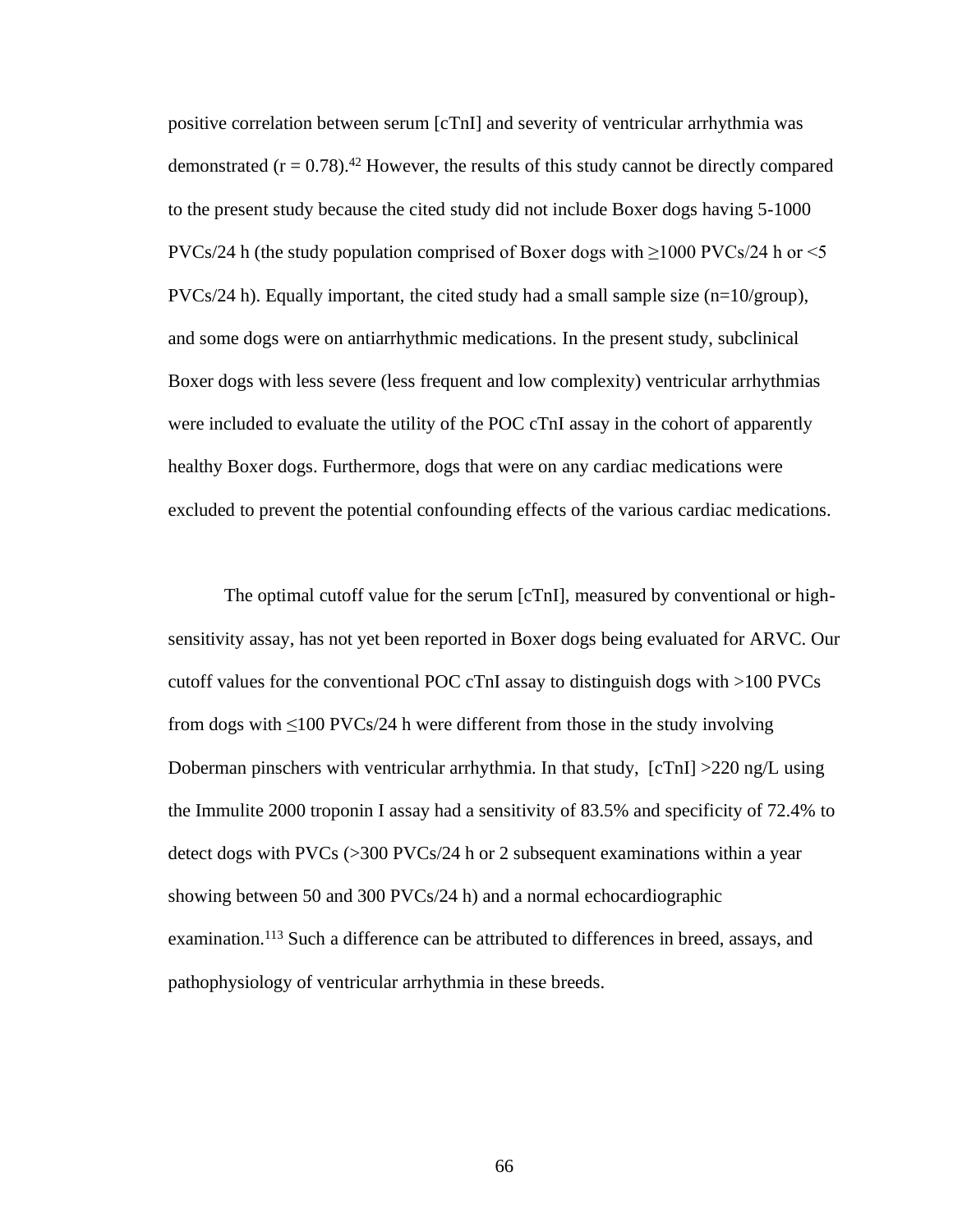positive correlation between serum [cTnI] and severity of ventricular arrhythmia was demonstrated ($r = 0.78$).[42] However, the results of this study cannot be directly compared to the present study because the cited study did not include Boxer dogs having 5-1000 PVCs/24 h (the study population comprised of Boxer dogs with ≥1000 PVCs/24 h or <5 PVCs/24 h). Equally important, the cited study had a small sample size (n=10/group), and some dogs were on antiarrhythmic medications. In the present study, subclinical Boxer dogs with less severe (less frequent and low complexity) ventricular arrhythmias were included to evaluate the utility of the POC cTnI assay in the cohort of apparently healthy Boxer dogs. Furthermore, dogs that were on any cardiac medications were excluded to prevent the potential confounding effects of the various cardiac medications.

The optimal cutoff value for the serum [cTnI], measured by conventional or high-sensitivity assay, has not yet been reported in Boxer dogs being evaluated for ARVC. Our cutoff values for the conventional POC cTnI assay to distinguish dogs with >100 PVCs from dogs with ≤100 PVCs/24 h were different from those in the study involving Doberman pinschers with ventricular arrhythmia. In that study, [cTnI] >220 ng/L using the Immulite 2000 troponin I assay had a sensitivity of 83.5% and specificity of 72.4% to detect dogs with PVCs (>300 PVCs/24 h or 2 subsequent examinations within a year showing between 50 and 300 PVCs/24 h) and a normal echocardiographic examination.[113] Such a difference can be attributed to differences in breed, assays, and pathophysiology of ventricular arrhythmia in these breeds.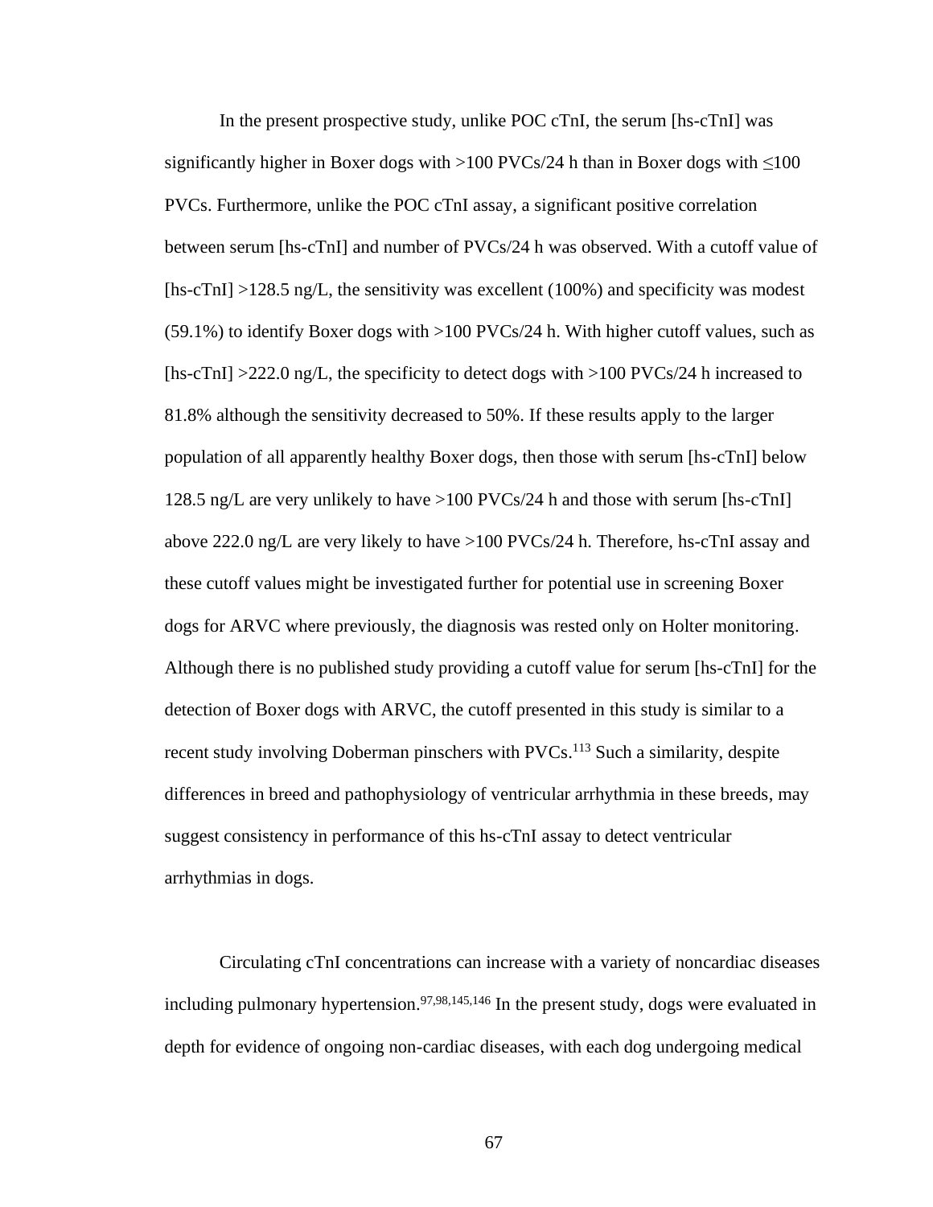In the present prospective study, unlike POC cTnI, the serum [hs-cTnI] was significantly higher in Boxer dogs with >100 PVCs/24 h than in Boxer dogs with ≤100 PVCs. Furthermore, unlike the POC cTnI assay, a significant positive correlation between serum [hs-cTnI] and number of PVCs/24 h was observed. With a cutoff value of [hs-cTnI] >128.5 ng/L, the sensitivity was excellent (100%) and specificity was modest (59.1%) to identify Boxer dogs with >100 PVCs/24 h. With higher cutoff values, such as [hs-cTnI] >222.0 ng/L, the specificity to detect dogs with >100 PVCs/24 h increased to 81.8% although the sensitivity decreased to 50%. If these results apply to the larger population of all apparently healthy Boxer dogs, then those with serum [hs-cTnI] below 128.5 ng/L are very unlikely to have >100 PVCs/24 h and those with serum [hs-cTnI] above 222.0 ng/L are very likely to have >100 PVCs/24 h. Therefore, hs-cTnI assay and these cutoff values might be investigated further for potential use in screening Boxer dogs for ARVC where previously, the diagnosis was rested only on Holter monitoring. Although there is no published study providing a cutoff value for serum [hs-cTnI] for the detection of Boxer dogs with ARVC, the cutoff presented in this study is similar to a recent study involving Doberman pinschers with PVCs.[113] Such a similarity, despite differences in breed and pathophysiology of ventricular arrhythmia in these breeds, may suggest consistency in performance of this hs-cTnI assay to detect ventricular arrhythmias in dogs.

Circulating cTnI concentrations can increase with a variety of noncardiac diseases including pulmonary hypertension.[97,98,145,146] In the present study, dogs were evaluated in depth for evidence of ongoing non-cardiac diseases, with each dog undergoing medical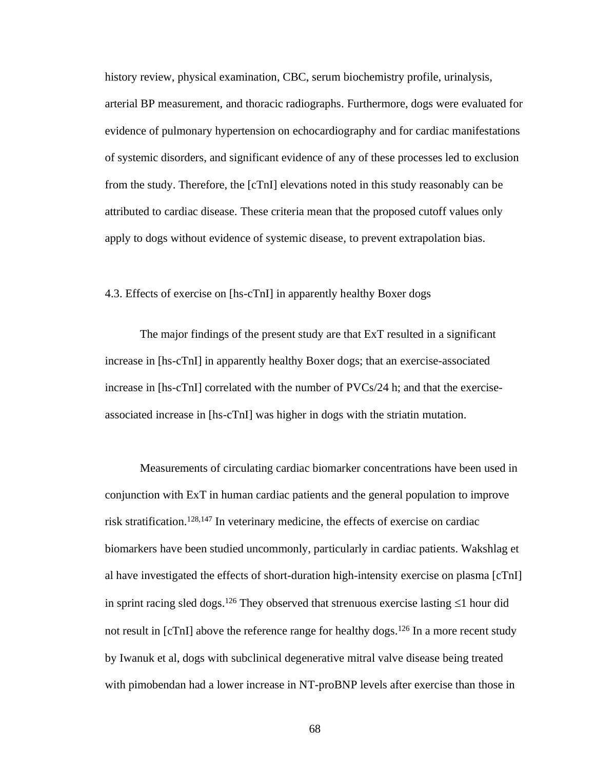history review, physical examination, CBC, serum biochemistry profile, urinalysis, arterial BP measurement, and thoracic radiographs. Furthermore, dogs were evaluated for evidence of pulmonary hypertension on echocardiography and for cardiac manifestations of systemic disorders, and significant evidence of any of these processes led to exclusion from the study. Therefore, the [cTnI] elevations noted in this study reasonably can be attributed to cardiac disease. These criteria mean that the proposed cutoff values only apply to dogs without evidence of systemic disease, to prevent extrapolation bias.

### 4.3. Effects of exercise on [hs-cTnI] in apparently healthy Boxer dogs

The major findings of the present study are that ExT resulted in a significant increase in [hs-cTnI] in apparently healthy Boxer dogs; that an exercise-associated increase in [hs-cTnI] correlated with the number of PVCs/24 h; and that the exercise-associated increase in [hs-cTnI] was higher in dogs with the striatin mutation.

Measurements of circulating cardiac biomarker concentrations have been used in conjunction with ExT in human cardiac patients and the general population to improve risk stratification.[128,147] In veterinary medicine, the effects of exercise on cardiac biomarkers have been studied uncommonly, particularly in cardiac patients. Wakshlag et al have investigated the effects of short-duration high-intensity exercise on plasma [cTnI] in sprint racing sled dogs.[126] They observed that strenuous exercise lasting ≤1 hour did not result in [cTnI] above the reference range for healthy dogs.[126] In a more recent study by Iwanuk et al, dogs with subclinical degenerative mitral valve disease being treated with pimobendan had a lower increase in NT-proBNP levels after exercise than those in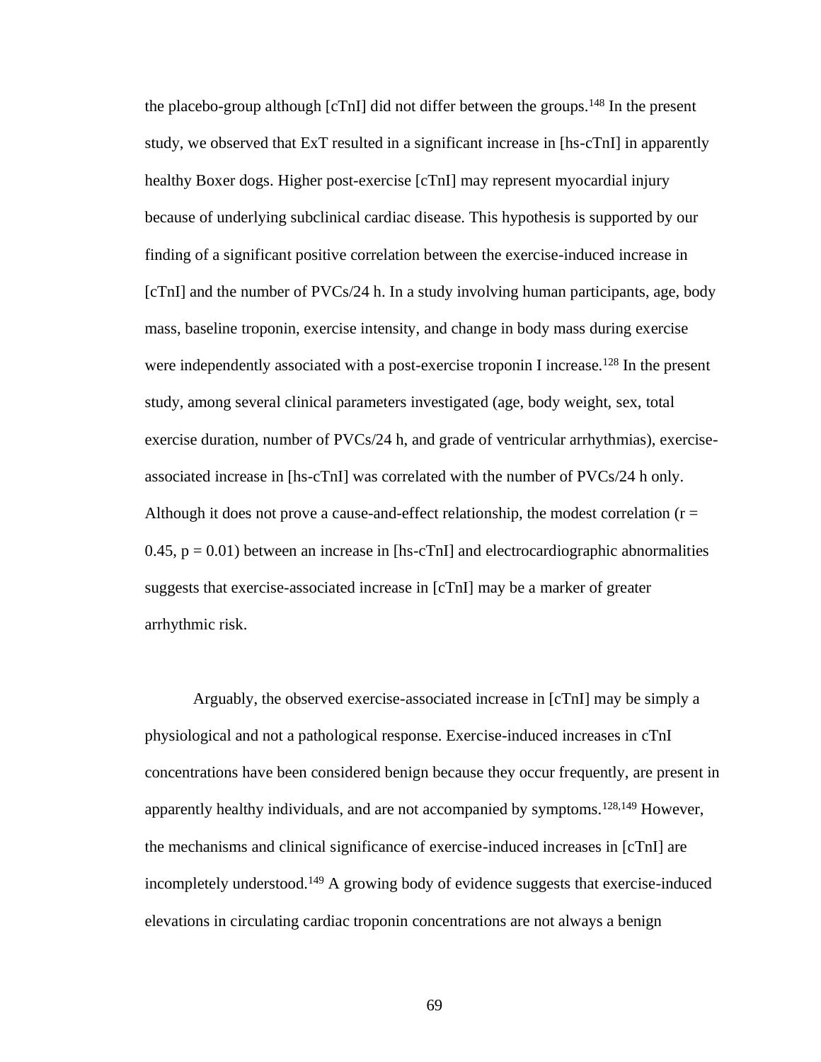the placebo-group although [cTnI] did not differ between the groups.[148] In the present study, we observed that ExT resulted in a significant increase in [hs-cTnI] in apparently healthy Boxer dogs. Higher post-exercise [cTnI] may represent myocardial injury because of underlying subclinical cardiac disease. This hypothesis is supported by our finding of a significant positive correlation between the exercise-induced increase in [cTnI] and the number of PVCs/24 h. In a study involving human participants, age, body mass, baseline troponin, exercise intensity, and change in body mass during exercise were independently associated with a post-exercise troponin I increase.[128] In the present study, among several clinical parameters investigated (age, body weight, sex, total exercise duration, number of PVCs/24 h, and grade of ventricular arrhythmias), exercise-associated increase in [hs-cTnI] was correlated with the number of PVCs/24 h only. Although it does not prove a cause-and-effect relationship, the modest correlation ($r = 0.45$, $p = 0.01$) between an increase in [hs-cTnI] and electrocardiographic abnormalities suggests that exercise-associated increase in [cTnI] may be a marker of greater arrhythmic risk.

Arguably, the observed exercise-associated increase in [cTnI] may be simply a physiological and not a pathological response. Exercise-induced increases in cTnI concentrations have been considered benign because they occur frequently, are present in apparently healthy individuals, and are not accompanied by symptoms.[128,149] However, the mechanisms and clinical significance of exercise-induced increases in [cTnI] are incompletely understood.[149] A growing body of evidence suggests that exercise-induced elevations in circulating cardiac troponin concentrations are not always a benign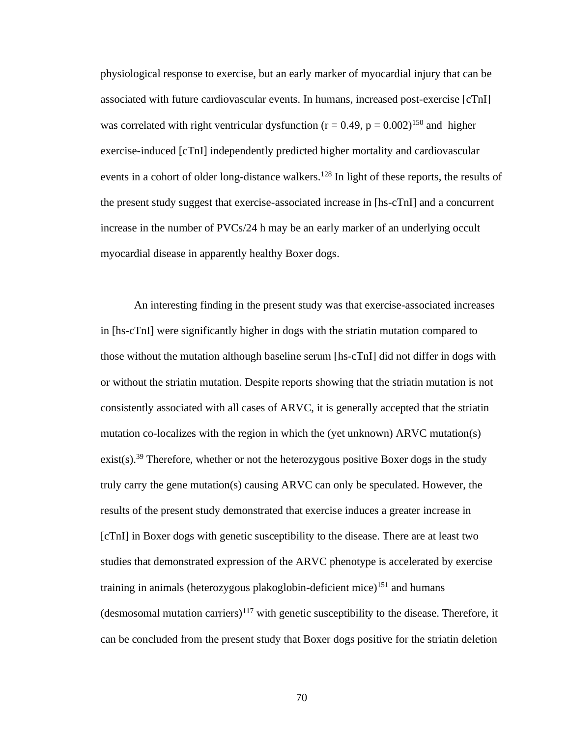physiological response to exercise, but an early marker of myocardial injury that can be associated with future cardiovascular events. In humans, increased post-exercise [cTnI] was correlated with right ventricular dysfunction ($r = 0.49$, $p = 0.002$)[150] and higher exercise-induced [cTnI] independently predicted higher mortality and cardiovascular events in a cohort of older long-distance walkers.[128] In light of these reports, the results of the present study suggest that exercise-associated increase in [hs-cTnI] and a concurrent increase in the number of PVCs/24 h may be an early marker of an underlying occult myocardial disease in apparently healthy Boxer dogs.

An interesting finding in the present study was that exercise-associated increases in [hs-cTnI] were significantly higher in dogs with the striatin mutation compared to those without the mutation although baseline serum [hs-cTnI] did not differ in dogs with or without the striatin mutation. Despite reports showing that the striatin mutation is not consistently associated with all cases of ARVC, it is generally accepted that the striatin mutation co-localizes with the region in which the (yet unknown) ARVC mutation(s) exist(s).[39] Therefore, whether or not the heterozygous positive Boxer dogs in the study truly carry the gene mutation(s) causing ARVC can only be speculated. However, the results of the present study demonstrated that exercise induces a greater increase in [cTnI] in Boxer dogs with genetic susceptibility to the disease. There are at least two studies that demonstrated expression of the ARVC phenotype is accelerated by exercise training in animals (heterozygous plakoglobin-deficient mice)[151] and humans (desmosomal mutation carriers)[117] with genetic susceptibility to the disease. Therefore, it can be concluded from the present study that Boxer dogs positive for the striatin deletion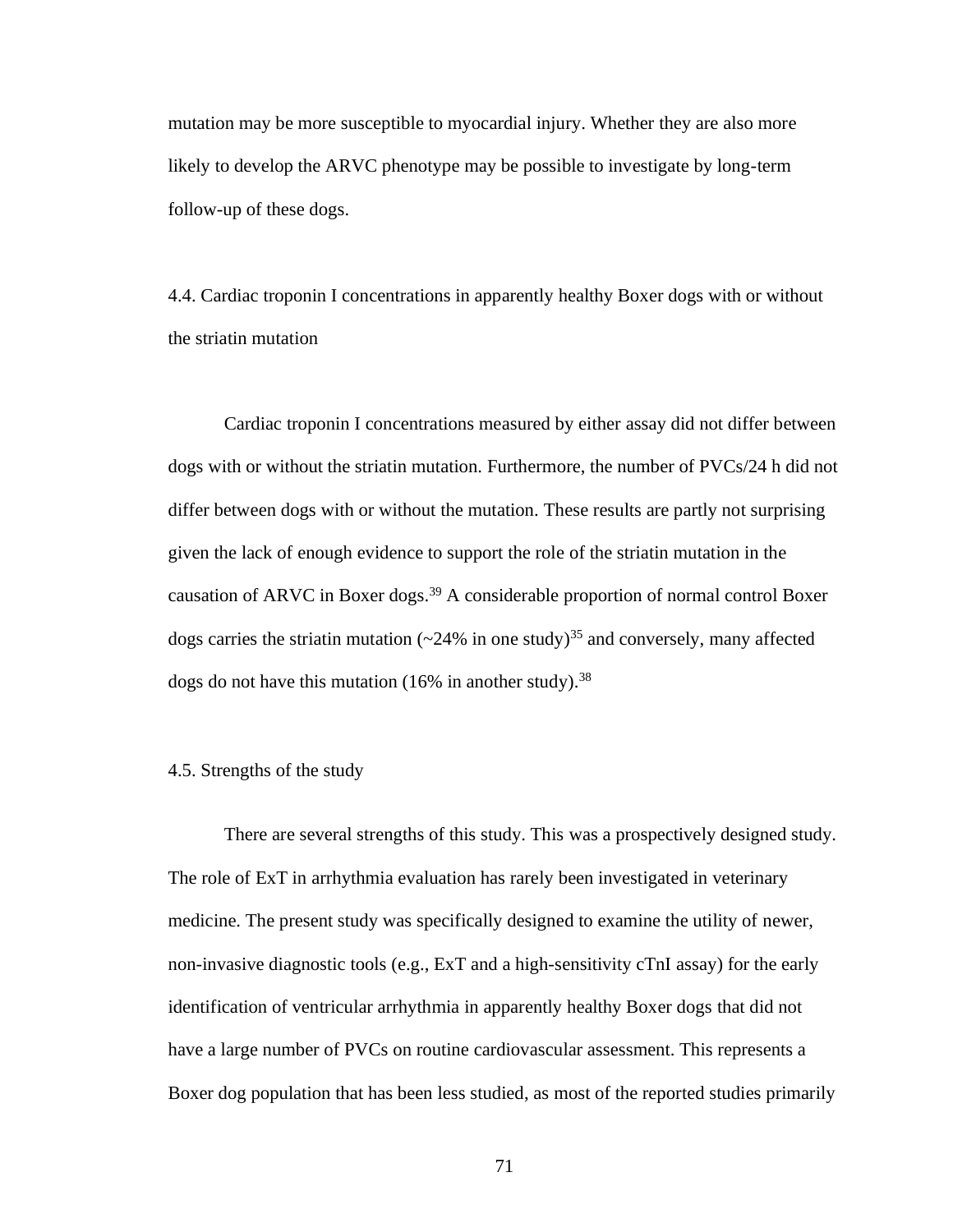mutation may be more susceptible to myocardial injury. Whether they are also more likely to develop the ARVC phenotype may be possible to investigate by long-term follow-up of these dogs.

### 4.4. Cardiac troponin I concentrations in apparently healthy Boxer dogs with or without the striatin mutation

Cardiac troponin I concentrations measured by either assay did not differ between dogs with or without the striatin mutation. Furthermore, the number of PVCs/24 h did not differ between dogs with or without the mutation. These results are partly not surprising given the lack of enough evidence to support the role of the striatin mutation in the causation of ARVC in Boxer dogs.[39] A considerable proportion of normal control Boxer dogs carries the striatin mutation (~24% in one study)[35] and conversely, many affected dogs do not have this mutation (16% in another study).[38]

### 4.5. Strengths of the study

There are several strengths of this study. This was a prospectively designed study. The role of ExT in arrhythmia evaluation has rarely been investigated in veterinary medicine. The present study was specifically designed to examine the utility of newer, non-invasive diagnostic tools (e.g., ExT and a high-sensitivity cTnI assay) for the early identification of ventricular arrhythmia in apparently healthy Boxer dogs that did not have a large number of PVCs on routine cardiovascular assessment. This represents a Boxer dog population that has been less studied, as most of the reported studies primarily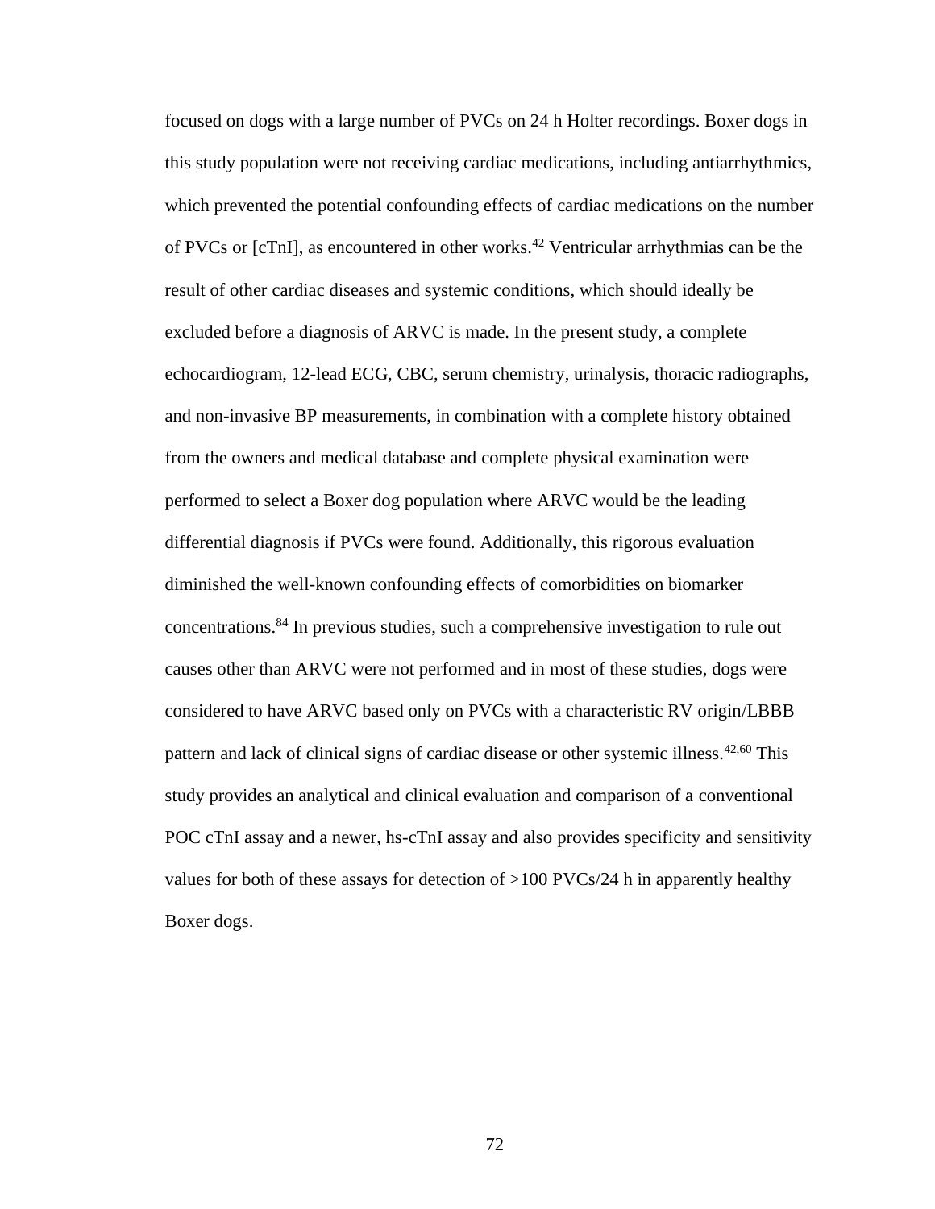focused on dogs with a large number of PVCs on 24 h Holter recordings. Boxer dogs in this study population were not receiving cardiac medications, including antiarrhythmics, which prevented the potential confounding effects of cardiac medications on the number of PVCs or [cTnI], as encountered in other works.[42] Ventricular arrhythmias can be the result of other cardiac diseases and systemic conditions, which should ideally be excluded before a diagnosis of ARVC is made. In the present study, a complete echocardiogram, 12-lead ECG, CBC, serum chemistry, urinalysis, thoracic radiographs, and non-invasive BP measurements, in combination with a complete history obtained from the owners and medical database and complete physical examination were performed to select a Boxer dog population where ARVC would be the leading differential diagnosis if PVCs were found. Additionally, this rigorous evaluation diminished the well-known confounding effects of comorbidities on biomarker concentrations.[84] In previous studies, such a comprehensive investigation to rule out causes other than ARVC were not performed and in most of these studies, dogs were considered to have ARVC based only on PVCs with a characteristic RV origin/LBBB pattern and lack of clinical signs of cardiac disease or other systemic illness.[42,60] This study provides an analytical and clinical evaluation and comparison of a conventional POC cTnI assay and a newer, hs-cTnI assay and also provides specificity and sensitivity values for both of these assays for detection of >100 PVCs/24 h in apparently healthy Boxer dogs.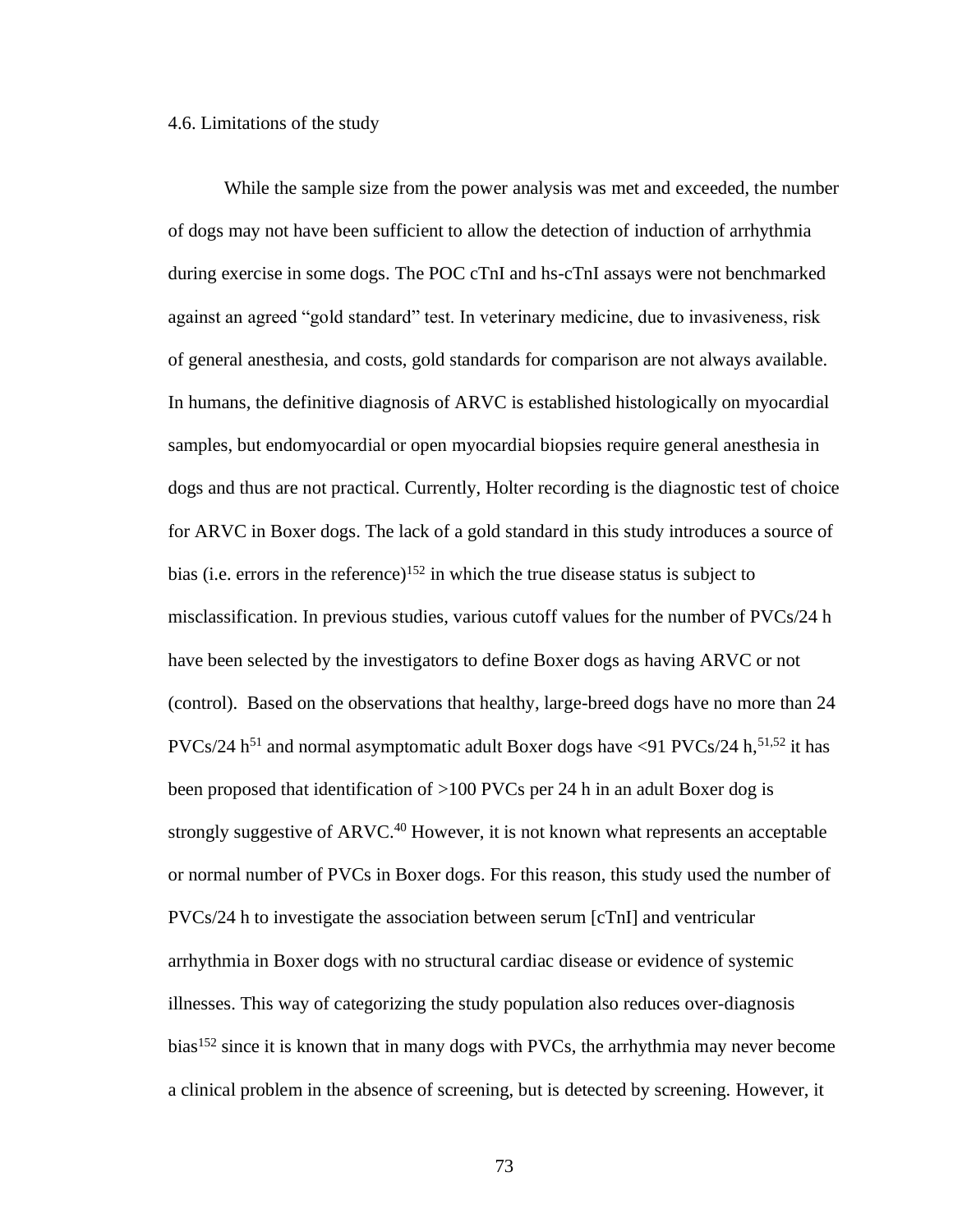### 4.6. Limitations of the study

While the sample size from the power analysis was met and exceeded, the number of dogs may not have been sufficient to allow the detection of induction of arrhythmia during exercise in some dogs. The POC cTnI and hs-cTnI assays were not benchmarked against an agreed "gold standard" test. In veterinary medicine, due to invasiveness, risk of general anesthesia, and costs, gold standards for comparison are not always available. In humans, the definitive diagnosis of ARVC is established histologically on myocardial samples, but endomyocardial or open myocardial biopsies require general anesthesia in dogs and thus are not practical. Currently, Holter recording is the diagnostic test of choice for ARVC in Boxer dogs. The lack of a gold standard in this study introduces a source of bias (i.e. errors in the reference)[152] in which the true disease status is subject to misclassification. In previous studies, various cutoff values for the number of PVCs/24 h have been selected by the investigators to define Boxer dogs as having ARVC or not (control). Based on the observations that healthy, large-breed dogs have no more than 24 PVCs/24 h[51] and normal asymptomatic adult Boxer dogs have <91 PVCs/24 h,[51,52] it has been proposed that identification of >100 PVCs per 24 h in an adult Boxer dog is strongly suggestive of ARVC.[40] However, it is not known what represents an acceptable or normal number of PVCs in Boxer dogs. For this reason, this study used the number of PVCs/24 h to investigate the association between serum [cTnI] and ventricular arrhythmia in Boxer dogs with no structural cardiac disease or evidence of systemic illnesses. This way of categorizing the study population also reduces over-diagnosis bias[152] since it is known that in many dogs with PVCs, the arrhythmia may never become a clinical problem in the absence of screening, but is detected by screening. However, it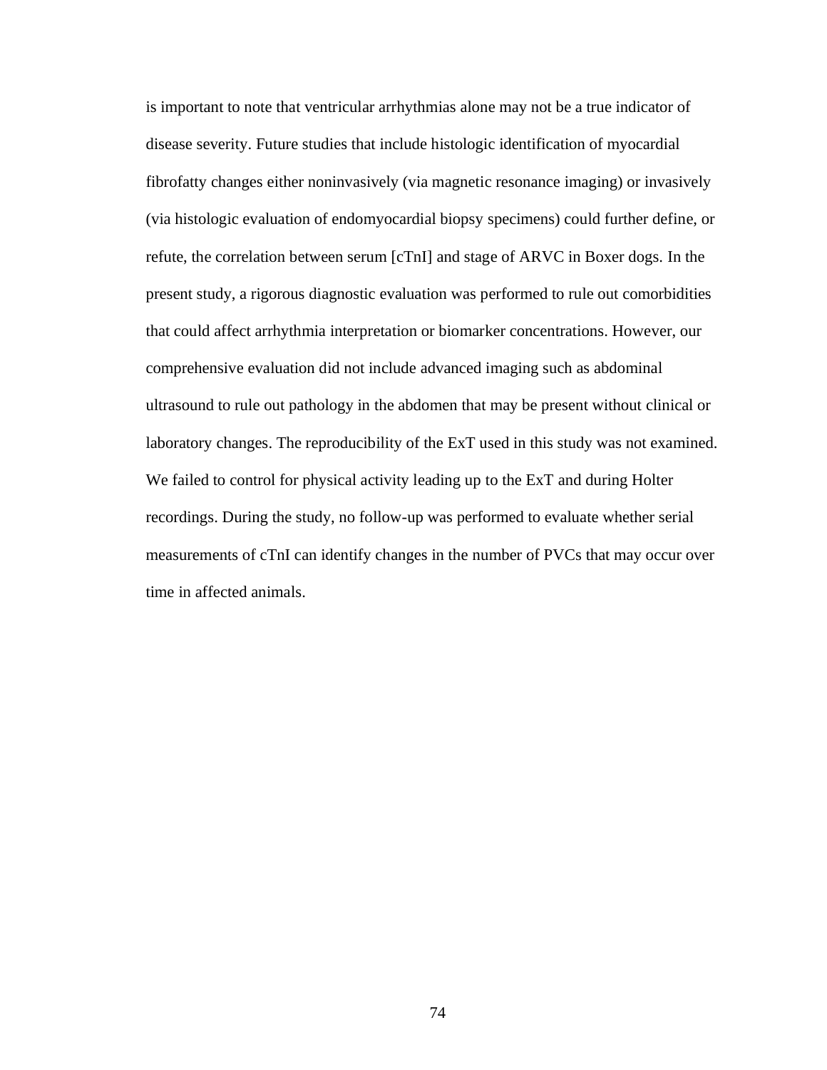is important to note that ventricular arrhythmias alone may not be a true indicator of disease severity. Future studies that include histologic identification of myocardial fibrofatty changes either noninvasively (via magnetic resonance imaging) or invasively (via histologic evaluation of endomyocardial biopsy specimens) could further define, or refute, the correlation between serum [cTnI] and stage of ARVC in Boxer dogs. In the present study, a rigorous diagnostic evaluation was performed to rule out comorbidities that could affect arrhythmia interpretation or biomarker concentrations. However, our comprehensive evaluation did not include advanced imaging such as abdominal ultrasound to rule out pathology in the abdomen that may be present without clinical or laboratory changes. The reproducibility of the ExT used in this study was not examined. We failed to control for physical activity leading up to the ExT and during Holter recordings. During the study, no follow-up was performed to evaluate whether serial measurements of cTnI can identify changes in the number of PVCs that may occur over time in affected animals.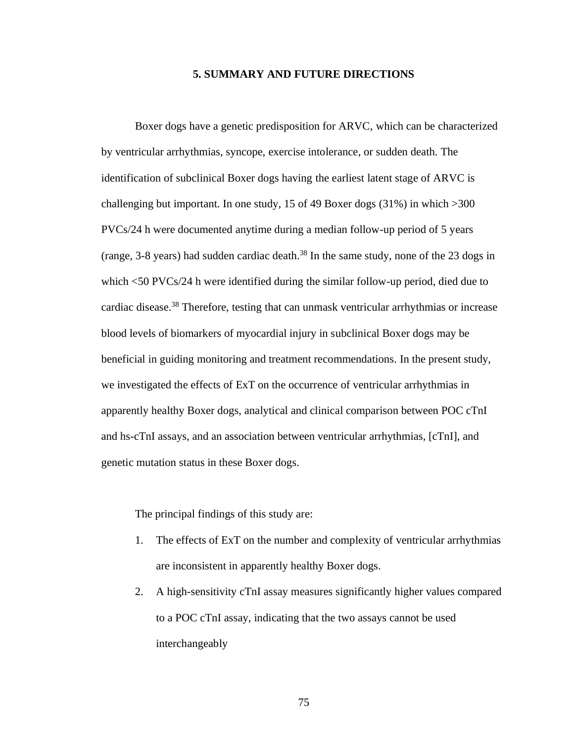# 5. SUMMARY AND FUTURE DIRECTIONS

Boxer dogs have a genetic predisposition for ARVC, which can be characterized by ventricular arrhythmias, syncope, exercise intolerance, or sudden death. The identification of subclinical Boxer dogs having the earliest latent stage of ARVC is challenging but important. In one study, 15 of 49 Boxer dogs (31%) in which >300 PVCs/24 h were documented anytime during a median follow-up period of 5 years (range, 3-8 years) had sudden cardiac death.[38] In the same study, none of the 23 dogs in which <50 PVCs/24 h were identified during the similar follow-up period, died due to cardiac disease.[38] Therefore, testing that can unmask ventricular arrhythmias or increase blood levels of biomarkers of myocardial injury in subclinical Boxer dogs may be beneficial in guiding monitoring and treatment recommendations. In the present study, we investigated the effects of ExT on the occurrence of ventricular arrhythmias in apparently healthy Boxer dogs, analytical and clinical comparison between POC cTnI and hs-cTnI assays, and an association between ventricular arrhythmias, [cTnI], and genetic mutation status in these Boxer dogs.

The principal findings of this study are:

1. The effects of ExT on the number and complexity of ventricular arrhythmias are inconsistent in apparently healthy Boxer dogs.
2. A high-sensitivity cTnI assay measures significantly higher values compared to a POC cTnI assay, indicating that the two assays cannot be used interchangeably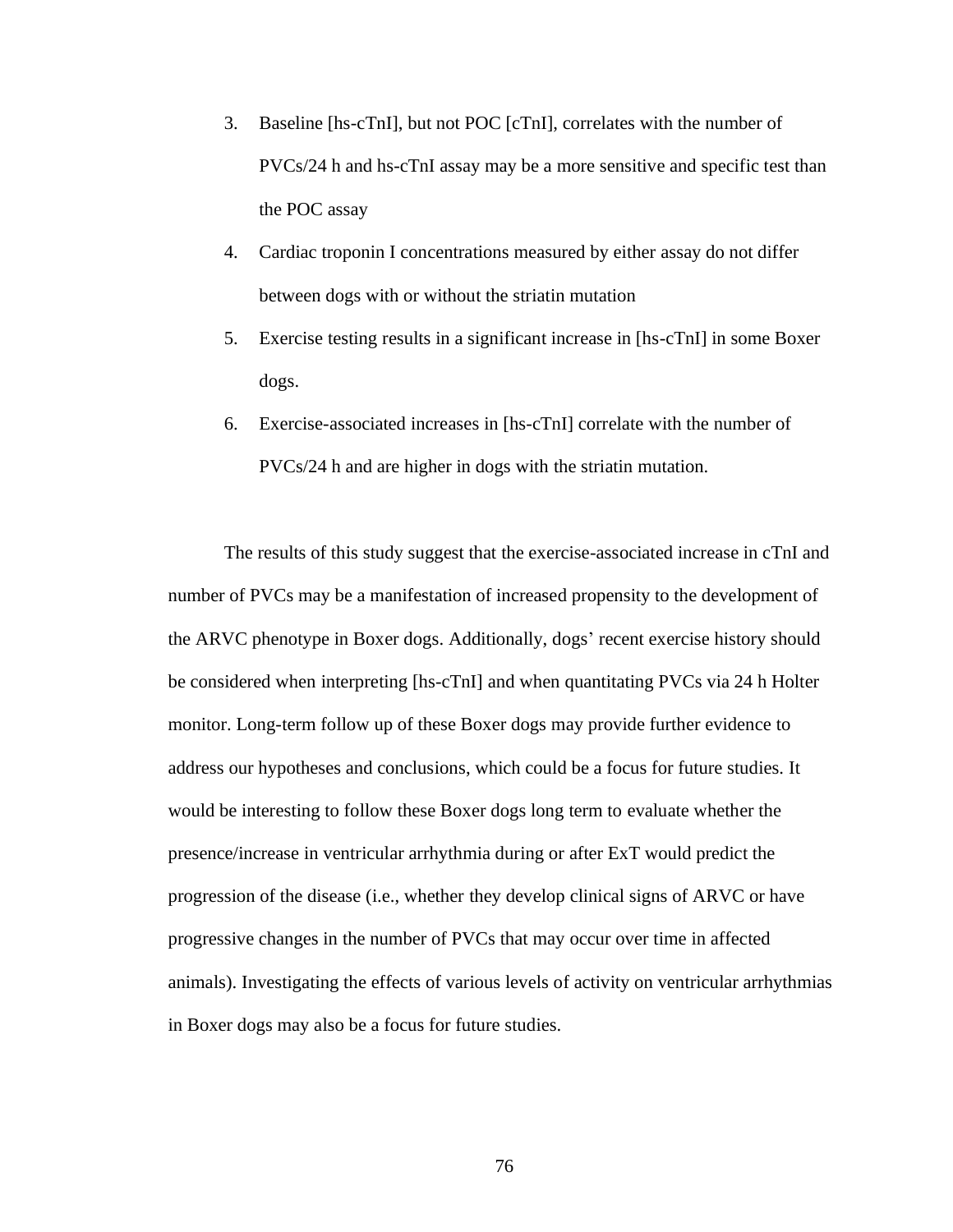3. Baseline [hs-cTnI], but not POC [cTnI], correlates with the number of PVCs/24 h and hs-cTnI assay may be a more sensitive and specific test than the POC assay
4. Cardiac troponin I concentrations measured by either assay do not differ between dogs with or without the striatin mutation
5. Exercise testing results in a significant increase in [hs-cTnI] in some Boxer dogs.
6. Exercise-associated increases in [hs-cTnI] correlate with the number of PVCs/24 h and are higher in dogs with the striatin mutation.

The results of this study suggest that the exercise-associated increase in cTnI and number of PVCs may be a manifestation of increased propensity to the development of the ARVC phenotype in Boxer dogs. Additionally, dogs' recent exercise history should be considered when interpreting [hs-cTnI] and when quantitating PVCs via 24 h Holter monitor. Long-term follow up of these Boxer dogs may provide further evidence to address our hypotheses and conclusions, which could be a focus for future studies. It would be interesting to follow these Boxer dogs long term to evaluate whether the presence/increase in ventricular arrhythmia during or after ExT would predict the progression of the disease (i.e., whether they develop clinical signs of ARVC or have progressive changes in the number of PVCs that may occur over time in affected animals). Investigating the effects of various levels of activity on ventricular arrhythmias in Boxer dogs may also be a focus for future studies.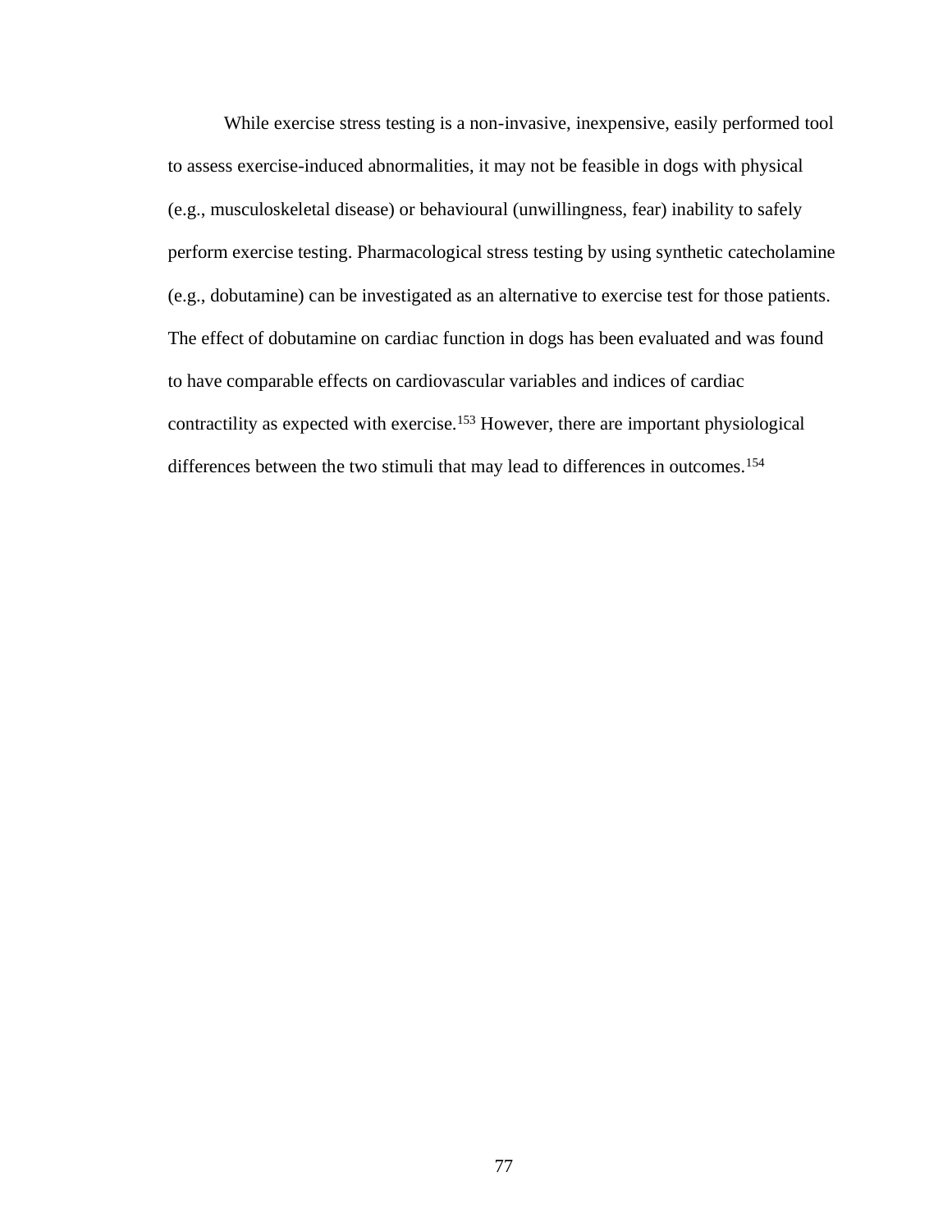While exercise stress testing is a non-invasive, inexpensive, easily performed tool to assess exercise-induced abnormalities, it may not be feasible in dogs with physical (e.g., musculoskeletal disease) or behavioural (unwillingness, fear) inability to safely perform exercise testing. Pharmacological stress testing by using synthetic catecholamine (e.g., dobutamine) can be investigated as an alternative to exercise test for those patients. The effect of dobutamine on cardiac function in dogs has been evaluated and was found to have comparable effects on cardiovascular variables and indices of cardiac contractility as expected with exercise.[153] However, there are important physiological differences between the two stimuli that may lead to differences in outcomes.[154]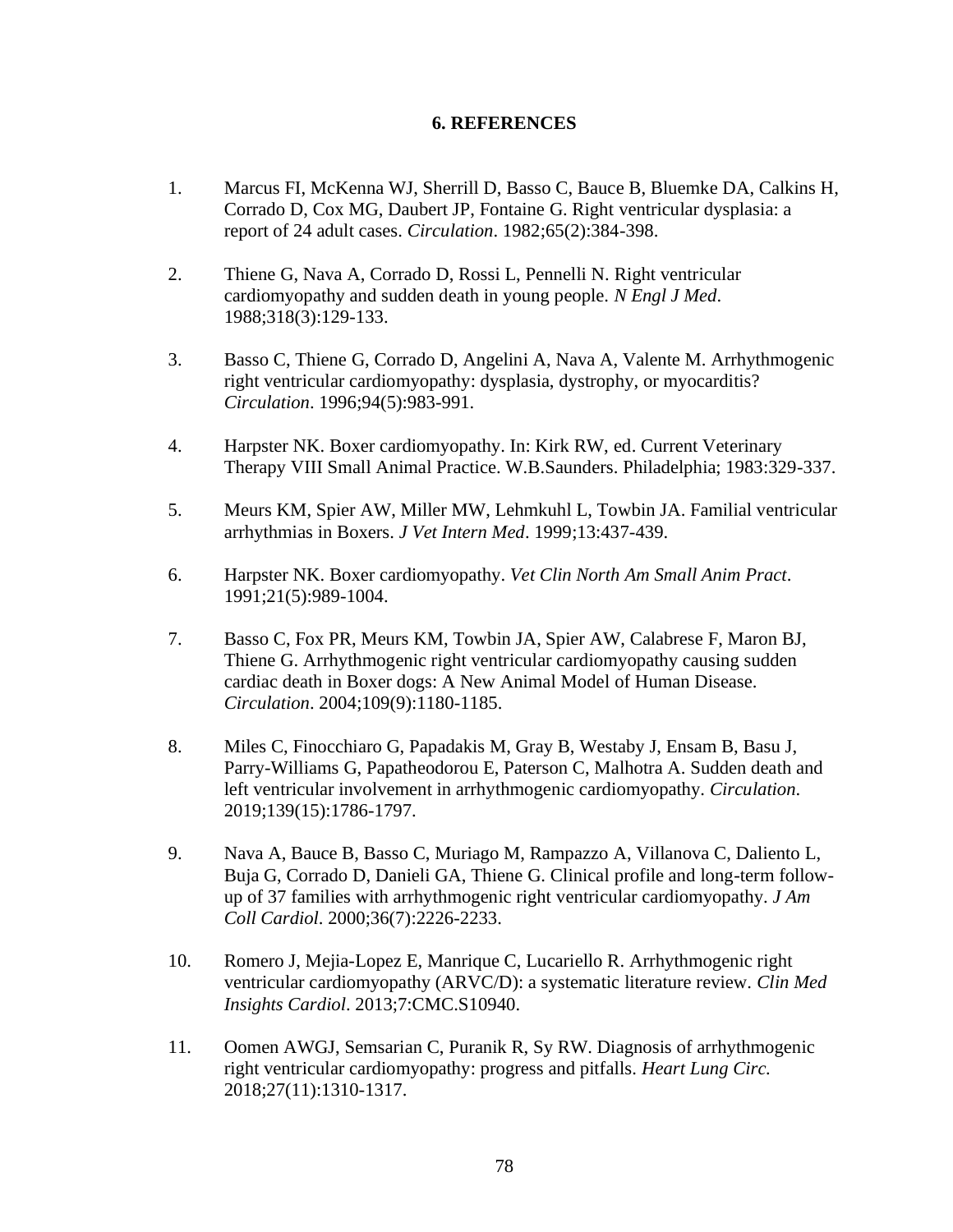## 6. REFERENCES

1. Marcus FI, McKenna WJ, Sherrill D, Basso C, Bauce B, Bluemke DA, Calkins H, Corrado D, Cox MG, Daubert JP, Fontaine G. Right ventricular dysplasia: a report of 24 adult cases. *Circulation*. 1982;65(2):384-398.

2. Thiene G, Nava A, Corrado D, Rossi L, Pennelli N. Right ventricular cardiomyopathy and sudden death in young people. *N Engl J Med*. 1988;318(3):129-133.

3. Basso C, Thiene G, Corrado D, Angelini A, Nava A, Valente M. Arrhythmogenic right ventricular cardiomyopathy: dysplasia, dystrophy, or myocarditis? *Circulation*. 1996;94(5):983-991.

4. Harpster NK. Boxer cardiomyopathy. In: Kirk RW, ed. Current Veterinary Therapy VIII Small Animal Practice. W.B.Saunders. Philadelphia; 1983:329-337.

5. Meurs KM, Spier AW, Miller MW, Lehmkuhl L, Towbin JA. Familial ventricular arrhythmias in Boxers. *J Vet Intern Med*. 1999;13:437-439.

6. Harpster NK. Boxer cardiomyopathy. *Vet Clin North Am Small Anim Pract*. 1991;21(5):989-1004.

7. Basso C, Fox PR, Meurs KM, Towbin JA, Spier AW, Calabrese F, Maron BJ, Thiene G. Arrhythmogenic right ventricular cardiomyopathy causing sudden cardiac death in Boxer dogs: A New Animal Model of Human Disease. *Circulation*. 2004;109(9):1180-1185.

8. Miles C, Finocchiaro G, Papadakis M, Gray B, Westaby J, Ensam B, Basu J, Parry-Williams G, Papatheodorou E, Paterson C, Malhotra A. Sudden death and left ventricular involvement in arrhythmogenic cardiomyopathy. *Circulation*. 2019;139(15):1786-1797.

9. Nava A, Bauce B, Basso C, Muriago M, Rampazzo A, Villanova C, Daliento L, Buja G, Corrado D, Danieli GA, Thiene G. Clinical profile and long-term follow-up of 37 families with arrhythmogenic right ventricular cardiomyopathy. *J Am Coll Cardiol*. 2000;36(7):2226-2233.

10. Romero J, Mejia-Lopez E, Manrique C, Lucariello R. Arrhythmogenic right ventricular cardiomyopathy (ARVC/D): a systematic literature review. *Clin Med Insights Cardiol*. 2013;7:CMC.S10940.

11. Oomen AWGJ, Semsarian C, Puranik R, Sy RW. Diagnosis of arrhythmogenic right ventricular cardiomyopathy: progress and pitfalls. *Heart Lung Circ*. 2018;27(11):1310-1317.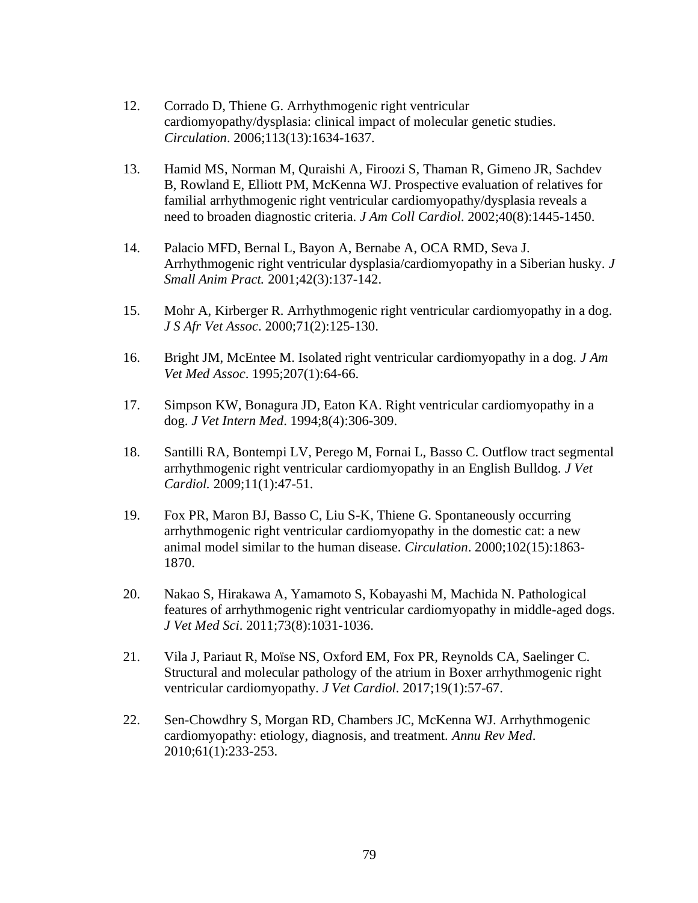12. Corrado D, Thiene G. Arrhythmogenic right ventricular cardiomyopathy/dysplasia: clinical impact of molecular genetic studies. *Circulation*. 2006;113(13):1634-1637.

13. Hamid MS, Norman M, Quraishi A, Firoozi S, Thaman R, Gimeno JR, Sachdev B, Rowland E, Elliott PM, McKenna WJ. Prospective evaluation of relatives for familial arrhythmogenic right ventricular cardiomyopathy/dysplasia reveals a need to broaden diagnostic criteria. *J Am Coll Cardiol*. 2002;40(8):1445-1450.

14. Palacio MFD, Bernal L, Bayon A, Bernabe A, OCA RMD, Seva J. Arrhythmogenic right ventricular dysplasia/cardiomyopathy in a Siberian husky. *J Small Anim Pract.* 2001;42(3):137-142.

15. Mohr A, Kirberger R. Arrhythmogenic right ventricular cardiomyopathy in a dog. *J S Afr Vet Assoc*. 2000;71(2):125-130.

16. Bright JM, McEntee M. Isolated right ventricular cardiomyopathy in a dog. *J Am Vet Med Assoc*. 1995;207(1):64-66.

17. Simpson KW, Bonagura JD, Eaton KA. Right ventricular cardiomyopathy in a dog. *J Vet Intern Med*. 1994;8(4):306-309.

18. Santilli RA, Bontempi LV, Perego M, Fornai L, Basso C. Outflow tract segmental arrhythmogenic right ventricular cardiomyopathy in an English Bulldog. *J Vet Cardiol.* 2009;11(1):47-51.

19. Fox PR, Maron BJ, Basso C, Liu S-K, Thiene G. Spontaneously occurring arrhythmogenic right ventricular cardiomyopathy in the domestic cat: a new animal model similar to the human disease. *Circulation*. 2000;102(15):1863-1870.

20. Nakao S, Hirakawa A, Yamamoto S, Kobayashi M, Machida N. Pathological features of arrhythmogenic right ventricular cardiomyopathy in middle-aged dogs. *J Vet Med Sci*. 2011;73(8):1031-1036.

21. Vila J, Pariaut R, Moïse NS, Oxford EM, Fox PR, Reynolds CA, Saelinger C. Structural and molecular pathology of the atrium in Boxer arrhythmogenic right ventricular cardiomyopathy. *J Vet Cardiol*. 2017;19(1):57-67.

22. Sen-Chowdhry S, Morgan RD, Chambers JC, McKenna WJ. Arrhythmogenic cardiomyopathy: etiology, diagnosis, and treatment. *Annu Rev Med*. 2010;61(1):233-253.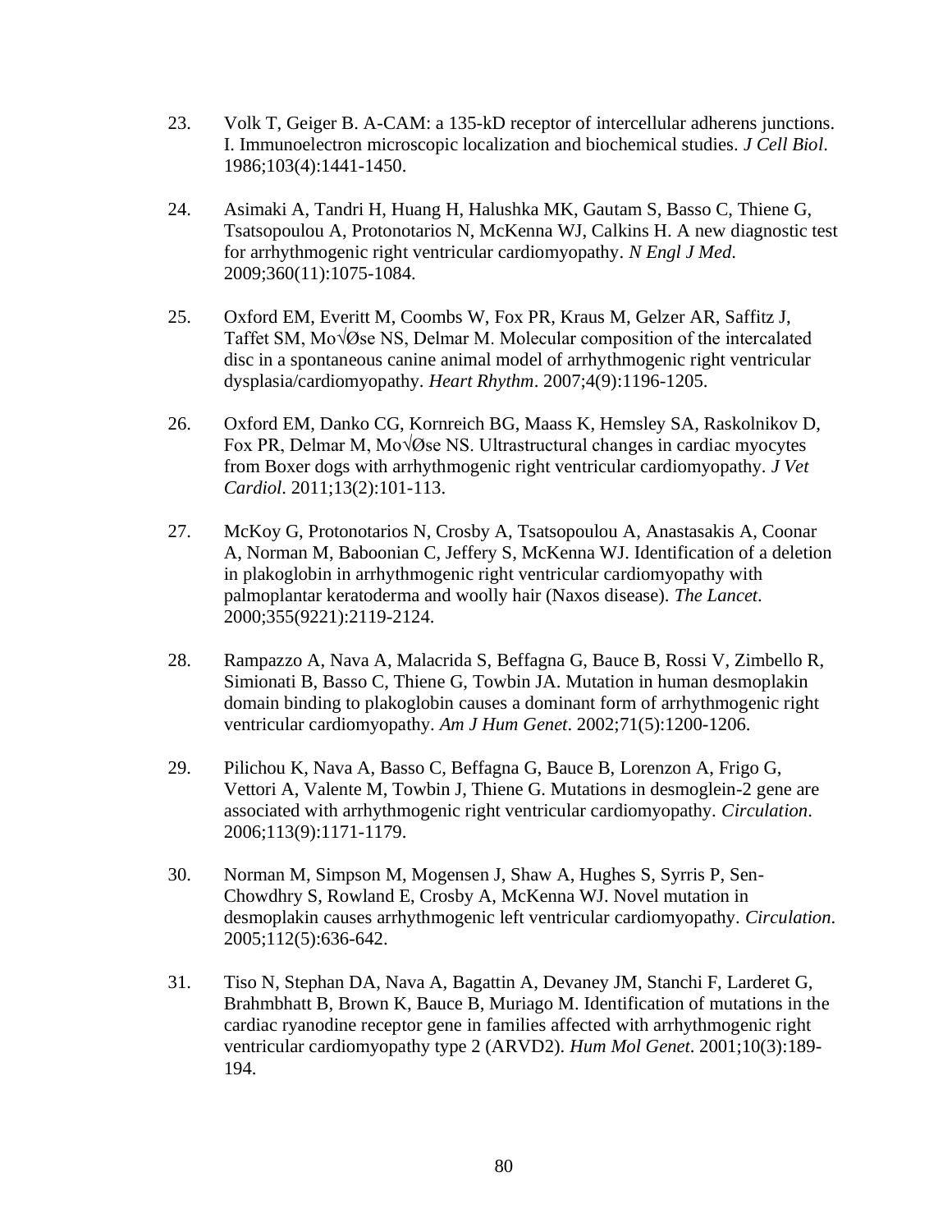23. Volk T, Geiger B. A-CAM: a 135-kD receptor of intercellular adherens junctions. I. Immunoelectron microscopic localization and biochemical studies. *J Cell Biol*. 1986;103(4):1441-1450.

24. Asimaki A, Tandri H, Huang H, Halushka MK, Gautam S, Basso C, Thiene G, Tsatsopoulou A, Protonotarios N, McKenna WJ, Calkins H. A new diagnostic test for arrhythmogenic right ventricular cardiomyopathy. *N Engl J Med*. 2009;360(11):1075-1084.

25. Oxford EM, Everitt M, Coombs W, Fox PR, Kraus M, Gelzer AR, Saffitz J, Taffet SM, Mo√Øse NS, Delmar M. Molecular composition of the intercalated disc in a spontaneous canine animal model of arrhythmogenic right ventricular dysplasia/cardiomyopathy. *Heart Rhythm*. 2007;4(9):1196-1205.

26. Oxford EM, Danko CG, Kornreich BG, Maass K, Hemsley SA, Raskolnikov D, Fox PR, Delmar M, Mo√Øse NS. Ultrastructural changes in cardiac myocytes from Boxer dogs with arrhythmogenic right ventricular cardiomyopathy. *J Vet Cardiol*. 2011;13(2):101-113.

27. McKoy G, Protonotarios N, Crosby A, Tsatsopoulou A, Anastasakis A, Coonar A, Norman M, Baboonian C, Jeffery S, McKenna WJ. Identification of a deletion in plakoglobin in arrhythmogenic right ventricular cardiomyopathy with palmoplantar keratoderma and woolly hair (Naxos disease). *The Lancet*. 2000;355(9221):2119-2124.

28. Rampazzo A, Nava A, Malacrida S, Beffagna G, Bauce B, Rossi V, Zimbello R, Simionati B, Basso C, Thiene G, Towbin JA. Mutation in human desmoplakin domain binding to plakoglobin causes a dominant form of arrhythmogenic right ventricular cardiomyopathy. *Am J Hum Genet*. 2002;71(5):1200-1206.

29. Pilichou K, Nava A, Basso C, Beffagna G, Bauce B, Lorenzon A, Frigo G, Vettori A, Valente M, Towbin J, Thiene G. Mutations in desmoglein-2 gene are associated with arrhythmogenic right ventricular cardiomyopathy. *Circulation*. 2006;113(9):1171-1179.

30. Norman M, Simpson M, Mogensen J, Shaw A, Hughes S, Syrris P, Sen-Chowdhry S, Rowland E, Crosby A, McKenna WJ. Novel mutation in desmoplakin causes arrhythmogenic left ventricular cardiomyopathy. *Circulation*. 2005;112(5):636-642.

31. Tiso N, Stephan DA, Nava A, Bagattin A, Devaney JM, Stanchi F, Larderet G, Brahmbhatt B, Brown K, Bauce B, Muriago M. Identification of mutations in the cardiac ryanodine receptor gene in families affected with arrhythmogenic right ventricular cardiomyopathy type 2 (ARVD2). *Hum Mol Genet*. 2001;10(3):189-194.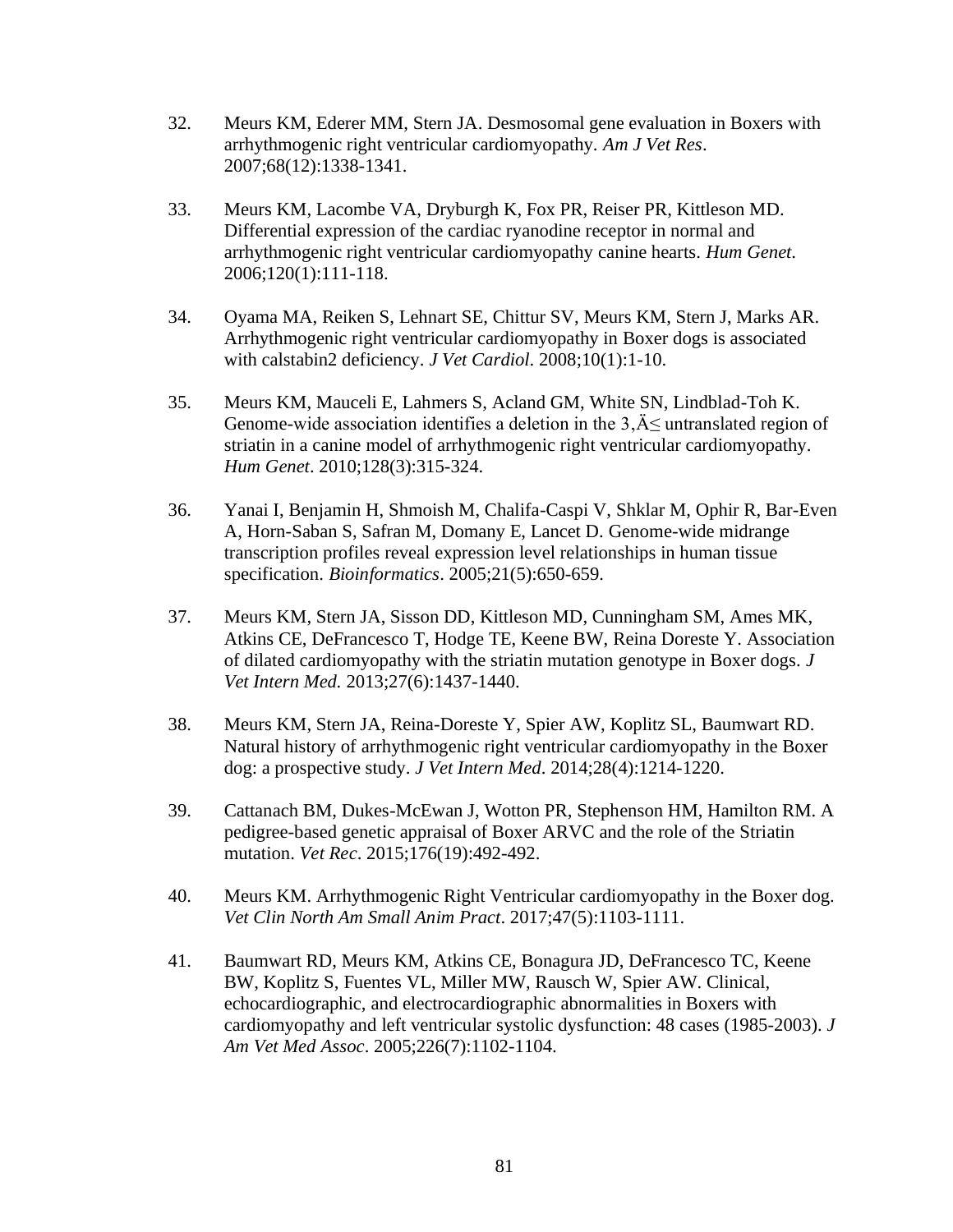32. Meurs KM, Ederer MM, Stern JA. Desmosomal gene evaluation in Boxers with arrhythmogenic right ventricular cardiomyopathy. *Am J Vet Res*. 2007;68(12):1338-1341.

33. Meurs KM, Lacombe VA, Dryburgh K, Fox PR, Reiser PR, Kittleson MD. Differential expression of the cardiac ryanodine receptor in normal and arrhythmogenic right ventricular cardiomyopathy canine hearts. *Hum Genet*. 2006;120(1):111-118.

34. Oyama MA, Reiken S, Lehnart SE, Chittur SV, Meurs KM, Stern J, Marks AR. Arrhythmogenic right ventricular cardiomyopathy in Boxer dogs is associated with calstabin2 deficiency. *J Vet Cardiol*. 2008;10(1):1-10.

35. Meurs KM, Mauceli E, Lahmers S, Acland GM, White SN, Lindblad-Toh K. Genome-wide association identifies a deletion in the 3‚Ä≤ untranslated region of striatin in a canine model of arrhythmogenic right ventricular cardiomyopathy. *Hum Genet*. 2010;128(3):315-324.

36. Yanai I, Benjamin H, Shmoish M, Chalifa-Caspi V, Shklar M, Ophir R, Bar-Even A, Horn-Saban S, Safran M, Domany E, Lancet D. Genome-wide midrange transcription profiles reveal expression level relationships in human tissue specification. *Bioinformatics*. 2005;21(5):650-659.

37. Meurs KM, Stern JA, Sisson DD, Kittleson MD, Cunningham SM, Ames MK, Atkins CE, DeFrancesco T, Hodge TE, Keene BW, Reina Doreste Y. Association of dilated cardiomyopathy with the striatin mutation genotype in Boxer dogs. *J Vet Intern Med.* 2013;27(6):1437-1440.

38. Meurs KM, Stern JA, Reina-Doreste Y, Spier AW, Koplitz SL, Baumwart RD. Natural history of arrhythmogenic right ventricular cardiomyopathy in the Boxer dog: a prospective study. *J Vet Intern Med*. 2014;28(4):1214-1220.

39. Cattanach BM, Dukes-McEwan J, Wotton PR, Stephenson HM, Hamilton RM. A pedigree-based genetic appraisal of Boxer ARVC and the role of the Striatin mutation. *Vet Rec*. 2015;176(19):492-492.

40. Meurs KM. Arrhythmogenic Right Ventricular cardiomyopathy in the Boxer dog. *Vet Clin North Am Small Anim Pract*. 2017;47(5):1103-1111.

41. Baumwart RD, Meurs KM, Atkins CE, Bonagura JD, DeFrancesco TC, Keene BW, Koplitz S, Fuentes VL, Miller MW, Rausch W, Spier AW. Clinical, echocardiographic, and electrocardiographic abnormalities in Boxers with cardiomyopathy and left ventricular systolic dysfunction: 48 cases (1985-2003). *J Am Vet Med Assoc*. 2005;226(7):1102-1104.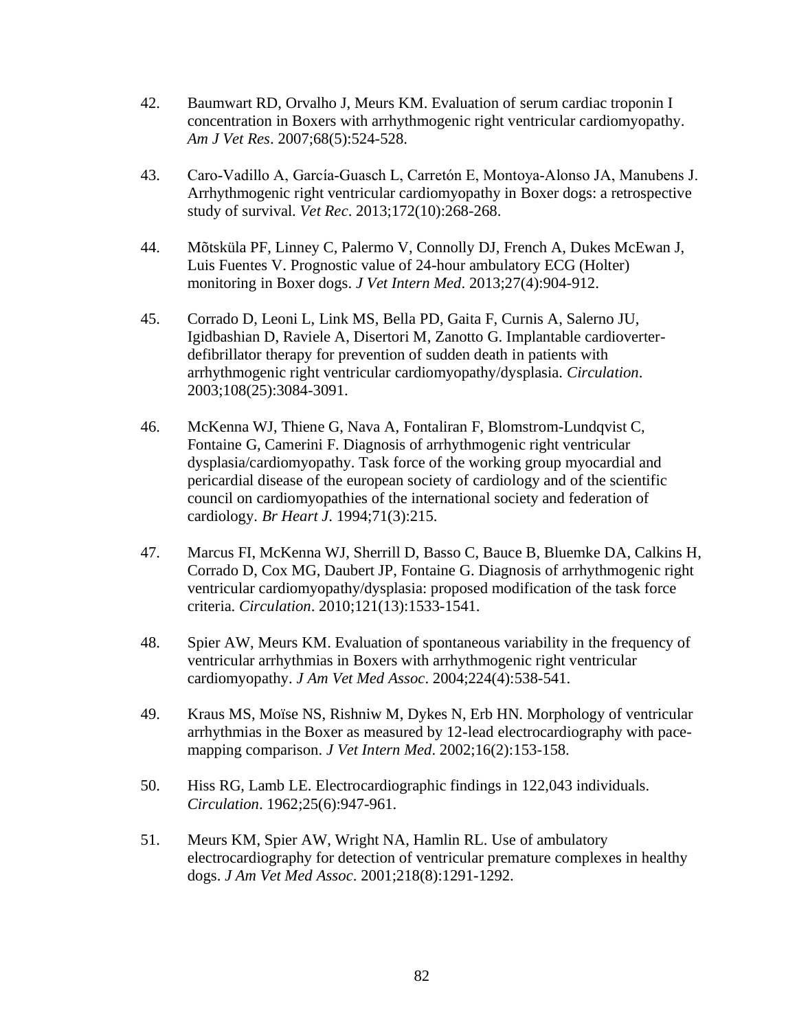42. Baumwart RD, Orvalho J, Meurs KM. Evaluation of serum cardiac troponin I concentration in Boxers with arrhythmogenic right ventricular cardiomyopathy. *Am J Vet Res*. 2007;68(5):524-528.

43. Caro-Vadillo A, García-Guasch L, Carretón E, Montoya-Alonso JA, Manubens J. Arrhythmogenic right ventricular cardiomyopathy in Boxer dogs: a retrospective study of survival. *Vet Rec*. 2013;172(10):268-268.

44. Mõtsküla PF, Linney C, Palermo V, Connolly DJ, French A, Dukes McEwan J, Luis Fuentes V. Prognostic value of 24-hour ambulatory ECG (Holter) monitoring in Boxer dogs. *J Vet Intern Med*. 2013;27(4):904-912.

45. Corrado D, Leoni L, Link MS, Bella PD, Gaita F, Curnis A, Salerno JU, Igidbashian D, Raviele A, Disertori M, Zanotto G. Implantable cardioverter-defibrillator therapy for prevention of sudden death in patients with arrhythmogenic right ventricular cardiomyopathy/dysplasia. *Circulation*. 2003;108(25):3084-3091.

46. McKenna WJ, Thiene G, Nava A, Fontaliran F, Blomstrom-Lundqvist C, Fontaine G, Camerini F. Diagnosis of arrhythmogenic right ventricular dysplasia/cardiomyopathy. Task force of the working group myocardial and pericardial disease of the european society of cardiology and of the scientific council on cardiomyopathies of the international society and federation of cardiology. *Br Heart J*. 1994;71(3):215.

47. Marcus FI, McKenna WJ, Sherrill D, Basso C, Bauce B, Bluemke DA, Calkins H, Corrado D, Cox MG, Daubert JP, Fontaine G. Diagnosis of arrhythmogenic right ventricular cardiomyopathy/dysplasia: proposed modification of the task force criteria. *Circulation*. 2010;121(13):1533-1541.

48. Spier AW, Meurs KM. Evaluation of spontaneous variability in the frequency of ventricular arrhythmias in Boxers with arrhythmogenic right ventricular cardiomyopathy. *J Am Vet Med Assoc*. 2004;224(4):538-541.

49. Kraus MS, Moïse NS, Rishniw M, Dykes N, Erb HN. Morphology of ventricular arrhythmias in the Boxer as measured by 12-lead electrocardiography with pace-mapping comparison. *J Vet Intern Med*. 2002;16(2):153-158.

50. Hiss RG, Lamb LE. Electrocardiographic findings in 122,043 individuals. *Circulation*. 1962;25(6):947-961.

51. Meurs KM, Spier AW, Wright NA, Hamlin RL. Use of ambulatory electrocardiography for detection of ventricular premature complexes in healthy dogs. *J Am Vet Med Assoc*. 2001;218(8):1291-1292.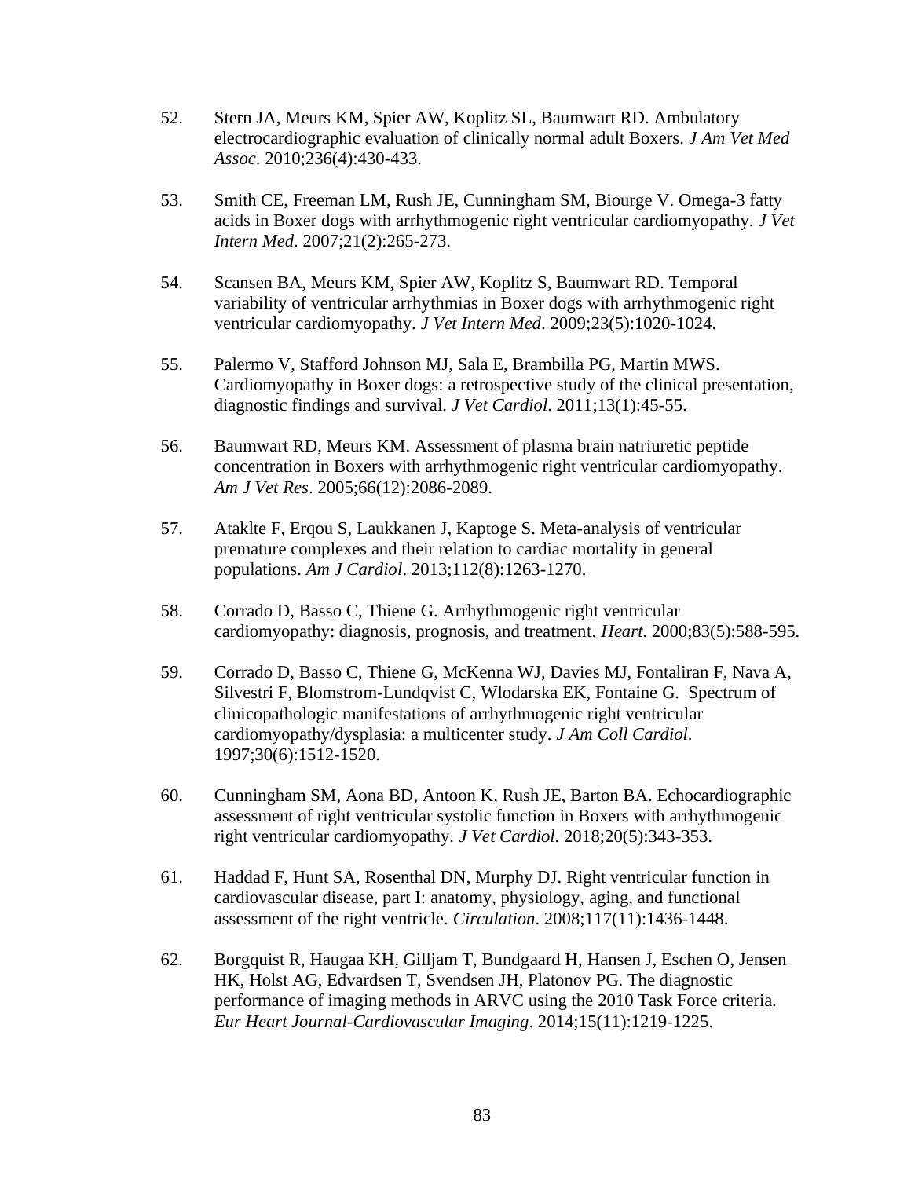52. Stern JA, Meurs KM, Spier AW, Koplitz SL, Baumwart RD. Ambulatory electrocardiographic evaluation of clinically normal adult Boxers. *J Am Vet Med Assoc*. 2010;236(4):430-433.

53. Smith CE, Freeman LM, Rush JE, Cunningham SM, Biourge V. Omega-3 fatty acids in Boxer dogs with arrhythmogenic right ventricular cardiomyopathy. *J Vet Intern Med*. 2007;21(2):265-273.

54. Scansen BA, Meurs KM, Spier AW, Koplitz S, Baumwart RD. Temporal variability of ventricular arrhythmias in Boxer dogs with arrhythmogenic right ventricular cardiomyopathy. *J Vet Intern Med*. 2009;23(5):1020-1024.

55. Palermo V, Stafford Johnson MJ, Sala E, Brambilla PG, Martin MWS. Cardiomyopathy in Boxer dogs: a retrospective study of the clinical presentation, diagnostic findings and survival. *J Vet Cardiol*. 2011;13(1):45-55.

56. Baumwart RD, Meurs KM. Assessment of plasma brain natriuretic peptide concentration in Boxers with arrhythmogenic right ventricular cardiomyopathy. *Am J Vet Res*. 2005;66(12):2086-2089.

57. Ataklte F, Erqou S, Laukkanen J, Kaptoge S. Meta-analysis of ventricular premature complexes and their relation to cardiac mortality in general populations. *Am J Cardiol*. 2013;112(8):1263-1270.

58. Corrado D, Basso C, Thiene G. Arrhythmogenic right ventricular cardiomyopathy: diagnosis, prognosis, and treatment. *Heart*. 2000;83(5):588-595.

59. Corrado D, Basso C, Thiene G, McKenna WJ, Davies MJ, Fontaliran F, Nava A, Silvestri F, Blomstrom-Lundqvist C, Wlodarska EK, Fontaine G. Spectrum of clinicopathologic manifestations of arrhythmogenic right ventricular cardiomyopathy/dysplasia: a multicenter study. *J Am Coll Cardiol*. 1997;30(6):1512-1520.

60. Cunningham SM, Aona BD, Antoon K, Rush JE, Barton BA. Echocardiographic assessment of right ventricular systolic function in Boxers with arrhythmogenic right ventricular cardiomyopathy. *J Vet Cardiol*. 2018;20(5):343-353.

61. Haddad F, Hunt SA, Rosenthal DN, Murphy DJ. Right ventricular function in cardiovascular disease, part I: anatomy, physiology, aging, and functional assessment of the right ventricle. *Circulation*. 2008;117(11):1436-1448.

62. Borgquist R, Haugaa KH, Gilljam T, Bundgaard H, Hansen J, Eschen O, Jensen HK, Holst AG, Edvardsen T, Svendsen JH, Platonov PG. The diagnostic performance of imaging methods in ARVC using the 2010 Task Force criteria. *Eur Heart Journal-Cardiovascular Imaging*. 2014;15(11):1219-1225.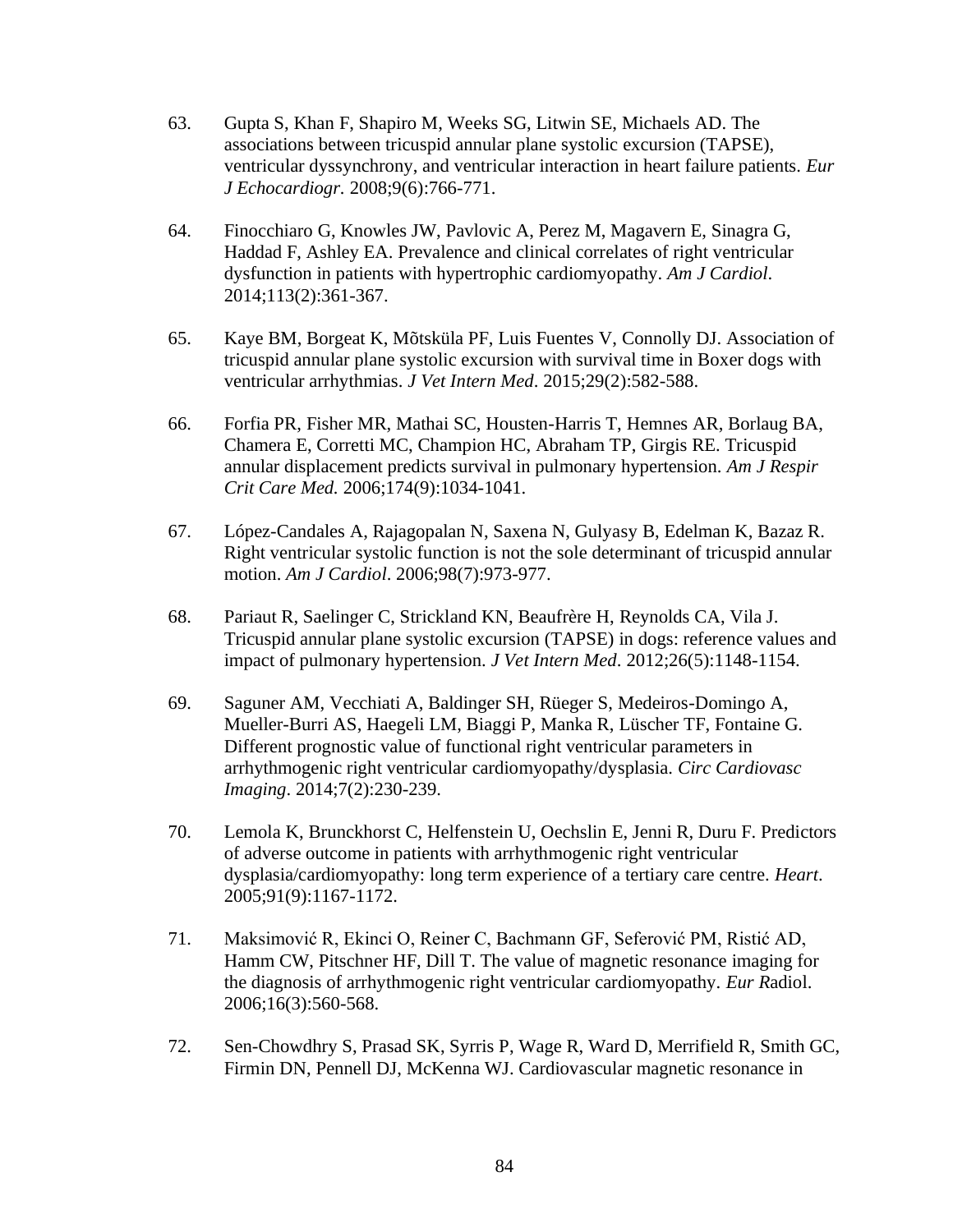63. Gupta S, Khan F, Shapiro M, Weeks SG, Litwin SE, Michaels AD. The associations between tricuspid annular plane systolic excursion (TAPSE), ventricular dyssynchrony, and ventricular interaction in heart failure patients. *Eur J Echocardiogr*. 2008;9(6):766-771.

64. Finocchiaro G, Knowles JW, Pavlovic A, Perez M, Magavern E, Sinagra G, Haddad F, Ashley EA. Prevalence and clinical correlates of right ventricular dysfunction in patients with hypertrophic cardiomyopathy. *Am J Cardiol*. 2014;113(2):361-367.

65. Kaye BM, Borgeat K, Mõtsküla PF, Luis Fuentes V, Connolly DJ. Association of tricuspid annular plane systolic excursion with survival time in Boxer dogs with ventricular arrhythmias. *J Vet Intern Med*. 2015;29(2):582-588.

66. Forfia PR, Fisher MR, Mathai SC, Housten-Harris T, Hemnes AR, Borlaug BA, Chamera E, Corretti MC, Champion HC, Abraham TP, Girgis RE. Tricuspid annular displacement predicts survival in pulmonary hypertension. *Am J Respir Crit Care Med.* 2006;174(9):1034-1041.

67. López-Candales A, Rajagopalan N, Saxena N, Gulyasy B, Edelman K, Bazaz R. Right ventricular systolic function is not the sole determinant of tricuspid annular motion. *Am J Cardiol*. 2006;98(7):973-977.

68. Pariaut R, Saelinger C, Strickland KN, Beaufrère H, Reynolds CA, Vila J. Tricuspid annular plane systolic excursion (TAPSE) in dogs: reference values and impact of pulmonary hypertension. *J Vet Intern Med*. 2012;26(5):1148-1154.

69. Saguner AM, Vecchiati A, Baldinger SH, Rüeger S, Medeiros-Domingo A, Mueller-Burri AS, Haegeli LM, Biaggi P, Manka R, Lüscher TF, Fontaine G. Different prognostic value of functional right ventricular parameters in arrhythmogenic right ventricular cardiomyopathy/dysplasia. *Circ Cardiovasc Imaging*. 2014;7(2):230-239.

70. Lemola K, Brunckhorst C, Helfenstein U, Oechslin E, Jenni R, Duru F. Predictors of adverse outcome in patients with arrhythmogenic right ventricular dysplasia/cardiomyopathy: long term experience of a tertiary care centre. *Heart*. 2005;91(9):1167-1172.

71. Maksimović R, Ekinci O, Reiner C, Bachmann GF, Seferović PM, Ristić AD, Hamm CW, Pitschner HF, Dill T. The value of magnetic resonance imaging for the diagnosis of arrhythmogenic right ventricular cardiomyopathy. *Eur R*adiol. 2006;16(3):560-568.

72. Sen-Chowdhry S, Prasad SK, Syrris P, Wage R, Ward D, Merrifield R, Smith GC, Firmin DN, Pennell DJ, McKenna WJ. Cardiovascular magnetic resonance in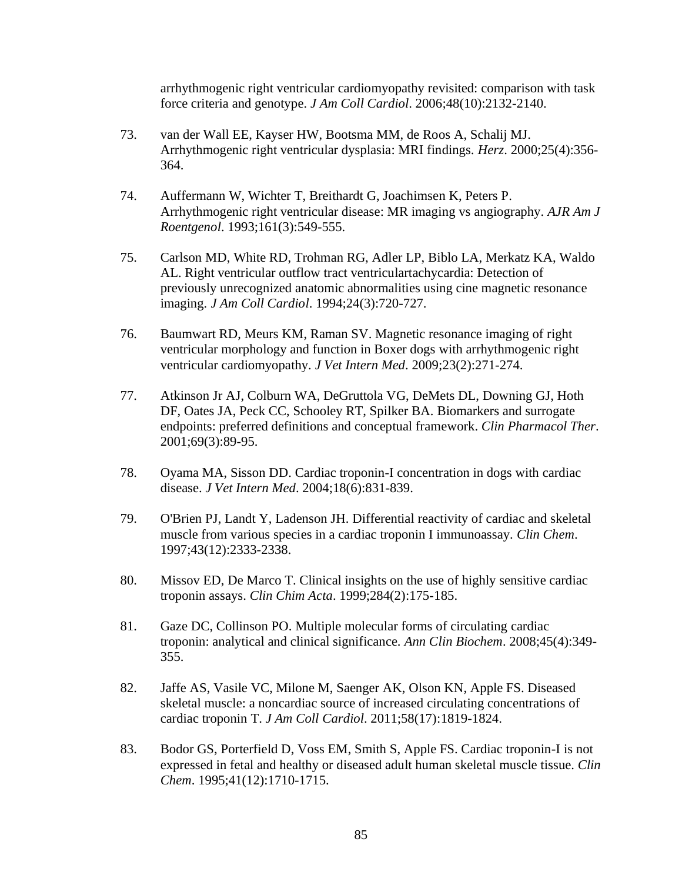arrhythmogenic right ventricular cardiomyopathy revisited: comparison with task force criteria and genotype. *J Am Coll Cardiol*. 2006;48(10):2132-2140.

73. van der Wall EE, Kayser HW, Bootsma MM, de Roos A, Schalij MJ. Arrhythmogenic right ventricular dysplasia: MRI findings. *Herz*. 2000;25(4):356-364.

74. Auffermann W, Wichter T, Breithardt G, Joachimsen K, Peters P. Arrhythmogenic right ventricular disease: MR imaging vs angiography. *AJR Am J Roentgenol*. 1993;161(3):549-555.

75. Carlson MD, White RD, Trohman RG, Adler LP, Biblo LA, Merkatz KA, Waldo AL. Right ventricular outflow tract ventriculartachycardia: Detection of previously unrecognized anatomic abnormalities using cine magnetic resonance imaging. *J Am Coll Cardiol*. 1994;24(3):720-727.

76. Baumwart RD, Meurs KM, Raman SV. Magnetic resonance imaging of right ventricular morphology and function in Boxer dogs with arrhythmogenic right ventricular cardiomyopathy. *J Vet Intern Med*. 2009;23(2):271-274.

77. Atkinson Jr AJ, Colburn WA, DeGruttola VG, DeMets DL, Downing GJ, Hoth DF, Oates JA, Peck CC, Schooley RT, Spilker BA. Biomarkers and surrogate endpoints: preferred definitions and conceptual framework. *Clin Pharmacol Ther*. 2001;69(3):89-95.

78. Oyama MA, Sisson DD. Cardiac troponin-I concentration in dogs with cardiac disease. *J Vet Intern Med*. 2004;18(6):831-839.

79. O'Brien PJ, Landt Y, Ladenson JH. Differential reactivity of cardiac and skeletal muscle from various species in a cardiac troponin I immunoassay. *Clin Chem*. 1997;43(12):2333-2338.

80. Missov ED, De Marco T. Clinical insights on the use of highly sensitive cardiac troponin assays. *Clin Chim Acta*. 1999;284(2):175-185.

81. Gaze DC, Collinson PO. Multiple molecular forms of circulating cardiac troponin: analytical and clinical significance. *Ann Clin Biochem*. 2008;45(4):349-355.

82. Jaffe AS, Vasile VC, Milone M, Saenger AK, Olson KN, Apple FS. Diseased skeletal muscle: a noncardiac source of increased circulating concentrations of cardiac troponin T. *J Am Coll Cardiol*. 2011;58(17):1819-1824.

83. Bodor GS, Porterfield D, Voss EM, Smith S, Apple FS. Cardiac troponin-I is not expressed in fetal and healthy or diseased adult human skeletal muscle tissue. *Clin Chem*. 1995;41(12):1710-1715.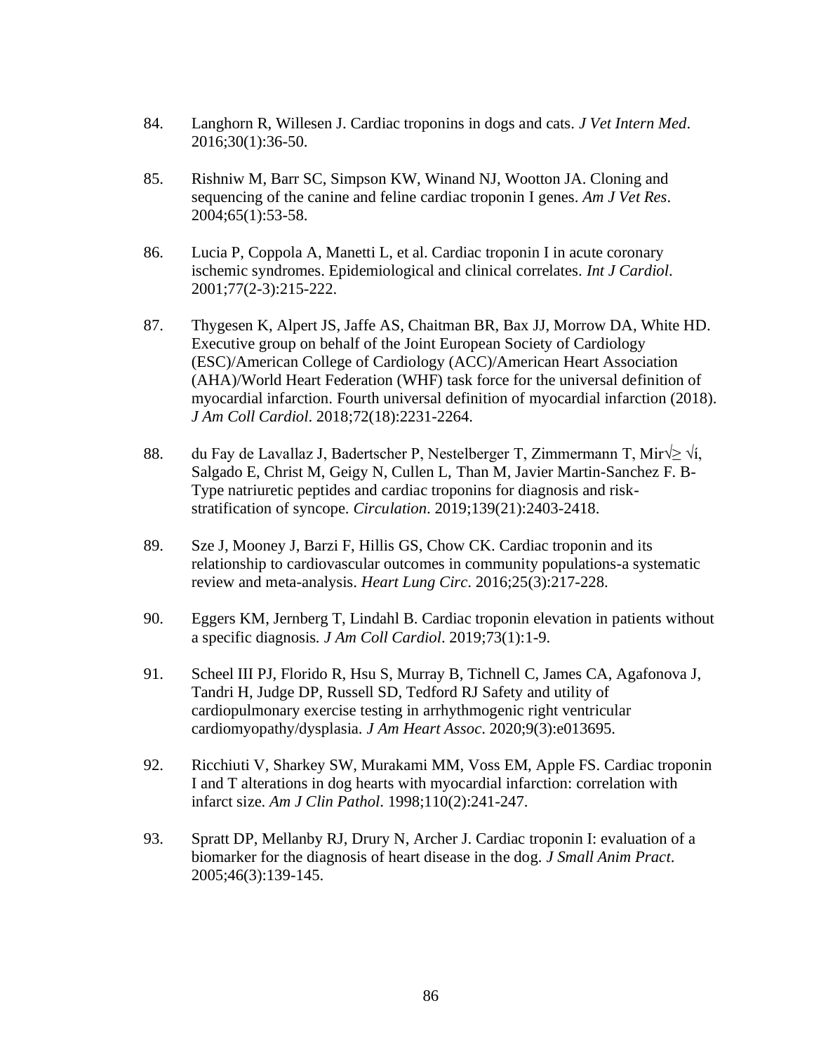84. Langhorn R, Willesen J. Cardiac troponins in dogs and cats. *J Vet Intern Med*. 2016;30(1):36-50.

85. Rishniw M, Barr SC, Simpson KW, Winand NJ, Wootton JA. Cloning and sequencing of the canine and feline cardiac troponin I genes. *Am J Vet Res*. 2004;65(1):53-58.

86. Lucia P, Coppola A, Manetti L, et al. Cardiac troponin I in acute coronary ischemic syndromes. Epidemiological and clinical correlates. *Int J Cardiol*. 2001;77(2-3):215-222.

87. Thygesen K, Alpert JS, Jaffe AS, Chaitman BR, Bax JJ, Morrow DA, White HD. Executive group on behalf of the Joint European Society of Cardiology (ESC)/American College of Cardiology (ACC)/American Heart Association (AHA)/World Heart Federation (WHF) task force for the universal definition of myocardial infarction. Fourth universal definition of myocardial infarction (2018). *J Am Coll Cardiol*. 2018;72(18):2231-2264.

88. du Fay de Lavallaz J, Badertscher P, Nestelberger T, Zimmermann T, Mir√≥ √≠, Salgado E, Christ M, Geigy N, Cullen L, Than M, Javier Martin-Sanchez F. B-Type natriuretic peptides and cardiac troponins for diagnosis and risk-stratification of syncope. *Circulation*. 2019;139(21):2403-2418.

89. Sze J, Mooney J, Barzi F, Hillis GS, Chow CK. Cardiac troponin and its relationship to cardiovascular outcomes in community populations-a systematic review and meta-analysis. *Heart Lung Circ*. 2016;25(3):217-228.

90. Eggers KM, Jernberg T, Lindahl B. Cardiac troponin elevation in patients without a specific diagnosis. *J Am Coll Cardiol*. 2019;73(1):1-9.

91. Scheel III PJ, Florido R, Hsu S, Murray B, Tichnell C, James CA, Agafonova J, Tandri H, Judge DP, Russell SD, Tedford RJ Safety and utility of cardiopulmonary exercise testing in arrhythmogenic right ventricular cardiomyopathy/dysplasia. *J Am Heart Assoc*. 2020;9(3):e013695.

92. Ricchiuti V, Sharkey SW, Murakami MM, Voss EM, Apple FS. Cardiac troponin I and T alterations in dog hearts with myocardial infarction: correlation with infarct size. *Am J Clin Pathol*. 1998;110(2):241-247.

93. Spratt DP, Mellanby RJ, Drury N, Archer J. Cardiac troponin I: evaluation of a biomarker for the diagnosis of heart disease in the dog. *J Small Anim Pract*. 2005;46(3):139-145.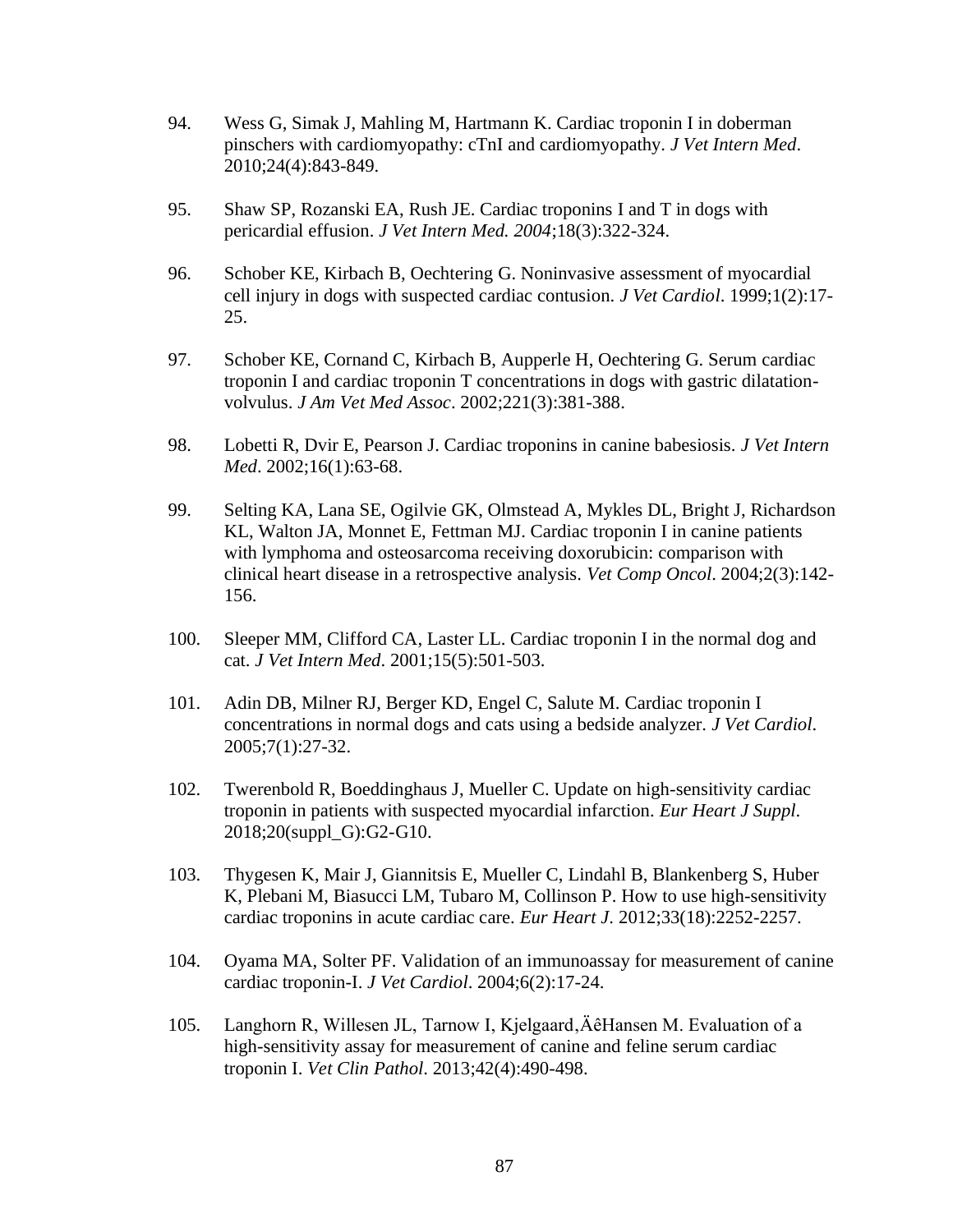94. Wess G, Simak J, Mahling M, Hartmann K. Cardiac troponin I in doberman pinschers with cardiomyopathy: cTnI and cardiomyopathy. *J Vet Intern Med*. 2010;24(4):843-849.

95. Shaw SP, Rozanski EA, Rush JE. Cardiac troponins I and T in dogs with pericardial effusion. *J Vet Intern Med. 2004*;18(3):322-324.

96. Schober KE, Kirbach B, Oechtering G. Noninvasive assessment of myocardial cell injury in dogs with suspected cardiac contusion. *J Vet Cardiol*. 1999;1(2):17-25.

97. Schober KE, Cornand C, Kirbach B, Aupperle H, Oechtering G. Serum cardiac troponin I and cardiac troponin T concentrations in dogs with gastric dilatation-volvulus. *J Am Vet Med Assoc*. 2002;221(3):381-388.

98. Lobetti R, Dvir E, Pearson J. Cardiac troponins in canine babesiosis. *J Vet Intern Med*. 2002;16(1):63-68.

99. Selting KA, Lana SE, Ogilvie GK, Olmstead A, Mykles DL, Bright J, Richardson KL, Walton JA, Monnet E, Fettman MJ. Cardiac troponin I in canine patients with lymphoma and osteosarcoma receiving doxorubicin: comparison with clinical heart disease in a retrospective analysis. *Vet Comp Oncol*. 2004;2(3):142-156.

100. Sleeper MM, Clifford CA, Laster LL. Cardiac troponin I in the normal dog and cat. *J Vet Intern Med*. 2001;15(5):501-503.

101. Adin DB, Milner RJ, Berger KD, Engel C, Salute M. Cardiac troponin I concentrations in normal dogs and cats using a bedside analyzer. *J Vet Cardiol*. 2005;7(1):27-32.

102. Twerenbold R, Boeddinghaus J, Mueller C. Update on high-sensitivity cardiac troponin in patients with suspected myocardial infarction. *Eur Heart J Suppl*. 2018;20(suppl_G):G2-G10.

103. Thygesen K, Mair J, Giannitsis E, Mueller C, Lindahl B, Blankenberg S, Huber K, Plebani M, Biasucci LM, Tubaro M, Collinson P. How to use high-sensitivity cardiac troponins in acute cardiac care. *Eur Heart J*. 2012;33(18):2252-2257.

104. Oyama MA, Solter PF. Validation of an immunoassay for measurement of canine cardiac troponin-I. *J Vet Cardiol*. 2004;6(2):17-24.

105. Langhorn R, Willesen JL, Tarnow I, Kjelgaard‚ÄêHansen M. Evaluation of a high-sensitivity assay for measurement of canine and feline serum cardiac troponin I. *Vet Clin Pathol*. 2013;42(4):490-498.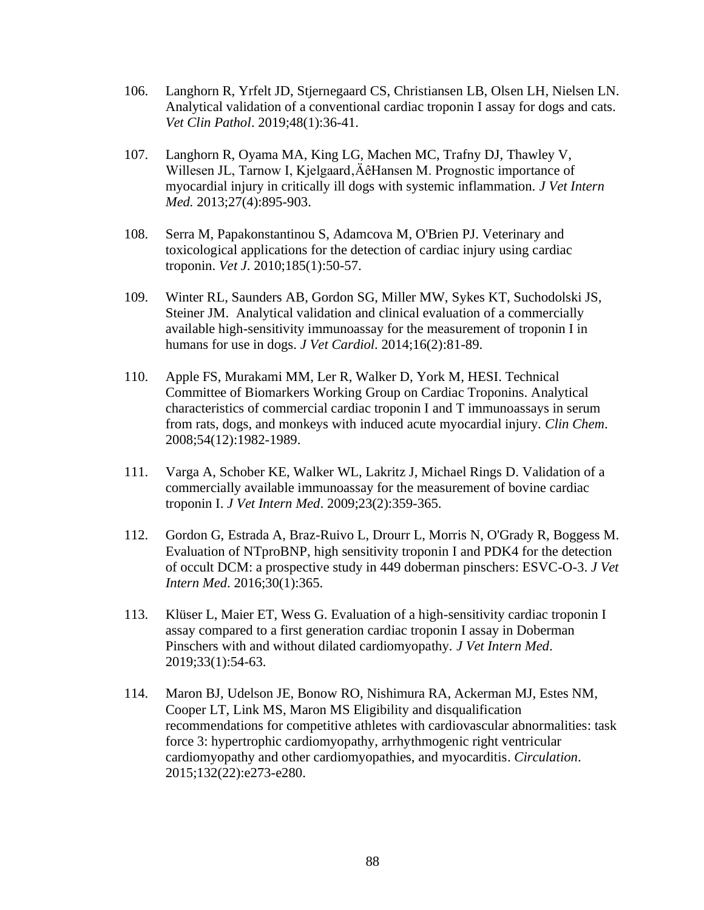106. Langhorn R, Yrfelt JD, Stjernegaard CS, Christiansen LB, Olsen LH, Nielsen LN. Analytical validation of a conventional cardiac troponin I assay for dogs and cats. *Vet Clin Pathol*. 2019;48(1):36-41.

107. Langhorn R, Oyama MA, King LG, Machen MC, Trafny DJ, Thawley V, Willesen JL, Tarnow I, Kjelgaard‚ÄêHansen M. Prognostic importance of myocardial injury in critically ill dogs with systemic inflammation. *J Vet Intern Med.* 2013;27(4):895-903.

108. Serra M, Papakonstantinou S, Adamcova M, O'Brien PJ. Veterinary and toxicological applications for the detection of cardiac injury using cardiac troponin. *Vet J*. 2010;185(1):50-57.

109. Winter RL, Saunders AB, Gordon SG, Miller MW, Sykes KT, Suchodolski JS, Steiner JM. Analytical validation and clinical evaluation of a commercially available high-sensitivity immunoassay for the measurement of troponin I in humans for use in dogs. *J Vet Cardiol*. 2014;16(2):81-89.

110. Apple FS, Murakami MM, Ler R, Walker D, York M, HESI. Technical Committee of Biomarkers Working Group on Cardiac Troponins. Analytical characteristics of commercial cardiac troponin I and T immunoassays in serum from rats, dogs, and monkeys with induced acute myocardial injury. *Clin Chem*. 2008;54(12):1982-1989.

111. Varga A, Schober KE, Walker WL, Lakritz J, Michael Rings D. Validation of a commercially available immunoassay for the measurement of bovine cardiac troponin I. *J Vet Intern Med*. 2009;23(2):359-365.

112. Gordon G, Estrada A, Braz-Ruivo L, Drourr L, Morris N, O'Grady R, Boggess M. Evaluation of NTproBNP, high sensitivity troponin I and PDK4 for the detection of occult DCM: a prospective study in 449 doberman pinschers: ESVC-O-3. *J Vet Intern Med*. 2016;30(1):365.

113. Klüser L, Maier ET, Wess G. Evaluation of a high-sensitivity cardiac troponin I assay compared to a first generation cardiac troponin I assay in Doberman Pinschers with and without dilated cardiomyopathy. *J Vet Intern Med*. 2019;33(1):54-63.

114. Maron BJ, Udelson JE, Bonow RO, Nishimura RA, Ackerman MJ, Estes NM, Cooper LT, Link MS, Maron MS Eligibility and disqualification recommendations for competitive athletes with cardiovascular abnormalities: task force 3: hypertrophic cardiomyopathy, arrhythmogenic right ventricular cardiomyopathy and other cardiomyopathies, and myocarditis. *Circulation*. 2015;132(22):e273-e280.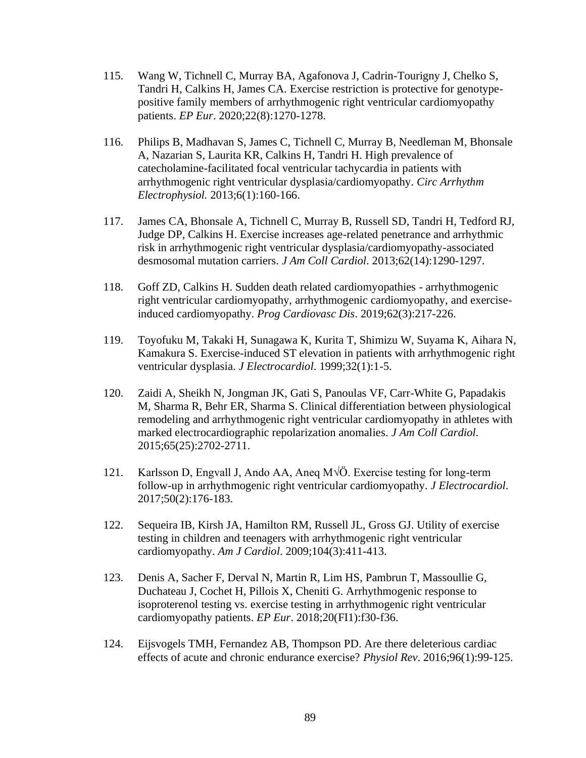115. Wang W, Tichnell C, Murray BA, Agafonova J, Cadrin-Tourigny J, Chelko S, Tandri H, Calkins H, James CA. Exercise restriction is protective for genotype-positive family members of arrhythmogenic right ventricular cardiomyopathy patients. *EP Eur*. 2020;22(8):1270-1278.

116. Philips B, Madhavan S, James C, Tichnell C, Murray B, Needleman M, Bhonsale A, Nazarian S, Laurita KR, Calkins H, Tandri H. High prevalence of catecholamine-facilitated focal ventricular tachycardia in patients with arrhythmogenic right ventricular dysplasia/cardiomyopathy. *Circ Arrhythm Electrophysiol.* 2013;6(1):160-166.

117. James CA, Bhonsale A, Tichnell C, Murray B, Russell SD, Tandri H, Tedford RJ, Judge DP, Calkins H. Exercise increases age-related penetrance and arrhythmic risk in arrhythmogenic right ventricular dysplasia/cardiomyopathy-associated desmosomal mutation carriers. *J Am Coll Cardiol*. 2013;62(14):1290-1297.

118. Goff ZD, Calkins H. Sudden death related cardiomyopathies - arrhythmogenic right ventricular cardiomyopathy, arrhythmogenic cardiomyopathy, and exercise-induced cardiomyopathy. *Prog Cardiovasc Dis*. 2019;62(3):217-226.

119. Toyofuku M, Takaki H, Sunagawa K, Kurita T, Shimizu W, Suyama K, Aihara N, Kamakura S. Exercise-induced ST elevation in patients with arrhythmogenic right ventricular dysplasia. *J Electrocardiol*. 1999;32(1):1-5.

120. Zaidi A, Sheikh N, Jongman JK, Gati S, Panoulas VF, Carr-White G, Papadakis M, Sharma R, Behr ER, Sharma S. Clinical differentiation between physiological remodeling and arrhythmogenic right ventricular cardiomyopathy in athletes with marked electrocardiographic repolarization anomalies. *J Am Coll Cardiol*. 2015;65(25):2702-2711.

121. Karlsson D, Engvall J, Ando AA, Aneq M√Ö. Exercise testing for long-term follow-up in arrhythmogenic right ventricular cardiomyopathy. *J Electrocardiol*. 2017;50(2):176-183.

122. Sequeira IB, Kirsh JA, Hamilton RM, Russell JL, Gross GJ. Utility of exercise testing in children and teenagers with arrhythmogenic right ventricular cardiomyopathy. *Am J Cardiol*. 2009;104(3):411-413.

123. Denis A, Sacher F, Derval N, Martin R, Lim HS, Pambrun T, Massoullie G, Duchateau J, Cochet H, Pillois X, Cheniti G. Arrhythmogenic response to isoproterenol testing vs. exercise testing in arrhythmogenic right ventricular cardiomyopathy patients. *EP Eur*. 2018;20(FI1):f30-f36.

124. Eijsvogels TMH, Fernandez AB, Thompson PD. Are there deleterious cardiac effects of acute and chronic endurance exercise? *Physiol Rev*. 2016;96(1):99-125.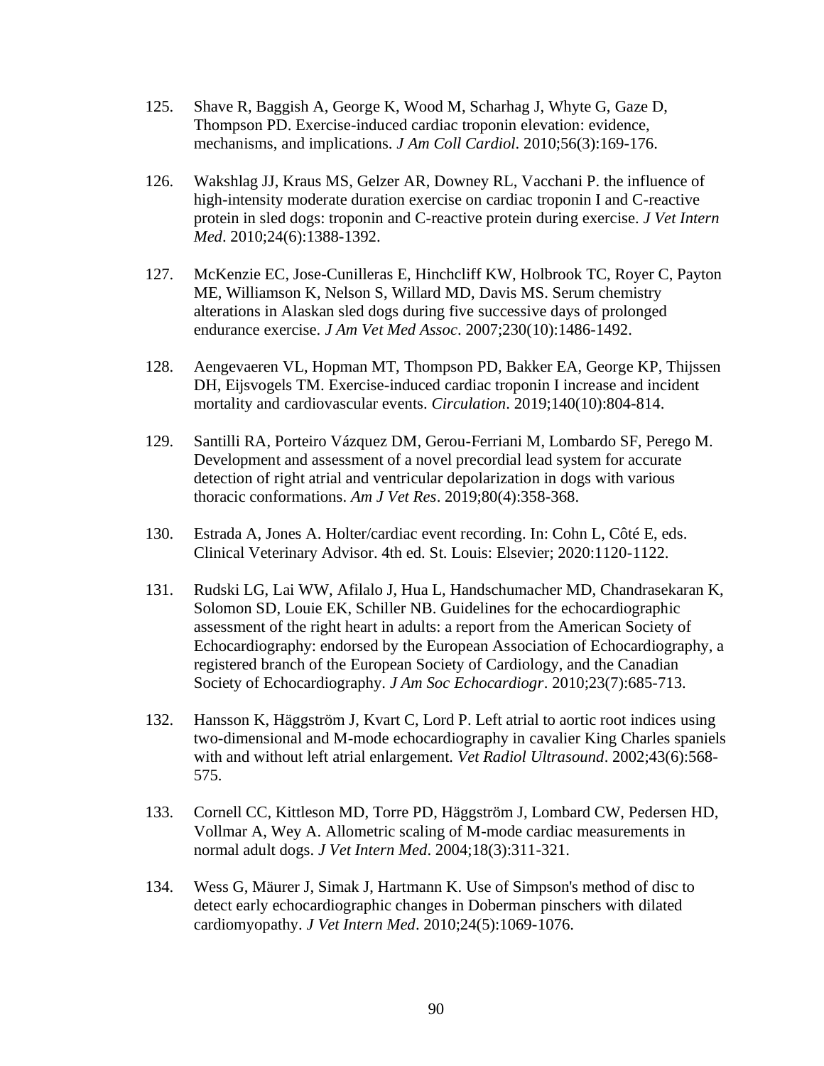125. Shave R, Baggish A, George K, Wood M, Scharhag J, Whyte G, Gaze D, Thompson PD. Exercise-induced cardiac troponin elevation: evidence, mechanisms, and implications. *J Am Coll Cardiol*. 2010;56(3):169-176.

126. Wakshlag JJ, Kraus MS, Gelzer AR, Downey RL, Vacchani P. the influence of high-intensity moderate duration exercise on cardiac troponin I and C-reactive protein in sled dogs: troponin and C-reactive protein during exercise. *J Vet Intern Med*. 2010;24(6):1388-1392.

127. McKenzie EC, Jose-Cunilleras E, Hinchcliff KW, Holbrook TC, Royer C, Payton ME, Williamson K, Nelson S, Willard MD, Davis MS. Serum chemistry alterations in Alaskan sled dogs during five successive days of prolonged endurance exercise. *J Am Vet Med Assoc*. 2007;230(10):1486-1492.

128. Aengevaeren VL, Hopman MT, Thompson PD, Bakker EA, George KP, Thijssen DH, Eijsvogels TM. Exercise-induced cardiac troponin I increase and incident mortality and cardiovascular events. *Circulation*. 2019;140(10):804-814.

129. Santilli RA, Porteiro Vázquez DM, Gerou-Ferriani M, Lombardo SF, Perego M. Development and assessment of a novel precordial lead system for accurate detection of right atrial and ventricular depolarization in dogs with various thoracic conformations. *Am J Vet Res*. 2019;80(4):358-368.

130. Estrada A, Jones A. Holter/cardiac event recording. In: Cohn L, Côté E, eds. Clinical Veterinary Advisor. 4th ed. St. Louis: Elsevier; 2020:1120-1122.

131. Rudski LG, Lai WW, Afilalo J, Hua L, Handschumacher MD, Chandrasekaran K, Solomon SD, Louie EK, Schiller NB. Guidelines for the echocardiographic assessment of the right heart in adults: a report from the American Society of Echocardiography: endorsed by the European Association of Echocardiography, a registered branch of the European Society of Cardiology, and the Canadian Society of Echocardiography. *J Am Soc Echocardiogr*. 2010;23(7):685-713.

132. Hansson K, Häggström J, Kvart C, Lord P. Left atrial to aortic root indices using two-dimensional and M-mode echocardiography in cavalier King Charles spaniels with and without left atrial enlargement. *Vet Radiol Ultrasound*. 2002;43(6):568-575.

133. Cornell CC, Kittleson MD, Torre PD, Häggström J, Lombard CW, Pedersen HD, Vollmar A, Wey A. Allometric scaling of M-mode cardiac measurements in normal adult dogs. *J Vet Intern Med*. 2004;18(3):311-321.

134. Wess G, Mäurer J, Simak J, Hartmann K. Use of Simpson's method of disc to detect early echocardiographic changes in Doberman pinschers with dilated cardiomyopathy. *J Vet Intern Med*. 2010;24(5):1069-1076.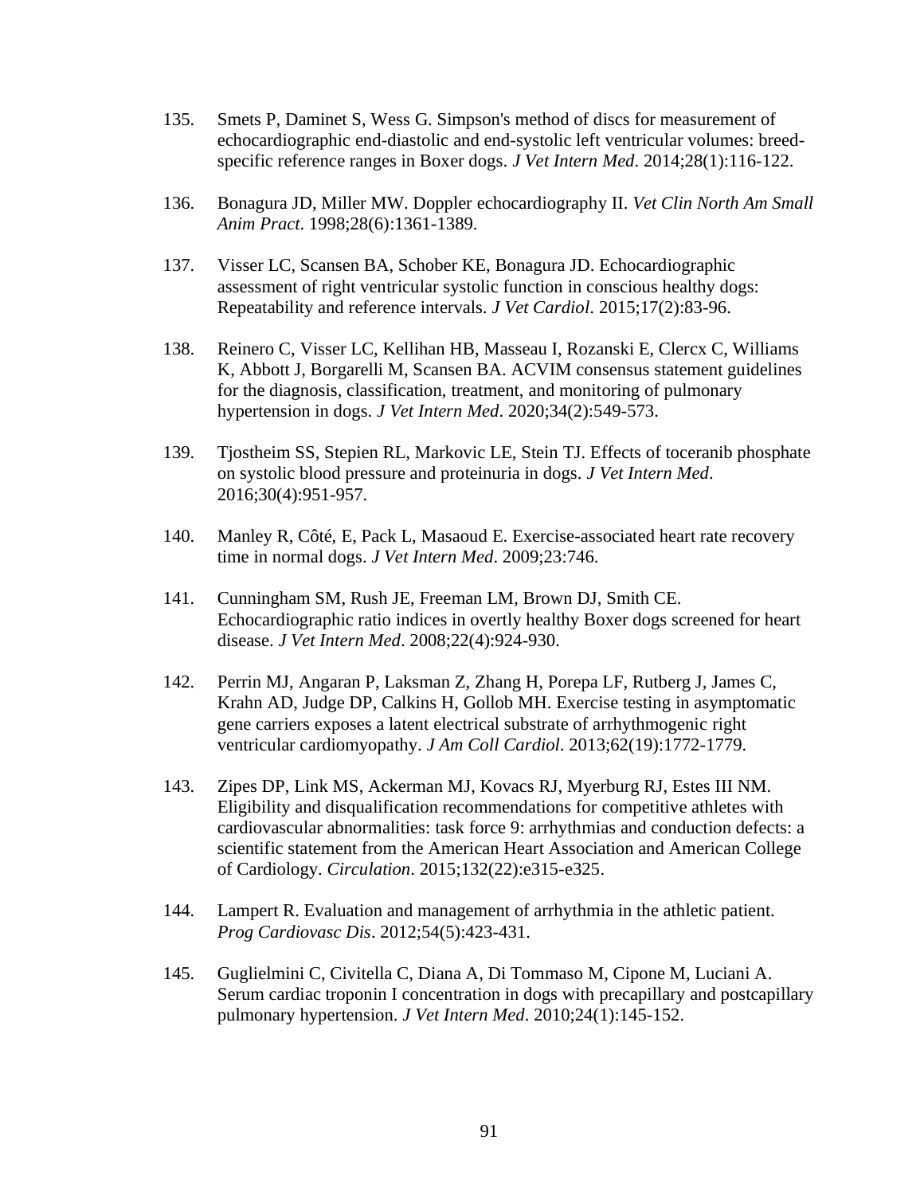135. Smets P, Daminet S, Wess G. Simpson's method of discs for measurement of echocardiographic end-diastolic and end-systolic left ventricular volumes: breed-specific reference ranges in Boxer dogs. *J Vet Intern Med*. 2014;28(1):116-122.

136. Bonagura JD, Miller MW. Doppler echocardiography II. *Vet Clin North Am Small Anim Pract*. 1998;28(6):1361-1389.

137. Visser LC, Scansen BA, Schober KE, Bonagura JD. Echocardiographic assessment of right ventricular systolic function in conscious healthy dogs: Repeatability and reference intervals. *J Vet Cardiol*. 2015;17(2):83-96.

138. Reinero C, Visser LC, Kellihan HB, Masseau I, Rozanski E, Clercx C, Williams K, Abbott J, Borgarelli M, Scansen BA. ACVIM consensus statement guidelines for the diagnosis, classification, treatment, and monitoring of pulmonary hypertension in dogs. *J Vet Intern Med*. 2020;34(2):549-573.

139. Tjostheim SS, Stepien RL, Markovic LE, Stein TJ. Effects of toceranib phosphate on systolic blood pressure and proteinuria in dogs. *J Vet Intern Med*. 2016;30(4):951-957.

140. Manley R, Côté, E, Pack L, Masaoud E. Exercise-associated heart rate recovery time in normal dogs. *J Vet Intern Med*. 2009;23:746.

141. Cunningham SM, Rush JE, Freeman LM, Brown DJ, Smith CE. Echocardiographic ratio indices in overtly healthy Boxer dogs screened for heart disease. *J Vet Intern Med*. 2008;22(4):924-930.

142. Perrin MJ, Angaran P, Laksman Z, Zhang H, Porepa LF, Rutberg J, James C, Krahn AD, Judge DP, Calkins H, Gollob MH. Exercise testing in asymptomatic gene carriers exposes a latent electrical substrate of arrhythmogenic right ventricular cardiomyopathy. *J Am Coll Cardiol*. 2013;62(19):1772-1779.

143. Zipes DP, Link MS, Ackerman MJ, Kovacs RJ, Myerburg RJ, Estes III NM. Eligibility and disqualification recommendations for competitive athletes with cardiovascular abnormalities: task force 9: arrhythmias and conduction defects: a scientific statement from the American Heart Association and American College of Cardiology. *Circulation*. 2015;132(22):e315-e325.

144. Lampert R. Evaluation and management of arrhythmia in the athletic patient. *Prog Cardiovasc Dis*. 2012;54(5):423-431.

145. Guglielmini C, Civitella C, Diana A, Di Tommaso M, Cipone M, Luciani A. Serum cardiac troponin I concentration in dogs with precapillary and postcapillary pulmonary hypertension. *J Vet Intern Med*. 2010;24(1):145-152.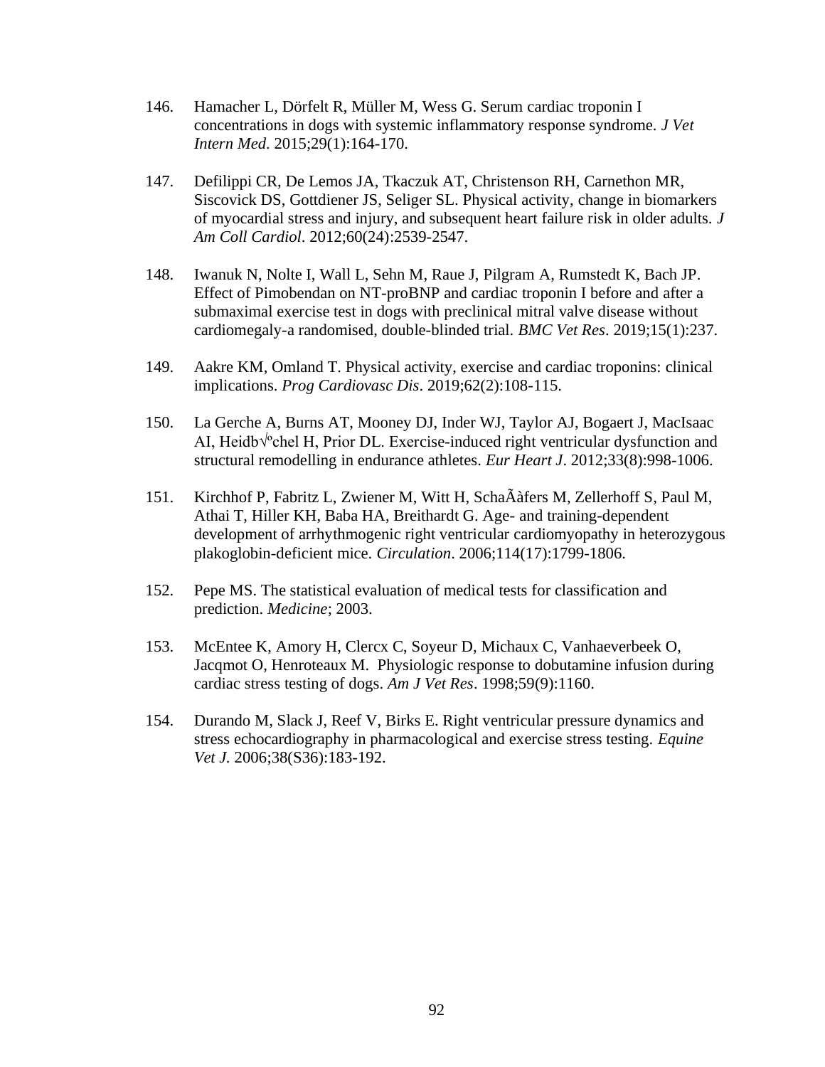146. Hamacher L, Dörfelt R, Müller M, Wess G. Serum cardiac troponin I concentrations in dogs with systemic inflammatory response syndrome. *J Vet Intern Med*. 2015;29(1):164-170.

147. Defilippi CR, De Lemos JA, Tkaczuk AT, Christenson RH, Carnethon MR, Siscovick DS, Gottdiener JS, Seliger SL. Physical activity, change in biomarkers of myocardial stress and injury, and subsequent heart failure risk in older adults. *J Am Coll Cardiol*. 2012;60(24):2539-2547.

148. Iwanuk N, Nolte I, Wall L, Sehn M, Raue J, Pilgram A, Rumstedt K, Bach JP. Effect of Pimobendan on NT-proBNP and cardiac troponin I before and after a submaximal exercise test in dogs with preclinical mitral valve disease without cardiomegaly-a randomised, double-blinded trial. *BMC Vet Res*. 2019;15(1):237.

149. Aakre KM, Omland T. Physical activity, exercise and cardiac troponins: clinical implications. *Prog Cardiovasc Dis*. 2019;62(2):108-115.

150. La Gerche A, Burns AT, Mooney DJ, Inder WJ, Taylor AJ, Bogaert J, MacIsaac AI, Heidb√ºchel H, Prior DL. Exercise-induced right ventricular dysfunction and structural remodelling in endurance athletes. *Eur Heart J*. 2012;33(8):998-1006.

151. Kirchhof P, Fabritz L, Zwiener M, Witt H, SchaÃàfers M, Zellerhoff S, Paul M, Athai T, Hiller KH, Baba HA, Breithardt G. Age- and training-dependent development of arrhythmogenic right ventricular cardiomyopathy in heterozygous plakoglobin-deficient mice. *Circulation*. 2006;114(17):1799-1806.

152. Pepe MS. The statistical evaluation of medical tests for classification and prediction. *Medicine*; 2003.

153. McEntee K, Amory H, Clercx C, Soyeur D, Michaux C, Vanhaeverbeek O, Jacqmot O, Henroteaux M. Physiologic response to dobutamine infusion during cardiac stress testing of dogs. *Am J Vet Res*. 1998;59(9):1160.

154. Durando M, Slack J, Reef V, Birks E. Right ventricular pressure dynamics and stress echocardiography in pharmacological and exercise stress testing. *Equine Vet J.* 2006;38(S36):183-192.